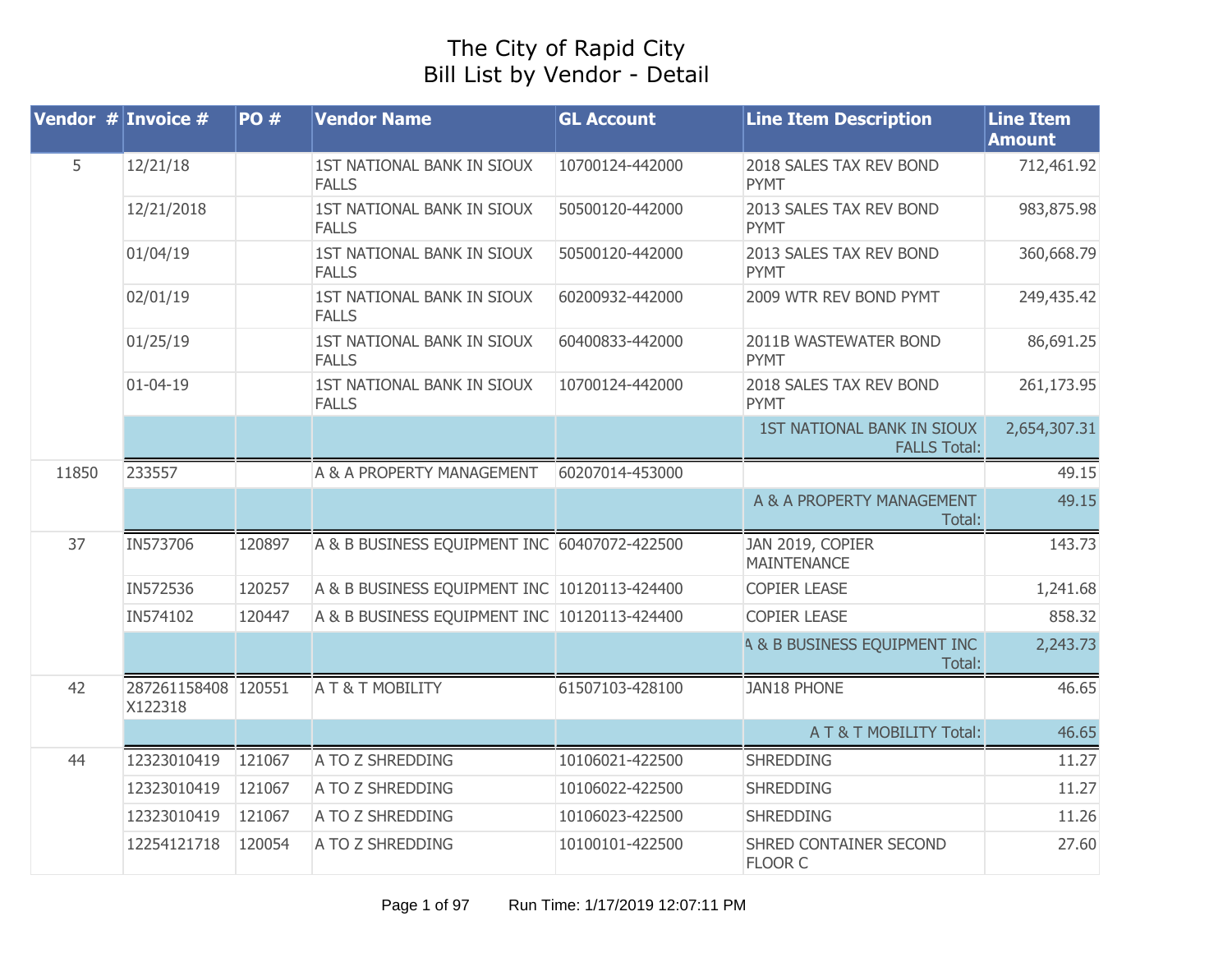# The City of Rapid City
## Bill List by Vendor - Detail

| Vendor # | Invoice # | PO # | Vendor Name | GL Account | Line Item Description | Line Item Amount |
|---|---|---|---|---|---|---|
| 5 | 12/21/18 | | 1ST NATIONAL BANK IN SIOUX FALLS | 10700124-442000 | 2018 SALES TAX REV BOND PYMT | 712,461.92 |
| | 12/21/2018 | | 1ST NATIONAL BANK IN SIOUX FALLS | 50500120-442000 | 2013 SALES TAX REV BOND PYMT | 983,875.98 |
| | 01/04/19 | | 1ST NATIONAL BANK IN SIOUX FALLS | 50500120-442000 | 2013 SALES TAX REV BOND PYMT | 360,668.79 |
| | 02/01/19 | | 1ST NATIONAL BANK IN SIOUX FALLS | 60200932-442000 | 2009 WTR REV BOND PYMT | 249,435.42 |
| | 01/25/19 | | 1ST NATIONAL BANK IN SIOUX FALLS | 60400833-442000 | 2011B WASTEWATER BOND PYMT | 86,691.25 |
| | 01-04-19 | | 1ST NATIONAL BANK IN SIOUX FALLS | 10700124-442000 | 2018 SALES TAX REV BOND PYMT | 261,173.95 |
| | | | | | 1ST NATIONAL BANK IN SIOUX FALLS Total: | 2,654,307.31 |
| 11850 | 233557 | | A & A PROPERTY MANAGEMENT | 60207014-453000 | | 49.15 |
| | | | | | A & A PROPERTY MANAGEMENT Total: | 49.15 |
| 37 | IN573706 | 120897 | A & B BUSINESS EQUIPMENT INC | 60407072-422500 | JAN 2019, COPIER MAINTENANCE | 143.73 |
| | IN572536 | 120257 | A & B BUSINESS EQUIPMENT INC | 10120113-424400 | COPIER LEASE | 1,241.68 |
| | IN574102 | 120447 | A & B BUSINESS EQUIPMENT INC | 10120113-424400 | COPIER LEASE | 858.32 |
| | | | | | A & B BUSINESS EQUIPMENT INC Total: | 2,243.73 |
| 42 | 287261158408 X122318 | 120551 | A T & T MOBILITY | 61507103-428100 | JAN18 PHONE | 46.65 |
| | | | | | A T & T MOBILITY Total: | 46.65 |
| 44 | 12323010419 | 121067 | A TO Z SHREDDING | 10106021-422500 | SHREDDING | 11.27 |
| | 12323010419 | 121067 | A TO Z SHREDDING | 10106022-422500 | SHREDDING | 11.27 |
| | 12323010419 | 121067 | A TO Z SHREDDING | 10106023-422500 | SHREDDING | 11.26 |
| | 12254121718 | 120054 | A TO Z SHREDDING | 10100101-422500 | SHRED CONTAINER SECOND FLOOR C | 27.60 |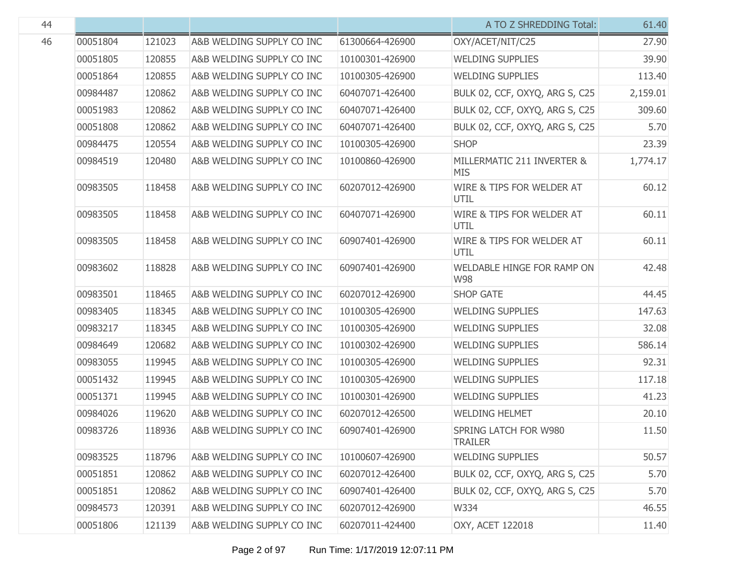| 44 | | | | | A TO Z SHREDDING Total: | 61.40 |
|---|---|---|---|---|---|---|
| 46 | 00051804 | 121023 | A&B WELDING SUPPLY CO INC | 61300664-426900 | OXY/ACET/NIT/C25 | 27.90 |
| | 00051805 | 120855 | A&B WELDING SUPPLY CO INC | 10100301-426900 | WELDING SUPPLIES | 39.90 |
| | 00051864 | 120855 | A&B WELDING SUPPLY CO INC | 10100305-426900 | WELDING SUPPLIES | 113.40 |
| | 00984487 | 120862 | A&B WELDING SUPPLY CO INC | 60407071-426400 | BULK 02, CCF, OXYQ, ARG S, C25 | 2,159.01 |
| | 00051983 | 120862 | A&B WELDING SUPPLY CO INC | 60407071-426400 | BULK 02, CCF, OXYQ, ARG S, C25 | 309.60 |
| | 00051808 | 120862 | A&B WELDING SUPPLY CO INC | 60407071-426400 | BULK 02, CCF, OXYQ, ARG S, C25 | 5.70 |
| | 00984475 | 120554 | A&B WELDING SUPPLY CO INC | 10100305-426900 | SHOP | 23.39 |
| | 00984519 | 120480 | A&B WELDING SUPPLY CO INC | 10100860-426900 | MILLERMATIC 211 INVERTER & MIS | 1,774.17 |
| | 00983505 | 118458 | A&B WELDING SUPPLY CO INC | 60207012-426900 | WIRE & TIPS FOR WELDER AT UTIL | 60.12 |
| | 00983505 | 118458 | A&B WELDING SUPPLY CO INC | 60407071-426900 | WIRE & TIPS FOR WELDER AT UTIL | 60.11 |
| | 00983505 | 118458 | A&B WELDING SUPPLY CO INC | 60907401-426900 | WIRE & TIPS FOR WELDER AT UTIL | 60.11 |
| | 00983602 | 118828 | A&B WELDING SUPPLY CO INC | 60907401-426900 | WELDABLE HINGE FOR RAMP ON W98 | 42.48 |
| | 00983501 | 118465 | A&B WELDING SUPPLY CO INC | 60207012-426900 | SHOP GATE | 44.45 |
| | 00983405 | 118345 | A&B WELDING SUPPLY CO INC | 10100305-426900 | WELDING SUPPLIES | 147.63 |
| | 00983217 | 118345 | A&B WELDING SUPPLY CO INC | 10100305-426900 | WELDING SUPPLIES | 32.08 |
| | 00984649 | 120682 | A&B WELDING SUPPLY CO INC | 10100302-426900 | WELDING SUPPLIES | 586.14 |
| | 00983055 | 119945 | A&B WELDING SUPPLY CO INC | 10100305-426900 | WELDING SUPPLIES | 92.31 |
| | 00051432 | 119945 | A&B WELDING SUPPLY CO INC | 10100305-426900 | WELDING SUPPLIES | 117.18 |
| | 00051371 | 119945 | A&B WELDING SUPPLY CO INC | 10100301-426900 | WELDING SUPPLIES | 41.23 |
| | 00984026 | 119620 | A&B WELDING SUPPLY CO INC | 60207012-426500 | WELDING HELMET | 20.10 |
| | 00983726 | 118936 | A&B WELDING SUPPLY CO INC | 60907401-426900 | SPRING LATCH FOR W980 TRAILER | 11.50 |
| | 00983525 | 118796 | A&B WELDING SUPPLY CO INC | 10100607-426900 | WELDING SUPPLIES | 50.57 |
| | 00051851 | 120862 | A&B WELDING SUPPLY CO INC | 60207012-426400 | BULK 02, CCF, OXYQ, ARG S, C25 | 5.70 |
| | 00051851 | 120862 | A&B WELDING SUPPLY CO INC | 60907401-426400 | BULK 02, CCF, OXYQ, ARG S, C25 | 5.70 |
| | 00984573 | 120391 | A&B WELDING SUPPLY CO INC | 60207012-426900 | W334 | 46.55 |
| | 00051806 | 121139 | A&B WELDING SUPPLY CO INC | 60207011-424400 | OXY, ACET 122018 | 11.40 |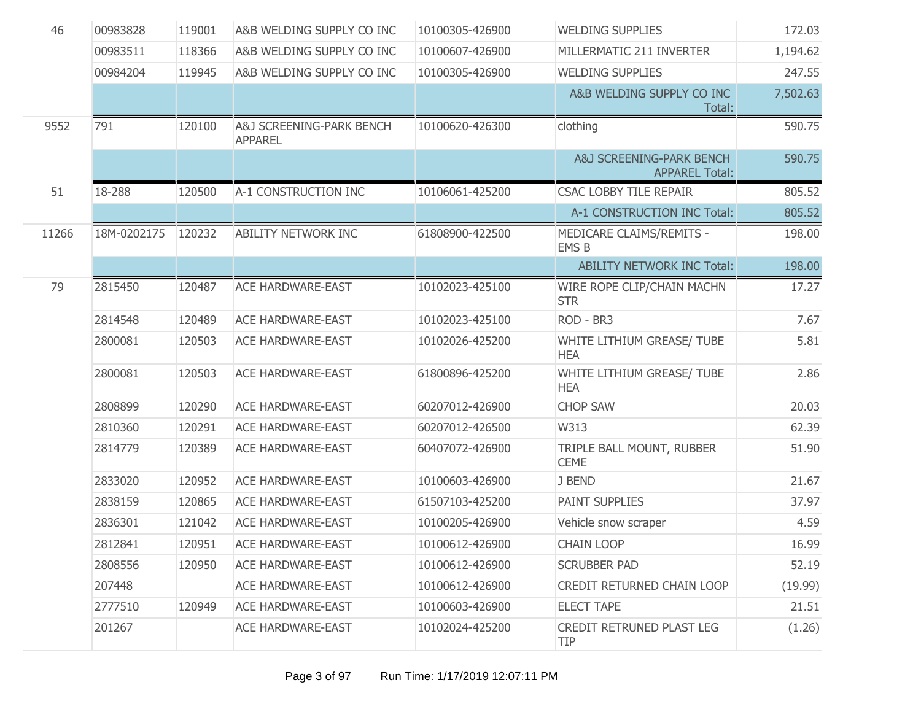| | | | | | | |
|---|---|---|---|---|---|---|
| 46 | 00983828 | 119001 | A&B WELDING SUPPLY CO INC | 10100305-426900 | WELDING SUPPLIES | 172.03 |
| | 00983511 | 118366 | A&B WELDING SUPPLY CO INC | 10100607-426900 | MILLERMATIC 211 INVERTER | 1,194.62 |
| | 00984204 | 119945 | A&B WELDING SUPPLY CO INC | 10100305-426900 | WELDING SUPPLIES | 247.55 |
| | | | | | A&B WELDING SUPPLY CO INC Total: | 7,502.63 |
| 9552 | 791 | 120100 | A&J SCREENING-PARK BENCH APPAREL | 10100620-426300 | clothing | 590.75 |
| | | | | | A&J SCREENING-PARK BENCH APPAREL Total: | 590.75 |
| 51 | 18-288 | 120500 | A-1 CONSTRUCTION INC | 10106061-425200 | CSAC LOBBY TILE REPAIR | 805.52 |
| | | | | | A-1 CONSTRUCTION INC Total: | 805.52 |
| 11266 | 18M-0202175 | 120232 | ABILITY NETWORK INC | 61808900-422500 | MEDICARE CLAIMS/REMITS - EMS B | 198.00 |
| | | | | | ABILITY NETWORK INC Total: | 198.00 |
| 79 | 2815450 | 120487 | ACE HARDWARE-EAST | 10102023-425100 | WIRE ROPE CLIP/CHAIN MACHN STR | 17.27 |
| | 2814548 | 120489 | ACE HARDWARE-EAST | 10102023-425100 | ROD - BR3 | 7.67 |
| | 2800081 | 120503 | ACE HARDWARE-EAST | 10102026-425200 | WHITE LITHIUM GREASE/ TUBE HEA | 5.81 |
| | 2800081 | 120503 | ACE HARDWARE-EAST | 61800896-425200 | WHITE LITHIUM GREASE/ TUBE HEA | 2.86 |
| | 2808899 | 120290 | ACE HARDWARE-EAST | 60207012-426900 | CHOP SAW | 20.03 |
| | 2810360 | 120291 | ACE HARDWARE-EAST | 60207012-426500 | W313 | 62.39 |
| | 2814779 | 120389 | ACE HARDWARE-EAST | 60407072-426900 | TRIPLE BALL MOUNT, RUBBER CEME | 51.90 |
| | 2833020 | 120952 | ACE HARDWARE-EAST | 10100603-426900 | J BEND | 21.67 |
| | 2838159 | 120865 | ACE HARDWARE-EAST | 61507103-425200 | PAINT SUPPLIES | 37.97 |
| | 2836301 | 121042 | ACE HARDWARE-EAST | 10100205-426900 | Vehicle snow scraper | 4.59 |
| | 2812841 | 120951 | ACE HARDWARE-EAST | 10100612-426900 | CHAIN LOOP | 16.99 |
| | 2808556 | 120950 | ACE HARDWARE-EAST | 10100612-426900 | SCRUBBER PAD | 52.19 |
| | 207448 | | ACE HARDWARE-EAST | 10100612-426900 | CREDIT RETURNED CHAIN LOOP | (19.99) |
| | 2777510 | 120949 | ACE HARDWARE-EAST | 10100603-426900 | ELECT TAPE | 21.51 |
| | 201267 | | ACE HARDWARE-EAST | 10102024-425200 | CREDIT RETRUNED PLAST LEG TIP | (1.26) |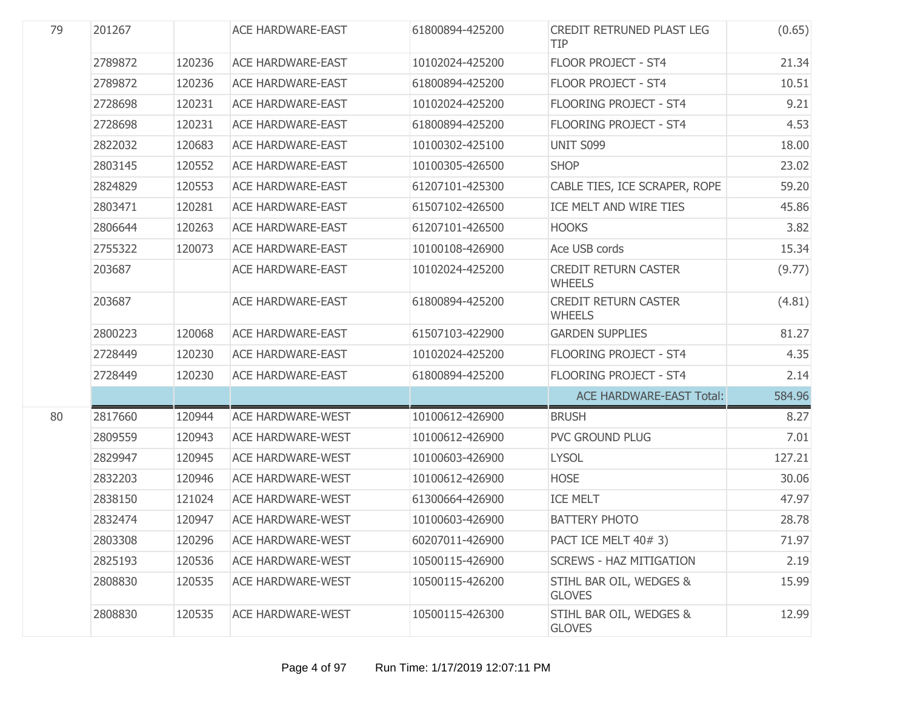| | | | | | | |
|---|---|---|---|---|---|---|
| 79 | 201267 | | ACE HARDWARE-EAST | 61800894-425200 | CREDIT RETRUNED PLAST LEG TIP | (0.65) |
| | 2789872 | 120236 | ACE HARDWARE-EAST | 10102024-425200 | FLOOR PROJECT - ST4 | 21.34 |
| | 2789872 | 120236 | ACE HARDWARE-EAST | 61800894-425200 | FLOOR PROJECT - ST4 | 10.51 |
| | 2728698 | 120231 | ACE HARDWARE-EAST | 10102024-425200 | FLOORING PROJECT - ST4 | 9.21 |
| | 2728698 | 120231 | ACE HARDWARE-EAST | 61800894-425200 | FLOORING PROJECT - ST4 | 4.53 |
| | 2822032 | 120683 | ACE HARDWARE-EAST | 10100302-425100 | UNIT S099 | 18.00 |
| | 2803145 | 120552 | ACE HARDWARE-EAST | 10100305-426500 | SHOP | 23.02 |
| | 2824829 | 120553 | ACE HARDWARE-EAST | 61207101-425300 | CABLE TIES, ICE SCRAPER, ROPE | 59.20 |
| | 2803471 | 120281 | ACE HARDWARE-EAST | 61507102-426500 | ICE MELT AND WIRE TIES | 45.86 |
| | 2806644 | 120263 | ACE HARDWARE-EAST | 61207101-426500 | HOOKS | 3.82 |
| | 2755322 | 120073 | ACE HARDWARE-EAST | 10100108-426900 | Ace USB cords | 15.34 |
| | 203687 | | ACE HARDWARE-EAST | 10102024-425200 | CREDIT RETURN CASTER WHEELS | (9.77) |
| | 203687 | | ACE HARDWARE-EAST | 61800894-425200 | CREDIT RETURN CASTER WHEELS | (4.81) |
| | 2800223 | 120068 | ACE HARDWARE-EAST | 61507103-422900 | GARDEN SUPPLIES | 81.27 |
| | 2728449 | 120230 | ACE HARDWARE-EAST | 10102024-425200 | FLOORING PROJECT - ST4 | 4.35 |
| | 2728449 | 120230 | ACE HARDWARE-EAST | 61800894-425200 | FLOORING PROJECT - ST4 | 2.14 |
| | | | | | ACE HARDWARE-EAST Total: | 584.96 |
| 80 | 2817660 | 120944 | ACE HARDWARE-WEST | 10100612-426900 | BRUSH | 8.27 |
| | 2809559 | 120943 | ACE HARDWARE-WEST | 10100612-426900 | PVC GROUND PLUG | 7.01 |
| | 2829947 | 120945 | ACE HARDWARE-WEST | 10100603-426900 | LYSOL | 127.21 |
| | 2832203 | 120946 | ACE HARDWARE-WEST | 10100612-426900 | HOSE | 30.06 |
| | 2838150 | 121024 | ACE HARDWARE-WEST | 61300664-426900 | ICE MELT | 47.97 |
| | 2832474 | 120947 | ACE HARDWARE-WEST | 10100603-426900 | BATTERY PHOTO | 28.78 |
| | 2803308 | 120296 | ACE HARDWARE-WEST | 60207011-426900 | PACT ICE MELT 40# 3) | 71.97 |
| | 2825193 | 120536 | ACE HARDWARE-WEST | 10500115-426900 | SCREWS - HAZ MITIGATION | 2.19 |
| | 2808830 | 120535 | ACE HARDWARE-WEST | 10500115-426200 | STIHL BAR OIL, WEDGES & GLOVES | 15.99 |
| | 2808830 | 120535 | ACE HARDWARE-WEST | 10500115-426300 | STIHL BAR OIL, WEDGES & GLOVES | 12.99 |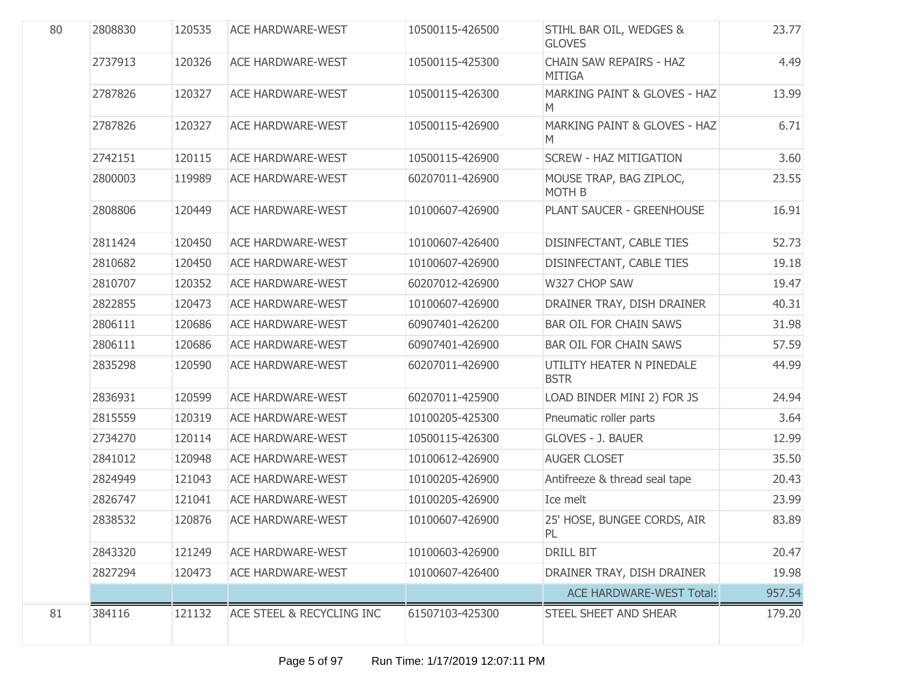| | | | | | | |
|---|---|---|---|---|---|---|
| 80 | 2808830 | 120535 | ACE HARDWARE-WEST | 10500115-426500 | STIHL BAR OIL, WEDGES & GLOVES | 23.77 |
| | 2737913 | 120326 | ACE HARDWARE-WEST | 10500115-425300 | CHAIN SAW REPAIRS - HAZ MITIGA | 4.49 |
| | 2787826 | 120327 | ACE HARDWARE-WEST | 10500115-426300 | MARKING PAINT & GLOVES - HAZ M | 13.99 |
| | 2787826 | 120327 | ACE HARDWARE-WEST | 10500115-426900 | MARKING PAINT & GLOVES - HAZ M | 6.71 |
| | 2742151 | 120115 | ACE HARDWARE-WEST | 10500115-426900 | SCREW - HAZ MITIGATION | 3.60 |
| | 2800003 | 119989 | ACE HARDWARE-WEST | 60207011-426900 | MOUSE TRAP, BAG ZIPLOC, MOTH B | 23.55 |
| | 2808806 | 120449 | ACE HARDWARE-WEST | 10100607-426900 | PLANT SAUCER - GREENHOUSE | 16.91 |
| | 2811424 | 120450 | ACE HARDWARE-WEST | 10100607-426400 | DISINFECTANT, CABLE TIES | 52.73 |
| | 2810682 | 120450 | ACE HARDWARE-WEST | 10100607-426900 | DISINFECTANT, CABLE TIES | 19.18 |
| | 2810707 | 120352 | ACE HARDWARE-WEST | 60207012-426900 | W327 CHOP SAW | 19.47 |
| | 2822855 | 120473 | ACE HARDWARE-WEST | 10100607-426900 | DRAINER TRAY, DISH DRAINER | 40.31 |
| | 2806111 | 120686 | ACE HARDWARE-WEST | 60907401-426200 | BAR OIL FOR CHAIN SAWS | 31.98 |
| | 2806111 | 120686 | ACE HARDWARE-WEST | 60907401-426900 | BAR OIL FOR CHAIN SAWS | 57.59 |
| | 2835298 | 120590 | ACE HARDWARE-WEST | 60207011-426900 | UTILITY HEATER N PINEDALE BSTR | 44.99 |
| | 2836931 | 120599 | ACE HARDWARE-WEST | 60207011-425900 | LOAD BINDER MINI 2) FOR JS | 24.94 |
| | 2815559 | 120319 | ACE HARDWARE-WEST | 10100205-425300 | Pneumatic roller parts | 3.64 |
| | 2734270 | 120114 | ACE HARDWARE-WEST | 10500115-426300 | GLOVES - J. BAUER | 12.99 |
| | 2841012 | 120948 | ACE HARDWARE-WEST | 10100612-426900 | AUGER CLOSET | 35.50 |
| | 2824949 | 121043 | ACE HARDWARE-WEST | 10100205-426900 | Antifreeze & thread seal tape | 20.43 |
| | 2826747 | 121041 | ACE HARDWARE-WEST | 10100205-426900 | Ice melt | 23.99 |
| | 2838532 | 120876 | ACE HARDWARE-WEST | 10100607-426900 | 25' HOSE, BUNGEE CORDS, AIR PL | 83.89 |
| | 2843320 | 121249 | ACE HARDWARE-WEST | 10100603-426900 | DRILL BIT | 20.47 |
| | 2827294 | 120473 | ACE HARDWARE-WEST | 10100607-426400 | DRAINER TRAY, DISH DRAINER | 19.98 |
| | | | | | ACE HARDWARE-WEST Total: | 957.54 |
| 81 | 384116 | 121132 | ACE STEEL & RECYCLING INC | 61507103-425300 | STEEL SHEET AND SHEAR | 179.20 |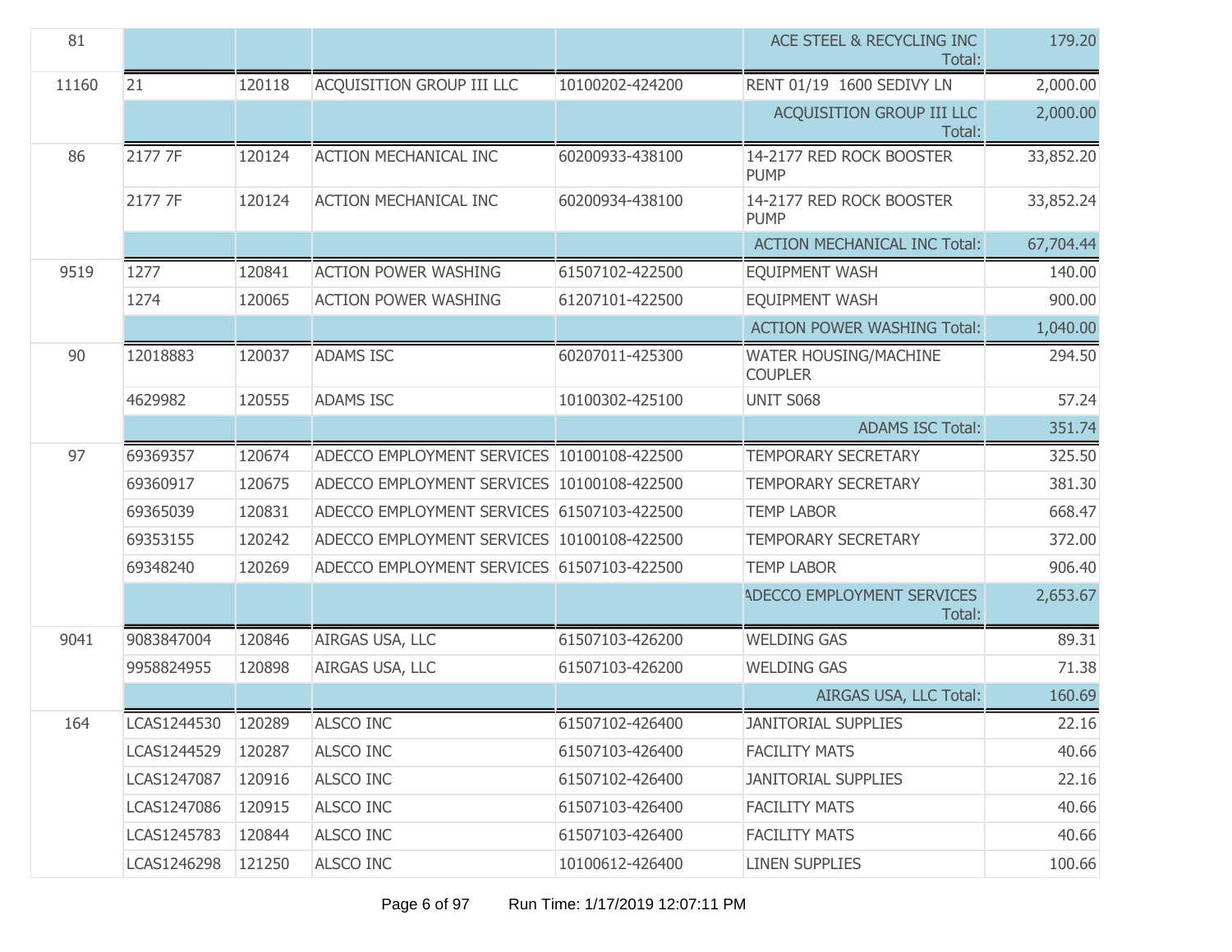| | | | | | | |
|---|---|---|---|---|---|---|
| 81 | | | | | ACE STEEL & RECYCLING INC Total: | 179.20 |
| 11160 | 21 | 120118 | ACQUISITION GROUP III LLC | 10100202-424200 | RENT 01/19 1600 SEDIVY LN | 2,000.00 |
| | | | | | ACQUISITION GROUP III LLC Total: | 2,000.00 |
| 86 | 2177 7F | 120124 | ACTION MECHANICAL INC | 60200933-438100 | 14-2177 RED ROCK BOOSTER PUMP | 33,852.20 |
| | 2177 7F | 120124 | ACTION MECHANICAL INC | 60200934-438100 | 14-2177 RED ROCK BOOSTER PUMP | 33,852.24 |
| | | | | | ACTION MECHANICAL INC Total: | 67,704.44 |
| 9519 | 1277 | 120841 | ACTION POWER WASHING | 61507102-422500 | EQUIPMENT WASH | 140.00 |
| | 1274 | 120065 | ACTION POWER WASHING | 61207101-422500 | EQUIPMENT WASH | 900.00 |
| | | | | | ACTION POWER WASHING Total: | 1,040.00 |
| 90 | 12018883 | 120037 | ADAMS ISC | 60207011-425300 | WATER HOUSING/MACHINE COUPLER | 294.50 |
| | 4629982 | 120555 | ADAMS ISC | 10100302-425100 | UNIT S068 | 57.24 |
| | | | | | ADAMS ISC Total: | 351.74 |
| 97 | 69369357 | 120674 | ADECCO EMPLOYMENT SERVICES | 10100108-422500 | TEMPORARY SECRETARY | 325.50 |
| | 69360917 | 120675 | ADECCO EMPLOYMENT SERVICES | 10100108-422500 | TEMPORARY SECRETARY | 381.30 |
| | 69365039 | 120831 | ADECCO EMPLOYMENT SERVICES | 61507103-422500 | TEMP LABOR | 668.47 |
| | 69353155 | 120242 | ADECCO EMPLOYMENT SERVICES | 10100108-422500 | TEMPORARY SECRETARY | 372.00 |
| | 69348240 | 120269 | ADECCO EMPLOYMENT SERVICES | 61507103-422500 | TEMP LABOR | 906.40 |
| | | | | | ADECCO EMPLOYMENT SERVICES Total: | 2,653.67 |
| 9041 | 9083847004 | 120846 | AIRGAS USA, LLC | 61507103-426200 | WELDING GAS | 89.31 |
| | 9958824955 | 120898 | AIRGAS USA, LLC | 61507103-426200 | WELDING GAS | 71.38 |
| | | | | | AIRGAS USA, LLC Total: | 160.69 |
| 164 | LCAS1244530 | 120289 | ALSCO INC | 61507102-426400 | JANITORIAL SUPPLIES | 22.16 |
| | LCAS1244529 | 120287 | ALSCO INC | 61507103-426400 | FACILITY MATS | 40.66 |
| | LCAS1247087 | 120916 | ALSCO INC | 61507102-426400 | JANITORIAL SUPPLIES | 22.16 |
| | LCAS1247086 | 120915 | ALSCO INC | 61507103-426400 | FACILITY MATS | 40.66 |
| | LCAS1245783 | 120844 | ALSCO INC | 61507103-426400 | FACILITY MATS | 40.66 |
| | LCAS1246298 | 121250 | ALSCO INC | 10100612-426400 | LINEN SUPPLIES | 100.66 |

Run Time: 1/17/2019 12:07:11 PM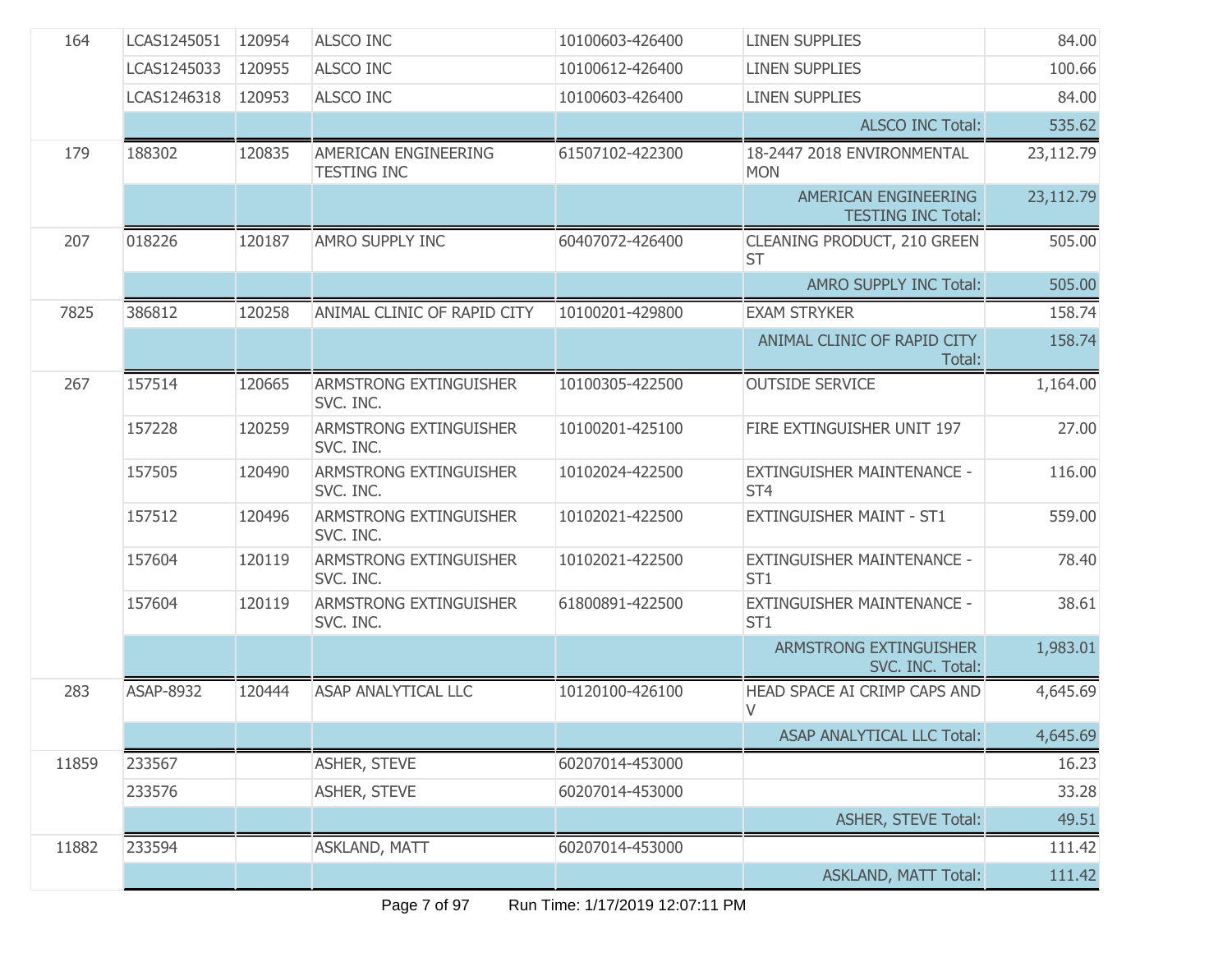| | | | | | | |
|---|---|---|---|---|---|---|
| 164 | LCAS1245051 | 120954 | ALSCO INC | 10100603-426400 | LINEN SUPPLIES | 84.00 |
| | LCAS1245033 | 120955 | ALSCO INC | 10100612-426400 | LINEN SUPPLIES | 100.66 |
| | LCAS1246318 | 120953 | ALSCO INC | 10100603-426400 | LINEN SUPPLIES | 84.00 |
| | | | | | ALSCO INC Total: | 535.62 |
| 179 | 188302 | 120835 | AMERICAN ENGINEERING TESTING INC | 61507102-422300 | 18-2447 2018 ENVIRONMENTAL MON | 23,112.79 |
| | | | | | AMERICAN ENGINEERING TESTING INC Total: | 23,112.79 |
| 207 | 018226 | 120187 | AMRO SUPPLY INC | 60407072-426400 | CLEANING PRODUCT, 210 GREEN ST | 505.00 |
| | | | | | AMRO SUPPLY INC Total: | 505.00 |
| 7825 | 386812 | 120258 | ANIMAL CLINIC OF RAPID CITY | 10100201-429800 | EXAM STRYKER | 158.74 |
| | | | | | ANIMAL CLINIC OF RAPID CITY Total: | 158.74 |
| 267 | 157514 | 120665 | ARMSTRONG EXTINGUISHER SVC. INC. | 10100305-422500 | OUTSIDE SERVICE | 1,164.00 |
| | 157228 | 120259 | ARMSTRONG EXTINGUISHER SVC. INC. | 10100201-425100 | FIRE EXTINGUISHER UNIT 197 | 27.00 |
| | 157505 | 120490 | ARMSTRONG EXTINGUISHER SVC. INC. | 10102024-422500 | EXTINGUISHER MAINTENANCE - ST4 | 116.00 |
| | 157512 | 120496 | ARMSTRONG EXTINGUISHER SVC. INC. | 10102021-422500 | EXTINGUISHER MAINT - ST1 | 559.00 |
| | 157604 | 120119 | ARMSTRONG EXTINGUISHER SVC. INC. | 10102021-422500 | EXTINGUISHER MAINTENANCE - ST1 | 78.40 |
| | 157604 | 120119 | ARMSTRONG EXTINGUISHER SVC. INC. | 61800891-422500 | EXTINGUISHER MAINTENANCE - ST1 | 38.61 |
| | | | | | ARMSTRONG EXTINGUISHER SVC. INC. Total: | 1,983.01 |
| 283 | ASAP-8932 | 120444 | ASAP ANALYTICAL LLC | 10120100-426100 | HEAD SPACE AI CRIMP CAPS AND V | 4,645.69 |
| | | | | | ASAP ANALYTICAL LLC Total: | 4,645.69 |
| 11859 | 233567 | | ASHER, STEVE | 60207014-453000 | | 16.23 |
| | 233576 | | ASHER, STEVE | 60207014-453000 | | 33.28 |
| | | | | | ASHER, STEVE Total: | 49.51 |
| 11882 | 233594 | | ASKLAND, MATT | 60207014-453000 | | 111.42 |
| | | | | | ASKLAND, MATT Total: | 111.42 |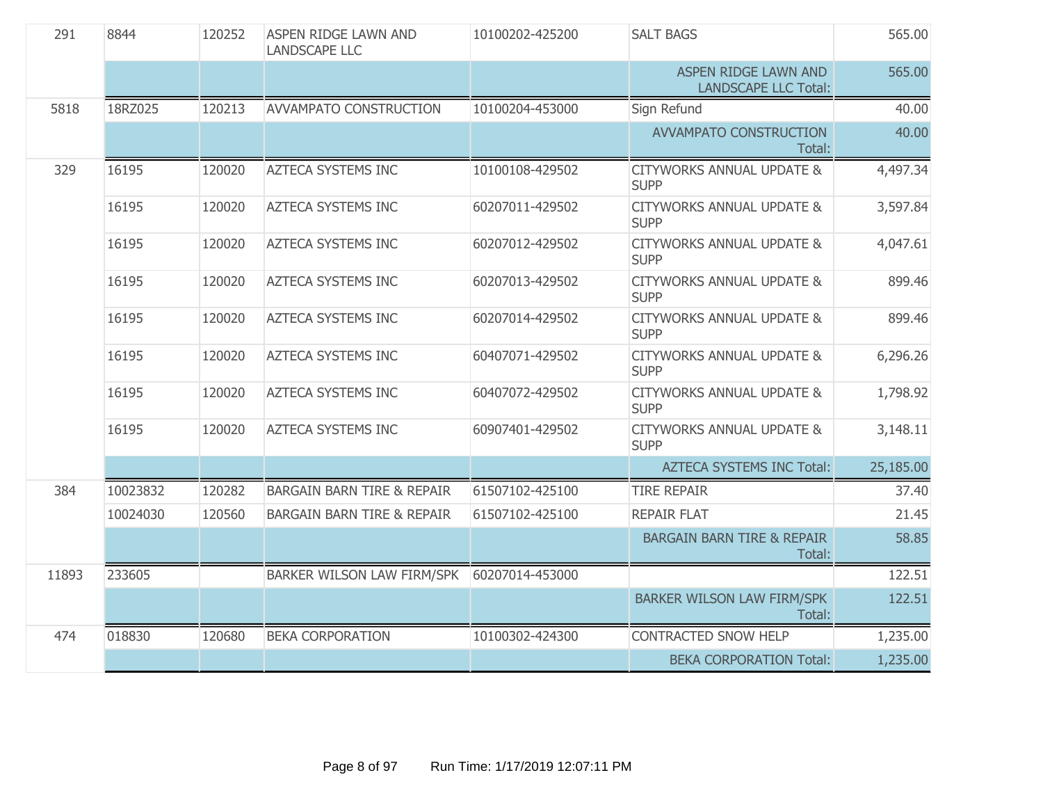| | | | | | | |
|---|---|---|---|---|---|---|
| 291 | 8844 | 120252 | ASPEN RIDGE LAWN AND LANDSCAPE LLC | 10100202-425200 | SALT BAGS | 565.00 |
| | | | | | ASPEN RIDGE LAWN AND LANDSCAPE LLC Total: | 565.00 |
| 5818 | 18RZ025 | 120213 | AVVAMPATO CONSTRUCTION | 10100204-453000 | Sign Refund | 40.00 |
| | | | | | AVVAMPATO CONSTRUCTION Total: | 40.00 |
| 329 | 16195 | 120020 | AZTECA SYSTEMS INC | 10100108-429502 | CITYWORKS ANNUAL UPDATE & SUPP | 4,497.34 |
| | 16195 | 120020 | AZTECA SYSTEMS INC | 60207011-429502 | CITYWORKS ANNUAL UPDATE & SUPP | 3,597.84 |
| | 16195 | 120020 | AZTECA SYSTEMS INC | 60207012-429502 | CITYWORKS ANNUAL UPDATE & SUPP | 4,047.61 |
| | 16195 | 120020 | AZTECA SYSTEMS INC | 60207013-429502 | CITYWORKS ANNUAL UPDATE & SUPP | 899.46 |
| | 16195 | 120020 | AZTECA SYSTEMS INC | 60207014-429502 | CITYWORKS ANNUAL UPDATE & SUPP | 899.46 |
| | 16195 | 120020 | AZTECA SYSTEMS INC | 60407071-429502 | CITYWORKS ANNUAL UPDATE & SUPP | 6,296.26 |
| | 16195 | 120020 | AZTECA SYSTEMS INC | 60407072-429502 | CITYWORKS ANNUAL UPDATE & SUPP | 1,798.92 |
| | 16195 | 120020 | AZTECA SYSTEMS INC | 60907401-429502 | CITYWORKS ANNUAL UPDATE & SUPP | 3,148.11 |
| | | | | | AZTECA SYSTEMS INC Total: | 25,185.00 |
| 384 | 10023832 | 120282 | BARGAIN BARN TIRE & REPAIR | 61507102-425100 | TIRE REPAIR | 37.40 |
| | 10024030 | 120560 | BARGAIN BARN TIRE & REPAIR | 61507102-425100 | REPAIR FLAT | 21.45 |
| | | | | | BARGAIN BARN TIRE & REPAIR Total: | 58.85 |
| 11893 | 233605 | | BARKER WILSON LAW FIRM/SPK | 60207014-453000 | | 122.51 |
| | | | | | BARKER WILSON LAW FIRM/SPK Total: | 122.51 |
| 474 | 018830 | 120680 | BEKA CORPORATION | 10100302-424300 | CONTRACTED SNOW HELP | 1,235.00 |
| | | | | | BEKA CORPORATION Total: | 1,235.00 |

Run Time: 1/17/2019 12:07:11 PM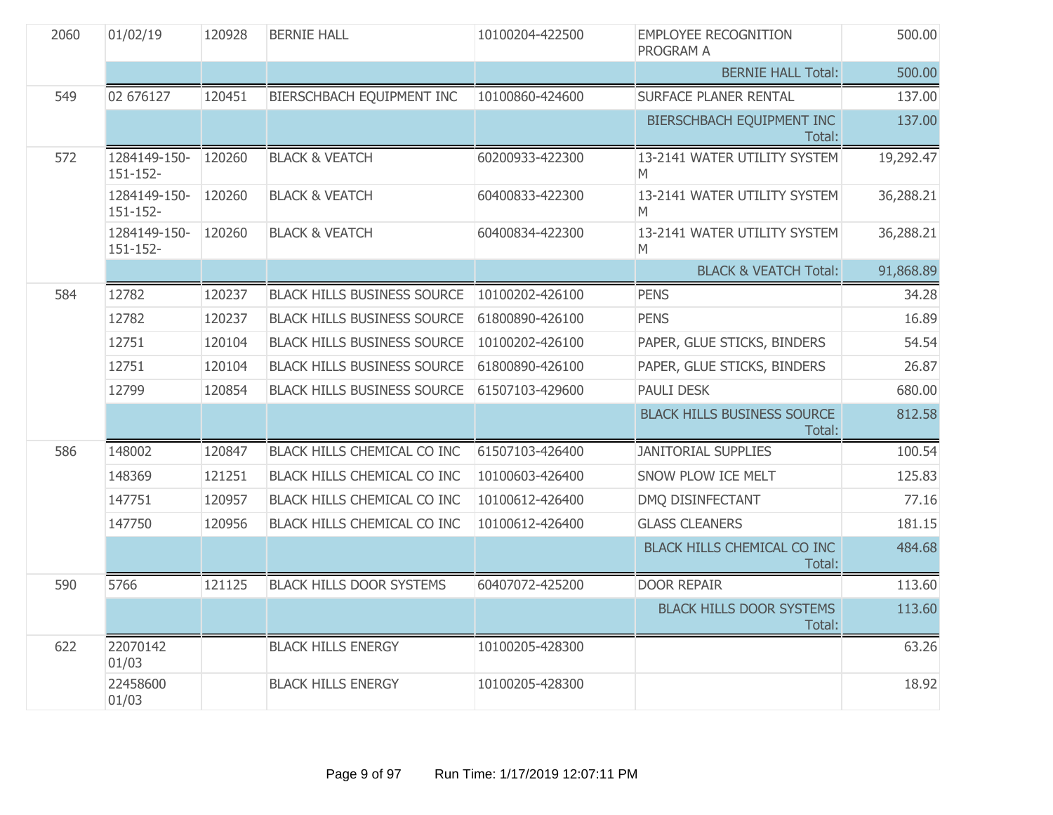| | | | | | | |
|---|---|---|---|---|---|---|
| 2060 | 01/02/19 | 120928 | BERNIE HALL | 10100204-422500 | EMPLOYEE RECOGNITION PROGRAM A | 500.00 |
| | | | | | BERNIE HALL Total: | 500.00 |
| 549 | 02 676127 | 120451 | BIERSCHBACH EQUIPMENT INC | 10100860-424600 | SURFACE PLANER RENTAL | 137.00 |
| | | | | | BIERSCHBACH EQUIPMENT INC Total: | 137.00 |
| 572 | 1284149-150-151-152- | 120260 | BLACK & VEATCH | 60200933-422300 | 13-2141 WATER UTILITY SYSTEM M | 19,292.47 |
| | 1284149-150-151-152- | 120260 | BLACK & VEATCH | 60400833-422300 | 13-2141 WATER UTILITY SYSTEM M | 36,288.21 |
| | 1284149-150-151-152- | 120260 | BLACK & VEATCH | 60400834-422300 | 13-2141 WATER UTILITY SYSTEM M | 36,288.21 |
| | | | | | BLACK & VEATCH Total: | 91,868.89 |
| 584 | 12782 | 120237 | BLACK HILLS BUSINESS SOURCE | 10100202-426100 | PENS | 34.28 |
| | 12782 | 120237 | BLACK HILLS BUSINESS SOURCE | 61800890-426100 | PENS | 16.89 |
| | 12751 | 120104 | BLACK HILLS BUSINESS SOURCE | 10100202-426100 | PAPER, GLUE STICKS, BINDERS | 54.54 |
| | 12751 | 120104 | BLACK HILLS BUSINESS SOURCE | 61800890-426100 | PAPER, GLUE STICKS, BINDERS | 26.87 |
| | 12799 | 120854 | BLACK HILLS BUSINESS SOURCE | 61507103-429600 | PAULI DESK | 680.00 |
| | | | | | BLACK HILLS BUSINESS SOURCE Total: | 812.58 |
| 586 | 148002 | 120847 | BLACK HILLS CHEMICAL CO INC | 61507103-426400 | JANITORIAL SUPPLIES | 100.54 |
| | 148369 | 121251 | BLACK HILLS CHEMICAL CO INC | 10100603-426400 | SNOW PLOW ICE MELT | 125.83 |
| | 147751 | 120957 | BLACK HILLS CHEMICAL CO INC | 10100612-426400 | DMQ DISINFECTANT | 77.16 |
| | 147750 | 120956 | BLACK HILLS CHEMICAL CO INC | 10100612-426400 | GLASS CLEANERS | 181.15 |
| | | | | | BLACK HILLS CHEMICAL CO INC Total: | 484.68 |
| 590 | 5766 | 121125 | BLACK HILLS DOOR SYSTEMS | 60407072-425200 | DOOR REPAIR | 113.60 |
| | | | | | BLACK HILLS DOOR SYSTEMS Total: | 113.60 |
| 622 | 22070142 01/03 | | BLACK HILLS ENERGY | 10100205-428300 | | 63.26 |
| | 22458600 01/03 | | BLACK HILLS ENERGY | 10100205-428300 | | 18.92 |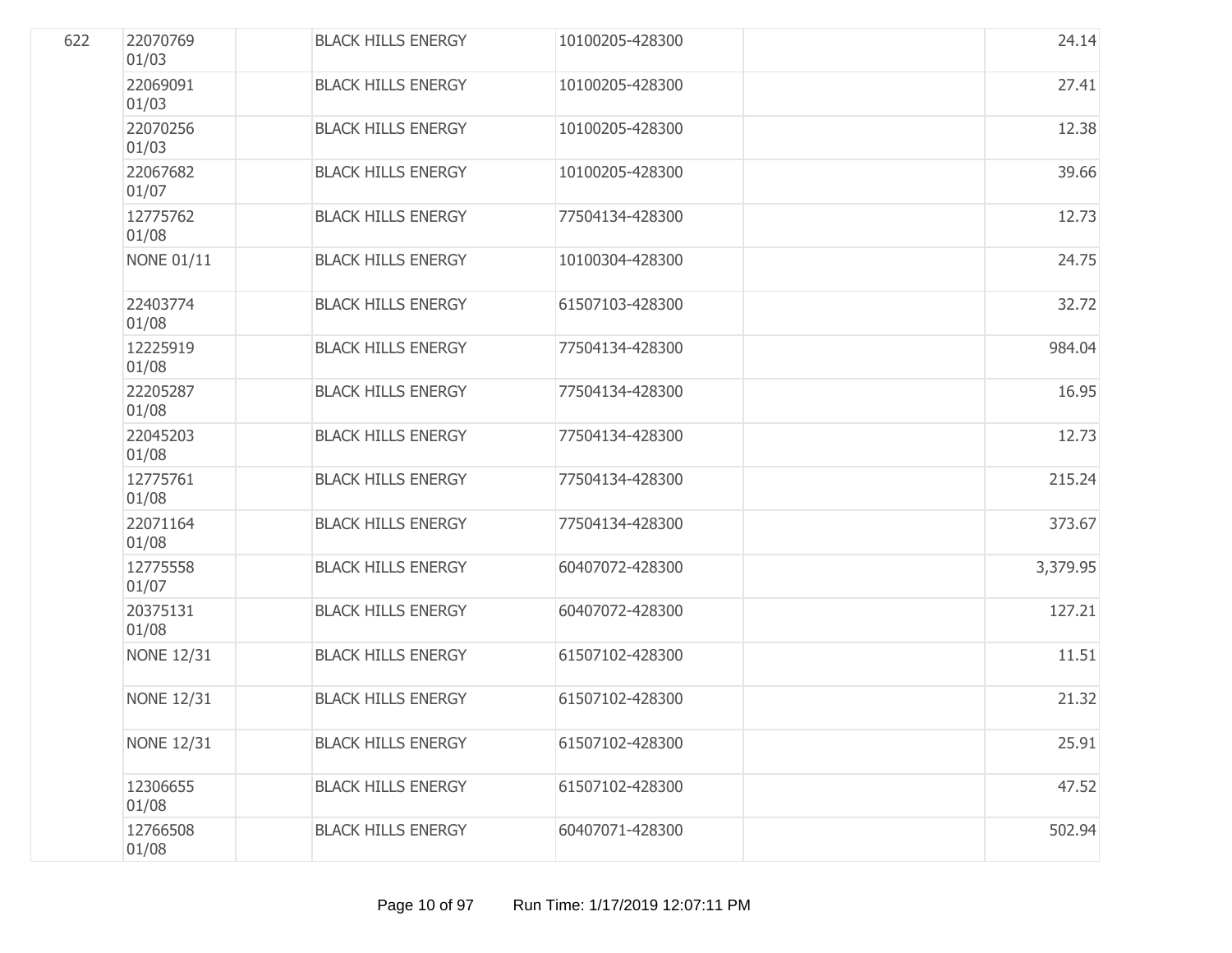| | | | | | | |
|---|---|---|---|---|---|---|
| 622 | 22070769 01/03 | | BLACK HILLS ENERGY | 10100205-428300 | | 24.14 |
| | 22069091 01/03 | | BLACK HILLS ENERGY | 10100205-428300 | | 27.41 |
| | 22070256 01/03 | | BLACK HILLS ENERGY | 10100205-428300 | | 12.38 |
| | 22067682 01/07 | | BLACK HILLS ENERGY | 10100205-428300 | | 39.66 |
| | 12775762 01/08 | | BLACK HILLS ENERGY | 77504134-428300 | | 12.73 |
| | NONE 01/11 | | BLACK HILLS ENERGY | 10100304-428300 | | 24.75 |
| | 22403774 01/08 | | BLACK HILLS ENERGY | 61507103-428300 | | 32.72 |
| | 12225919 01/08 | | BLACK HILLS ENERGY | 77504134-428300 | | 984.04 |
| | 22205287 01/08 | | BLACK HILLS ENERGY | 77504134-428300 | | 16.95 |
| | 22045203 01/08 | | BLACK HILLS ENERGY | 77504134-428300 | | 12.73 |
| | 12775761 01/08 | | BLACK HILLS ENERGY | 77504134-428300 | | 215.24 |
| | 22071164 01/08 | | BLACK HILLS ENERGY | 77504134-428300 | | 373.67 |
| | 12775558 01/07 | | BLACK HILLS ENERGY | 60407072-428300 | | 3,379.95 |
| | 20375131 01/08 | | BLACK HILLS ENERGY | 60407072-428300 | | 127.21 |
| | NONE 12/31 | | BLACK HILLS ENERGY | 61507102-428300 | | 11.51 |
| | NONE 12/31 | | BLACK HILLS ENERGY | 61507102-428300 | | 21.32 |
| | NONE 12/31 | | BLACK HILLS ENERGY | 61507102-428300 | | 25.91 |
| | 12306655 01/08 | | BLACK HILLS ENERGY | 61507102-428300 | | 47.52 |
| | 12766508 01/08 | | BLACK HILLS ENERGY | 60407071-428300 | | 502.94 |

Run Time: 1/17/2019 12:07:11 PM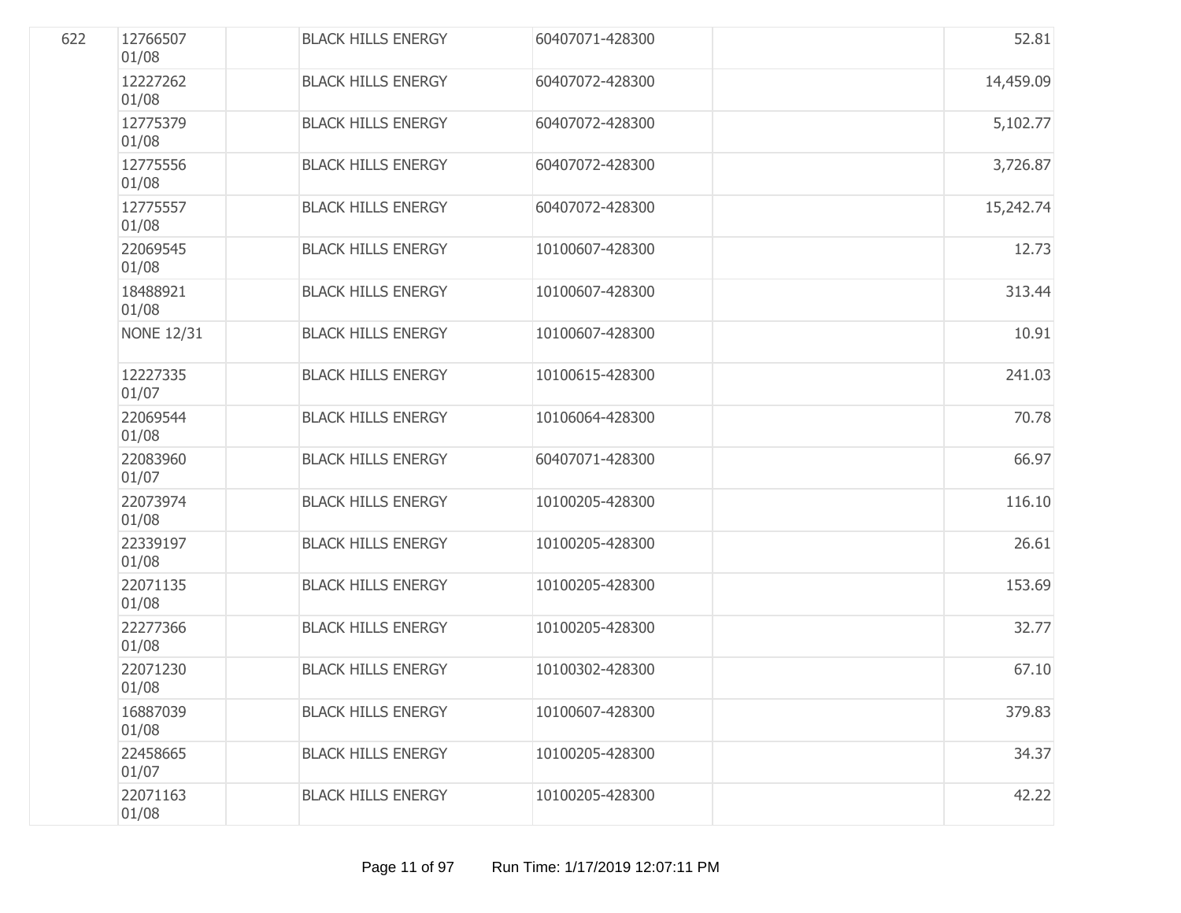| | | | | | | |
|---|---|---|---|---|---|---|
| 622 | 12766507 01/08 | | BLACK HILLS ENERGY | 60407071-428300 | | 52.81 |
| | 12227262 01/08 | | BLACK HILLS ENERGY | 60407072-428300 | | 14,459.09 |
| | 12775379 01/08 | | BLACK HILLS ENERGY | 60407072-428300 | | 5,102.77 |
| | 12775556 01/08 | | BLACK HILLS ENERGY | 60407072-428300 | | 3,726.87 |
| | 12775557 01/08 | | BLACK HILLS ENERGY | 60407072-428300 | | 15,242.74 |
| | 22069545 01/08 | | BLACK HILLS ENERGY | 10100607-428300 | | 12.73 |
| | 18488921 01/08 | | BLACK HILLS ENERGY | 10100607-428300 | | 313.44 |
| | NONE 12/31 | | BLACK HILLS ENERGY | 10100607-428300 | | 10.91 |
| | 12227335 01/07 | | BLACK HILLS ENERGY | 10100615-428300 | | 241.03 |
| | 22069544 01/08 | | BLACK HILLS ENERGY | 10106064-428300 | | 70.78 |
| | 22083960 01/07 | | BLACK HILLS ENERGY | 60407071-428300 | | 66.97 |
| | 22073974 01/08 | | BLACK HILLS ENERGY | 10100205-428300 | | 116.10 |
| | 22339197 01/08 | | BLACK HILLS ENERGY | 10100205-428300 | | 26.61 |
| | 22071135 01/08 | | BLACK HILLS ENERGY | 10100205-428300 | | 153.69 |
| | 22277366 01/08 | | BLACK HILLS ENERGY | 10100205-428300 | | 32.77 |
| | 22071230 01/08 | | BLACK HILLS ENERGY | 10100302-428300 | | 67.10 |
| | 16887039 01/08 | | BLACK HILLS ENERGY | 10100607-428300 | | 379.83 |
| | 22458665 01/07 | | BLACK HILLS ENERGY | 10100205-428300 | | 34.37 |
| | 22071163 01/08 | | BLACK HILLS ENERGY | 10100205-428300 | | 42.22 |

Run Time: 1/17/2019 12:07:11 PM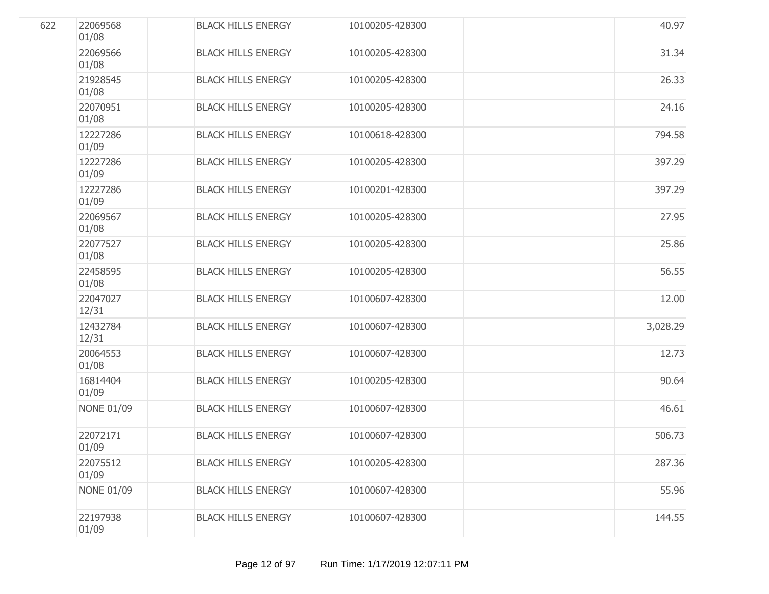| | | | | | | |
|---|---|---|---|---|---|---|
| 622 | 22069568 01/08 | | BLACK HILLS ENERGY | 10100205-428300 | | 40.97 |
| | 22069566 01/08 | | BLACK HILLS ENERGY | 10100205-428300 | | 31.34 |
| | 21928545 01/08 | | BLACK HILLS ENERGY | 10100205-428300 | | 26.33 |
| | 22070951 01/08 | | BLACK HILLS ENERGY | 10100205-428300 | | 24.16 |
| | 12227286 01/09 | | BLACK HILLS ENERGY | 10100618-428300 | | 794.58 |
| | 12227286 01/09 | | BLACK HILLS ENERGY | 10100205-428300 | | 397.29 |
| | 12227286 01/09 | | BLACK HILLS ENERGY | 10100201-428300 | | 397.29 |
| | 22069567 01/08 | | BLACK HILLS ENERGY | 10100205-428300 | | 27.95 |
| | 22077527 01/08 | | BLACK HILLS ENERGY | 10100205-428300 | | 25.86 |
| | 22458595 01/08 | | BLACK HILLS ENERGY | 10100205-428300 | | 56.55 |
| | 22047027 12/31 | | BLACK HILLS ENERGY | 10100607-428300 | | 12.00 |
| | 12432784 12/31 | | BLACK HILLS ENERGY | 10100607-428300 | | 3,028.29 |
| | 20064553 01/08 | | BLACK HILLS ENERGY | 10100607-428300 | | 12.73 |
| | 16814404 01/09 | | BLACK HILLS ENERGY | 10100205-428300 | | 90.64 |
| | NONE 01/09 | | BLACK HILLS ENERGY | 10100607-428300 | | 46.61 |
| | 22072171 01/09 | | BLACK HILLS ENERGY | 10100607-428300 | | 506.73 |
| | 22075512 01/09 | | BLACK HILLS ENERGY | 10100205-428300 | | 287.36 |
| | NONE 01/09 | | BLACK HILLS ENERGY | 10100607-428300 | | 55.96 |
| | 22197938 01/09 | | BLACK HILLS ENERGY | 10100607-428300 | | 144.55 |

Run Time: 1/17/2019 12:07:11 PM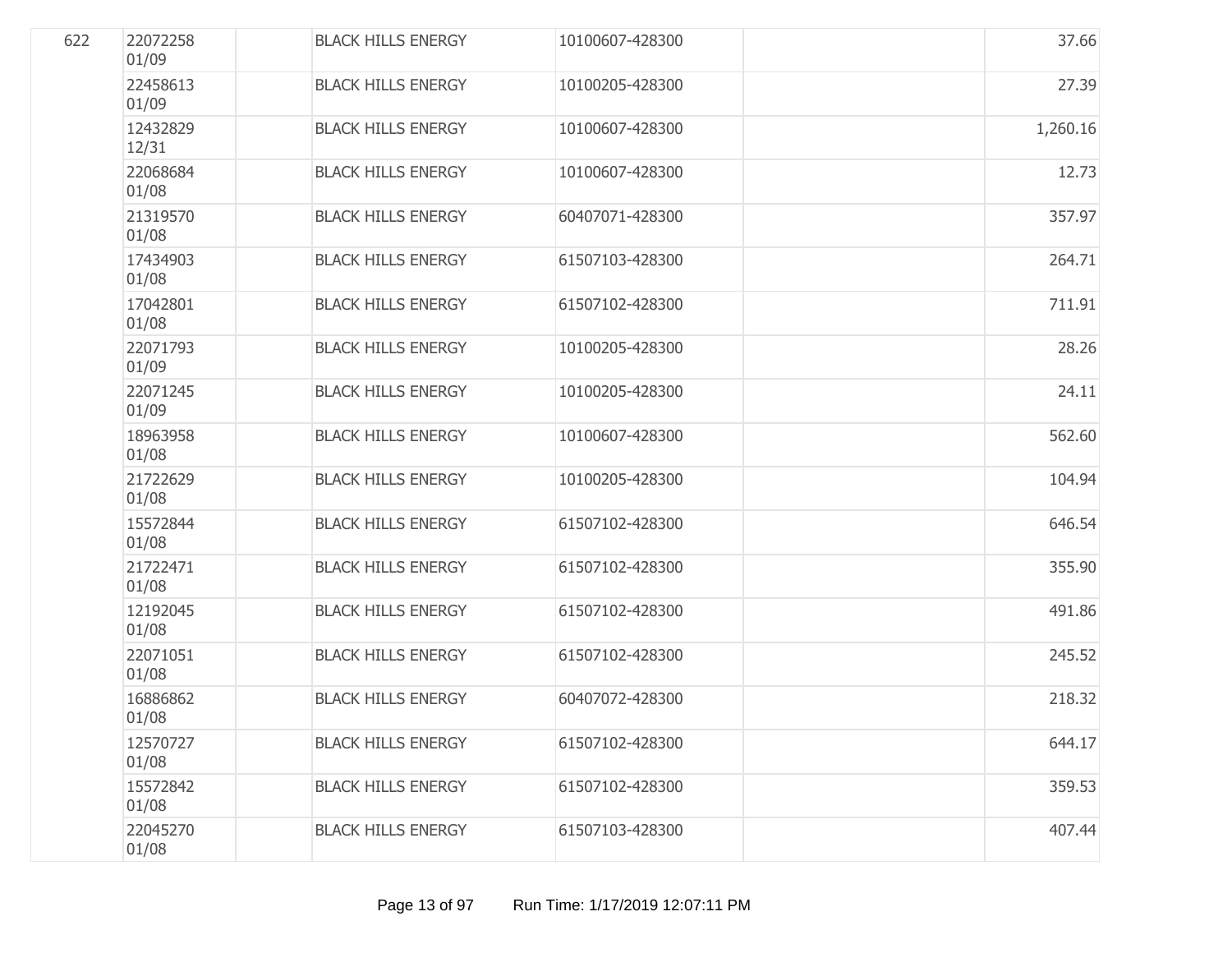| | | | | | | |
|---|---|---|---|---|---|---|
| 622 | 22072258 01/09 | | BLACK HILLS ENERGY | 10100607-428300 | | 37.66 |
| | 22458613 01/09 | | BLACK HILLS ENERGY | 10100205-428300 | | 27.39 |
| | 12432829 12/31 | | BLACK HILLS ENERGY | 10100607-428300 | | 1,260.16 |
| | 22068684 01/08 | | BLACK HILLS ENERGY | 10100607-428300 | | 12.73 |
| | 21319570 01/08 | | BLACK HILLS ENERGY | 60407071-428300 | | 357.97 |
| | 17434903 01/08 | | BLACK HILLS ENERGY | 61507103-428300 | | 264.71 |
| | 17042801 01/08 | | BLACK HILLS ENERGY | 61507102-428300 | | 711.91 |
| | 22071793 01/09 | | BLACK HILLS ENERGY | 10100205-428300 | | 28.26 |
| | 22071245 01/09 | | BLACK HILLS ENERGY | 10100205-428300 | | 24.11 |
| | 18963958 01/08 | | BLACK HILLS ENERGY | 10100607-428300 | | 562.60 |
| | 21722629 01/08 | | BLACK HILLS ENERGY | 10100205-428300 | | 104.94 |
| | 15572844 01/08 | | BLACK HILLS ENERGY | 61507102-428300 | | 646.54 |
| | 21722471 01/08 | | BLACK HILLS ENERGY | 61507102-428300 | | 355.90 |
| | 12192045 01/08 | | BLACK HILLS ENERGY | 61507102-428300 | | 491.86 |
| | 22071051 01/08 | | BLACK HILLS ENERGY | 61507102-428300 | | 245.52 |
| | 16886862 01/08 | | BLACK HILLS ENERGY | 60407072-428300 | | 218.32 |
| | 12570727 01/08 | | BLACK HILLS ENERGY | 61507102-428300 | | 644.17 |
| | 15572842 01/08 | | BLACK HILLS ENERGY | 61507102-428300 | | 359.53 |
| | 22045270 01/08 | | BLACK HILLS ENERGY | 61507103-428300 | | 407.44 |

Run Time: 1/17/2019 12:07:11 PM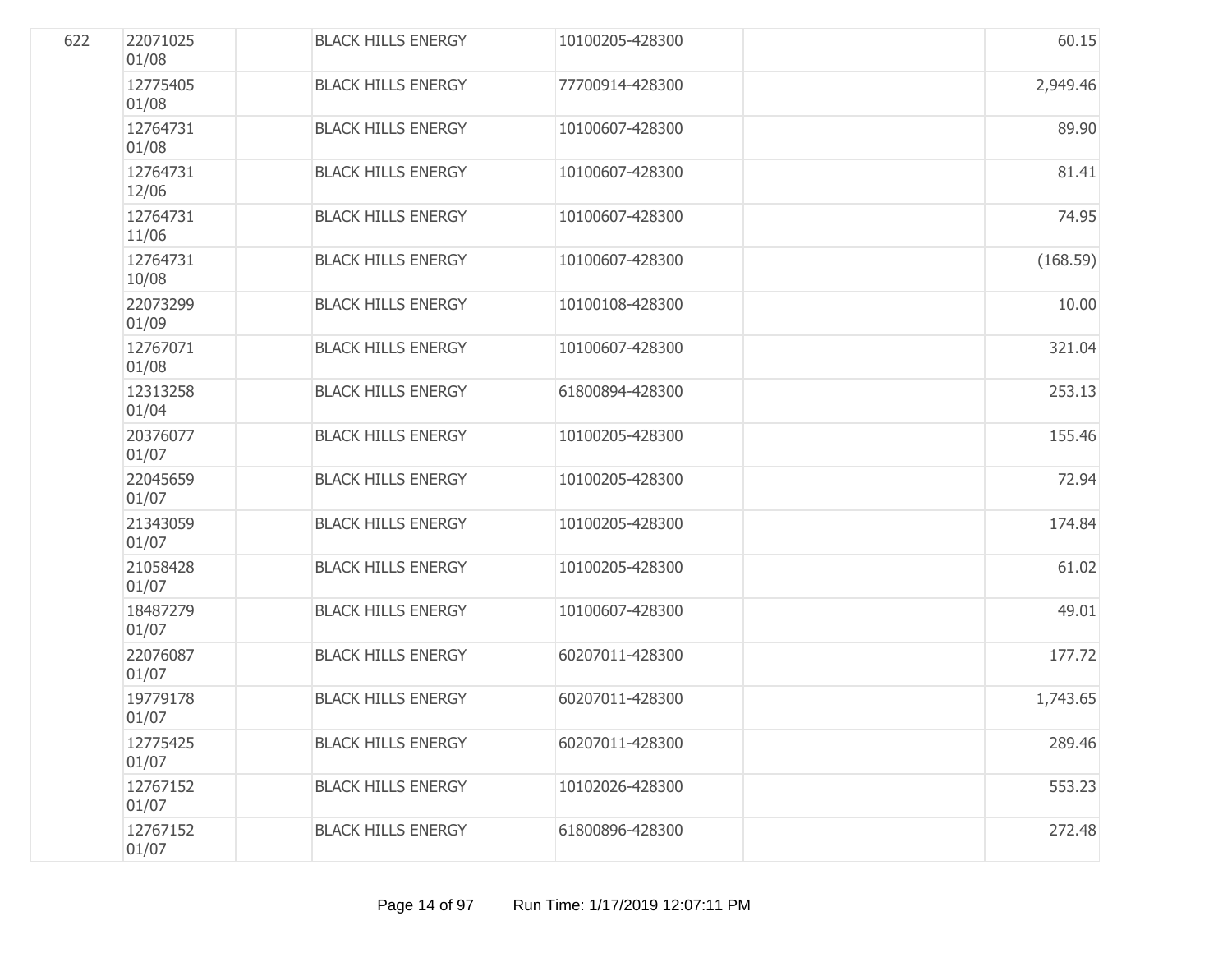| | | | | | | |
|---|---|---|---|---|---|---|
| 622 | 22071025 01/08 | | BLACK HILLS ENERGY | 10100205-428300 | | 60.15 |
| | 12775405 01/08 | | BLACK HILLS ENERGY | 77700914-428300 | | 2,949.46 |
| | 12764731 01/08 | | BLACK HILLS ENERGY | 10100607-428300 | | 89.90 |
| | 12764731 12/06 | | BLACK HILLS ENERGY | 10100607-428300 | | 81.41 |
| | 12764731 11/06 | | BLACK HILLS ENERGY | 10100607-428300 | | 74.95 |
| | 12764731 10/08 | | BLACK HILLS ENERGY | 10100607-428300 | | (168.59) |
| | 22073299 01/09 | | BLACK HILLS ENERGY | 10100108-428300 | | 10.00 |
| | 12767071 01/08 | | BLACK HILLS ENERGY | 10100607-428300 | | 321.04 |
| | 12313258 01/04 | | BLACK HILLS ENERGY | 61800894-428300 | | 253.13 |
| | 20376077 01/07 | | BLACK HILLS ENERGY | 10100205-428300 | | 155.46 |
| | 22045659 01/07 | | BLACK HILLS ENERGY | 10100205-428300 | | 72.94 |
| | 21343059 01/07 | | BLACK HILLS ENERGY | 10100205-428300 | | 174.84 |
| | 21058428 01/07 | | BLACK HILLS ENERGY | 10100205-428300 | | 61.02 |
| | 18487279 01/07 | | BLACK HILLS ENERGY | 10100607-428300 | | 49.01 |
| | 22076087 01/07 | | BLACK HILLS ENERGY | 60207011-428300 | | 177.72 |
| | 19779178 01/07 | | BLACK HILLS ENERGY | 60207011-428300 | | 1,743.65 |
| | 12775425 01/07 | | BLACK HILLS ENERGY | 60207011-428300 | | 289.46 |
| | 12767152 01/07 | | BLACK HILLS ENERGY | 10102026-428300 | | 553.23 |
| | 12767152 01/07 | | BLACK HILLS ENERGY | 61800896-428300 | | 272.48 |

Run Time: 1/17/2019 12:07:11 PM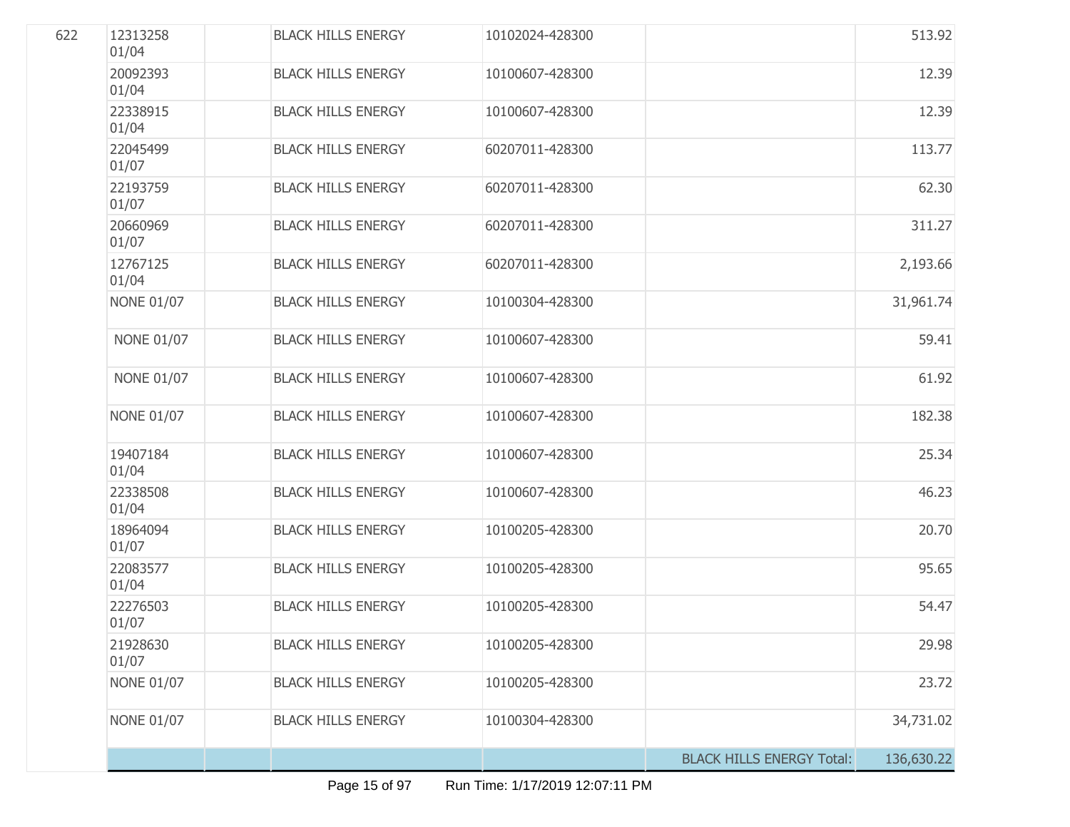| | | | | | | |
|---|---|---|---|---|---|---|
| 622 | 12313258 01/04 | | BLACK HILLS ENERGY | 10102024-428300 | | 513.92 |
| | 20092393 01/04 | | BLACK HILLS ENERGY | 10100607-428300 | | 12.39 |
| | 22338915 01/04 | | BLACK HILLS ENERGY | 10100607-428300 | | 12.39 |
| | 22045499 01/07 | | BLACK HILLS ENERGY | 60207011-428300 | | 113.77 |
| | 22193759 01/07 | | BLACK HILLS ENERGY | 60207011-428300 | | 62.30 |
| | 20660969 01/07 | | BLACK HILLS ENERGY | 60207011-428300 | | 311.27 |
| | 12767125 01/04 | | BLACK HILLS ENERGY | 60207011-428300 | | 2,193.66 |
| | NONE 01/07 | | BLACK HILLS ENERGY | 10100304-428300 | | 31,961.74 |
| | NONE 01/07 | | BLACK HILLS ENERGY | 10100607-428300 | | 59.41 |
| | NONE 01/07 | | BLACK HILLS ENERGY | 10100607-428300 | | 61.92 |
| | NONE 01/07 | | BLACK HILLS ENERGY | 10100607-428300 | | 182.38 |
| | 19407184 01/04 | | BLACK HILLS ENERGY | 10100607-428300 | | 25.34 |
| | 22338508 01/04 | | BLACK HILLS ENERGY | 10100607-428300 | | 46.23 |
| | 18964094 01/07 | | BLACK HILLS ENERGY | 10100205-428300 | | 20.70 |
| | 22083577 01/04 | | BLACK HILLS ENERGY | 10100205-428300 | | 95.65 |
| | 22276503 01/07 | | BLACK HILLS ENERGY | 10100205-428300 | | 54.47 |
| | 21928630 01/07 | | BLACK HILLS ENERGY | 10100205-428300 | | 29.98 |
| | NONE 01/07 | | BLACK HILLS ENERGY | 10100205-428300 | | 23.72 |
| | NONE 01/07 | | BLACK HILLS ENERGY | 10100304-428300 | | 34,731.02 |
| | | | | | BLACK HILLS ENERGY Total: | 136,630.22 |

Run Time: 1/17/2019 12:07:11 PM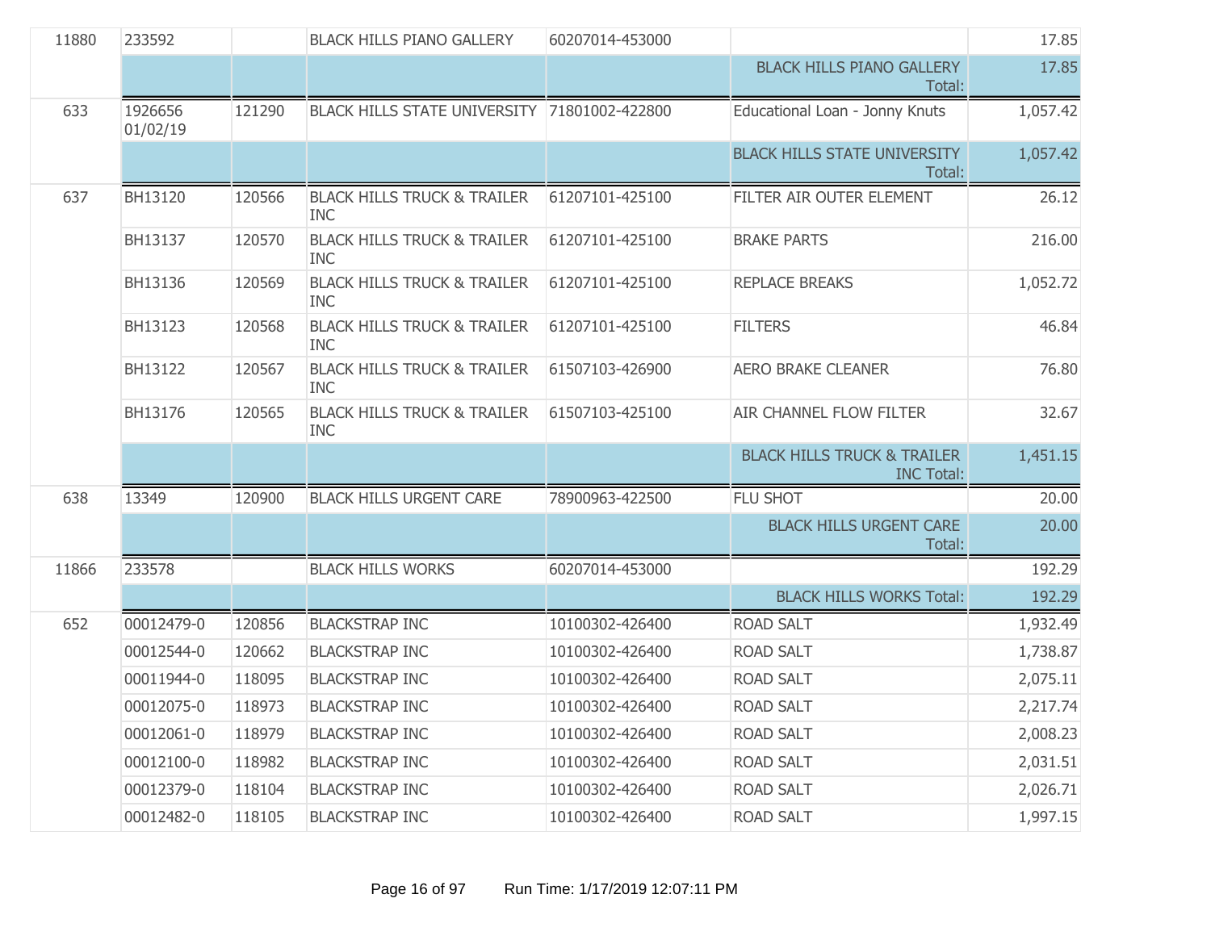| | | | | | | |
|---|---|---|---|---|---|---|
| 11880 | 233592 | | BLACK HILLS PIANO GALLERY | 60207014-453000 | | 17.85 |
| | | | | | BLACK HILLS PIANO GALLERY Total: | 17.85 |
| 633 | 1926656 01/02/19 | 121290 | BLACK HILLS STATE UNIVERSITY | 71801002-422800 | Educational Loan - Jonny Knuts | 1,057.42 |
| | | | | | BLACK HILLS STATE UNIVERSITY Total: | 1,057.42 |
| 637 | BH13120 | 120566 | BLACK HILLS TRUCK & TRAILER INC | 61207101-425100 | FILTER AIR OUTER ELEMENT | 26.12 |
| | BH13137 | 120570 | BLACK HILLS TRUCK & TRAILER INC | 61207101-425100 | BRAKE PARTS | 216.00 |
| | BH13136 | 120569 | BLACK HILLS TRUCK & TRAILER INC | 61207101-425100 | REPLACE BREAKS | 1,052.72 |
| | BH13123 | 120568 | BLACK HILLS TRUCK & TRAILER INC | 61207101-425100 | FILTERS | 46.84 |
| | BH13122 | 120567 | BLACK HILLS TRUCK & TRAILER INC | 61507103-426900 | AERO BRAKE CLEANER | 76.80 |
| | BH13176 | 120565 | BLACK HILLS TRUCK & TRAILER INC | 61507103-425100 | AIR CHANNEL FLOW FILTER | 32.67 |
| | | | | | BLACK HILLS TRUCK & TRAILER INC Total: | 1,451.15 |
| 638 | 13349 | 120900 | BLACK HILLS URGENT CARE | 78900963-422500 | FLU SHOT | 20.00 |
| | | | | | BLACK HILLS URGENT CARE Total: | 20.00 |
| 11866 | 233578 | | BLACK HILLS WORKS | 60207014-453000 | | 192.29 |
| | | | | | BLACK HILLS WORKS Total: | 192.29 |
| 652 | 00012479-0 | 120856 | BLACKSTRAP INC | 10100302-426400 | ROAD SALT | 1,932.49 |
| | 00012544-0 | 120662 | BLACKSTRAP INC | 10100302-426400 | ROAD SALT | 1,738.87 |
| | 00011944-0 | 118095 | BLACKSTRAP INC | 10100302-426400 | ROAD SALT | 2,075.11 |
| | 00012075-0 | 118973 | BLACKSTRAP INC | 10100302-426400 | ROAD SALT | 2,217.74 |
| | 00012061-0 | 118979 | BLACKSTRAP INC | 10100302-426400 | ROAD SALT | 2,008.23 |
| | 00012100-0 | 118982 | BLACKSTRAP INC | 10100302-426400 | ROAD SALT | 2,031.51 |
| | 00012379-0 | 118104 | BLACKSTRAP INC | 10100302-426400 | ROAD SALT | 2,026.71 |
| | 00012482-0 | 118105 | BLACKSTRAP INC | 10100302-426400 | ROAD SALT | 1,997.15 |

Run Time: 1/17/2019 12:07:11 PM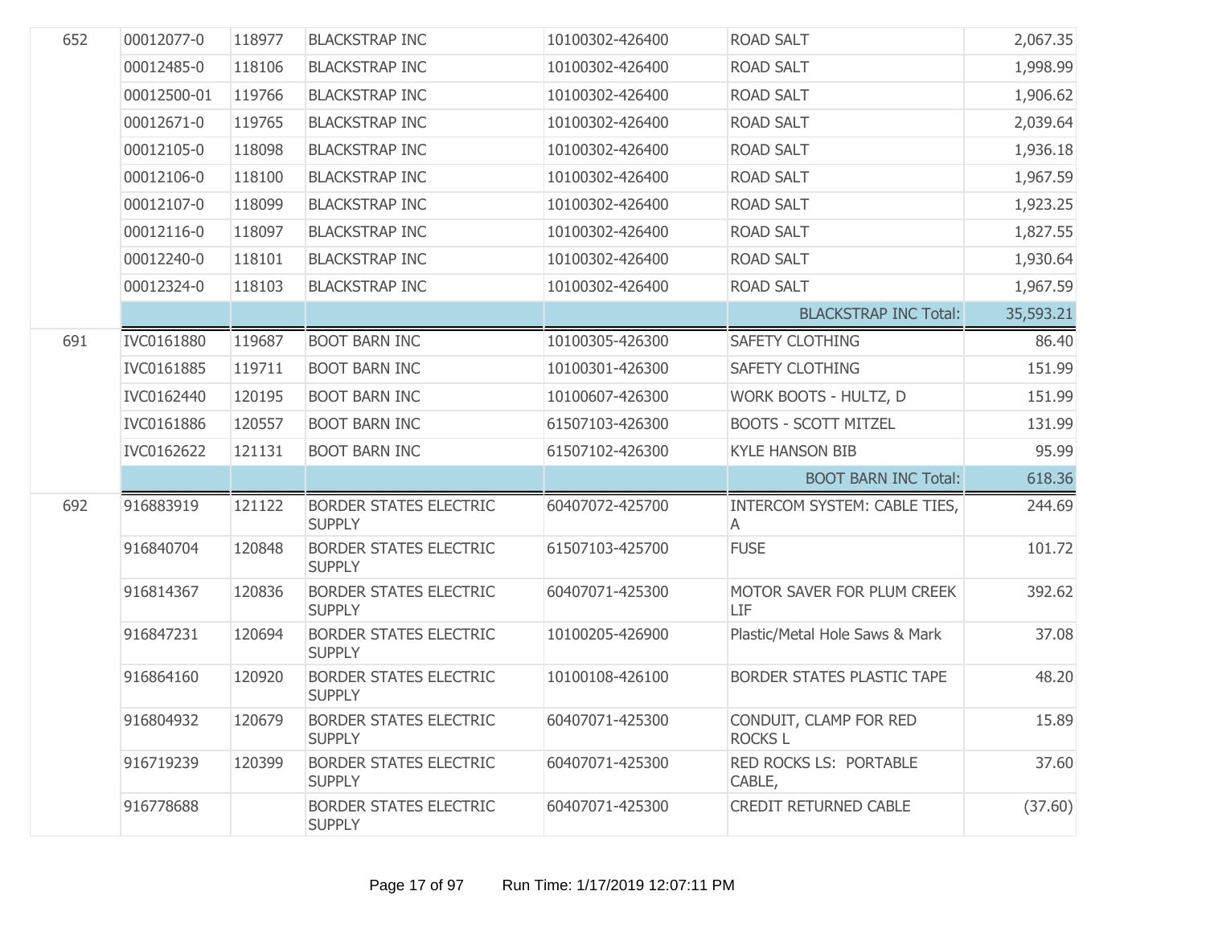| | | | | | | |
|---|---|---|---|---|---|---|
| 652 | 00012077-0 | 118977 | BLACKSTRAP INC | 10100302-426400 | ROAD SALT | 2,067.35 |
| | 00012485-0 | 118106 | BLACKSTRAP INC | 10100302-426400 | ROAD SALT | 1,998.99 |
| | 00012500-01 | 119766 | BLACKSTRAP INC | 10100302-426400 | ROAD SALT | 1,906.62 |
| | 00012671-0 | 119765 | BLACKSTRAP INC | 10100302-426400 | ROAD SALT | 2,039.64 |
| | 00012105-0 | 118098 | BLACKSTRAP INC | 10100302-426400 | ROAD SALT | 1,936.18 |
| | 00012106-0 | 118100 | BLACKSTRAP INC | 10100302-426400 | ROAD SALT | 1,967.59 |
| | 00012107-0 | 118099 | BLACKSTRAP INC | 10100302-426400 | ROAD SALT | 1,923.25 |
| | 00012116-0 | 118097 | BLACKSTRAP INC | 10100302-426400 | ROAD SALT | 1,827.55 |
| | 00012240-0 | 118101 | BLACKSTRAP INC | 10100302-426400 | ROAD SALT | 1,930.64 |
| | 00012324-0 | 118103 | BLACKSTRAP INC | 10100302-426400 | ROAD SALT | 1,967.59 |
| | | | | | BLACKSTRAP INC Total: | 35,593.21 |
| 691 | IVC0161880 | 119687 | BOOT BARN INC | 10100305-426300 | SAFETY CLOTHING | 86.40 |
| | IVC0161885 | 119711 | BOOT BARN INC | 10100301-426300 | SAFETY CLOTHING | 151.99 |
| | IVC0162440 | 120195 | BOOT BARN INC | 10100607-426300 | WORK BOOTS - HULTZ, D | 151.99 |
| | IVC0161886 | 120557 | BOOT BARN INC | 61507103-426300 | BOOTS - SCOTT MITZEL | 131.99 |
| | IVC0162622 | 121131 | BOOT BARN INC | 61507102-426300 | KYLE HANSON BIB | 95.99 |
| | | | | | BOOT BARN INC Total: | 618.36 |
| 692 | 916883919 | 121122 | BORDER STATES ELECTRIC SUPPLY | 60407072-425700 | INTERCOM SYSTEM: CABLE TIES, A | 244.69 |
| | 916840704 | 120848 | BORDER STATES ELECTRIC SUPPLY | 61507103-425700 | FUSE | 101.72 |
| | 916814367 | 120836 | BORDER STATES ELECTRIC SUPPLY | 60407071-425300 | MOTOR SAVER FOR PLUM CREEK LIF | 392.62 |
| | 916847231 | 120694 | BORDER STATES ELECTRIC SUPPLY | 10100205-426900 | Plastic/Metal Hole Saws & Mark | 37.08 |
| | 916864160 | 120920 | BORDER STATES ELECTRIC SUPPLY | 10100108-426100 | BORDER STATES PLASTIC TAPE | 48.20 |
| | 916804932 | 120679 | BORDER STATES ELECTRIC SUPPLY | 60407071-425300 | CONDUIT, CLAMP FOR RED ROCKS L | 15.89 |
| | 916719239 | 120399 | BORDER STATES ELECTRIC SUPPLY | 60407071-425300 | RED ROCKS LS: PORTABLE CABLE, | 37.60 |
| | 916778688 | | BORDER STATES ELECTRIC SUPPLY | 60407071-425300 | CREDIT RETURNED CABLE | (37.60) |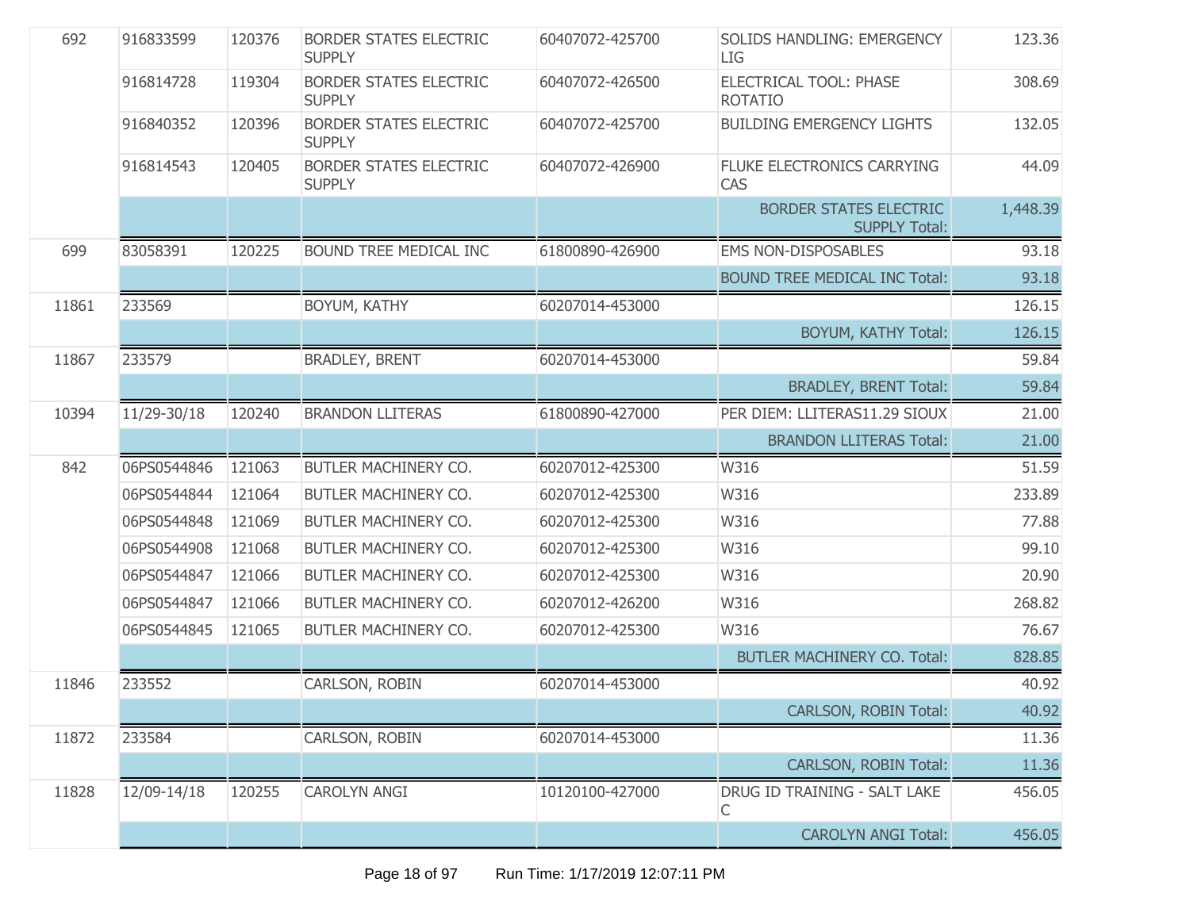| | | | | | | |
|---|---|---|---|---|---|---|
| 692 | 916833599 | 120376 | BORDER STATES ELECTRIC SUPPLY | 60407072-425700 | SOLIDS HANDLING: EMERGENCY LIG | 123.36 |
| | 916814728 | 119304 | BORDER STATES ELECTRIC SUPPLY | 60407072-426500 | ELECTRICAL TOOL: PHASE ROTATIO | 308.69 |
| | 916840352 | 120396 | BORDER STATES ELECTRIC SUPPLY | 60407072-425700 | BUILDING EMERGENCY LIGHTS | 132.05 |
| | 916814543 | 120405 | BORDER STATES ELECTRIC SUPPLY | 60407072-426900 | FLUKE ELECTRONICS CARRYING CAS | 44.09 |
| | | | | | BORDER STATES ELECTRIC SUPPLY Total: | 1,448.39 |
| 699 | 83058391 | 120225 | BOUND TREE MEDICAL INC | 61800890-426900 | EMS NON-DISPOSABLES | 93.18 |
| | | | | | BOUND TREE MEDICAL INC Total: | 93.18 |
| 11861 | 233569 | | BOYUM, KATHY | 60207014-453000 | | 126.15 |
| | | | | | BOYUM, KATHY Total: | 126.15 |
| 11867 | 233579 | | BRADLEY, BRENT | 60207014-453000 | | 59.84 |
| | | | | | BRADLEY, BRENT Total: | 59.84 |
| 10394 | 11/29-30/18 | 120240 | BRANDON LLITERAS | 61800890-427000 | PER DIEM: LLITERAS11.29 SIOUX | 21.00 |
| | | | | | BRANDON LLITERAS Total: | 21.00 |
| 842 | 06PS0544846 | 121063 | BUTLER MACHINERY CO. | 60207012-425300 | W316 | 51.59 |
| | 06PS0544844 | 121064 | BUTLER MACHINERY CO. | 60207012-425300 | W316 | 233.89 |
| | 06PS0544848 | 121069 | BUTLER MACHINERY CO. | 60207012-425300 | W316 | 77.88 |
| | 06PS0544908 | 121068 | BUTLER MACHINERY CO. | 60207012-425300 | W316 | 99.10 |
| | 06PS0544847 | 121066 | BUTLER MACHINERY CO. | 60207012-425300 | W316 | 20.90 |
| | 06PS0544847 | 121066 | BUTLER MACHINERY CO. | 60207012-426200 | W316 | 268.82 |
| | 06PS0544845 | 121065 | BUTLER MACHINERY CO. | 60207012-425300 | W316 | 76.67 |
| | | | | | BUTLER MACHINERY CO. Total: | 828.85 |
| 11846 | 233552 | | CARLSON, ROBIN | 60207014-453000 | | 40.92 |
| | | | | | CARLSON, ROBIN Total: | 40.92 |
| 11872 | 233584 | | CARLSON, ROBIN | 60207014-453000 | | 11.36 |
| | | | | | CARLSON, ROBIN Total: | 11.36 |
| 11828 | 12/09-14/18 | 120255 | CAROLYN ANGI | 10120100-427000 | DRUG ID TRAINING - SALT LAKE C | 456.05 |
| | | | | | CAROLYN ANGI Total: | 456.05 |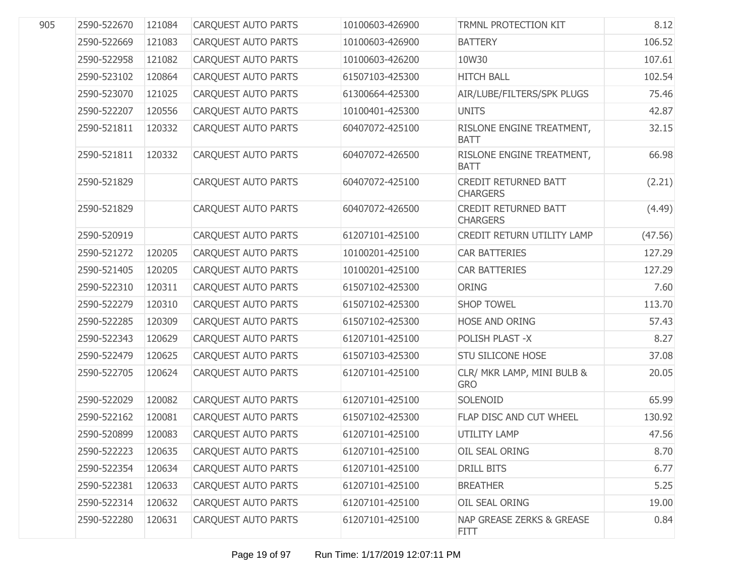| | | | | | | |
|---|---|---|---|---|---|---|
| 905 | 2590-522670 | 121084 | CARQUEST AUTO PARTS | 10100603-426900 | TRMNL PROTECTION KIT | 8.12 |
| | 2590-522669 | 121083 | CARQUEST AUTO PARTS | 10100603-426900 | BATTERY | 106.52 |
| | 2590-522958 | 121082 | CARQUEST AUTO PARTS | 10100603-426200 | 10W30 | 107.61 |
| | 2590-523102 | 120864 | CARQUEST AUTO PARTS | 61507103-425300 | HITCH BALL | 102.54 |
| | 2590-523070 | 121025 | CARQUEST AUTO PARTS | 61300664-425300 | AIR/LUBE/FILTERS/SPK PLUGS | 75.46 |
| | 2590-522207 | 120556 | CARQUEST AUTO PARTS | 10100401-425300 | UNITS | 42.87 |
| | 2590-521811 | 120332 | CARQUEST AUTO PARTS | 60407072-425100 | RISLONE ENGINE TREATMENT, BATT | 32.15 |
| | 2590-521811 | 120332 | CARQUEST AUTO PARTS | 60407072-426500 | RISLONE ENGINE TREATMENT, BATT | 66.98 |
| | 2590-521829 | | CARQUEST AUTO PARTS | 60407072-425100 | CREDIT RETURNED BATT CHARGERS | (2.21) |
| | 2590-521829 | | CARQUEST AUTO PARTS | 60407072-426500 | CREDIT RETURNED BATT CHARGERS | (4.49) |
| | 2590-520919 | | CARQUEST AUTO PARTS | 61207101-425100 | CREDIT RETURN UTILITY LAMP | (47.56) |
| | 2590-521272 | 120205 | CARQUEST AUTO PARTS | 10100201-425100 | CAR BATTERIES | 127.29 |
| | 2590-521405 | 120205 | CARQUEST AUTO PARTS | 10100201-425100 | CAR BATTERIES | 127.29 |
| | 2590-522310 | 120311 | CARQUEST AUTO PARTS | 61507102-425300 | ORING | 7.60 |
| | 2590-522279 | 120310 | CARQUEST AUTO PARTS | 61507102-425300 | SHOP TOWEL | 113.70 |
| | 2590-522285 | 120309 | CARQUEST AUTO PARTS | 61507102-425300 | HOSE AND ORING | 57.43 |
| | 2590-522343 | 120629 | CARQUEST AUTO PARTS | 61207101-425100 | POLISH PLAST -X | 8.27 |
| | 2590-522479 | 120625 | CARQUEST AUTO PARTS | 61507103-425300 | STU SILICONE HOSE | 37.08 |
| | 2590-522705 | 120624 | CARQUEST AUTO PARTS | 61207101-425100 | CLR/ MKR LAMP, MINI BULB & GRO | 20.05 |
| | 2590-522029 | 120082 | CARQUEST AUTO PARTS | 61207101-425100 | SOLENOID | 65.99 |
| | 2590-522162 | 120081 | CARQUEST AUTO PARTS | 61507102-425300 | FLAP DISC AND CUT WHEEL | 130.92 |
| | 2590-520899 | 120083 | CARQUEST AUTO PARTS | 61207101-425100 | UTILITY LAMP | 47.56 |
| | 2590-522223 | 120635 | CARQUEST AUTO PARTS | 61207101-425100 | OIL SEAL ORING | 8.70 |
| | 2590-522354 | 120634 | CARQUEST AUTO PARTS | 61207101-425100 | DRILL BITS | 6.77 |
| | 2590-522381 | 120633 | CARQUEST AUTO PARTS | 61207101-425100 | BREATHER | 5.25 |
| | 2590-522314 | 120632 | CARQUEST AUTO PARTS | 61207101-425100 | OIL SEAL ORING | 19.00 |
| | 2590-522280 | 120631 | CARQUEST AUTO PARTS | 61207101-425100 | NAP GREASE ZERKS & GREASE FITT | 0.84 |

Run Time: 1/17/2019 12:07:11 PM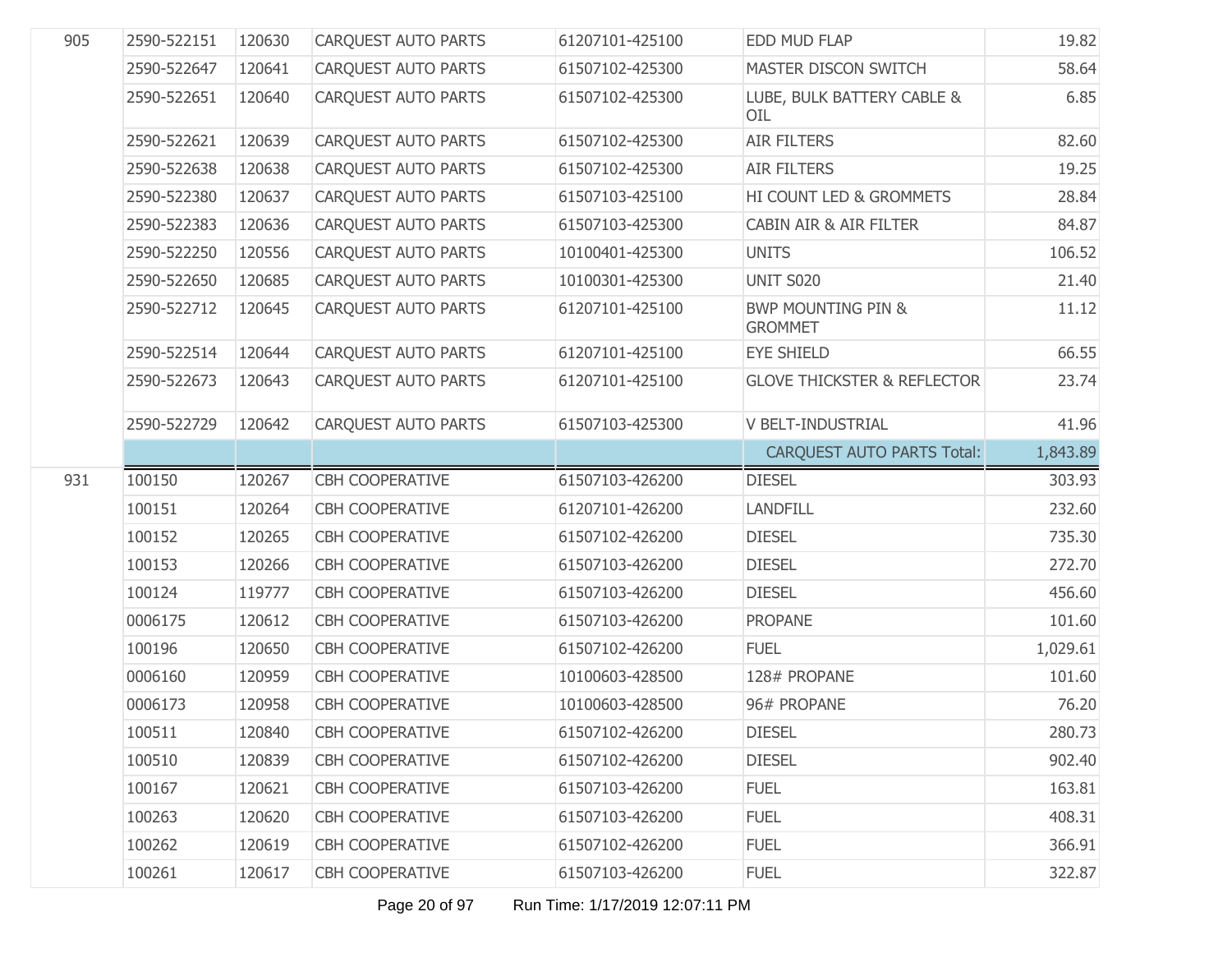| | | | | | | |
|---|---|---|---|---|---|---|
| 905 | 2590-522151 | 120630 | CARQUEST AUTO PARTS | 61207101-425100 | EDD MUD FLAP | 19.82 |
| | 2590-522647 | 120641 | CARQUEST AUTO PARTS | 61507102-425300 | MASTER DISCON SWITCH | 58.64 |
| | 2590-522651 | 120640 | CARQUEST AUTO PARTS | 61507102-425300 | LUBE, BULK BATTERY CABLE & OIL | 6.85 |
| | 2590-522621 | 120639 | CARQUEST AUTO PARTS | 61507102-425300 | AIR FILTERS | 82.60 |
| | 2590-522638 | 120638 | CARQUEST AUTO PARTS | 61507102-425300 | AIR FILTERS | 19.25 |
| | 2590-522380 | 120637 | CARQUEST AUTO PARTS | 61507103-425100 | HI COUNT LED & GROMMETS | 28.84 |
| | 2590-522383 | 120636 | CARQUEST AUTO PARTS | 61507103-425300 | CABIN AIR & AIR FILTER | 84.87 |
| | 2590-522250 | 120556 | CARQUEST AUTO PARTS | 10100401-425300 | UNITS | 106.52 |
| | 2590-522650 | 120685 | CARQUEST AUTO PARTS | 10100301-425300 | UNIT S020 | 21.40 |
| | 2590-522712 | 120645 | CARQUEST AUTO PARTS | 61207101-425100 | BWP MOUNTING PIN & GROMMET | 11.12 |
| | 2590-522514 | 120644 | CARQUEST AUTO PARTS | 61207101-425100 | EYE SHIELD | 66.55 |
| | 2590-522673 | 120643 | CARQUEST AUTO PARTS | 61207101-425100 | GLOVE THICKSTER & REFLECTOR | 23.74 |
| | 2590-522729 | 120642 | CARQUEST AUTO PARTS | 61507103-425300 | V BELT-INDUSTRIAL | 41.96 |
| | | | | | CARQUEST AUTO PARTS Total: | 1,843.89 |
| 931 | 100150 | 120267 | CBH COOPERATIVE | 61507103-426200 | DIESEL | 303.93 |
| | 100151 | 120264 | CBH COOPERATIVE | 61207101-426200 | LANDFILL | 232.60 |
| | 100152 | 120265 | CBH COOPERATIVE | 61507102-426200 | DIESEL | 735.30 |
| | 100153 | 120266 | CBH COOPERATIVE | 61507103-426200 | DIESEL | 272.70 |
| | 100124 | 119777 | CBH COOPERATIVE | 61507103-426200 | DIESEL | 456.60 |
| | 0006175 | 120612 | CBH COOPERATIVE | 61507103-426200 | PROPANE | 101.60 |
| | 100196 | 120650 | CBH COOPERATIVE | 61507102-426200 | FUEL | 1,029.61 |
| | 0006160 | 120959 | CBH COOPERATIVE | 10100603-428500 | 128# PROPANE | 101.60 |
| | 0006173 | 120958 | CBH COOPERATIVE | 10100603-428500 | 96# PROPANE | 76.20 |
| | 100511 | 120840 | CBH COOPERATIVE | 61507102-426200 | DIESEL | 280.73 |
| | 100510 | 120839 | CBH COOPERATIVE | 61507102-426200 | DIESEL | 902.40 |
| | 100167 | 120621 | CBH COOPERATIVE | 61507103-426200 | FUEL | 163.81 |
| | 100263 | 120620 | CBH COOPERATIVE | 61507103-426200 | FUEL | 408.31 |
| | 100262 | 120619 | CBH COOPERATIVE | 61507102-426200 | FUEL | 366.91 |
| | 100261 | 120617 | CBH COOPERATIVE | 61507103-426200 | FUEL | 322.87 |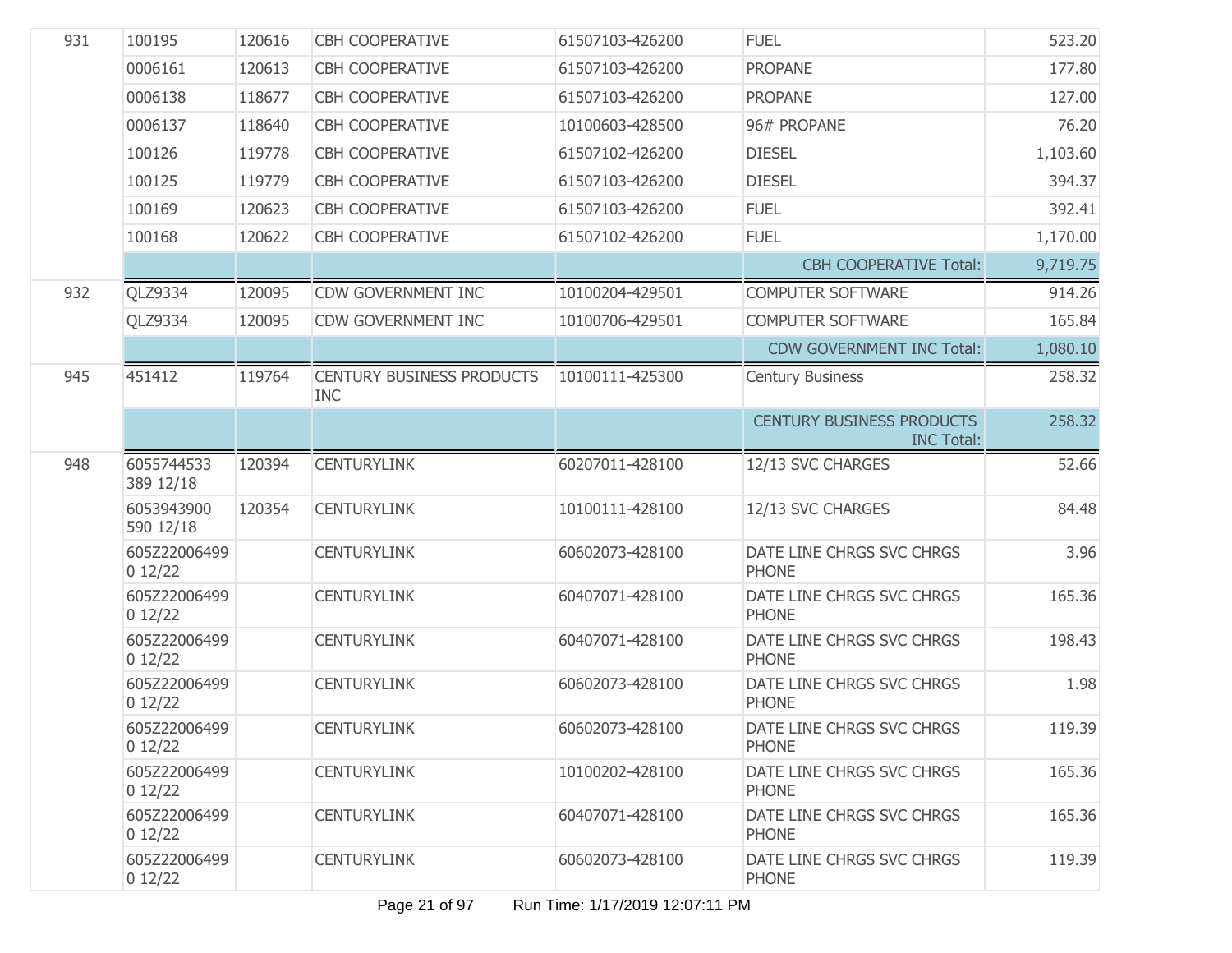| | | | | | | |
|---|---|---|---|---|---|---|
| 931 | 100195 | 120616 | CBH COOPERATIVE | 61507103-426200 | FUEL | 523.20 |
| | 0006161 | 120613 | CBH COOPERATIVE | 61507103-426200 | PROPANE | 177.80 |
| | 0006138 | 118677 | CBH COOPERATIVE | 61507103-426200 | PROPANE | 127.00 |
| | 0006137 | 118640 | CBH COOPERATIVE | 10100603-428500 | 96# PROPANE | 76.20 |
| | 100126 | 119778 | CBH COOPERATIVE | 61507102-426200 | DIESEL | 1,103.60 |
| | 100125 | 119779 | CBH COOPERATIVE | 61507103-426200 | DIESEL | 394.37 |
| | 100169 | 120623 | CBH COOPERATIVE | 61507103-426200 | FUEL | 392.41 |
| | 100168 | 120622 | CBH COOPERATIVE | 61507102-426200 | FUEL | 1,170.00 |
| | | | | | CBH COOPERATIVE Total: | 9,719.75 |
| 932 | QLZ9334 | 120095 | CDW GOVERNMENT INC | 10100204-429501 | COMPUTER SOFTWARE | 914.26 |
| | QLZ9334 | 120095 | CDW GOVERNMENT INC | 10100706-429501 | COMPUTER SOFTWARE | 165.84 |
| | | | | | CDW GOVERNMENT INC Total: | 1,080.10 |
| 945 | 451412 | 119764 | CENTURY BUSINESS PRODUCTS INC | 10100111-425300 | Century Business | 258.32 |
| | | | | | CENTURY BUSINESS PRODUCTS INC Total: | 258.32 |
| 948 | 6055744533 389 12/18 | 120394 | CENTURYLINK | 60207011-428100 | 12/13 SVC CHARGES | 52.66 |
| | 6053943900 590 12/18 | 120354 | CENTURYLINK | 10100111-428100 | 12/13 SVC CHARGES | 84.48 |
| | 605Z22006499 0 12/22 | | CENTURYLINK | 60602073-428100 | DATE LINE CHRGS SVC CHRGS PHONE | 3.96 |
| | 605Z22006499 0 12/22 | | CENTURYLINK | 60407071-428100 | DATE LINE CHRGS SVC CHRGS PHONE | 165.36 |
| | 605Z22006499 0 12/22 | | CENTURYLINK | 60407071-428100 | DATE LINE CHRGS SVC CHRGS PHONE | 198.43 |
| | 605Z22006499 0 12/22 | | CENTURYLINK | 60602073-428100 | DATE LINE CHRGS SVC CHRGS PHONE | 1.98 |
| | 605Z22006499 0 12/22 | | CENTURYLINK | 60602073-428100 | DATE LINE CHRGS SVC CHRGS PHONE | 119.39 |
| | 605Z22006499 0 12/22 | | CENTURYLINK | 10100202-428100 | DATE LINE CHRGS SVC CHRGS PHONE | 165.36 |
| | 605Z22006499 0 12/22 | | CENTURYLINK | 60407071-428100 | DATE LINE CHRGS SVC CHRGS PHONE | 165.36 |
| | 605Z22006499 0 12/22 | | CENTURYLINK | 60602073-428100 | DATE LINE CHRGS SVC CHRGS PHONE | 119.39 |

Run Time: 1/17/2019 12:07:11 PM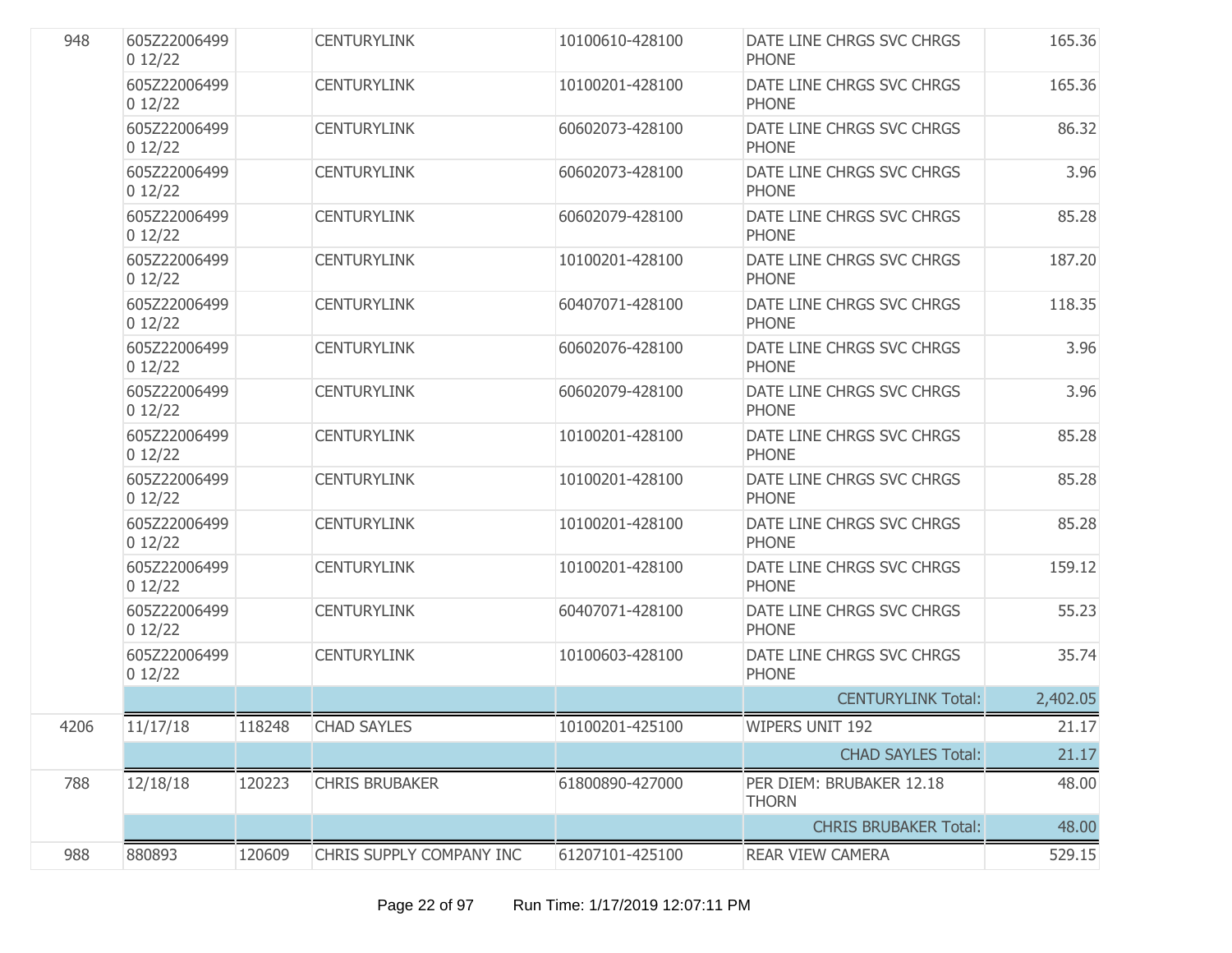| | | | | | | |
|---|---|---|---|---|---|---|
| 948 | 605Z22006499 0 12/22 | | CENTURYLINK | 10100610-428100 | DATE LINE CHRGS SVC CHRGS PHONE | 165.36 |
| | 605Z22006499 0 12/22 | | CENTURYLINK | 10100201-428100 | DATE LINE CHRGS SVC CHRGS PHONE | 165.36 |
| | 605Z22006499 0 12/22 | | CENTURYLINK | 60602073-428100 | DATE LINE CHRGS SVC CHRGS PHONE | 86.32 |
| | 605Z22006499 0 12/22 | | CENTURYLINK | 60602073-428100 | DATE LINE CHRGS SVC CHRGS PHONE | 3.96 |
| | 605Z22006499 0 12/22 | | CENTURYLINK | 60602079-428100 | DATE LINE CHRGS SVC CHRGS PHONE | 85.28 |
| | 605Z22006499 0 12/22 | | CENTURYLINK | 10100201-428100 | DATE LINE CHRGS SVC CHRGS PHONE | 187.20 |
| | 605Z22006499 0 12/22 | | CENTURYLINK | 60407071-428100 | DATE LINE CHRGS SVC CHRGS PHONE | 118.35 |
| | 605Z22006499 0 12/22 | | CENTURYLINK | 60602076-428100 | DATE LINE CHRGS SVC CHRGS PHONE | 3.96 |
| | 605Z22006499 0 12/22 | | CENTURYLINK | 60602079-428100 | DATE LINE CHRGS SVC CHRGS PHONE | 3.96 |
| | 605Z22006499 0 12/22 | | CENTURYLINK | 10100201-428100 | DATE LINE CHRGS SVC CHRGS PHONE | 85.28 |
| | 605Z22006499 0 12/22 | | CENTURYLINK | 10100201-428100 | DATE LINE CHRGS SVC CHRGS PHONE | 85.28 |
| | 605Z22006499 0 12/22 | | CENTURYLINK | 10100201-428100 | DATE LINE CHRGS SVC CHRGS PHONE | 85.28 |
| | 605Z22006499 0 12/22 | | CENTURYLINK | 10100201-428100 | DATE LINE CHRGS SVC CHRGS PHONE | 159.12 |
| | 605Z22006499 0 12/22 | | CENTURYLINK | 60407071-428100 | DATE LINE CHRGS SVC CHRGS PHONE | 55.23 |
| | 605Z22006499 0 12/22 | | CENTURYLINK | 10100603-428100 | DATE LINE CHRGS SVC CHRGS PHONE | 35.74 |
| | | | | | CENTURYLINK Total: | 2,402.05 |
| 4206 | 11/17/18 | 118248 | CHAD SAYLES | 10100201-425100 | WIPERS UNIT 192 | 21.17 |
| | | | | | CHAD SAYLES Total: | 21.17 |
| 788 | 12/18/18 | 120223 | CHRIS BRUBAKER | 61800890-427000 | PER DIEM: BRUBAKER 12.18 THORN | 48.00 |
| | | | | | CHRIS BRUBAKER Total: | 48.00 |
| 988 | 880893 | 120609 | CHRIS SUPPLY COMPANY INC | 61207101-425100 | REAR VIEW CAMERA | 529.15 |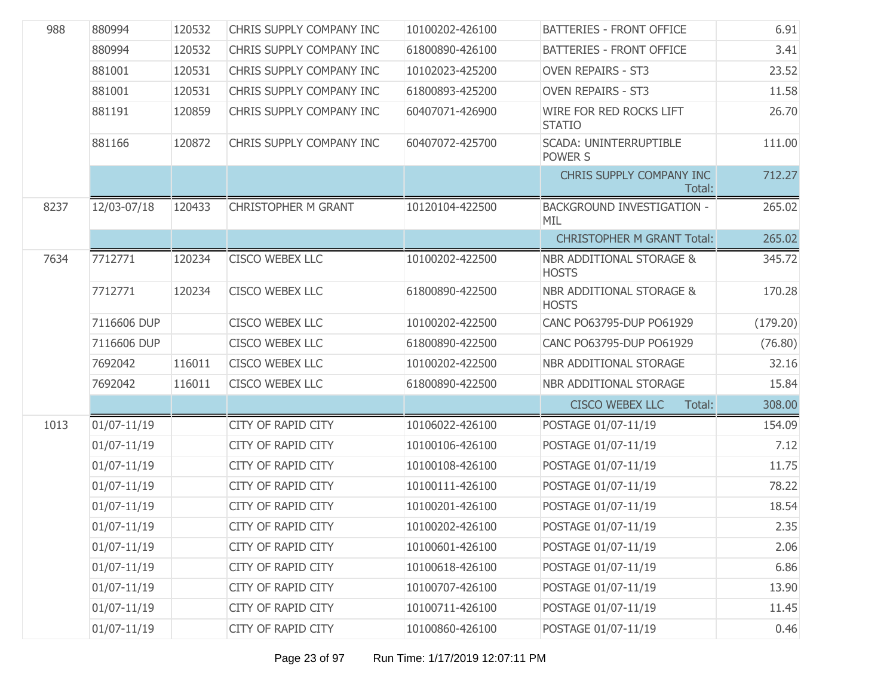| | | | | | | |
|---|---|---|---|---|---|---|
| 988 | 880994 | 120532 | CHRIS SUPPLY COMPANY INC | 10100202-426100 | BATTERIES - FRONT OFFICE | 6.91 |
| | 880994 | 120532 | CHRIS SUPPLY COMPANY INC | 61800890-426100 | BATTERIES - FRONT OFFICE | 3.41 |
| | 881001 | 120531 | CHRIS SUPPLY COMPANY INC | 10102023-425200 | OVEN REPAIRS - ST3 | 23.52 |
| | 881001 | 120531 | CHRIS SUPPLY COMPANY INC | 61800893-425200 | OVEN REPAIRS - ST3 | 11.58 |
| | 881191 | 120859 | CHRIS SUPPLY COMPANY INC | 60407071-426900 | WIRE FOR RED ROCKS LIFT STATIO | 26.70 |
| | 881166 | 120872 | CHRIS SUPPLY COMPANY INC | 60407072-425700 | SCADA: UNINTERRUPTIBLE POWER S | 111.00 |
| | | | | | CHRIS SUPPLY COMPANY INC Total: | 712.27 |
| 8237 | 12/03-07/18 | 120433 | CHRISTOPHER M GRANT | 10120104-422500 | BACKGROUND INVESTIGATION - MIL | 265.02 |
| | | | | | CHRISTOPHER M GRANT Total: | 265.02 |
| 7634 | 7712771 | 120234 | CISCO WEBEX LLC | 10100202-422500 | NBR ADDITIONAL STORAGE & HOSTS | 345.72 |
| | 7712771 | 120234 | CISCO WEBEX LLC | 61800890-422500 | NBR ADDITIONAL STORAGE & HOSTS | 170.28 |
| | 7116606 DUP | | CISCO WEBEX LLC | 10100202-422500 | CANC PO63795-DUP PO61929 | (179.20) |
| | 7116606 DUP | | CISCO WEBEX LLC | 61800890-422500 | CANC PO63795-DUP PO61929 | (76.80) |
| | 7692042 | 116011 | CISCO WEBEX LLC | 10100202-422500 | NBR ADDITIONAL STORAGE | 32.16 |
| | 7692042 | 116011 | CISCO WEBEX LLC | 61800890-422500 | NBR ADDITIONAL STORAGE | 15.84 |
| | | | | | CISCO WEBEX LLC Total: | 308.00 |
| 1013 | 01/07-11/19 | | CITY OF RAPID CITY | 10106022-426100 | POSTAGE 01/07-11/19 | 154.09 |
| | 01/07-11/19 | | CITY OF RAPID CITY | 10100106-426100 | POSTAGE 01/07-11/19 | 7.12 |
| | 01/07-11/19 | | CITY OF RAPID CITY | 10100108-426100 | POSTAGE 01/07-11/19 | 11.75 |
| | 01/07-11/19 | | CITY OF RAPID CITY | 10100111-426100 | POSTAGE 01/07-11/19 | 78.22 |
| | 01/07-11/19 | | CITY OF RAPID CITY | 10100201-426100 | POSTAGE 01/07-11/19 | 18.54 |
| | 01/07-11/19 | | CITY OF RAPID CITY | 10100202-426100 | POSTAGE 01/07-11/19 | 2.35 |
| | 01/07-11/19 | | CITY OF RAPID CITY | 10100601-426100 | POSTAGE 01/07-11/19 | 2.06 |
| | 01/07-11/19 | | CITY OF RAPID CITY | 10100618-426100 | POSTAGE 01/07-11/19 | 6.86 |
| | 01/07-11/19 | | CITY OF RAPID CITY | 10100707-426100 | POSTAGE 01/07-11/19 | 13.90 |
| | 01/07-11/19 | | CITY OF RAPID CITY | 10100711-426100 | POSTAGE 01/07-11/19 | 11.45 |
| | 01/07-11/19 | | CITY OF RAPID CITY | 10100860-426100 | POSTAGE 01/07-11/19 | 0.46 |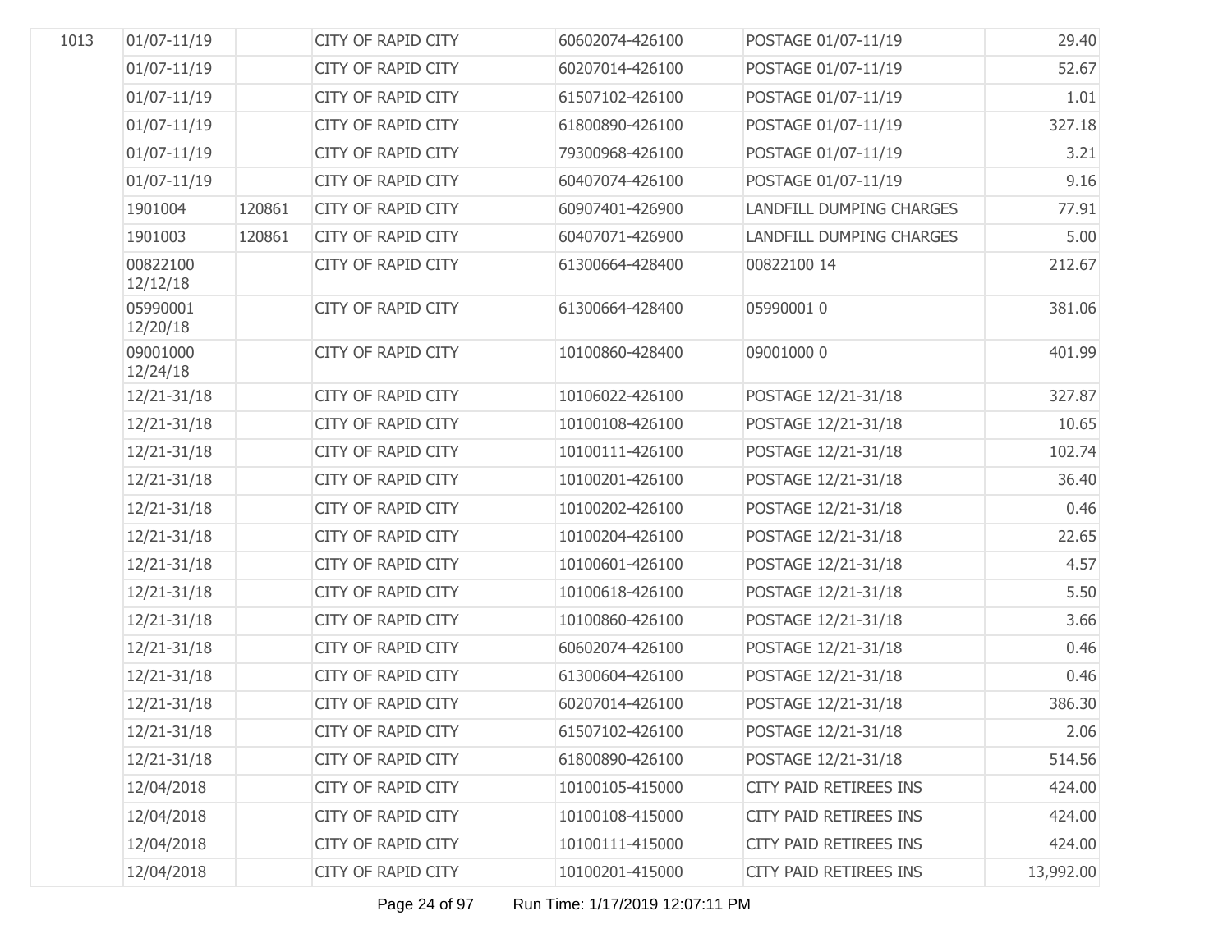| | | | | | | |
|---|---|---|---|---|---|---|
| 1013 | 01/07-11/19 | | CITY OF RAPID CITY | 60602074-426100 | POSTAGE 01/07-11/19 | 29.40 |
| | 01/07-11/19 | | CITY OF RAPID CITY | 60207014-426100 | POSTAGE 01/07-11/19 | 52.67 |
| | 01/07-11/19 | | CITY OF RAPID CITY | 61507102-426100 | POSTAGE 01/07-11/19 | 1.01 |
| | 01/07-11/19 | | CITY OF RAPID CITY | 61800890-426100 | POSTAGE 01/07-11/19 | 327.18 |
| | 01/07-11/19 | | CITY OF RAPID CITY | 79300968-426100 | POSTAGE 01/07-11/19 | 3.21 |
| | 01/07-11/19 | | CITY OF RAPID CITY | 60407074-426100 | POSTAGE 01/07-11/19 | 9.16 |
| | 1901004 | 120861 | CITY OF RAPID CITY | 60907401-426900 | LANDFILL DUMPING CHARGES | 77.91 |
| | 1901003 | 120861 | CITY OF RAPID CITY | 60407071-426900 | LANDFILL DUMPING CHARGES | 5.00 |
| | 00822100 12/12/18 | | CITY OF RAPID CITY | 61300664-428400 | 00822100 14 | 212.67 |
| | 05990001 12/20/18 | | CITY OF RAPID CITY | 61300664-428400 | 05990001 0 | 381.06 |
| | 09001000 12/24/18 | | CITY OF RAPID CITY | 10100860-428400 | 09001000 0 | 401.99 |
| | 12/21-31/18 | | CITY OF RAPID CITY | 10106022-426100 | POSTAGE 12/21-31/18 | 327.87 |
| | 12/21-31/18 | | CITY OF RAPID CITY | 10100108-426100 | POSTAGE 12/21-31/18 | 10.65 |
| | 12/21-31/18 | | CITY OF RAPID CITY | 10100111-426100 | POSTAGE 12/21-31/18 | 102.74 |
| | 12/21-31/18 | | CITY OF RAPID CITY | 10100201-426100 | POSTAGE 12/21-31/18 | 36.40 |
| | 12/21-31/18 | | CITY OF RAPID CITY | 10100202-426100 | POSTAGE 12/21-31/18 | 0.46 |
| | 12/21-31/18 | | CITY OF RAPID CITY | 10100204-426100 | POSTAGE 12/21-31/18 | 22.65 |
| | 12/21-31/18 | | CITY OF RAPID CITY | 10100601-426100 | POSTAGE 12/21-31/18 | 4.57 |
| | 12/21-31/18 | | CITY OF RAPID CITY | 10100618-426100 | POSTAGE 12/21-31/18 | 5.50 |
| | 12/21-31/18 | | CITY OF RAPID CITY | 10100860-426100 | POSTAGE 12/21-31/18 | 3.66 |
| | 12/21-31/18 | | CITY OF RAPID CITY | 60602074-426100 | POSTAGE 12/21-31/18 | 0.46 |
| | 12/21-31/18 | | CITY OF RAPID CITY | 61300604-426100 | POSTAGE 12/21-31/18 | 0.46 |
| | 12/21-31/18 | | CITY OF RAPID CITY | 60207014-426100 | POSTAGE 12/21-31/18 | 386.30 |
| | 12/21-31/18 | | CITY OF RAPID CITY | 61507102-426100 | POSTAGE 12/21-31/18 | 2.06 |
| | 12/21-31/18 | | CITY OF RAPID CITY | 61800890-426100 | POSTAGE 12/21-31/18 | 514.56 |
| | 12/04/2018 | | CITY OF RAPID CITY | 10100105-415000 | CITY PAID RETIREES INS | 424.00 |
| | 12/04/2018 | | CITY OF RAPID CITY | 10100108-415000 | CITY PAID RETIREES INS | 424.00 |
| | 12/04/2018 | | CITY OF RAPID CITY | 10100111-415000 | CITY PAID RETIREES INS | 424.00 |
| | 12/04/2018 | | CITY OF RAPID CITY | 10100201-415000 | CITY PAID RETIREES INS | 13,992.00 |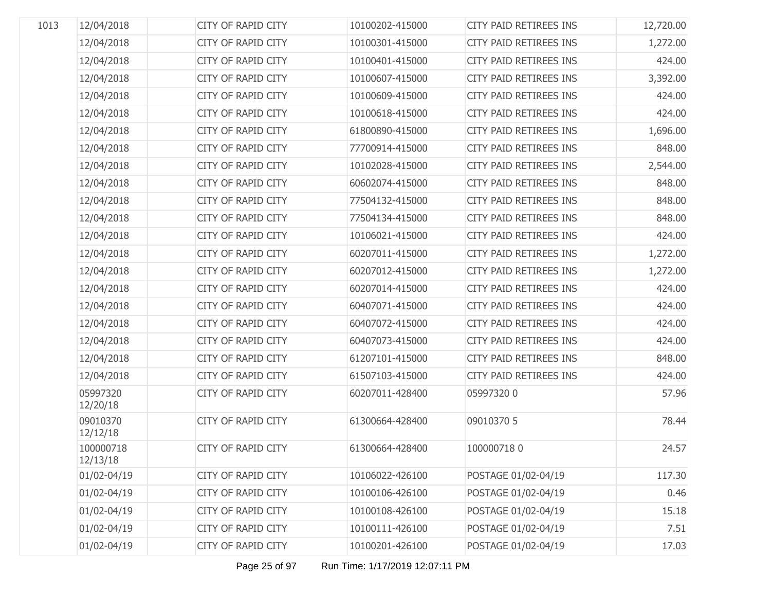| | | | | | | |
|---|---|---|---|---|---|---|
| 1013 | 12/04/2018 | | CITY OF RAPID CITY | 10100202-415000 | CITY PAID RETIREES INS | 12,720.00 |
| | 12/04/2018 | | CITY OF RAPID CITY | 10100301-415000 | CITY PAID RETIREES INS | 1,272.00 |
| | 12/04/2018 | | CITY OF RAPID CITY | 10100401-415000 | CITY PAID RETIREES INS | 424.00 |
| | 12/04/2018 | | CITY OF RAPID CITY | 10100607-415000 | CITY PAID RETIREES INS | 3,392.00 |
| | 12/04/2018 | | CITY OF RAPID CITY | 10100609-415000 | CITY PAID RETIREES INS | 424.00 |
| | 12/04/2018 | | CITY OF RAPID CITY | 10100618-415000 | CITY PAID RETIREES INS | 424.00 |
| | 12/04/2018 | | CITY OF RAPID CITY | 61800890-415000 | CITY PAID RETIREES INS | 1,696.00 |
| | 12/04/2018 | | CITY OF RAPID CITY | 77700914-415000 | CITY PAID RETIREES INS | 848.00 |
| | 12/04/2018 | | CITY OF RAPID CITY | 10102028-415000 | CITY PAID RETIREES INS | 2,544.00 |
| | 12/04/2018 | | CITY OF RAPID CITY | 60602074-415000 | CITY PAID RETIREES INS | 848.00 |
| | 12/04/2018 | | CITY OF RAPID CITY | 77504132-415000 | CITY PAID RETIREES INS | 848.00 |
| | 12/04/2018 | | CITY OF RAPID CITY | 77504134-415000 | CITY PAID RETIREES INS | 848.00 |
| | 12/04/2018 | | CITY OF RAPID CITY | 10106021-415000 | CITY PAID RETIREES INS | 424.00 |
| | 12/04/2018 | | CITY OF RAPID CITY | 60207011-415000 | CITY PAID RETIREES INS | 1,272.00 |
| | 12/04/2018 | | CITY OF RAPID CITY | 60207012-415000 | CITY PAID RETIREES INS | 1,272.00 |
| | 12/04/2018 | | CITY OF RAPID CITY | 60207014-415000 | CITY PAID RETIREES INS | 424.00 |
| | 12/04/2018 | | CITY OF RAPID CITY | 60407071-415000 | CITY PAID RETIREES INS | 424.00 |
| | 12/04/2018 | | CITY OF RAPID CITY | 60407072-415000 | CITY PAID RETIREES INS | 424.00 |
| | 12/04/2018 | | CITY OF RAPID CITY | 60407073-415000 | CITY PAID RETIREES INS | 424.00 |
| | 12/04/2018 | | CITY OF RAPID CITY | 61207101-415000 | CITY PAID RETIREES INS | 848.00 |
| | 12/04/2018 | | CITY OF RAPID CITY | 61507103-415000 | CITY PAID RETIREES INS | 424.00 |
| | 05997320 12/20/18 | | CITY OF RAPID CITY | 60207011-428400 | 05997320 0 | 57.96 |
| | 09010370 12/12/18 | | CITY OF RAPID CITY | 61300664-428400 | 09010370 5 | 78.44 |
| | 100000718 12/13/18 | | CITY OF RAPID CITY | 61300664-428400 | 100000718 0 | 24.57 |
| | 01/02-04/19 | | CITY OF RAPID CITY | 10106022-426100 | POSTAGE 01/02-04/19 | 117.30 |
| | 01/02-04/19 | | CITY OF RAPID CITY | 10100106-426100 | POSTAGE 01/02-04/19 | 0.46 |
| | 01/02-04/19 | | CITY OF RAPID CITY | 10100108-426100 | POSTAGE 01/02-04/19 | 15.18 |
| | 01/02-04/19 | | CITY OF RAPID CITY | 10100111-426100 | POSTAGE 01/02-04/19 | 7.51 |
| | 01/02-04/19 | | CITY OF RAPID CITY | 10100201-426100 | POSTAGE 01/02-04/19 | 17.03 |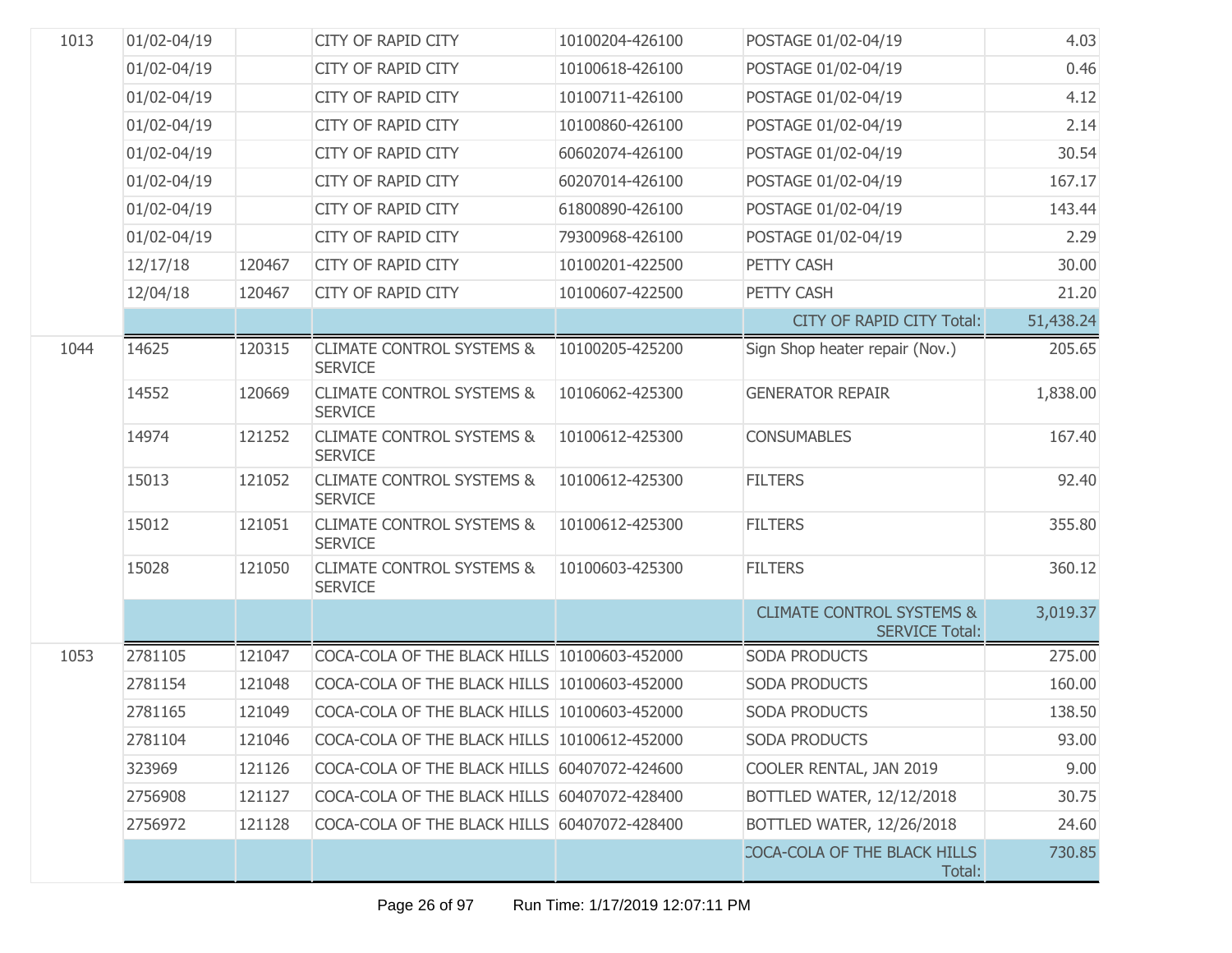| | | | | | | |
|---|---|---|---|---|---|---|
| 1013 | 01/02-04/19 | | CITY OF RAPID CITY | 10100204-426100 | POSTAGE 01/02-04/19 | 4.03 |
| | 01/02-04/19 | | CITY OF RAPID CITY | 10100618-426100 | POSTAGE 01/02-04/19 | 0.46 |
| | 01/02-04/19 | | CITY OF RAPID CITY | 10100711-426100 | POSTAGE 01/02-04/19 | 4.12 |
| | 01/02-04/19 | | CITY OF RAPID CITY | 10100860-426100 | POSTAGE 01/02-04/19 | 2.14 |
| | 01/02-04/19 | | CITY OF RAPID CITY | 60602074-426100 | POSTAGE 01/02-04/19 | 30.54 |
| | 01/02-04/19 | | CITY OF RAPID CITY | 60207014-426100 | POSTAGE 01/02-04/19 | 167.17 |
| | 01/02-04/19 | | CITY OF RAPID CITY | 61800890-426100 | POSTAGE 01/02-04/19 | 143.44 |
| | 01/02-04/19 | | CITY OF RAPID CITY | 79300968-426100 | POSTAGE 01/02-04/19 | 2.29 |
| | 12/17/18 | 120467 | CITY OF RAPID CITY | 10100201-422500 | PETTY CASH | 30.00 |
| | 12/04/18 | 120467 | CITY OF RAPID CITY | 10100607-422500 | PETTY CASH | 21.20 |
| | | | | | CITY OF RAPID CITY Total: | 51,438.24 |
| 1044 | 14625 | 120315 | CLIMATE CONTROL SYSTEMS & SERVICE | 10100205-425200 | Sign Shop heater repair (Nov.) | 205.65 |
| | 14552 | 120669 | CLIMATE CONTROL SYSTEMS & SERVICE | 10106062-425300 | GENERATOR REPAIR | 1,838.00 |
| | 14974 | 121252 | CLIMATE CONTROL SYSTEMS & SERVICE | 10100612-425300 | CONSUMABLES | 167.40 |
| | 15013 | 121052 | CLIMATE CONTROL SYSTEMS & SERVICE | 10100612-425300 | FILTERS | 92.40 |
| | 15012 | 121051 | CLIMATE CONTROL SYSTEMS & SERVICE | 10100612-425300 | FILTERS | 355.80 |
| | 15028 | 121050 | CLIMATE CONTROL SYSTEMS & SERVICE | 10100603-425300 | FILTERS | 360.12 |
| | | | | | CLIMATE CONTROL SYSTEMS & SERVICE Total: | 3,019.37 |
| 1053 | 2781105 | 121047 | COCA-COLA OF THE BLACK HILLS | 10100603-452000 | SODA PRODUCTS | 275.00 |
| | 2781154 | 121048 | COCA-COLA OF THE BLACK HILLS | 10100603-452000 | SODA PRODUCTS | 160.00 |
| | 2781165 | 121049 | COCA-COLA OF THE BLACK HILLS | 10100603-452000 | SODA PRODUCTS | 138.50 |
| | 2781104 | 121046 | COCA-COLA OF THE BLACK HILLS | 10100612-452000 | SODA PRODUCTS | 93.00 |
| | 323969 | 121126 | COCA-COLA OF THE BLACK HILLS | 60407072-424600 | COOLER RENTAL, JAN 2019 | 9.00 |
| | 2756908 | 121127 | COCA-COLA OF THE BLACK HILLS | 60407072-428400 | BOTTLED WATER, 12/12/2018 | 30.75 |
| | 2756972 | 121128 | COCA-COLA OF THE BLACK HILLS | 60407072-428400 | BOTTLED WATER, 12/26/2018 | 24.60 |
| | | | | | COCA-COLA OF THE BLACK HILLS Total: | 730.85 |

Run Time: 1/17/2019 12:07:11 PM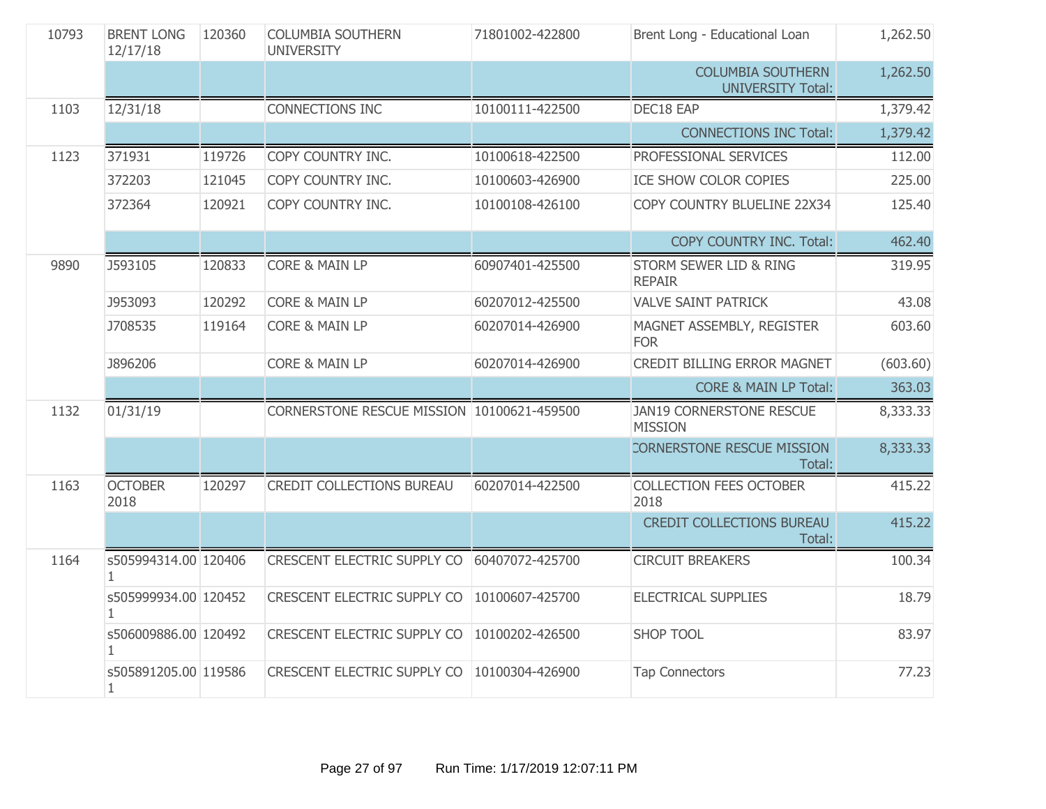| | | | | | | |
|---|---|---|---|---|---|---|
| 10793 | BRENT LONG 12/17/18 | 120360 | COLUMBIA SOUTHERN UNIVERSITY | 71801002-422800 | Brent Long - Educational Loan | 1,262.50 |
| | | | | | COLUMBIA SOUTHERN UNIVERSITY Total: | 1,262.50 |
| 1103 | 12/31/18 | | CONNECTIONS INC | 10100111-422500 | DEC18 EAP | 1,379.42 |
| | | | | | CONNECTIONS INC Total: | 1,379.42 |
| 1123 | 371931 | 119726 | COPY COUNTRY INC. | 10100618-422500 | PROFESSIONAL SERVICES | 112.00 |
| | 372203 | 121045 | COPY COUNTRY INC. | 10100603-426900 | ICE SHOW COLOR COPIES | 225.00 |
| | 372364 | 120921 | COPY COUNTRY INC. | 10100108-426100 | COPY COUNTRY BLUELINE 22X34 | 125.40 |
| | | | | | COPY COUNTRY INC. Total: | 462.40 |
| 9890 | J593105 | 120833 | CORE & MAIN LP | 60907401-425500 | STORM SEWER LID & RING REPAIR | 319.95 |
| | J953093 | 120292 | CORE & MAIN LP | 60207012-425500 | VALVE SAINT PATRICK | 43.08 |
| | J708535 | 119164 | CORE & MAIN LP | 60207014-426900 | MAGNET ASSEMBLY, REGISTER FOR | 603.60 |
| | J896206 | | CORE & MAIN LP | 60207014-426900 | CREDIT BILLING ERROR MAGNET | (603.60) |
| | | | | | CORE & MAIN LP Total: | 363.03 |
| 1132 | 01/31/19 | | CORNERSTONE RESCUE MISSION | 10100621-459500 | JAN19 CORNERSTONE RESCUE MISSION | 8,333.33 |
| | | | | | CORNERSTONE RESCUE MISSION Total: | 8,333.33 |
| 1163 | OCTOBER 2018 | 120297 | CREDIT COLLECTIONS BUREAU | 60207014-422500 | COLLECTION FEES OCTOBER 2018 | 415.22 |
| | | | | | CREDIT COLLECTIONS BUREAU Total: | 415.22 |
| 1164 | s505994314.001 | 120406 | CRESCENT ELECTRIC SUPPLY CO | 60407072-425700 | CIRCUIT BREAKERS | 100.34 |
| | s505999934.001 | 120452 | CRESCENT ELECTRIC SUPPLY CO | 10100607-425700 | ELECTRICAL SUPPLIES | 18.79 |
| | s506009886.001 | 120492 | CRESCENT ELECTRIC SUPPLY CO | 10100202-426500 | SHOP TOOL | 83.97 |
| | s505891205.001 | 119586 | CRESCENT ELECTRIC SUPPLY CO | 10100304-426900 | Tap Connectors | 77.23 |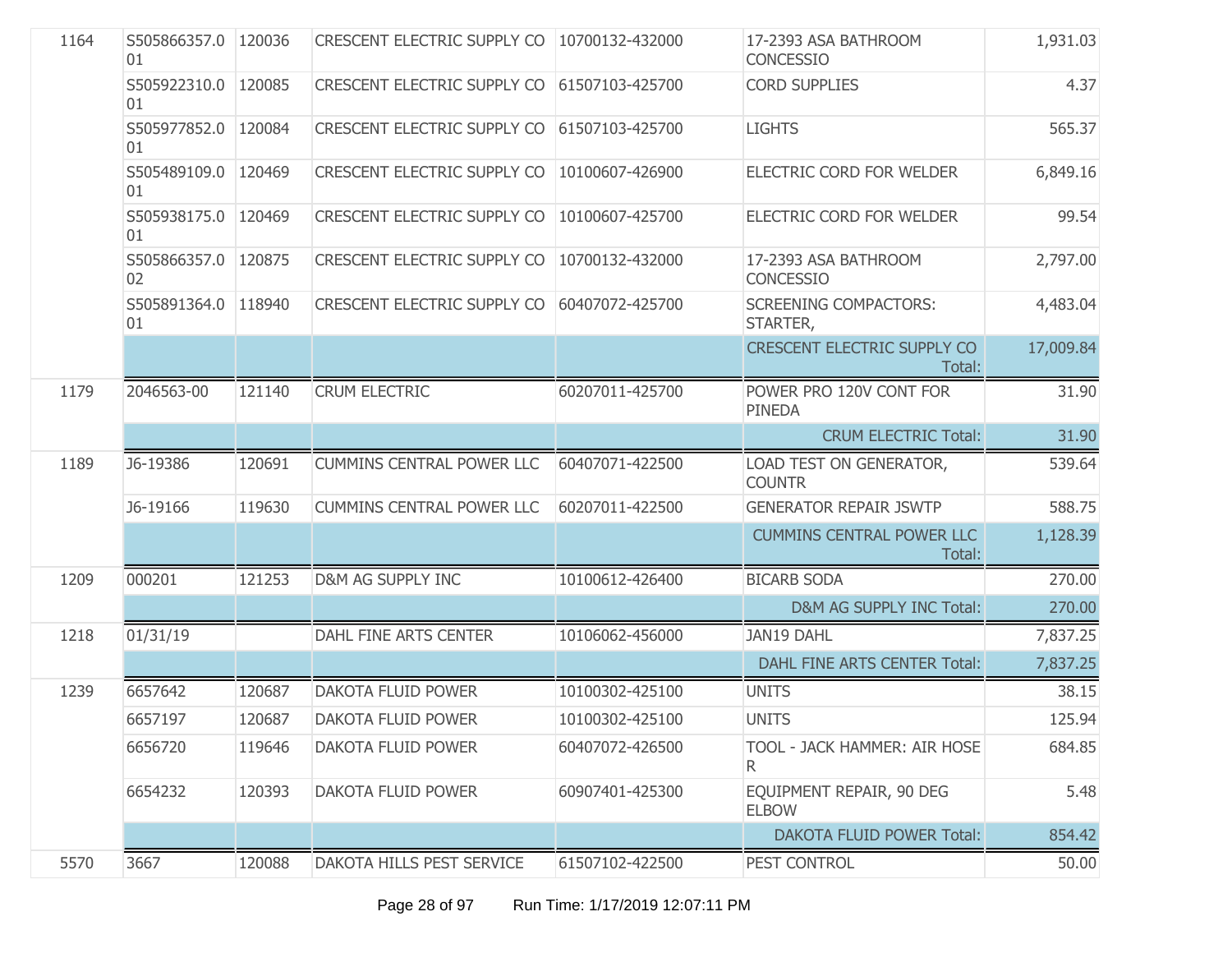| | | | | | | |
|---|---|---|---|---|---|---|
| 1164 | S505866357.001 | 120036 | CRESCENT ELECTRIC SUPPLY CO | 10700132-432000 | 17-2393 ASA BATHROOM CONCESSIO | 1,931.03 |
| | S505922310.001 | 120085 | CRESCENT ELECTRIC SUPPLY CO | 61507103-425700 | CORD SUPPLIES | 4.37 |
| | S505977852.001 | 120084 | CRESCENT ELECTRIC SUPPLY CO | 61507103-425700 | LIGHTS | 565.37 |
| | S505489109.001 | 120469 | CRESCENT ELECTRIC SUPPLY CO | 10100607-426900 | ELECTRIC CORD FOR WELDER | 6,849.16 |
| | S505938175.001 | 120469 | CRESCENT ELECTRIC SUPPLY CO | 10100607-425700 | ELECTRIC CORD FOR WELDER | 99.54 |
| | S505866357.002 | 120875 | CRESCENT ELECTRIC SUPPLY CO | 10700132-432000 | 17-2393 ASA BATHROOM CONCESSIO | 2,797.00 |
| | S505891364.001 | 118940 | CRESCENT ELECTRIC SUPPLY CO | 60407072-425700 | SCREENING COMPACTORS: STARTER, | 4,483.04 |
| | | | | | CRESCENT ELECTRIC SUPPLY CO Total: | 17,009.84 |
| 1179 | 2046563-00 | 121140 | CRUM ELECTRIC | 60207011-425700 | POWER PRO 120V CONT FOR PINEDA | 31.90 |
| | | | | | CRUM ELECTRIC Total: | 31.90 |
| 1189 | J6-19386 | 120691 | CUMMINS CENTRAL POWER LLC | 60407071-422500 | LOAD TEST ON GENERATOR, COUNTR | 539.64 |
| | J6-19166 | 119630 | CUMMINS CENTRAL POWER LLC | 60207011-422500 | GENERATOR REPAIR JSWTP | 588.75 |
| | | | | | CUMMINS CENTRAL POWER LLC Total: | 1,128.39 |
| 1209 | 000201 | 121253 | D&M AG SUPPLY INC | 10100612-426400 | BICARB SODA | 270.00 |
| | | | | | D&M AG SUPPLY INC Total: | 270.00 |
| 1218 | 01/31/19 | | DAHL FINE ARTS CENTER | 10106062-456000 | JAN19 DAHL | 7,837.25 |
| | | | | | DAHL FINE ARTS CENTER Total: | 7,837.25 |
| 1239 | 6657642 | 120687 | DAKOTA FLUID POWER | 10100302-425100 | UNITS | 38.15 |
| | 6657197 | 120687 | DAKOTA FLUID POWER | 10100302-425100 | UNITS | 125.94 |
| | 6656720 | 119646 | DAKOTA FLUID POWER | 60407072-426500 | TOOL - JACK HAMMER: AIR HOSE R | 684.85 |
| | 6654232 | 120393 | DAKOTA FLUID POWER | 60907401-425300 | EQUIPMENT REPAIR, 90 DEG ELBOW | 5.48 |
| | | | | | DAKOTA FLUID POWER Total: | 854.42 |
| 5570 | 3667 | 120088 | DAKOTA HILLS PEST SERVICE | 61507102-422500 | PEST CONTROL | 50.00 |

Run Time: 1/17/2019 12:07:11 PM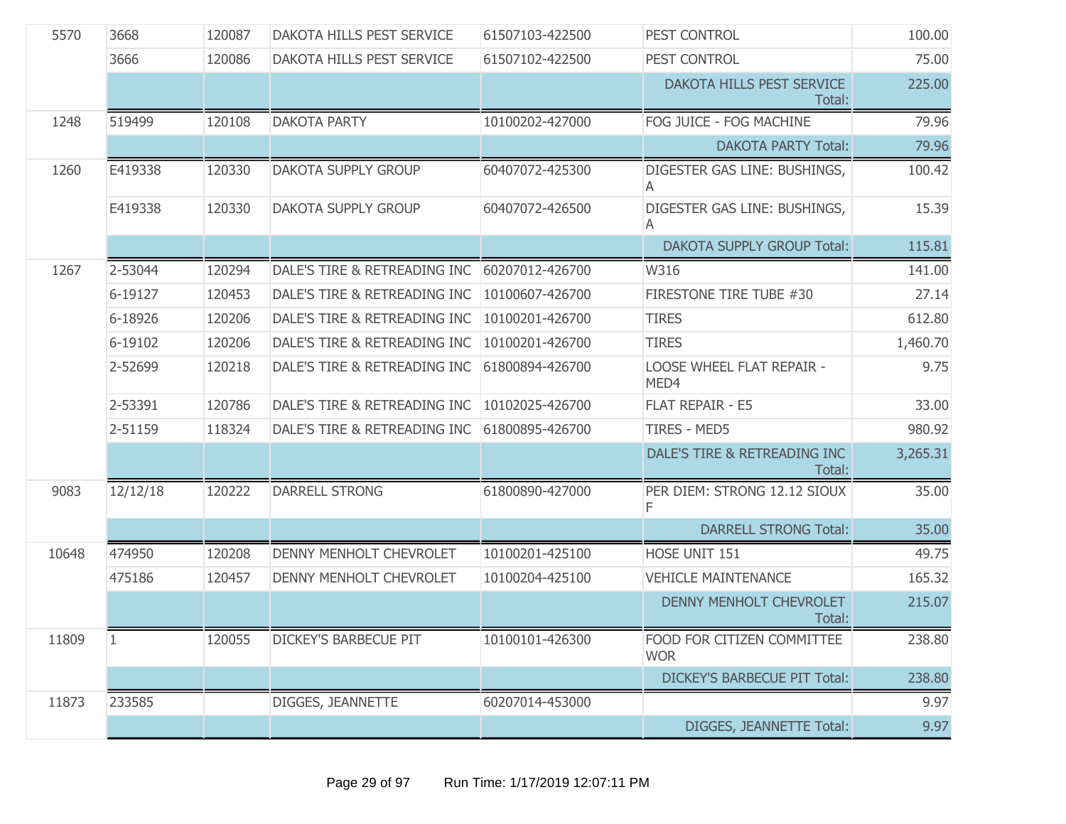| | | | | | | |
|---|---|---|---|---|---|---|
| 5570 | 3668 | 120087 | DAKOTA HILLS PEST SERVICE | 61507103-422500 | PEST CONTROL | 100.00 |
| | 3666 | 120086 | DAKOTA HILLS PEST SERVICE | 61507102-422500 | PEST CONTROL | 75.00 |
| | | | | | DAKOTA HILLS PEST SERVICE Total: | 225.00 |
| 1248 | 519499 | 120108 | DAKOTA PARTY | 10100202-427000 | FOG JUICE - FOG MACHINE | 79.96 |
| | | | | | DAKOTA PARTY Total: | 79.96 |
| 1260 | E419338 | 120330 | DAKOTA SUPPLY GROUP | 60407072-425300 | DIGESTER GAS LINE: BUSHINGS, A | 100.42 |
| | E419338 | 120330 | DAKOTA SUPPLY GROUP | 60407072-426500 | DIGESTER GAS LINE: BUSHINGS, A | 15.39 |
| | | | | | DAKOTA SUPPLY GROUP Total: | 115.81 |
| 1267 | 2-53044 | 120294 | DALE'S TIRE & RETREADING INC | 60207012-426700 | W316 | 141.00 |
| | 6-19127 | 120453 | DALE'S TIRE & RETREADING INC | 10100607-426700 | FIRESTONE TIRE TUBE #30 | 27.14 |
| | 6-18926 | 120206 | DALE'S TIRE & RETREADING INC | 10100201-426700 | TIRES | 612.80 |
| | 6-19102 | 120206 | DALE'S TIRE & RETREADING INC | 10100201-426700 | TIRES | 1,460.70 |
| | 2-52699 | 120218 | DALE'S TIRE & RETREADING INC | 61800894-426700 | LOOSE WHEEL FLAT REPAIR - MED4 | 9.75 |
| | 2-53391 | 120786 | DALE'S TIRE & RETREADING INC | 10102025-426700 | FLAT REPAIR - E5 | 33.00 |
| | 2-51159 | 118324 | DALE'S TIRE & RETREADING INC | 61800895-426700 | TIRES - MED5 | 980.92 |
| | | | | | DALE'S TIRE & RETREADING INC Total: | 3,265.31 |
| 9083 | 12/12/18 | 120222 | DARRELL STRONG | 61800890-427000 | PER DIEM: STRONG 12.12 SIOUX F | 35.00 |
| | | | | | DARRELL STRONG Total: | 35.00 |
| 10648 | 474950 | 120208 | DENNY MENHOLT CHEVROLET | 10100201-425100 | HOSE UNIT 151 | 49.75 |
| | 475186 | 120457 | DENNY MENHOLT CHEVROLET | 10100204-425100 | VEHICLE MAINTENANCE | 165.32 |
| | | | | | DENNY MENHOLT CHEVROLET Total: | 215.07 |
| 11809 | 1 | 120055 | DICKEY'S BARBECUE PIT | 10100101-426300 | FOOD FOR CITIZEN COMMITTEE WOR | 238.80 |
| | | | | | DICKEY'S BARBECUE PIT Total: | 238.80 |
| 11873 | 233585 | | DIGGES, JEANNETTE | 60207014-453000 | | 9.97 |
| | | | | | DIGGES, JEANNETTE Total: | 9.97 |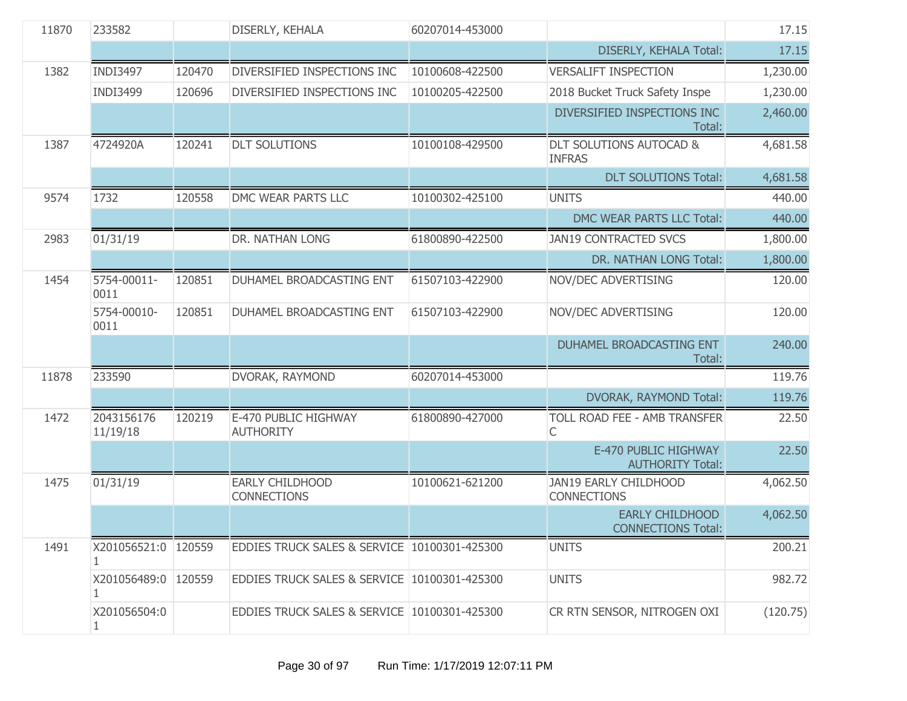| | | | | | | |
|---|---|---|---|---|---|---|
| 11870 | 233582 | | DISERLY, KEHALA | 60207014-453000 | | 17.15 |
| | | | | | DISERLY, KEHALA Total: | 17.15 |
| 1382 | INDI3497 | 120470 | DIVERSIFIED INSPECTIONS INC | 10100608-422500 | VERSALIFT INSPECTION | 1,230.00 |
| | INDI3499 | 120696 | DIVERSIFIED INSPECTIONS INC | 10100205-422500 | 2018 Bucket Truck Safety Inspe | 1,230.00 |
| | | | | | DIVERSIFIED INSPECTIONS INC Total: | 2,460.00 |
| 1387 | 4724920A | 120241 | DLT SOLUTIONS | 10100108-429500 | DLT SOLUTIONS AUTOCAD & INFRAS | 4,681.58 |
| | | | | | DLT SOLUTIONS Total: | 4,681.58 |
| 9574 | 1732 | 120558 | DMC WEAR PARTS LLC | 10100302-425100 | UNITS | 440.00 |
| | | | | | DMC WEAR PARTS LLC Total: | 440.00 |
| 2983 | 01/31/19 | | DR. NATHAN LONG | 61800890-422500 | JAN19 CONTRACTED SVCS | 1,800.00 |
| | | | | | DR. NATHAN LONG Total: | 1,800.00 |
| 1454 | 5754-00011-0011 | 120851 | DUHAMEL BROADCASTING ENT | 61507103-422900 | NOV/DEC ADVERTISING | 120.00 |
| | 5754-00010-0011 | 120851 | DUHAMEL BROADCASTING ENT | 61507103-422900 | NOV/DEC ADVERTISING | 120.00 |
| | | | | | DUHAMEL BROADCASTING ENT Total: | 240.00 |
| 11878 | 233590 | | DVORAK, RAYMOND | 60207014-453000 | | 119.76 |
| | | | | | DVORAK, RAYMOND Total: | 119.76 |
| 1472 | 2043156176 11/19/18 | 120219 | E-470 PUBLIC HIGHWAY AUTHORITY | 61800890-427000 | TOLL ROAD FEE - AMB TRANSFER C | 22.50 |
| | | | | | E-470 PUBLIC HIGHWAY AUTHORITY Total: | 22.50 |
| 1475 | 01/31/19 | | EARLY CHILDHOOD CONNECTIONS | 10100621-621200 | JAN19 EARLY CHILDHOOD CONNECTIONS | 4,062.50 |
| | | | | | EARLY CHILDHOOD CONNECTIONS Total: | 4,062.50 |
| 1491 | X201056521:01 | 120559 | EDDIES TRUCK SALES & SERVICE | 10100301-425300 | UNITS | 200.21 |
| | X201056489:01 | 120559 | EDDIES TRUCK SALES & SERVICE | 10100301-425300 | UNITS | 982.72 |
| | X201056504:01 | | EDDIES TRUCK SALES & SERVICE | 10100301-425300 | CR RTN SENSOR, NITROGEN OXI | (120.75) |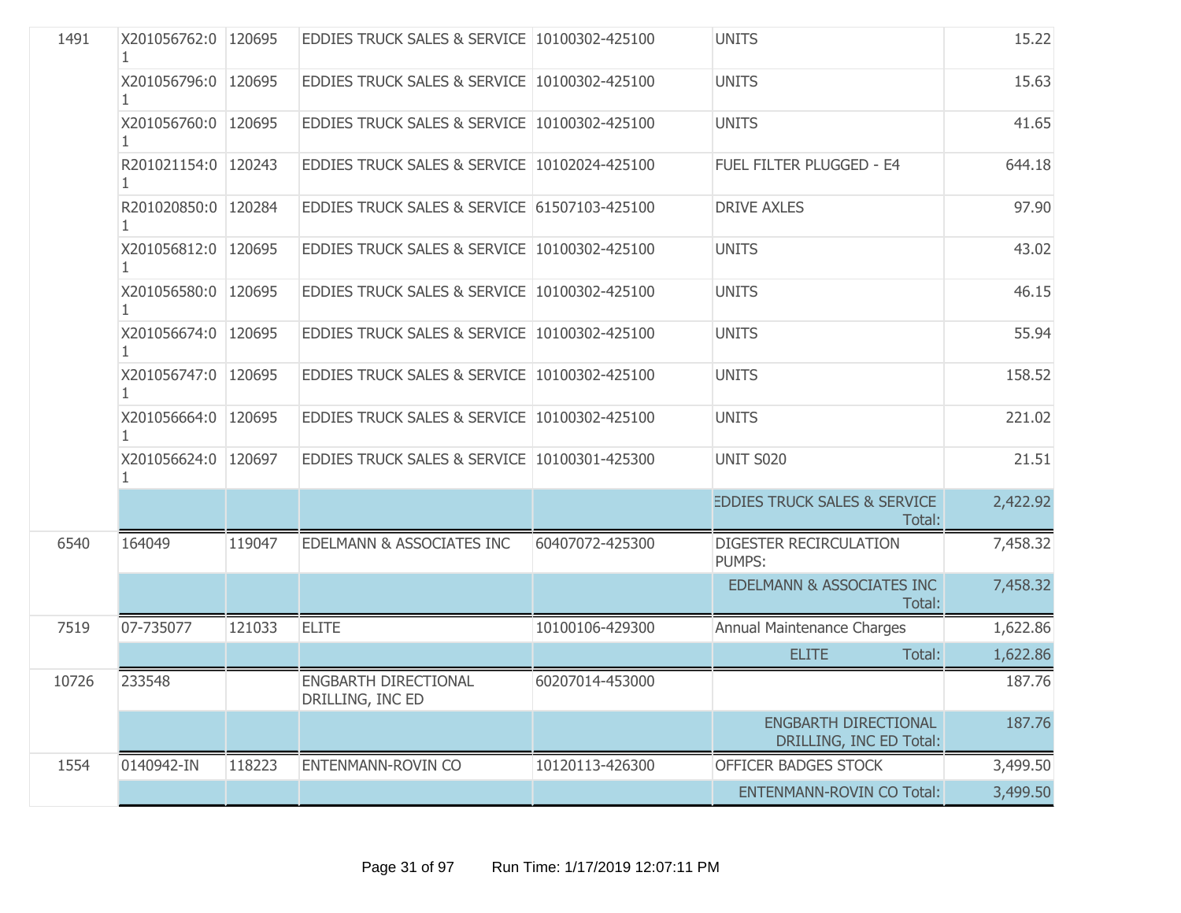| | | | | | | |
|---|---|---|---|---|---|---|
| 1491 | X201056762:01 | 120695 | EDDIES TRUCK SALES & SERVICE | 10100302-425100 | UNITS | 15.22 |
| | X201056796:01 | 120695 | EDDIES TRUCK SALES & SERVICE | 10100302-425100 | UNITS | 15.63 |
| | X201056760:01 | 120695 | EDDIES TRUCK SALES & SERVICE | 10100302-425100 | UNITS | 41.65 |
| | R201021154:01 | 120243 | EDDIES TRUCK SALES & SERVICE | 10102024-425100 | FUEL FILTER PLUGGED - E4 | 644.18 |
| | R201020850:01 | 120284 | EDDIES TRUCK SALES & SERVICE | 61507103-425100 | DRIVE AXLES | 97.90 |
| | X201056812:01 | 120695 | EDDIES TRUCK SALES & SERVICE | 10100302-425100 | UNITS | 43.02 |
| | X201056580:01 | 120695 | EDDIES TRUCK SALES & SERVICE | 10100302-425100 | UNITS | 46.15 |
| | X201056674:01 | 120695 | EDDIES TRUCK SALES & SERVICE | 10100302-425100 | UNITS | 55.94 |
| | X201056747:01 | 120695 | EDDIES TRUCK SALES & SERVICE | 10100302-425100 | UNITS | 158.52 |
| | X201056664:01 | 120695 | EDDIES TRUCK SALES & SERVICE | 10100302-425100 | UNITS | 221.02 |
| | X201056624:01 | 120697 | EDDIES TRUCK SALES & SERVICE | 10100301-425300 | UNIT S020 | 21.51 |
| | | | | | EDDIES TRUCK SALES & SERVICE Total: | 2,422.92 |
| 6540 | 164049 | 119047 | EDELMANN & ASSOCIATES INC | 60407072-425300 | DIGESTER RECIRCULATION PUMPS: | 7,458.32 |
| | | | | | EDELMANN & ASSOCIATES INC Total: | 7,458.32 |
| 7519 | 07-735077 | 121033 | ELITE | 10100106-429300 | Annual Maintenance Charges | 1,622.86 |
| | | | | | ELITE Total: | 1,622.86 |
| 10726 | 233548 | | ENGBARTH DIRECTIONAL DRILLING, INC ED | 60207014-453000 | | 187.76 |
| | | | | | ENGBARTH DIRECTIONAL DRILLING, INC ED Total: | 187.76 |
| 1554 | 0140942-IN | 118223 | ENTENMANN-ROVIN CO | 10120113-426300 | OFFICER BADGES STOCK | 3,499.50 |
| | | | | | ENTENMANN-ROVIN CO Total: | 3,499.50 |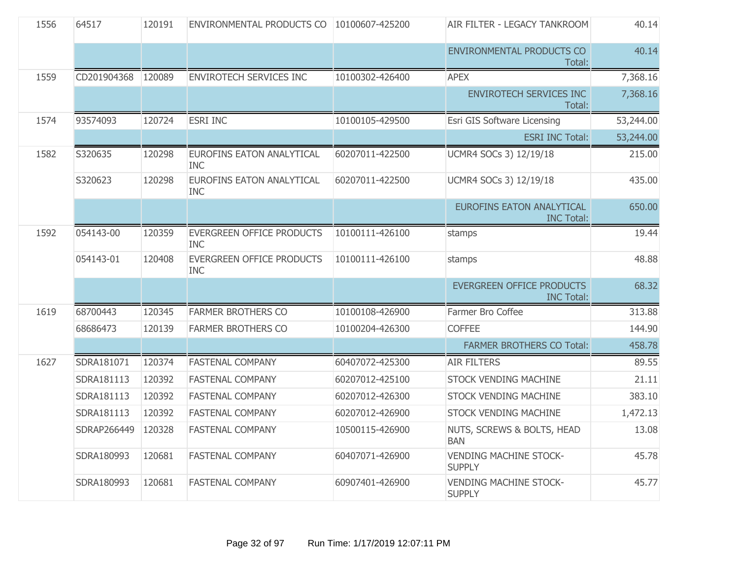| | | | | | | |
|---|---|---|---|---|---|---|
| 1556 | 64517 | 120191 | ENVIRONMENTAL PRODUCTS CO | 10100607-425200 | AIR FILTER - LEGACY TANKROOM | 40.14 |
| | | | | | ENVIRONMENTAL PRODUCTS CO Total: | 40.14 |
| 1559 | CD201904368 | 120089 | ENVIROTECH SERVICES INC | 10100302-426400 | APEX | 7,368.16 |
| | | | | | ENVIROTECH SERVICES INC Total: | 7,368.16 |
| 1574 | 93574093 | 120724 | ESRI INC | 10100105-429500 | Esri GIS Software Licensing | 53,244.00 |
| | | | | | ESRI INC Total: | 53,244.00 |
| 1582 | S320635 | 120298 | EUROFINS EATON ANALYTICAL INC | 60207011-422500 | UCMR4 SOCs 3) 12/19/18 | 215.00 |
| | S320623 | 120298 | EUROFINS EATON ANALYTICAL INC | 60207011-422500 | UCMR4 SOCs 3) 12/19/18 | 435.00 |
| | | | | | EUROFINS EATON ANALYTICAL INC Total: | 650.00 |
| 1592 | 054143-00 | 120359 | EVERGREEN OFFICE PRODUCTS INC | 10100111-426100 | stamps | 19.44 |
| | 054143-01 | 120408 | EVERGREEN OFFICE PRODUCTS INC | 10100111-426100 | stamps | 48.88 |
| | | | | | EVERGREEN OFFICE PRODUCTS INC Total: | 68.32 |
| 1619 | 68700443 | 120345 | FARMER BROTHERS CO | 10100108-426900 | Farmer Bro Coffee | 313.88 |
| | 68686473 | 120139 | FARMER BROTHERS CO | 10100204-426300 | COFFEE | 144.90 |
| | | | | | FARMER BROTHERS CO Total: | 458.78 |
| 1627 | SDRA181071 | 120374 | FASTENAL COMPANY | 60407072-425300 | AIR FILTERS | 89.55 |
| | SDRA181113 | 120392 | FASTENAL COMPANY | 60207012-425100 | STOCK VENDING MACHINE | 21.11 |
| | SDRA181113 | 120392 | FASTENAL COMPANY | 60207012-426300 | STOCK VENDING MACHINE | 383.10 |
| | SDRA181113 | 120392 | FASTENAL COMPANY | 60207012-426900 | STOCK VENDING MACHINE | 1,472.13 |
| | SDRAP266449 | 120328 | FASTENAL COMPANY | 10500115-426900 | NUTS, SCREWS & BOLTS, HEAD BAN | 13.08 |
| | SDRA180993 | 120681 | FASTENAL COMPANY | 60407071-426900 | VENDING MACHINE STOCK-SUPPLY | 45.78 |
| | SDRA180993 | 120681 | FASTENAL COMPANY | 60907401-426900 | VENDING MACHINE STOCK-SUPPLY | 45.77 |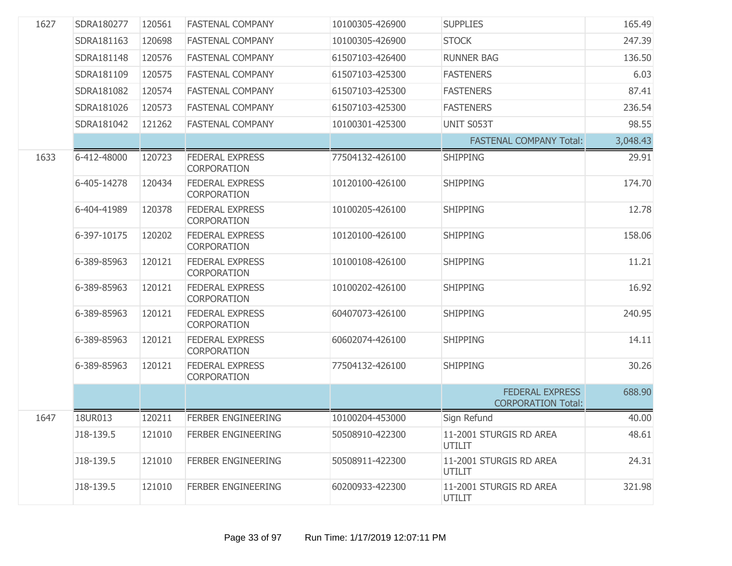| | | | | | | |
|---|---|---|---|---|---|---|
| 1627 | SDRA180277 | 120561 | FASTENAL COMPANY | 10100305-426900 | SUPPLIES | 165.49 |
| | SDRA181163 | 120698 | FASTENAL COMPANY | 10100305-426900 | STOCK | 247.39 |
| | SDRA181148 | 120576 | FASTENAL COMPANY | 61507103-426400 | RUNNER BAG | 136.50 |
| | SDRA181109 | 120575 | FASTENAL COMPANY | 61507103-425300 | FASTENERS | 6.03 |
| | SDRA181082 | 120574 | FASTENAL COMPANY | 61507103-425300 | FASTENERS | 87.41 |
| | SDRA181026 | 120573 | FASTENAL COMPANY | 61507103-425300 | FASTENERS | 236.54 |
| | SDRA181042 | 121262 | FASTENAL COMPANY | 10100301-425300 | UNIT S053T | 98.55 |
| | | | | | FASTENAL COMPANY Total: | 3,048.43 |
| 1633 | 6-412-48000 | 120723 | FEDERAL EXPRESS CORPORATION | 77504132-426100 | SHIPPING | 29.91 |
| | 6-405-14278 | 120434 | FEDERAL EXPRESS CORPORATION | 10120100-426100 | SHIPPING | 174.70 |
| | 6-404-41989 | 120378 | FEDERAL EXPRESS CORPORATION | 10100205-426100 | SHIPPING | 12.78 |
| | 6-397-10175 | 120202 | FEDERAL EXPRESS CORPORATION | 10120100-426100 | SHIPPING | 158.06 |
| | 6-389-85963 | 120121 | FEDERAL EXPRESS CORPORATION | 10100108-426100 | SHIPPING | 11.21 |
| | 6-389-85963 | 120121 | FEDERAL EXPRESS CORPORATION | 10100202-426100 | SHIPPING | 16.92 |
| | 6-389-85963 | 120121 | FEDERAL EXPRESS CORPORATION | 60407073-426100 | SHIPPING | 240.95 |
| | 6-389-85963 | 120121 | FEDERAL EXPRESS CORPORATION | 60602074-426100 | SHIPPING | 14.11 |
| | 6-389-85963 | 120121 | FEDERAL EXPRESS CORPORATION | 77504132-426100 | SHIPPING | 30.26 |
| | | | | | FEDERAL EXPRESS CORPORATION Total: | 688.90 |
| 1647 | 18UR013 | 120211 | FERBER ENGINEERING | 10100204-453000 | Sign Refund | 40.00 |
| | J18-139.5 | 121010 | FERBER ENGINEERING | 50508910-422300 | 11-2001 STURGIS RD AREA UTILIT | 48.61 |
| | J18-139.5 | 121010 | FERBER ENGINEERING | 50508911-422300 | 11-2001 STURGIS RD AREA UTILIT | 24.31 |
| | J18-139.5 | 121010 | FERBER ENGINEERING | 60200933-422300 | 11-2001 STURGIS RD AREA UTILIT | 321.98 |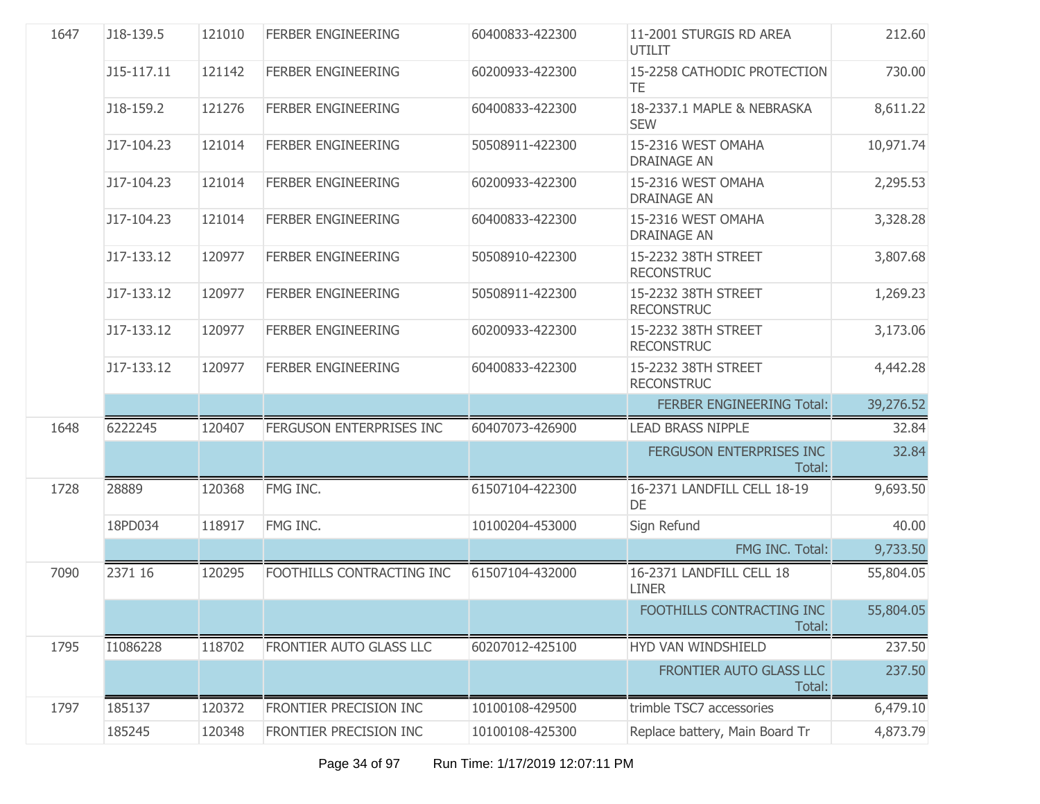| | | | | | | |
|---|---|---|---|---|---|---|
| 1647 | J18-139.5 | 121010 | FERBER ENGINEERING | 60400833-422300 | 11-2001 STURGIS RD AREA UTILIT | 212.60 |
| | J15-117.11 | 121142 | FERBER ENGINEERING | 60200933-422300 | 15-2258 CATHODIC PROTECTION TE | 730.00 |
| | J18-159.2 | 121276 | FERBER ENGINEERING | 60400833-422300 | 18-2337.1 MAPLE & NEBRASKA SEW | 8,611.22 |
| | J17-104.23 | 121014 | FERBER ENGINEERING | 50508911-422300 | 15-2316 WEST OMAHA DRAINAGE AN | 10,971.74 |
| | J17-104.23 | 121014 | FERBER ENGINEERING | 60200933-422300 | 15-2316 WEST OMAHA DRAINAGE AN | 2,295.53 |
| | J17-104.23 | 121014 | FERBER ENGINEERING | 60400833-422300 | 15-2316 WEST OMAHA DRAINAGE AN | 3,328.28 |
| | J17-133.12 | 120977 | FERBER ENGINEERING | 50508910-422300 | 15-2232 38TH STREET RECONSTRUC | 3,807.68 |
| | J17-133.12 | 120977 | FERBER ENGINEERING | 50508911-422300 | 15-2232 38TH STREET RECONSTRUC | 1,269.23 |
| | J17-133.12 | 120977 | FERBER ENGINEERING | 60200933-422300 | 15-2232 38TH STREET RECONSTRUC | 3,173.06 |
| | J17-133.12 | 120977 | FERBER ENGINEERING | 60400833-422300 | 15-2232 38TH STREET RECONSTRUC | 4,442.28 |
| | | | | | FERBER ENGINEERING Total: | 39,276.52 |
| 1648 | 6222245 | 120407 | FERGUSON ENTERPRISES INC | 60407073-426900 | LEAD BRASS NIPPLE | 32.84 |
| | | | | | FERGUSON ENTERPRISES INC Total: | 32.84 |
| 1728 | 28889 | 120368 | FMG INC. | 61507104-422300 | 16-2371 LANDFILL CELL 18-19 DE | 9,693.50 |
| | 18PD034 | 118917 | FMG INC. | 10100204-453000 | Sign Refund | 40.00 |
| | | | | | FMG INC. Total: | 9,733.50 |
| 7090 | 2371 16 | 120295 | FOOTHILLS CONTRACTING INC | 61507104-432000 | 16-2371 LANDFILL CELL 18 LINER | 55,804.05 |
| | | | | | FOOTHILLS CONTRACTING INC Total: | 55,804.05 |
| 1795 | I1086228 | 118702 | FRONTIER AUTO GLASS LLC | 60207012-425100 | HYD VAN WINDSHIELD | 237.50 |
| | | | | | FRONTIER AUTO GLASS LLC Total: | 237.50 |
| 1797 | 185137 | 120372 | FRONTIER PRECISION INC | 10100108-429500 | trimble TSC7 accessories | 6,479.10 |
| | 185245 | 120348 | FRONTIER PRECISION INC | 10100108-425300 | Replace battery, Main Board Tr | 4,873.79 |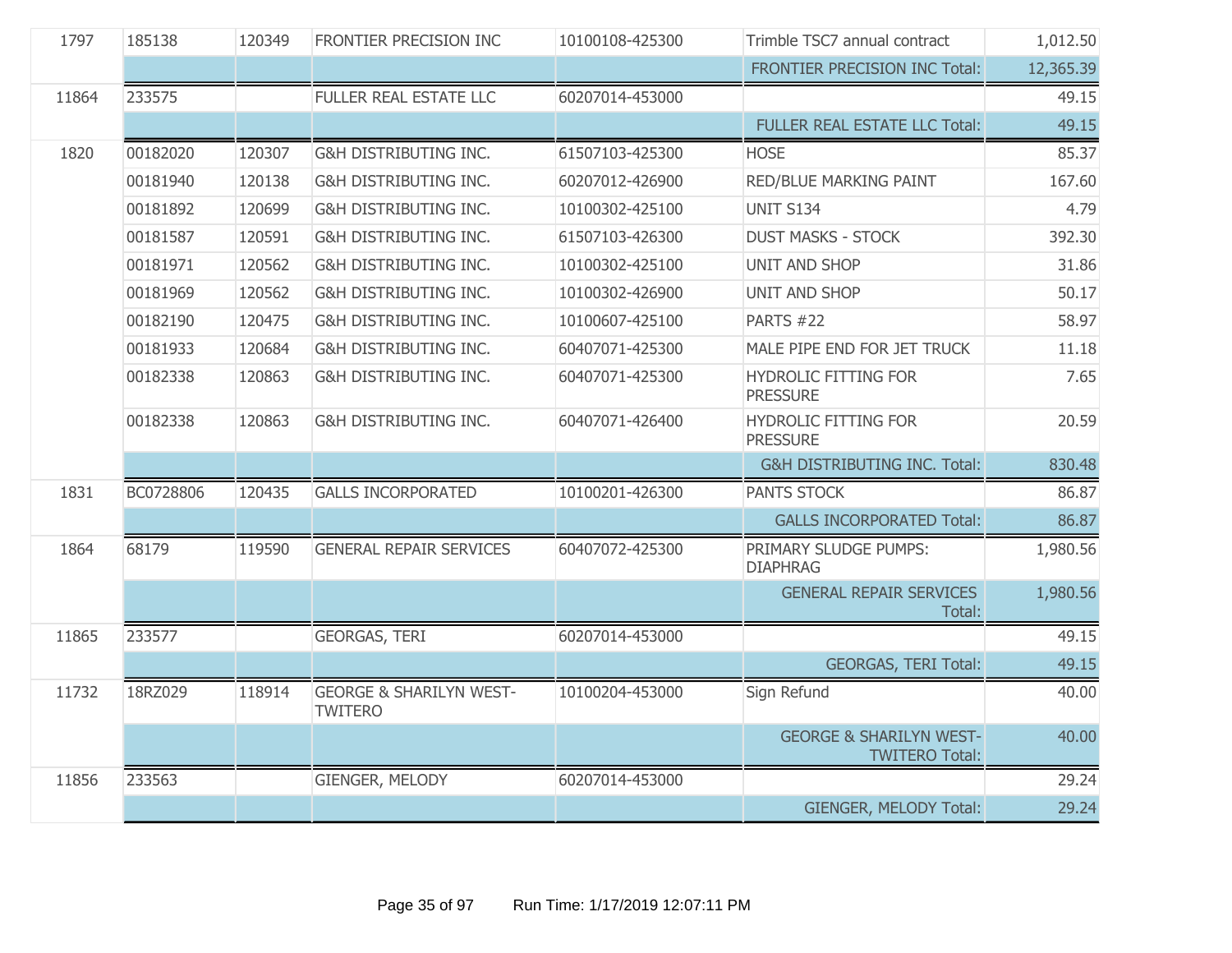| | | | | | | |
|---|---|---|---|---|---|---|
| 1797 | 185138 | 120349 | FRONTIER PRECISION INC | 10100108-425300 | Trimble TSC7 annual contract | 1,012.50 |
| | | | | | FRONTIER PRECISION INC Total: | 12,365.39 |
| 11864 | 233575 | | FULLER REAL ESTATE LLC | 60207014-453000 | | 49.15 |
| | | | | | FULLER REAL ESTATE LLC Total: | 49.15 |
| 1820 | 00182020 | 120307 | G&H DISTRIBUTING INC. | 61507103-425300 | HOSE | 85.37 |
| | 00181940 | 120138 | G&H DISTRIBUTING INC. | 60207012-426900 | RED/BLUE MARKING PAINT | 167.60 |
| | 00181892 | 120699 | G&H DISTRIBUTING INC. | 10100302-425100 | UNIT S134 | 4.79 |
| | 00181587 | 120591 | G&H DISTRIBUTING INC. | 61507103-426300 | DUST MASKS - STOCK | 392.30 |
| | 00181971 | 120562 | G&H DISTRIBUTING INC. | 10100302-425100 | UNIT AND SHOP | 31.86 |
| | 00181969 | 120562 | G&H DISTRIBUTING INC. | 10100302-426900 | UNIT AND SHOP | 50.17 |
| | 00182190 | 120475 | G&H DISTRIBUTING INC. | 10100607-425100 | PARTS #22 | 58.97 |
| | 00181933 | 120684 | G&H DISTRIBUTING INC. | 60407071-425300 | MALE PIPE END FOR JET TRUCK | 11.18 |
| | 00182338 | 120863 | G&H DISTRIBUTING INC. | 60407071-425300 | HYDROLIC FITTING FOR PRESSURE | 7.65 |
| | 00182338 | 120863 | G&H DISTRIBUTING INC. | 60407071-426400 | HYDROLIC FITTING FOR PRESSURE | 20.59 |
| | | | | | G&H DISTRIBUTING INC. Total: | 830.48 |
| 1831 | BC0728806 | 120435 | GALLS INCORPORATED | 10100201-426300 | PANTS STOCK | 86.87 |
| | | | | | GALLS INCORPORATED Total: | 86.87 |
| 1864 | 68179 | 119590 | GENERAL REPAIR SERVICES | 60407072-425300 | PRIMARY SLUDGE PUMPS: DIAPHRAG | 1,980.56 |
| | | | | | GENERAL REPAIR SERVICES Total: | 1,980.56 |
| 11865 | 233577 | | GEORGAS, TERI | 60207014-453000 | | 49.15 |
| | | | | | GEORGAS, TERI Total: | 49.15 |
| 11732 | 18RZ029 | 118914 | GEORGE & SHARILYN WEST-TWITERO | 10100204-453000 | Sign Refund | 40.00 |
| | | | | | GEORGE & SHARILYN WEST-TWITERO Total: | 40.00 |
| 11856 | 233563 | | GIENGER, MELODY | 60207014-453000 | | 29.24 |
| | | | | | GIENGER, MELODY Total: | 29.24 |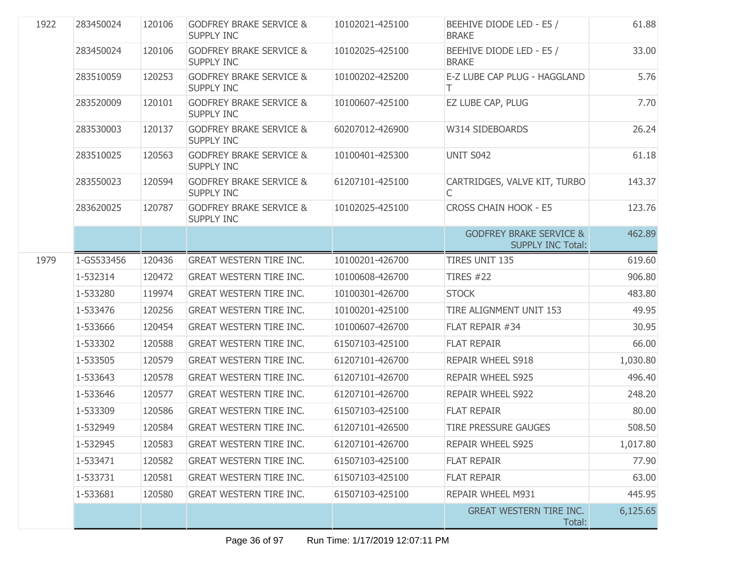| | | | | | | |
|---|---|---|---|---|---|---|
| 1922 | 283450024 | 120106 | GODFREY BRAKE SERVICE & SUPPLY INC | 10102021-425100 | BEEHIVE DIODE LED - E5 / BRAKE | 61.88 |
| | 283450024 | 120106 | GODFREY BRAKE SERVICE & SUPPLY INC | 10102025-425100 | BEEHIVE DIODE LED - E5 / BRAKE | 33.00 |
| | 283510059 | 120253 | GODFREY BRAKE SERVICE & SUPPLY INC | 10100202-425200 | E-Z LUBE CAP PLUG - HAGGLAND T | 5.76 |
| | 283520009 | 120101 | GODFREY BRAKE SERVICE & SUPPLY INC | 10100607-425100 | EZ LUBE CAP, PLUG | 7.70 |
| | 283530003 | 120137 | GODFREY BRAKE SERVICE & SUPPLY INC | 60207012-426900 | W314 SIDEBOARDS | 26.24 |
| | 283510025 | 120563 | GODFREY BRAKE SERVICE & SUPPLY INC | 10100401-425300 | UNIT S042 | 61.18 |
| | 283550023 | 120594 | GODFREY BRAKE SERVICE & SUPPLY INC | 61207101-425100 | CARTRIDGES, VALVE KIT, TURBO C | 143.37 |
| | 283620025 | 120787 | GODFREY BRAKE SERVICE & SUPPLY INC | 10102025-425100 | CROSS CHAIN HOOK - E5 | 123.76 |
| | | | | | GODFREY BRAKE SERVICE & SUPPLY INC Total: | 462.89 |
| 1979 | 1-GS533456 | 120436 | GREAT WESTERN TIRE INC. | 10100201-426700 | TIRES UNIT 135 | 619.60 |
| | 1-532314 | 120472 | GREAT WESTERN TIRE INC. | 10100608-426700 | TIRES #22 | 906.80 |
| | 1-533280 | 119974 | GREAT WESTERN TIRE INC. | 10100301-426700 | STOCK | 483.80 |
| | 1-533476 | 120256 | GREAT WESTERN TIRE INC. | 10100201-425100 | TIRE ALIGNMENT UNIT 153 | 49.95 |
| | 1-533666 | 120454 | GREAT WESTERN TIRE INC. | 10100607-426700 | FLAT REPAIR #34 | 30.95 |
| | 1-533302 | 120588 | GREAT WESTERN TIRE INC. | 61507103-425100 | FLAT REPAIR | 66.00 |
| | 1-533505 | 120579 | GREAT WESTERN TIRE INC. | 61207101-426700 | REPAIR WHEEL S918 | 1,030.80 |
| | 1-533643 | 120578 | GREAT WESTERN TIRE INC. | 61207101-426700 | REPAIR WHEEL S925 | 496.40 |
| | 1-533646 | 120577 | GREAT WESTERN TIRE INC. | 61207101-426700 | REPAIR WHEEL S922 | 248.20 |
| | 1-533309 | 120586 | GREAT WESTERN TIRE INC. | 61507103-425100 | FLAT REPAIR | 80.00 |
| | 1-532949 | 120584 | GREAT WESTERN TIRE INC. | 61207101-426500 | TIRE PRESSURE GAUGES | 508.50 |
| | 1-532945 | 120583 | GREAT WESTERN TIRE INC. | 61207101-426700 | REPAIR WHEEL S925 | 1,017.80 |
| | 1-533471 | 120582 | GREAT WESTERN TIRE INC. | 61507103-425100 | FLAT REPAIR | 77.90 |
| | 1-533731 | 120581 | GREAT WESTERN TIRE INC. | 61507103-425100 | FLAT REPAIR | 63.00 |
| | 1-533681 | 120580 | GREAT WESTERN TIRE INC. | 61507103-425100 | REPAIR WHEEL M931 | 445.95 |
| | | | | | GREAT WESTERN TIRE INC. Total: | 6,125.65 |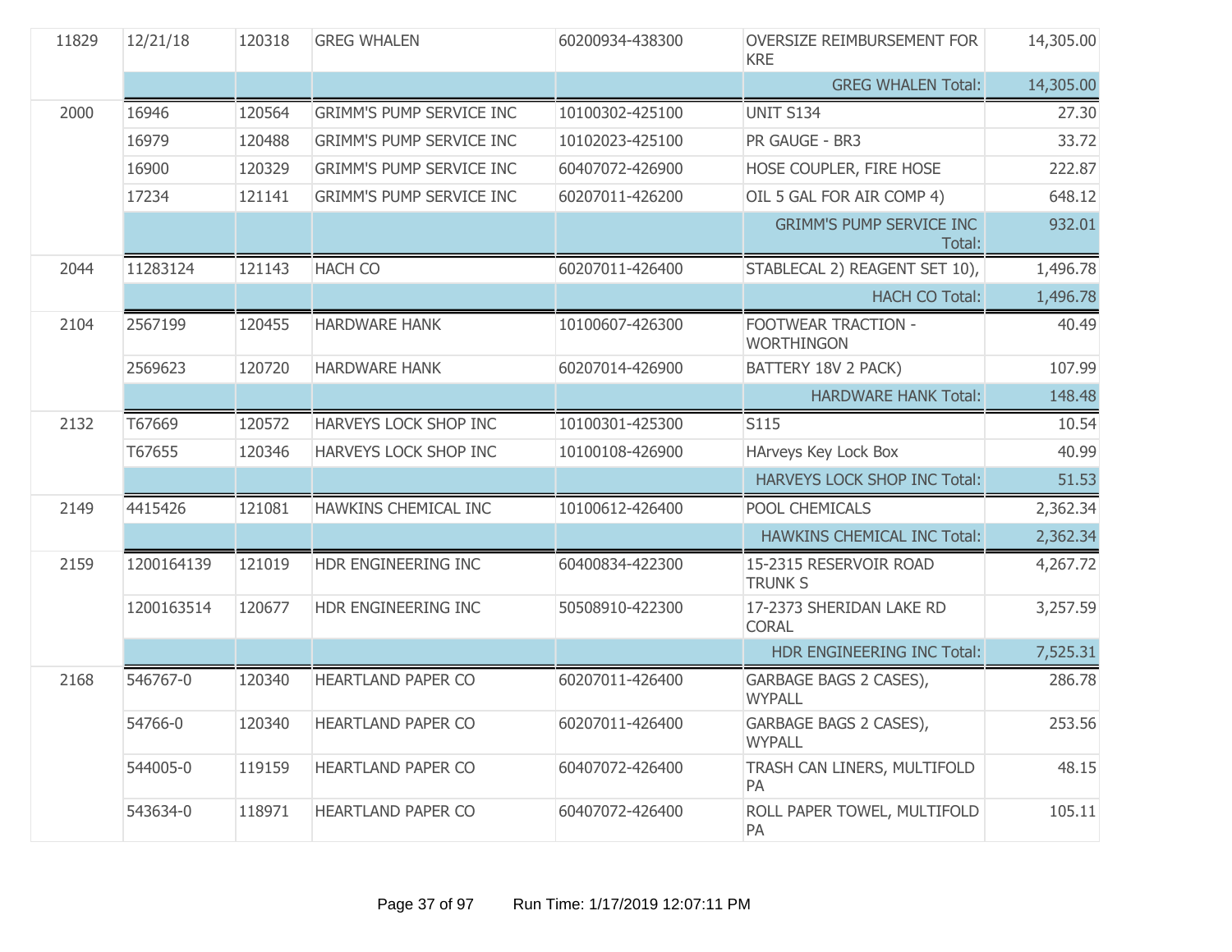| | | | | | | |
|---|---|---|---|---|---|---|
| 11829 | 12/21/18 | 120318 | GREG WHALEN | 60200934-438300 | OVERSIZE REIMBURSEMENT FOR KRE | 14,305.00 |
| | | | | | GREG WHALEN Total: | 14,305.00 |
| 2000 | 16946 | 120564 | GRIMM'S PUMP SERVICE INC | 10100302-425100 | UNIT S134 | 27.30 |
| | 16979 | 120488 | GRIMM'S PUMP SERVICE INC | 10102023-425100 | PR GAUGE - BR3 | 33.72 |
| | 16900 | 120329 | GRIMM'S PUMP SERVICE INC | 60407072-426900 | HOSE COUPLER, FIRE HOSE | 222.87 |
| | 17234 | 121141 | GRIMM'S PUMP SERVICE INC | 60207011-426200 | OIL 5 GAL FOR AIR COMP 4) | 648.12 |
| | | | | | GRIMM'S PUMP SERVICE INC Total: | 932.01 |
| 2044 | 11283124 | 121143 | HACH CO | 60207011-426400 | STABLECAL 2) REAGENT SET 10), | 1,496.78 |
| | | | | | HACH CO Total: | 1,496.78 |
| 2104 | 2567199 | 120455 | HARDWARE HANK | 10100607-426300 | FOOTWEAR TRACTION - WORTHINGON | 40.49 |
| | 2569623 | 120720 | HARDWARE HANK | 60207014-426900 | BATTERY 18V 2 PACK) | 107.99 |
| | | | | | HARDWARE HANK Total: | 148.48 |
| 2132 | T67669 | 120572 | HARVEYS LOCK SHOP INC | 10100301-425300 | S115 | 10.54 |
| | T67655 | 120346 | HARVEYS LOCK SHOP INC | 10100108-426900 | HArveys Key Lock Box | 40.99 |
| | | | | | HARVEYS LOCK SHOP INC Total: | 51.53 |
| 2149 | 4415426 | 121081 | HAWKINS CHEMICAL INC | 10100612-426400 | POOL CHEMICALS | 2,362.34 |
| | | | | | HAWKINS CHEMICAL INC Total: | 2,362.34 |
| 2159 | 1200164139 | 121019 | HDR ENGINEERING INC | 60400834-422300 | 15-2315 RESERVOIR ROAD TRUNK S | 4,267.72 |
| | 1200163514 | 120677 | HDR ENGINEERING INC | 50508910-422300 | 17-2373 SHERIDAN LAKE RD CORAL | 3,257.59 |
| | | | | | HDR ENGINEERING INC Total: | 7,525.31 |
| 2168 | 546767-0 | 120340 | HEARTLAND PAPER CO | 60207011-426400 | GARBAGE BAGS 2 CASES), WYPALL | 286.78 |
| | 54766-0 | 120340 | HEARTLAND PAPER CO | 60207011-426400 | GARBAGE BAGS 2 CASES), WYPALL | 253.56 |
| | 544005-0 | 119159 | HEARTLAND PAPER CO | 60407072-426400 | TRASH CAN LINERS, MULTIFOLD PA | 48.15 |
| | 543634-0 | 118971 | HEARTLAND PAPER CO | 60407072-426400 | ROLL PAPER TOWEL, MULTIFOLD PA | 105.11 |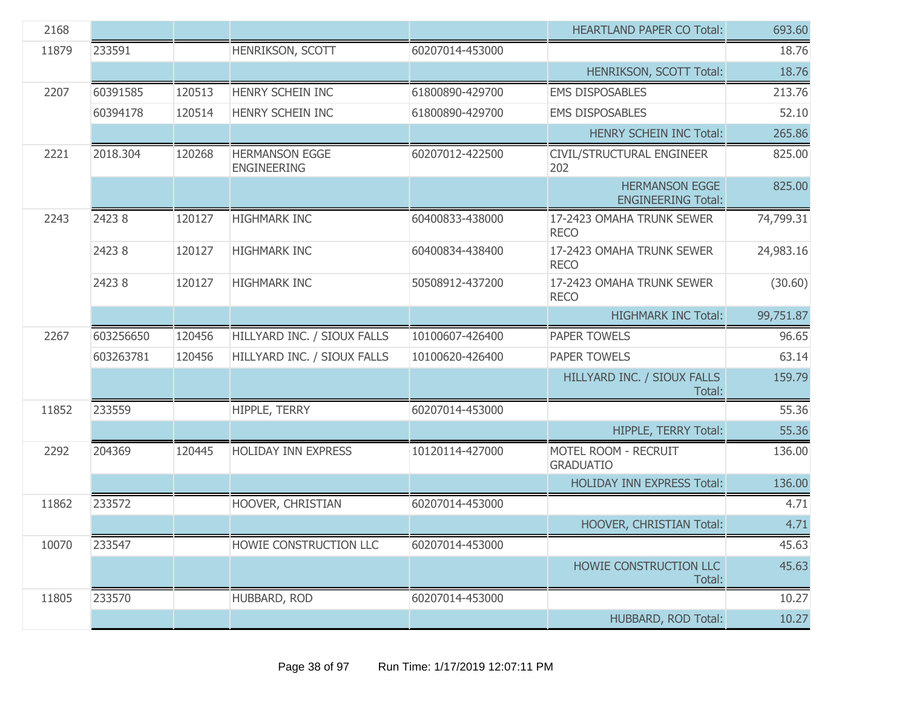| | | | | | | |
|---|---|---|---|---|---|---|
| 2168 | | | | | HEARTLAND PAPER CO Total: | 693.60 |
| 11879 | 233591 | | HENRIKSON, SCOTT | 60207014-453000 | | 18.76 |
| | | | | | HENRIKSON, SCOTT Total: | 18.76 |
| 2207 | 60391585 | 120513 | HENRY SCHEIN INC | 61800890-429700 | EMS DISPOSABLES | 213.76 |
| | 60394178 | 120514 | HENRY SCHEIN INC | 61800890-429700 | EMS DISPOSABLES | 52.10 |
| | | | | | HENRY SCHEIN INC Total: | 265.86 |
| 2221 | 2018.304 | 120268 | HERMANSON EGGE ENGINEERING | 60207012-422500 | CIVIL/STRUCTURAL ENGINEER 202 | 825.00 |
| | | | | | HERMANSON EGGE ENGINEERING Total: | 825.00 |
| 2243 | 2423 8 | 120127 | HIGHMARK INC | 60400833-438000 | 17-2423 OMAHA TRUNK SEWER RECO | 74,799.31 |
| | 2423 8 | 120127 | HIGHMARK INC | 60400834-438400 | 17-2423 OMAHA TRUNK SEWER RECO | 24,983.16 |
| | 2423 8 | 120127 | HIGHMARK INC | 50508912-437200 | 17-2423 OMAHA TRUNK SEWER RECO | (30.60) |
| | | | | | HIGHMARK INC Total: | 99,751.87 |
| 2267 | 603256650 | 120456 | HILLYARD INC. / SIOUX FALLS | 10100607-426400 | PAPER TOWELS | 96.65 |
| | 603263781 | 120456 | HILLYARD INC. / SIOUX FALLS | 10100620-426400 | PAPER TOWELS | 63.14 |
| | | | | | HILLYARD INC. / SIOUX FALLS Total: | 159.79 |
| 11852 | 233559 | | HIPPLE, TERRY | 60207014-453000 | | 55.36 |
| | | | | | HIPPLE, TERRY Total: | 55.36 |
| 2292 | 204369 | 120445 | HOLIDAY INN EXPRESS | 10120114-427000 | MOTEL ROOM - RECRUIT GRADUATIO | 136.00 |
| | | | | | HOLIDAY INN EXPRESS Total: | 136.00 |
| 11862 | 233572 | | HOOVER, CHRISTIAN | 60207014-453000 | | 4.71 |
| | | | | | HOOVER, CHRISTIAN Total: | 4.71 |
| 10070 | 233547 | | HOWIE CONSTRUCTION LLC | 60207014-453000 | | 45.63 |
| | | | | | HOWIE CONSTRUCTION LLC Total: | 45.63 |
| 11805 | 233570 | | HUBBARD, ROD | 60207014-453000 | | 10.27 |
| | | | | | HUBBARD, ROD Total: | 10.27 |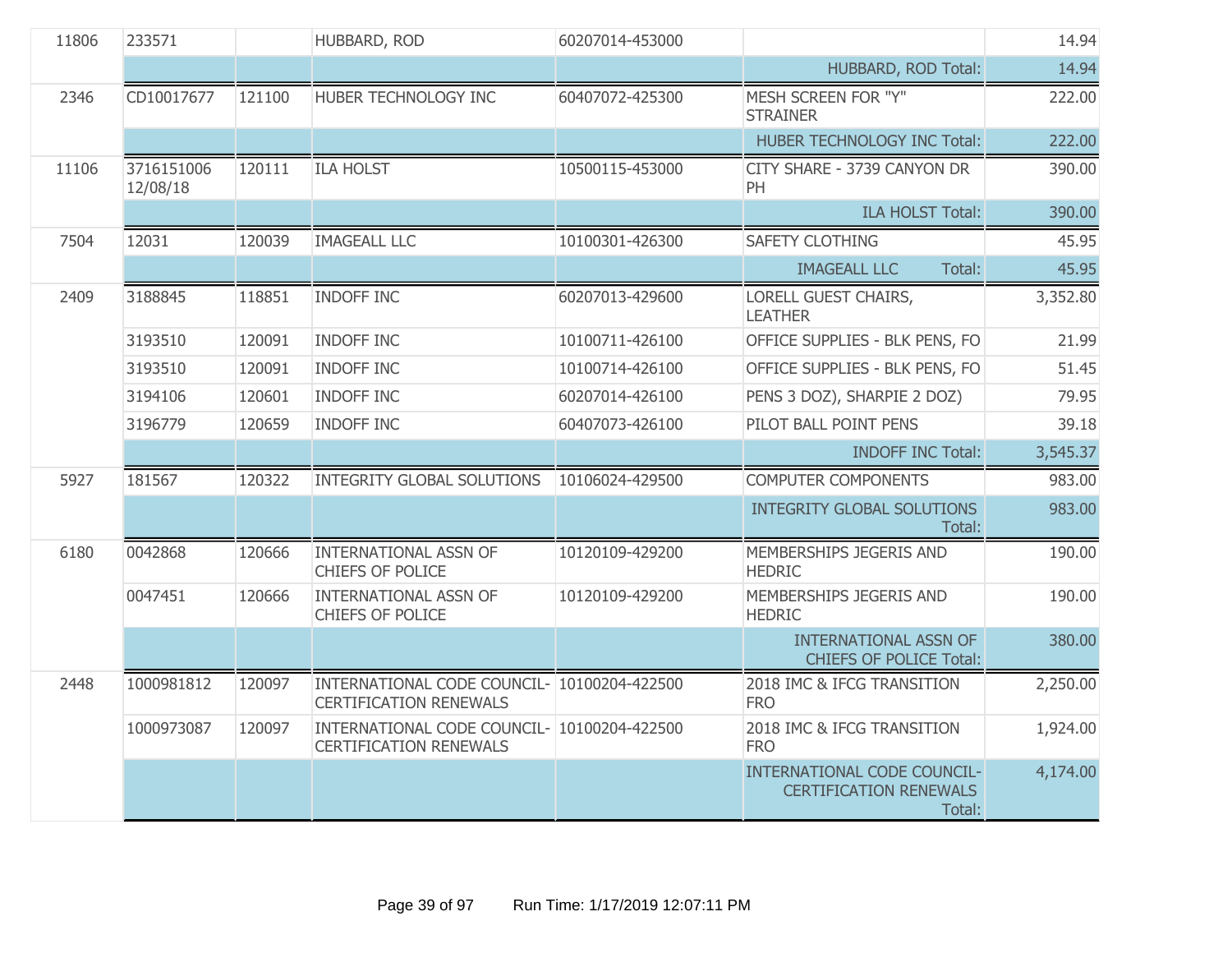| | | | | | | |
|---|---|---|---|---|---|---|
| 11806 | 233571 | | HUBBARD, ROD | 60207014-453000 | | 14.94 |
| | | | | | HUBBARD, ROD Total: | 14.94 |
| 2346 | CD10017677 | 121100 | HUBER TECHNOLOGY INC | 60407072-425300 | MESH SCREEN FOR "Y" STRAINER | 222.00 |
| | | | | | HUBER TECHNOLOGY INC Total: | 222.00 |
| 11106 | 3716151006 12/08/18 | 120111 | ILA HOLST | 10500115-453000 | CITY SHARE - 3739 CANYON DR PH | 390.00 |
| | | | | | ILA HOLST Total: | 390.00 |
| 7504 | 12031 | 120039 | IMAGEALL LLC | 10100301-426300 | SAFETY CLOTHING | 45.95 |
| | | | | | IMAGEALL LLC Total: | 45.95 |
| 2409 | 3188845 | 118851 | INDOFF INC | 60207013-429600 | LORELL GUEST CHAIRS, LEATHER | 3,352.80 |
| | 3193510 | 120091 | INDOFF INC | 10100711-426100 | OFFICE SUPPLIES - BLK PENS, FO | 21.99 |
| | 3193510 | 120091 | INDOFF INC | 10100714-426100 | OFFICE SUPPLIES - BLK PENS, FO | 51.45 |
| | 3194106 | 120601 | INDOFF INC | 60207014-426100 | PENS 3 DOZ), SHARPIE 2 DOZ) | 79.95 |
| | 3196779 | 120659 | INDOFF INC | 60407073-426100 | PILOT BALL POINT PENS | 39.18 |
| | | | | | INDOFF INC Total: | 3,545.37 |
| 5927 | 181567 | 120322 | INTEGRITY GLOBAL SOLUTIONS | 10106024-429500 | COMPUTER COMPONENTS | 983.00 |
| | | | | | INTEGRITY GLOBAL SOLUTIONS Total: | 983.00 |
| 6180 | 0042868 | 120666 | INTERNATIONAL ASSN OF CHIEFS OF POLICE | 10120109-429200 | MEMBERSHIPS JEGERIS AND HEDRIC | 190.00 |
| | 0047451 | 120666 | INTERNATIONAL ASSN OF CHIEFS OF POLICE | 10120109-429200 | MEMBERSHIPS JEGERIS AND HEDRIC | 190.00 |
| | | | | | INTERNATIONAL ASSN OF CHIEFS OF POLICE Total: | 380.00 |
| 2448 | 1000981812 | 120097 | INTERNATIONAL CODE COUNCIL-CERTIFICATION RENEWALS | 10100204-422500 | 2018 IMC & IFCG TRANSITION FRO | 2,250.00 |
| | 1000973087 | 120097 | INTERNATIONAL CODE COUNCIL-CERTIFICATION RENEWALS | 10100204-422500 | 2018 IMC & IFCG TRANSITION FRO | 1,924.00 |
| | | | | | INTERNATIONAL CODE COUNCIL-CERTIFICATION RENEWALS Total: | 4,174.00 |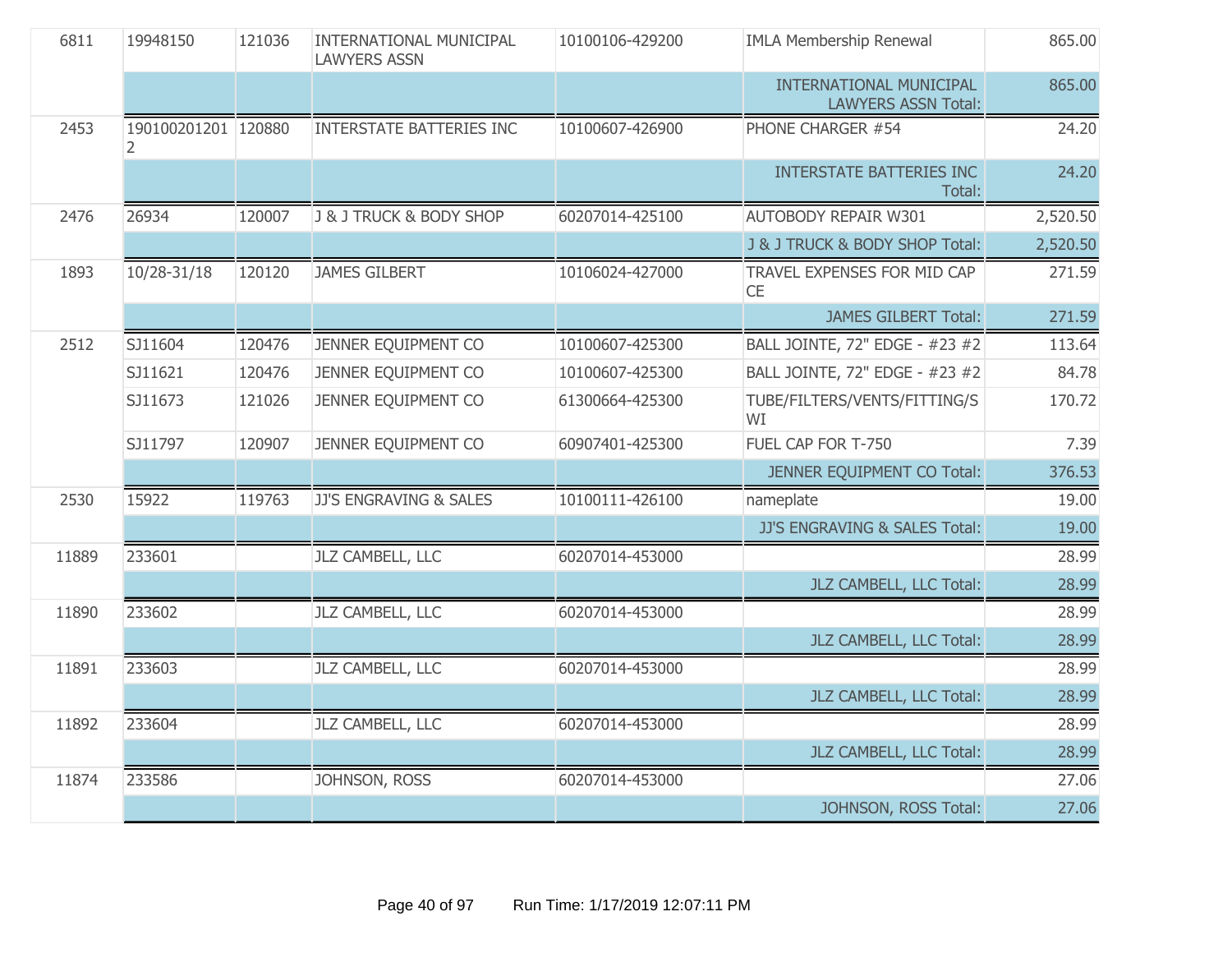| | | | | | | |
|---|---|---|---|---|---|---|
| 6811 | 19948150 | 121036 | INTERNATIONAL MUNICIPAL LAWYERS ASSN | 10100106-429200 | IMLA Membership Renewal | 865.00 |
| | | | | | INTERNATIONAL MUNICIPAL LAWYERS ASSN Total: | 865.00 |
| 2453 | 1901002012012 | 120880 | INTERSTATE BATTERIES INC | 10100607-426900 | PHONE CHARGER #54 | 24.20 |
| | | | | | INTERSTATE BATTERIES INC Total: | 24.20 |
| 2476 | 26934 | 120007 | J & J TRUCK & BODY SHOP | 60207014-425100 | AUTOBODY REPAIR W301 | 2,520.50 |
| | | | | | J & J TRUCK & BODY SHOP Total: | 2,520.50 |
| 1893 | 10/28-31/18 | 120120 | JAMES GILBERT | 10106024-427000 | TRAVEL EXPENSES FOR MID CAP CE | 271.59 |
| | | | | | JAMES GILBERT Total: | 271.59 |
| 2512 | SJ11604 | 120476 | JENNER EQUIPMENT CO | 10100607-425300 | BALL JOINTE, 72" EDGE - #23 #2 | 113.64 |
| | SJ11621 | 120476 | JENNER EQUIPMENT CO | 10100607-425300 | BALL JOINTE, 72" EDGE - #23 #2 | 84.78 |
| | SJ11673 | 121026 | JENNER EQUIPMENT CO | 61300664-425300 | TUBE/FILTERS/VENTS/FITTING/SWI | 170.72 |
| | SJ11797 | 120907 | JENNER EQUIPMENT CO | 60907401-425300 | FUEL CAP FOR T-750 | 7.39 |
| | | | | | JENNER EQUIPMENT CO Total: | 376.53 |
| 2530 | 15922 | 119763 | JJ'S ENGRAVING & SALES | 10100111-426100 | nameplate | 19.00 |
| | | | | | JJ'S ENGRAVING & SALES Total: | 19.00 |
| 11889 | 233601 | | JLZ CAMBELL, LLC | 60207014-453000 | | 28.99 |
| | | | | | JLZ CAMBELL, LLC Total: | 28.99 |
| 11890 | 233602 | | JLZ CAMBELL, LLC | 60207014-453000 | | 28.99 |
| | | | | | JLZ CAMBELL, LLC Total: | 28.99 |
| 11891 | 233603 | | JLZ CAMBELL, LLC | 60207014-453000 | | 28.99 |
| | | | | | JLZ CAMBELL, LLC Total: | 28.99 |
| 11892 | 233604 | | JLZ CAMBELL, LLC | 60207014-453000 | | 28.99 |
| | | | | | JLZ CAMBELL, LLC Total: | 28.99 |
| 11874 | 233586 | | JOHNSON, ROSS | 60207014-453000 | | 27.06 |
| | | | | | JOHNSON, ROSS Total: | 27.06 |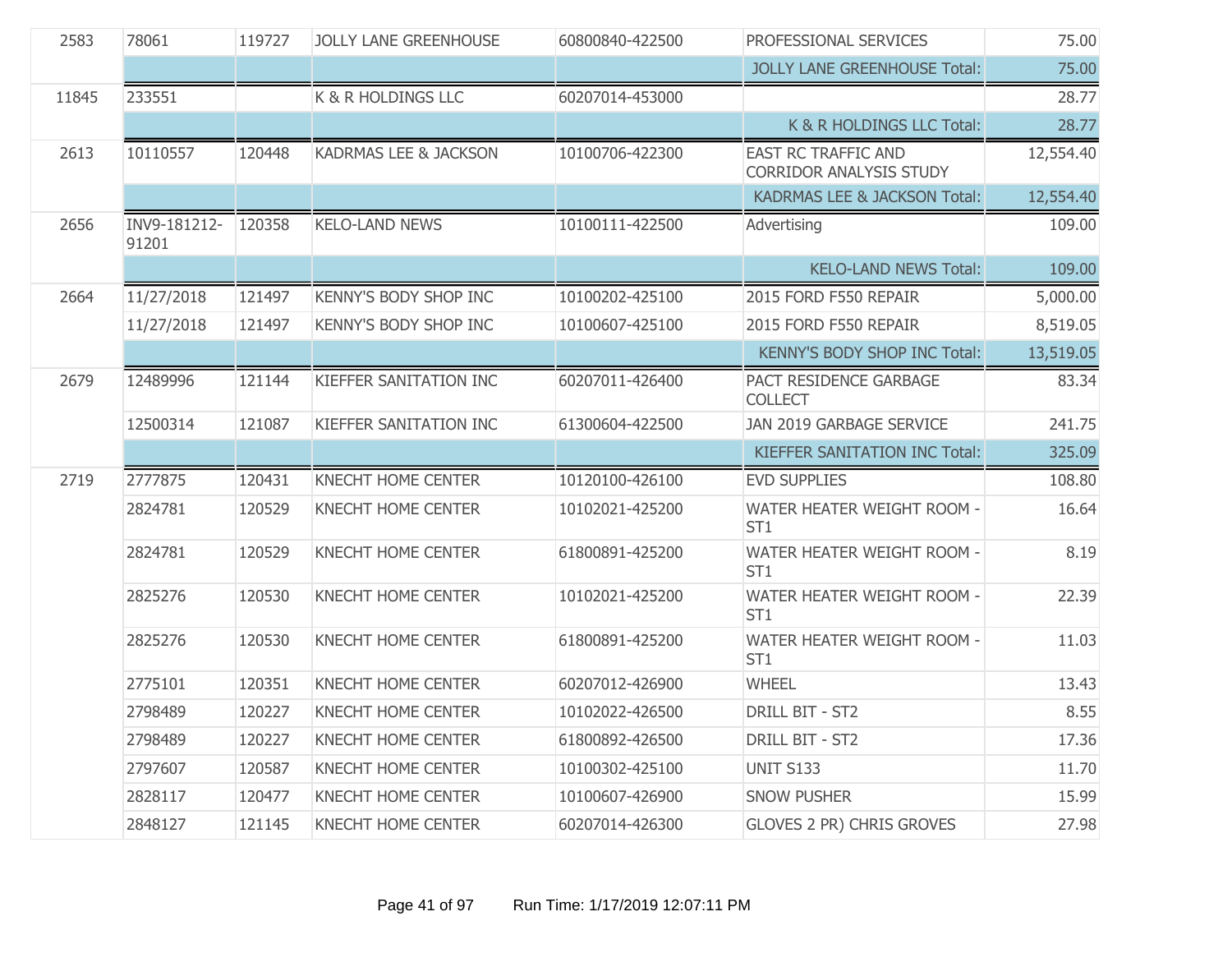| | | | | | | |
|---|---|---|---|---|---|---|
| 2583 | 78061 | 119727 | JOLLY LANE GREENHOUSE | 60800840-422500 | PROFESSIONAL SERVICES | 75.00 |
| | | | | | JOLLY LANE GREENHOUSE Total: | 75.00 |
| 11845 | 233551 | | K & R HOLDINGS LLC | 60207014-453000 | | 28.77 |
| | | | | | K & R HOLDINGS LLC Total: | 28.77 |
| 2613 | 10110557 | 120448 | KADRMAS LEE & JACKSON | 10100706-422300 | EAST RC TRAFFIC AND CORRIDOR ANALYSIS STUDY | 12,554.40 |
| | | | | | KADRMAS LEE & JACKSON Total: | 12,554.40 |
| 2656 | INV9-181212-91201 | 120358 | KELO-LAND NEWS | 10100111-422500 | Advertising | 109.00 |
| | | | | | KELO-LAND NEWS Total: | 109.00 |
| 2664 | 11/27/2018 | 121497 | KENNY'S BODY SHOP INC | 10100202-425100 | 2015 FORD F550 REPAIR | 5,000.00 |
| | 11/27/2018 | 121497 | KENNY'S BODY SHOP INC | 10100607-425100 | 2015 FORD F550 REPAIR | 8,519.05 |
| | | | | | KENNY'S BODY SHOP INC Total: | 13,519.05 |
| 2679 | 12489996 | 121144 | KIEFFER SANITATION INC | 60207011-426400 | PACT RESIDENCE GARBAGE COLLECT | 83.34 |
| | 12500314 | 121087 | KIEFFER SANITATION INC | 61300604-422500 | JAN 2019 GARBAGE SERVICE | 241.75 |
| | | | | | KIEFFER SANITATION INC Total: | 325.09 |
| 2719 | 2777875 | 120431 | KNECHT HOME CENTER | 10120100-426100 | EVD SUPPLIES | 108.80 |
| | 2824781 | 120529 | KNECHT HOME CENTER | 10102021-425200 | WATER HEATER WEIGHT ROOM - ST1 | 16.64 |
| | 2824781 | 120529 | KNECHT HOME CENTER | 61800891-425200 | WATER HEATER WEIGHT ROOM - ST1 | 8.19 |
| | 2825276 | 120530 | KNECHT HOME CENTER | 10102021-425200 | WATER HEATER WEIGHT ROOM - ST1 | 22.39 |
| | 2825276 | 120530 | KNECHT HOME CENTER | 61800891-425200 | WATER HEATER WEIGHT ROOM - ST1 | 11.03 |
| | 2775101 | 120351 | KNECHT HOME CENTER | 60207012-426900 | WHEEL | 13.43 |
| | 2798489 | 120227 | KNECHT HOME CENTER | 10102022-426500 | DRILL BIT - ST2 | 8.55 |
| | 2798489 | 120227 | KNECHT HOME CENTER | 61800892-426500 | DRILL BIT - ST2 | 17.36 |
| | 2797607 | 120587 | KNECHT HOME CENTER | 10100302-425100 | UNIT S133 | 11.70 |
| | 2828117 | 120477 | KNECHT HOME CENTER | 10100607-426900 | SNOW PUSHER | 15.99 |
| | 2848127 | 121145 | KNECHT HOME CENTER | 60207014-426300 | GLOVES 2 PR) CHRIS GROVES | 27.98 |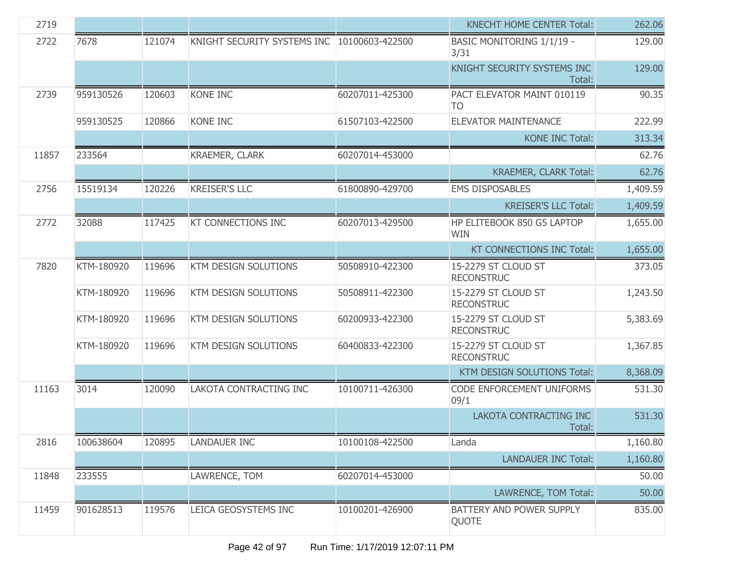| | | | | | | |
|---|---|---|---|---|---|---|
| 2719 | | | | | KNECHT HOME CENTER Total: | 262.06 |
| 2722 | 7678 | 121074 | KNIGHT SECURITY SYSTEMS INC | 10100603-422500 | BASIC MONITORING 1/1/19 - 3/31 | 129.00 |
| | | | | | KNIGHT SECURITY SYSTEMS INC Total: | 129.00 |
| 2739 | 959130526 | 120603 | KONE INC | 60207011-425300 | PACT ELEVATOR MAINT 010119 TO | 90.35 |
| | 959130525 | 120866 | KONE INC | 61507103-422500 | ELEVATOR MAINTENANCE | 222.99 |
| | | | | | KONE INC Total: | 313.34 |
| 11857 | 233564 | | KRAEMER, CLARK | 60207014-453000 | | 62.76 |
| | | | | | KRAEMER, CLARK Total: | 62.76 |
| 2756 | 15519134 | 120226 | KREISER'S LLC | 61800890-429700 | EMS DISPOSABLES | 1,409.59 |
| | | | | | KREISER'S LLC Total: | 1,409.59 |
| 2772 | 32088 | 117425 | KT CONNECTIONS INC | 60207013-429500 | HP ELITEBOOK 850 G5 LAPTOP WIN | 1,655.00 |
| | | | | | KT CONNECTIONS INC Total: | 1,655.00 |
| 7820 | KTM-180920 | 119696 | KTM DESIGN SOLUTIONS | 50508910-422300 | 15-2279 ST CLOUD ST RECONSTRUC | 373.05 |
| | KTM-180920 | 119696 | KTM DESIGN SOLUTIONS | 50508911-422300 | 15-2279 ST CLOUD ST RECONSTRUC | 1,243.50 |
| | KTM-180920 | 119696 | KTM DESIGN SOLUTIONS | 60200933-422300 | 15-2279 ST CLOUD ST RECONSTRUC | 5,383.69 |
| | KTM-180920 | 119696 | KTM DESIGN SOLUTIONS | 60400833-422300 | 15-2279 ST CLOUD ST RECONSTRUC | 1,367.85 |
| | | | | | KTM DESIGN SOLUTIONS Total: | 8,368.09 |
| 11163 | 3014 | 120090 | LAKOTA CONTRACTING INC | 10100711-426300 | CODE ENFORCEMENT UNIFORMS 09/1 | 531.30 |
| | | | | | LAKOTA CONTRACTING INC Total: | 531.30 |
| 2816 | 100638604 | 120895 | LANDAUER INC | 10100108-422500 | Landa | 1,160.80 |
| | | | | | LANDAUER INC Total: | 1,160.80 |
| 11848 | 233555 | | LAWRENCE, TOM | 60207014-453000 | | 50.00 |
| | | | | | LAWRENCE, TOM Total: | 50.00 |
| 11459 | 901628513 | 119576 | LEICA GEOSYSTEMS INC | 10100201-426900 | BATTERY AND POWER SUPPLY QUOTE | 835.00 |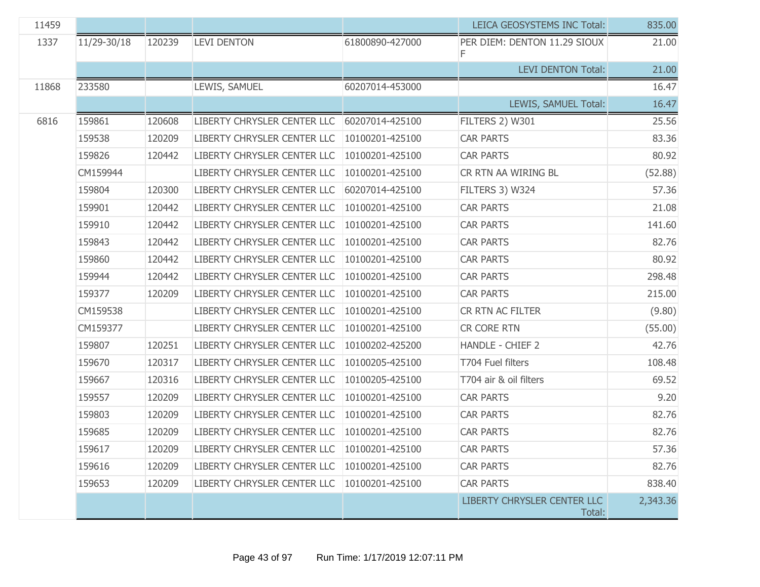| | | | | | | |
|---|---|---|---|---|---|---|
| 11459 | | | | | LEICA GEOSYSTEMS INC Total: | 835.00 |
| 1337 | 11/29-30/18 | 120239 | LEVI DENTON | 61800890-427000 | PER DIEM: DENTON 11.29 SIOUX F | 21.00 |
| | | | | | LEVI DENTON Total: | 21.00 |
| 11868 | 233580 | | LEWIS, SAMUEL | 60207014-453000 | | 16.47 |
| | | | | | LEWIS, SAMUEL Total: | 16.47 |
| 6816 | 159861 | 120608 | LIBERTY CHRYSLER CENTER LLC | 60207014-425100 | FILTERS 2) W301 | 25.56 |
| | 159538 | 120209 | LIBERTY CHRYSLER CENTER LLC | 10100201-425100 | CAR PARTS | 83.36 |
| | 159826 | 120442 | LIBERTY CHRYSLER CENTER LLC | 10100201-425100 | CAR PARTS | 80.92 |
| | CM159944 | | LIBERTY CHRYSLER CENTER LLC | 10100201-425100 | CR RTN AA WIRING BL | (52.88) |
| | 159804 | 120300 | LIBERTY CHRYSLER CENTER LLC | 60207014-425100 | FILTERS 3) W324 | 57.36 |
| | 159901 | 120442 | LIBERTY CHRYSLER CENTER LLC | 10100201-425100 | CAR PARTS | 21.08 |
| | 159910 | 120442 | LIBERTY CHRYSLER CENTER LLC | 10100201-425100 | CAR PARTS | 141.60 |
| | 159843 | 120442 | LIBERTY CHRYSLER CENTER LLC | 10100201-425100 | CAR PARTS | 82.76 |
| | 159860 | 120442 | LIBERTY CHRYSLER CENTER LLC | 10100201-425100 | CAR PARTS | 80.92 |
| | 159944 | 120442 | LIBERTY CHRYSLER CENTER LLC | 10100201-425100 | CAR PARTS | 298.48 |
| | 159377 | 120209 | LIBERTY CHRYSLER CENTER LLC | 10100201-425100 | CAR PARTS | 215.00 |
| | CM159538 | | LIBERTY CHRYSLER CENTER LLC | 10100201-425100 | CR RTN AC FILTER | (9.80) |
| | CM159377 | | LIBERTY CHRYSLER CENTER LLC | 10100201-425100 | CR CORE RTN | (55.00) |
| | 159807 | 120251 | LIBERTY CHRYSLER CENTER LLC | 10100202-425200 | HANDLE - CHIEF 2 | 42.76 |
| | 159670 | 120317 | LIBERTY CHRYSLER CENTER LLC | 10100205-425100 | T704 Fuel filters | 108.48 |
| | 159667 | 120316 | LIBERTY CHRYSLER CENTER LLC | 10100205-425100 | T704 air & oil filters | 69.52 |
| | 159557 | 120209 | LIBERTY CHRYSLER CENTER LLC | 10100201-425100 | CAR PARTS | 9.20 |
| | 159803 | 120209 | LIBERTY CHRYSLER CENTER LLC | 10100201-425100 | CAR PARTS | 82.76 |
| | 159685 | 120209 | LIBERTY CHRYSLER CENTER LLC | 10100201-425100 | CAR PARTS | 82.76 |
| | 159617 | 120209 | LIBERTY CHRYSLER CENTER LLC | 10100201-425100 | CAR PARTS | 57.36 |
| | 159616 | 120209 | LIBERTY CHRYSLER CENTER LLC | 10100201-425100 | CAR PARTS | 82.76 |
| | 159653 | 120209 | LIBERTY CHRYSLER CENTER LLC | 10100201-425100 | CAR PARTS | 838.40 |
| | | | | | LIBERTY CHRYSLER CENTER LLC Total: | 2,343.36 |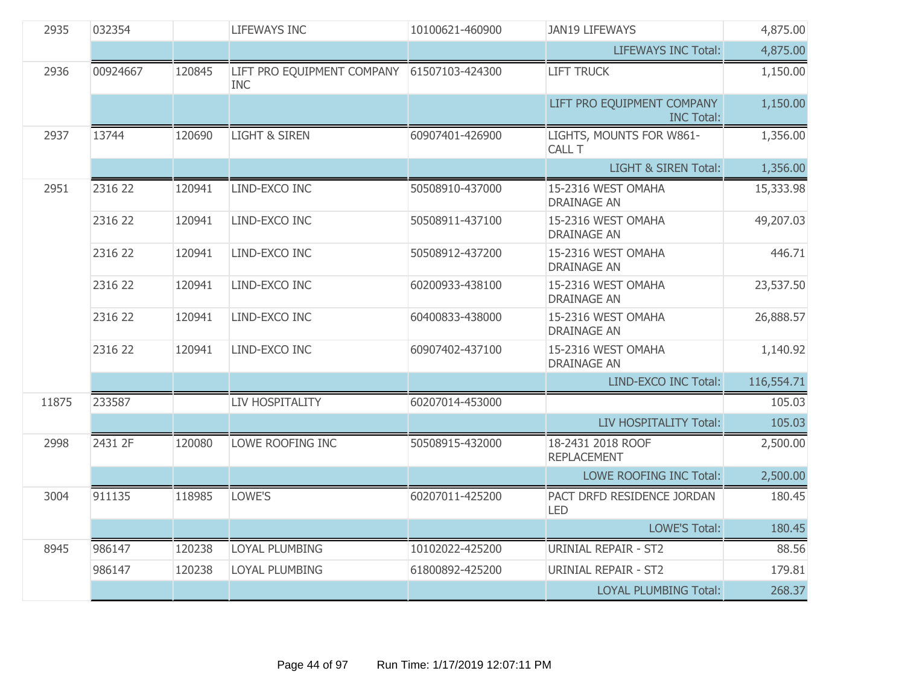| | | | | | | |
|---|---|---|---|---|---|---|
| 2935 | 032354 | | LIFEWAYS INC | 10100621-460900 | JAN19 LIFEWAYS | 4,875.00 |
| | | | | | LIFEWAYS INC Total: | 4,875.00 |
| 2936 | 00924667 | 120845 | LIFT PRO EQUIPMENT COMPANY INC | 61507103-424300 | LIFT TRUCK | 1,150.00 |
| | | | | | LIFT PRO EQUIPMENT COMPANY INC Total: | 1,150.00 |
| 2937 | 13744 | 120690 | LIGHT & SIREN | 60907401-426900 | LIGHTS, MOUNTS FOR W861-CALL T | 1,356.00 |
| | | | | | LIGHT & SIREN Total: | 1,356.00 |
| 2951 | 2316 22 | 120941 | LIND-EXCO INC | 50508910-437000 | 15-2316 WEST OMAHA DRAINAGE AN | 15,333.98 |
| | 2316 22 | 120941 | LIND-EXCO INC | 50508911-437100 | 15-2316 WEST OMAHA DRAINAGE AN | 49,207.03 |
| | 2316 22 | 120941 | LIND-EXCO INC | 50508912-437200 | 15-2316 WEST OMAHA DRAINAGE AN | 446.71 |
| | 2316 22 | 120941 | LIND-EXCO INC | 60200933-438100 | 15-2316 WEST OMAHA DRAINAGE AN | 23,537.50 |
| | 2316 22 | 120941 | LIND-EXCO INC | 60400833-438000 | 15-2316 WEST OMAHA DRAINAGE AN | 26,888.57 |
| | 2316 22 | 120941 | LIND-EXCO INC | 60907402-437100 | 15-2316 WEST OMAHA DRAINAGE AN | 1,140.92 |
| | | | | | LIND-EXCO INC Total: | 116,554.71 |
| 11875 | 233587 | | LIV HOSPITALITY | 60207014-453000 | | 105.03 |
| | | | | | LIV HOSPITALITY Total: | 105.03 |
| 2998 | 2431 2F | 120080 | LOWE ROOFING INC | 50508915-432000 | 18-2431 2018 ROOF REPLACEMENT | 2,500.00 |
| | | | | | LOWE ROOFING INC Total: | 2,500.00 |
| 3004 | 911135 | 118985 | LOWE'S | 60207011-425200 | PACT DRFD RESIDENCE JORDAN LED | 180.45 |
| | | | | | LOWE'S Total: | 180.45 |
| 8945 | 986147 | 120238 | LOYAL PLUMBING | 10102022-425200 | URINIAL REPAIR - ST2 | 88.56 |
| | 986147 | 120238 | LOYAL PLUMBING | 61800892-425200 | URINIAL REPAIR - ST2 | 179.81 |
| | | | | | LOYAL PLUMBING Total: | 268.37 |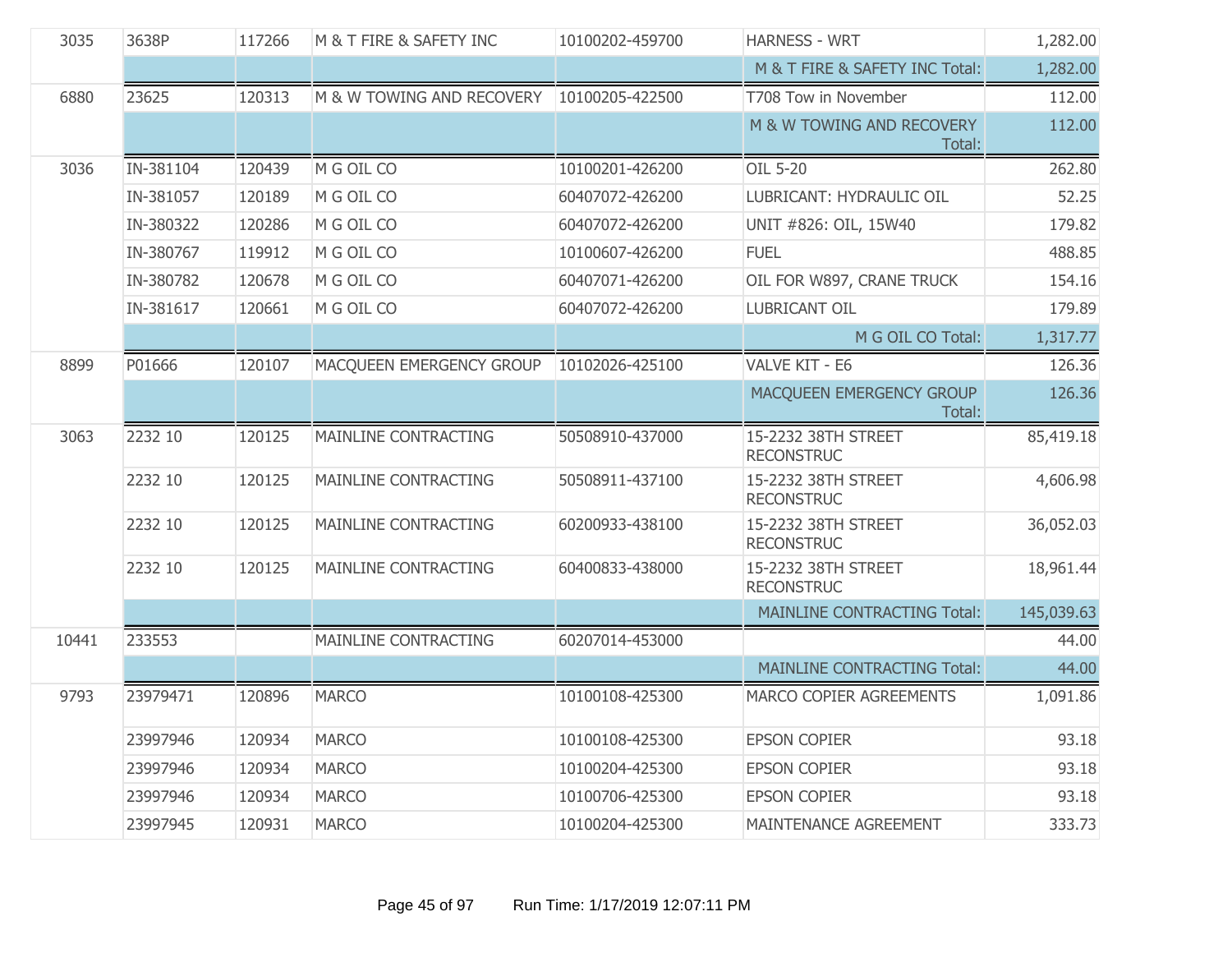| | | | | | | |
|---|---|---|---|---|---|---|
| 3035 | 3638P | 117266 | M & T FIRE & SAFETY INC | 10100202-459700 | HARNESS - WRT | 1,282.00 |
| | | | | | M & T FIRE & SAFETY INC Total: | 1,282.00 |
| 6880 | 23625 | 120313 | M & W TOWING AND RECOVERY | 10100205-422500 | T708 Tow in November | 112.00 |
| | | | | | M & W TOWING AND RECOVERY Total: | 112.00 |
| 3036 | IN-381104 | 120439 | M G OIL CO | 10100201-426200 | OIL 5-20 | 262.80 |
| | IN-381057 | 120189 | M G OIL CO | 60407072-426200 | LUBRICANT: HYDRAULIC OIL | 52.25 |
| | IN-380322 | 120286 | M G OIL CO | 60407072-426200 | UNIT #826: OIL, 15W40 | 179.82 |
| | IN-380767 | 119912 | M G OIL CO | 10100607-426200 | FUEL | 488.85 |
| | IN-380782 | 120678 | M G OIL CO | 60407071-426200 | OIL FOR W897, CRANE TRUCK | 154.16 |
| | IN-381617 | 120661 | M G OIL CO | 60407072-426200 | LUBRICANT OIL | 179.89 |
| | | | | | M G OIL CO Total: | 1,317.77 |
| 8899 | P01666 | 120107 | MACQUEEN EMERGENCY GROUP | 10102026-425100 | VALVE KIT - E6 | 126.36 |
| | | | | | MACQUEEN EMERGENCY GROUP Total: | 126.36 |
| 3063 | 2232 10 | 120125 | MAINLINE CONTRACTING | 50508910-437000 | 15-2232 38TH STREET RECONSTRUC | 85,419.18 |
| | 2232 10 | 120125 | MAINLINE CONTRACTING | 50508911-437100 | 15-2232 38TH STREET RECONSTRUC | 4,606.98 |
| | 2232 10 | 120125 | MAINLINE CONTRACTING | 60200933-438100 | 15-2232 38TH STREET RECONSTRUC | 36,052.03 |
| | 2232 10 | 120125 | MAINLINE CONTRACTING | 60400833-438000 | 15-2232 38TH STREET RECONSTRUC | 18,961.44 |
| | | | | | MAINLINE CONTRACTING Total: | 145,039.63 |
| 10441 | 233553 | | MAINLINE CONTRACTING | 60207014-453000 | | 44.00 |
| | | | | | MAINLINE CONTRACTING Total: | 44.00 |
| 9793 | 23979471 | 120896 | MARCO | 10100108-425300 | MARCO COPIER AGREEMENTS | 1,091.86 |
| | 23997946 | 120934 | MARCO | 10100108-425300 | EPSON COPIER | 93.18 |
| | 23997946 | 120934 | MARCO | 10100204-425300 | EPSON COPIER | 93.18 |
| | 23997946 | 120934 | MARCO | 10100706-425300 | EPSON COPIER | 93.18 |
| | 23997945 | 120931 | MARCO | 10100204-425300 | MAINTENANCE AGREEMENT | 333.73 |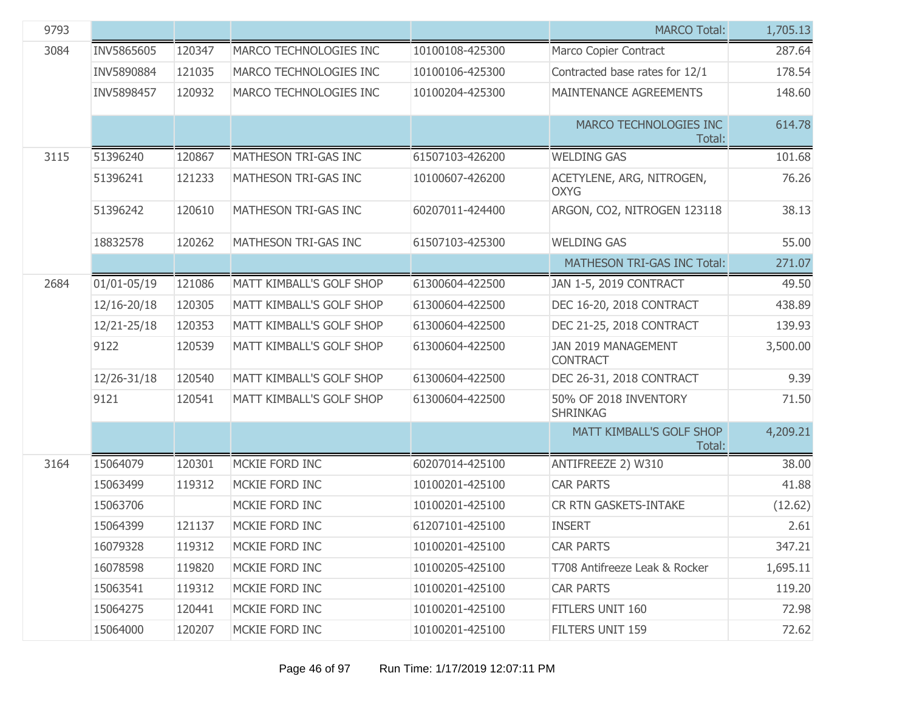| | | | | | | |
|---|---|---|---|---|---|---|
| 9793 | | | | | MARCO Total: | 1,705.13 |
| 3084 | INV5865605 | 120347 | MARCO TECHNOLOGIES INC | 10100108-425300 | Marco Copier Contract | 287.64 |
| | INV5890884 | 121035 | MARCO TECHNOLOGIES INC | 10100106-425300 | Contracted base rates for 12/1 | 178.54 |
| | INV5898457 | 120932 | MARCO TECHNOLOGIES INC | 10100204-425300 | MAINTENANCE AGREEMENTS | 148.60 |
| | | | | | MARCO TECHNOLOGIES INC Total: | 614.78 |
| 3115 | 51396240 | 120867 | MATHESON TRI-GAS INC | 61507103-426200 | WELDING GAS | 101.68 |
| | 51396241 | 121233 | MATHESON TRI-GAS INC | 10100607-426200 | ACETYLENE, ARG, NITROGEN, OXYG | 76.26 |
| | 51396242 | 120610 | MATHESON TRI-GAS INC | 60207011-424400 | ARGON, CO2, NITROGEN 123118 | 38.13 |
| | 18832578 | 120262 | MATHESON TRI-GAS INC | 61507103-425300 | WELDING GAS | 55.00 |
| | | | | | MATHESON TRI-GAS INC Total: | 271.07 |
| 2684 | 01/01-05/19 | 121086 | MATT KIMBALL'S GOLF SHOP | 61300604-422500 | JAN 1-5, 2019 CONTRACT | 49.50 |
| | 12/16-20/18 | 120305 | MATT KIMBALL'S GOLF SHOP | 61300604-422500 | DEC 16-20, 2018 CONTRACT | 438.89 |
| | 12/21-25/18 | 120353 | MATT KIMBALL'S GOLF SHOP | 61300604-422500 | DEC 21-25, 2018 CONTRACT | 139.93 |
| | 9122 | 120539 | MATT KIMBALL'S GOLF SHOP | 61300604-422500 | JAN 2019 MANAGEMENT CONTRACT | 3,500.00 |
| | 12/26-31/18 | 120540 | MATT KIMBALL'S GOLF SHOP | 61300604-422500 | DEC 26-31, 2018 CONTRACT | 9.39 |
| | 9121 | 120541 | MATT KIMBALL'S GOLF SHOP | 61300604-422500 | 50% OF 2018 INVENTORY SHRINKAG | 71.50 |
| | | | | | MATT KIMBALL'S GOLF SHOP Total: | 4,209.21 |
| 3164 | 15064079 | 120301 | MCKIE FORD INC | 60207014-425100 | ANTIFREEZE 2) W310 | 38.00 |
| | 15063499 | 119312 | MCKIE FORD INC | 10100201-425100 | CAR PARTS | 41.88 |
| | 15063706 | | MCKIE FORD INC | 10100201-425100 | CR RTN GASKETS-INTAKE | (12.62) |
| | 15064399 | 121137 | MCKIE FORD INC | 61207101-425100 | INSERT | 2.61 |
| | 16079328 | 119312 | MCKIE FORD INC | 10100201-425100 | CAR PARTS | 347.21 |
| | 16078598 | 119820 | MCKIE FORD INC | 10100205-425100 | T708 Antifreeze Leak & Rocker | 1,695.11 |
| | 15063541 | 119312 | MCKIE FORD INC | 10100201-425100 | CAR PARTS | 119.20 |
| | 15064275 | 120441 | MCKIE FORD INC | 10100201-425100 | FITLERS UNIT 160 | 72.98 |
| | 15064000 | 120207 | MCKIE FORD INC | 10100201-425100 | FILTERS UNIT 159 | 72.62 |

Run Time: 1/17/2019 12:07:11 PM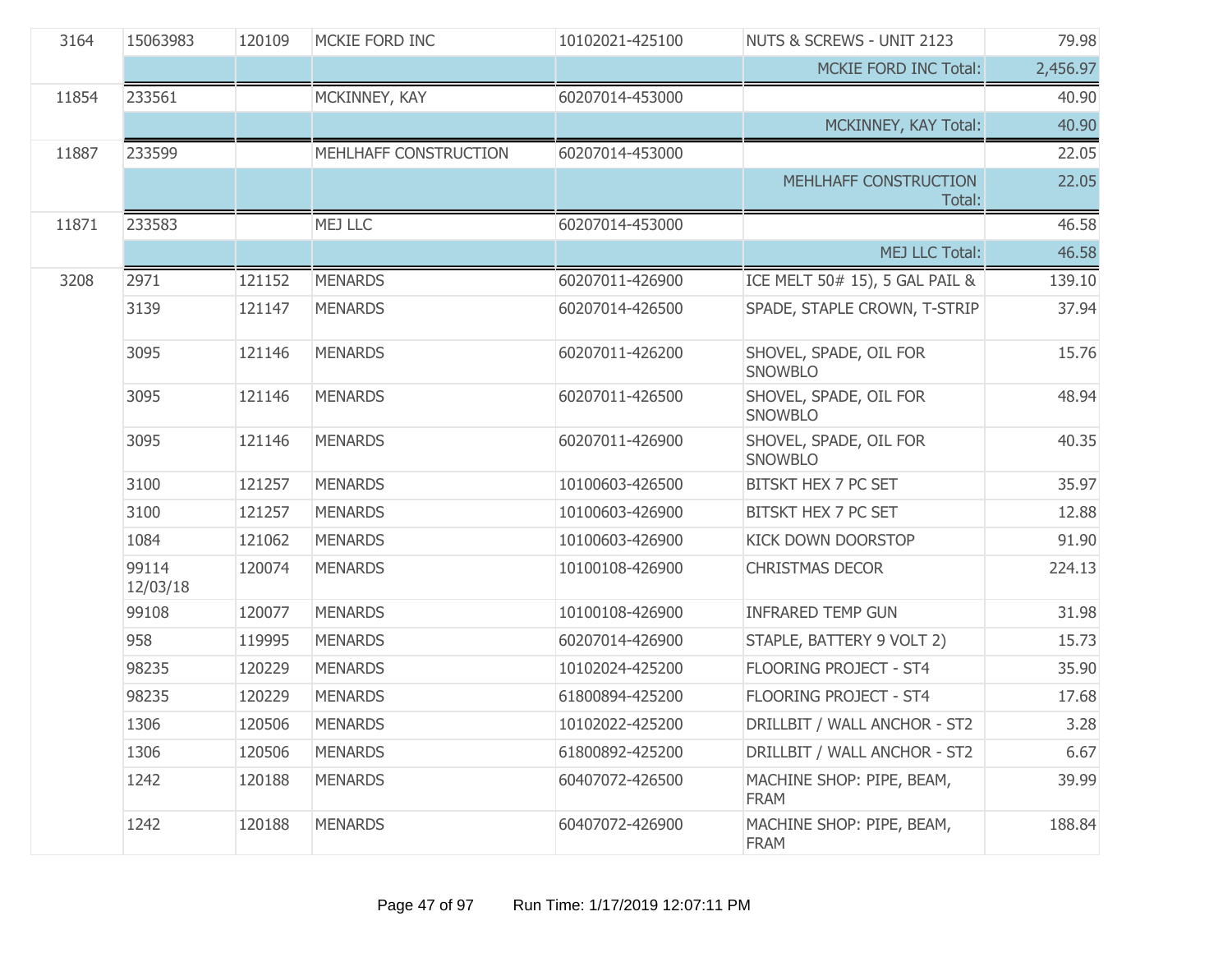| | | | | | | |
|---|---|---|---|---|---|---|
| 3164 | 15063983 | 120109 | MCKIE FORD INC | 10102021-425100 | NUTS & SCREWS - UNIT 2123 | 79.98 |
| | | | | | MCKIE FORD INC Total: | 2,456.97 |
| 11854 | 233561 | | MCKINNEY, KAY | 60207014-453000 | | 40.90 |
| | | | | | MCKINNEY, KAY Total: | 40.90 |
| 11887 | 233599 | | MEHLHAFF CONSTRUCTION | 60207014-453000 | | 22.05 |
| | | | | | MEHLHAFF CONSTRUCTION Total: | 22.05 |
| 11871 | 233583 | | MEJ LLC | 60207014-453000 | | 46.58 |
| | | | | | MEJ LLC Total: | 46.58 |
| 3208 | 2971 | 121152 | MENARDS | 60207011-426900 | ICE MELT 50# 15), 5 GAL PAIL & | 139.10 |
| | 3139 | 121147 | MENARDS | 60207014-426500 | SPADE, STAPLE CROWN, T-STRIP | 37.94 |
| | 3095 | 121146 | MENARDS | 60207011-426200 | SHOVEL, SPADE, OIL FOR SNOWBLO | 15.76 |
| | 3095 | 121146 | MENARDS | 60207011-426500 | SHOVEL, SPADE, OIL FOR SNOWBLO | 48.94 |
| | 3095 | 121146 | MENARDS | 60207011-426900 | SHOVEL, SPADE, OIL FOR SNOWBLO | 40.35 |
| | 3100 | 121257 | MENARDS | 10100603-426500 | BITSKT HEX 7 PC SET | 35.97 |
| | 3100 | 121257 | MENARDS | 10100603-426900 | BITSKT HEX 7 PC SET | 12.88 |
| | 1084 | 121062 | MENARDS | 10100603-426900 | KICK DOWN DOORSTOP | 91.90 |
| | 99114 12/03/18 | 120074 | MENARDS | 10100108-426900 | CHRISTMAS DECOR | 224.13 |
| | 99108 | 120077 | MENARDS | 10100108-426900 | INFRARED TEMP GUN | 31.98 |
| | 958 | 119995 | MENARDS | 60207014-426900 | STAPLE, BATTERY 9 VOLT 2) | 15.73 |
| | 98235 | 120229 | MENARDS | 10102024-425200 | FLOORING PROJECT - ST4 | 35.90 |
| | 98235 | 120229 | MENARDS | 61800894-425200 | FLOORING PROJECT - ST4 | 17.68 |
| | 1306 | 120506 | MENARDS | 10102022-425200 | DRILLBIT / WALL ANCHOR - ST2 | 3.28 |
| | 1306 | 120506 | MENARDS | 61800892-425200 | DRILLBIT / WALL ANCHOR - ST2 | 6.67 |
| | 1242 | 120188 | MENARDS | 60407072-426500 | MACHINE SHOP: PIPE, BEAM, FRAM | 39.99 |
| | 1242 | 120188 | MENARDS | 60407072-426900 | MACHINE SHOP: PIPE, BEAM, FRAM | 188.84 |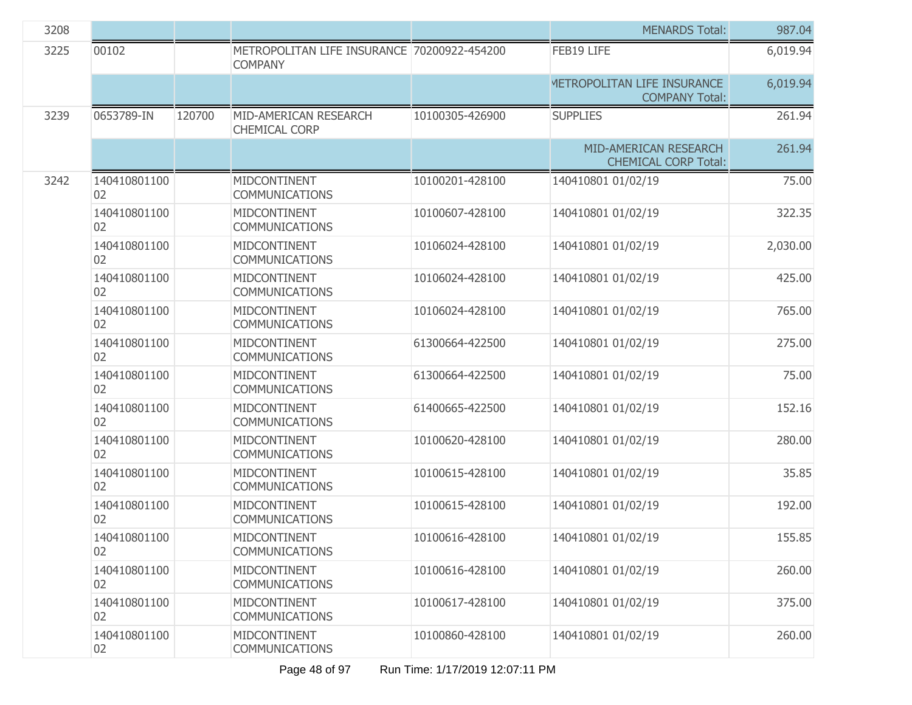| | | | | | | |
|---|---|---|---|---|---|---|
| 3208 | | | | | MENARDS Total: | 987.04 |
| 3225 | 00102 | | METROPOLITAN LIFE INSURANCE COMPANY | 70200922-454200 | FEB19 LIFE | 6,019.94 |
| | | | | | METROPOLITAN LIFE INSURANCE COMPANY Total: | 6,019.94 |
| 3239 | 0653789-IN | 120700 | MID-AMERICAN RESEARCH CHEMICAL CORP | 10100305-426900 | SUPPLIES | 261.94 |
| | | | | | MID-AMERICAN RESEARCH CHEMICAL CORP Total: | 261.94 |
| 3242 | 14041080110002 | | MIDCONTINENT COMMUNICATIONS | 10100201-428100 | 140410801 01/02/19 | 75.00 |
| | 14041080110002 | | MIDCONTINENT COMMUNICATIONS | 10100607-428100 | 140410801 01/02/19 | 322.35 |
| | 14041080110002 | | MIDCONTINENT COMMUNICATIONS | 10106024-428100 | 140410801 01/02/19 | 2,030.00 |
| | 14041080110002 | | MIDCONTINENT COMMUNICATIONS | 10106024-428100 | 140410801 01/02/19 | 425.00 |
| | 14041080110002 | | MIDCONTINENT COMMUNICATIONS | 10106024-428100 | 140410801 01/02/19 | 765.00 |
| | 14041080110002 | | MIDCONTINENT COMMUNICATIONS | 61300664-422500 | 140410801 01/02/19 | 275.00 |
| | 14041080110002 | | MIDCONTINENT COMMUNICATIONS | 61300664-422500 | 140410801 01/02/19 | 75.00 |
| | 14041080110002 | | MIDCONTINENT COMMUNICATIONS | 61400665-422500 | 140410801 01/02/19 | 152.16 |
| | 14041080110002 | | MIDCONTINENT COMMUNICATIONS | 10100620-428100 | 140410801 01/02/19 | 280.00 |
| | 14041080110002 | | MIDCONTINENT COMMUNICATIONS | 10100615-428100 | 140410801 01/02/19 | 35.85 |
| | 14041080110002 | | MIDCONTINENT COMMUNICATIONS | 10100615-428100 | 140410801 01/02/19 | 192.00 |
| | 14041080110002 | | MIDCONTINENT COMMUNICATIONS | 10100616-428100 | 140410801 01/02/19 | 155.85 |
| | 14041080110002 | | MIDCONTINENT COMMUNICATIONS | 10100616-428100 | 140410801 01/02/19 | 260.00 |
| | 14041080110002 | | MIDCONTINENT COMMUNICATIONS | 10100617-428100 | 140410801 01/02/19 | 375.00 |
| | 14041080110002 | | MIDCONTINENT COMMUNICATIONS | 10100860-428100 | 140410801 01/02/19 | 260.00 |

Run Time: 1/17/2019 12:07:11 PM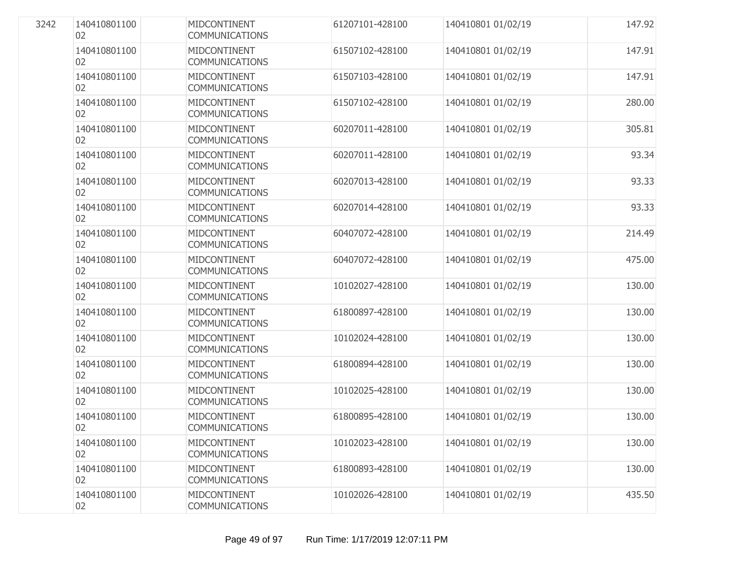| | | | | | | |
|---|---|---|---|---|---|---|
| 3242 | 14041080110002 | | MIDCONTINENT COMMUNICATIONS | 61207101-428100 | 140410801 01/02/19 | 147.92 |
| | 14041080110002 | | MIDCONTINENT COMMUNICATIONS | 61507102-428100 | 140410801 01/02/19 | 147.91 |
| | 14041080110002 | | MIDCONTINENT COMMUNICATIONS | 61507103-428100 | 140410801 01/02/19 | 147.91 |
| | 14041080110002 | | MIDCONTINENT COMMUNICATIONS | 61507102-428100 | 140410801 01/02/19 | 280.00 |
| | 14041080110002 | | MIDCONTINENT COMMUNICATIONS | 60207011-428100 | 140410801 01/02/19 | 305.81 |
| | 14041080110002 | | MIDCONTINENT COMMUNICATIONS | 60207011-428100 | 140410801 01/02/19 | 93.34 |
| | 14041080110002 | | MIDCONTINENT COMMUNICATIONS | 60207013-428100 | 140410801 01/02/19 | 93.33 |
| | 14041080110002 | | MIDCONTINENT COMMUNICATIONS | 60207014-428100 | 140410801 01/02/19 | 93.33 |
| | 14041080110002 | | MIDCONTINENT COMMUNICATIONS | 60407072-428100 | 140410801 01/02/19 | 214.49 |
| | 14041080110002 | | MIDCONTINENT COMMUNICATIONS | 60407072-428100 | 140410801 01/02/19 | 475.00 |
| | 14041080110002 | | MIDCONTINENT COMMUNICATIONS | 10102027-428100 | 140410801 01/02/19 | 130.00 |
| | 14041080110002 | | MIDCONTINENT COMMUNICATIONS | 61800897-428100 | 140410801 01/02/19 | 130.00 |
| | 14041080110002 | | MIDCONTINENT COMMUNICATIONS | 10102024-428100 | 140410801 01/02/19 | 130.00 |
| | 14041080110002 | | MIDCONTINENT COMMUNICATIONS | 61800894-428100 | 140410801 01/02/19 | 130.00 |
| | 14041080110002 | | MIDCONTINENT COMMUNICATIONS | 10102025-428100 | 140410801 01/02/19 | 130.00 |
| | 14041080110002 | | MIDCONTINENT COMMUNICATIONS | 61800895-428100 | 140410801 01/02/19 | 130.00 |
| | 14041080110002 | | MIDCONTINENT COMMUNICATIONS | 10102023-428100 | 140410801 01/02/19 | 130.00 |
| | 14041080110002 | | MIDCONTINENT COMMUNICATIONS | 61800893-428100 | 140410801 01/02/19 | 130.00 |
| | 14041080110002 | | MIDCONTINENT COMMUNICATIONS | 10102026-428100 | 140410801 01/02/19 | 435.50 |

Run Time: 1/17/2019 12:07:11 PM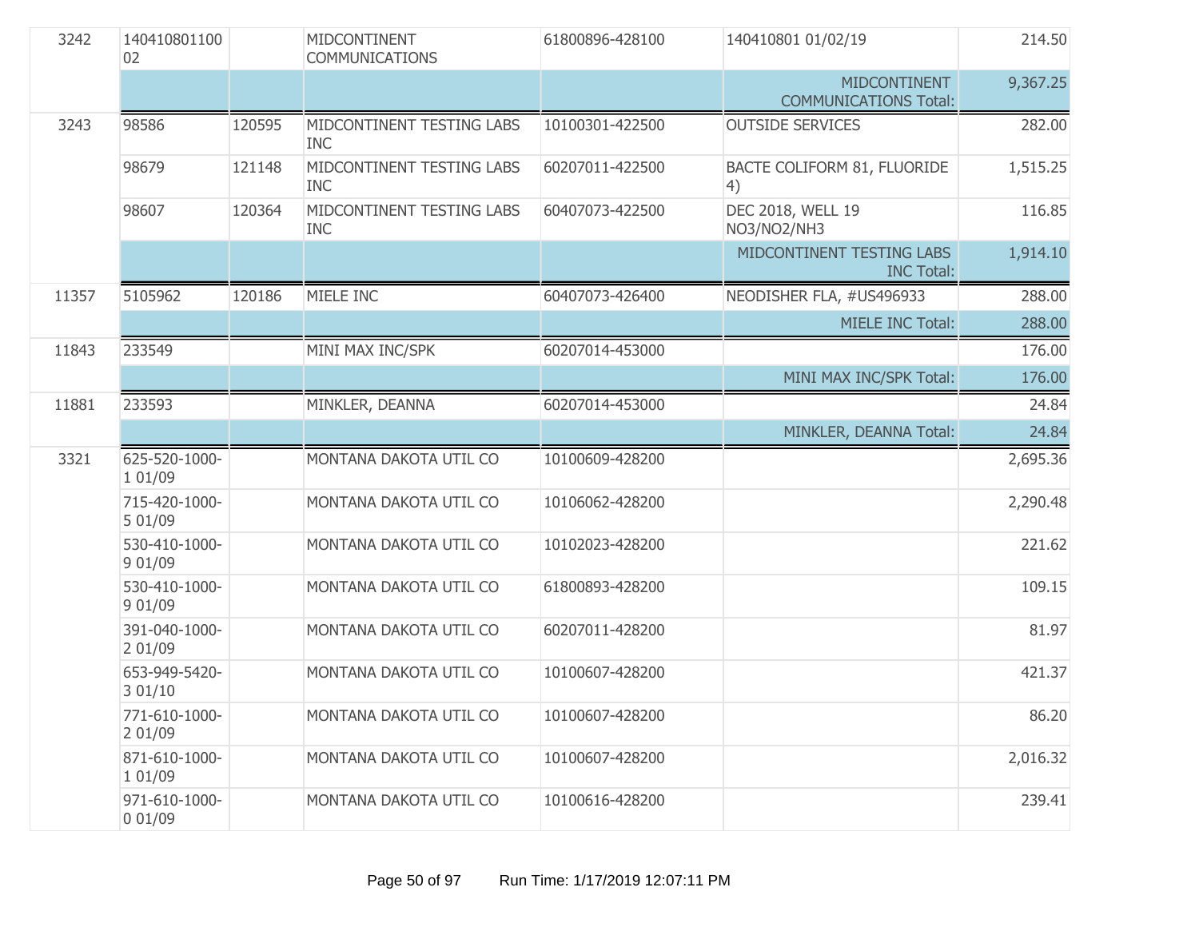| | | | | | | |
|---|---|---|---|---|---|---|
| 3242 | 14041080110002 | | MIDCONTINENT COMMUNICATIONS | 61800896-428100 | 140410801 01/02/19 | 214.50 |
| | | | | | MIDCONTINENT COMMUNICATIONS Total: | 9,367.25 |
| 3243 | 98586 | 120595 | MIDCONTINENT TESTING LABS INC | 10100301-422500 | OUTSIDE SERVICES | 282.00 |
| | 98679 | 121148 | MIDCONTINENT TESTING LABS INC | 60207011-422500 | BACTE COLIFORM 81, FLUORIDE 4) | 1,515.25 |
| | 98607 | 120364 | MIDCONTINENT TESTING LABS INC | 60407073-422500 | DEC 2018, WELL 19 NO3/NO2/NH3 | 116.85 |
| | | | | | MIDCONTINENT TESTING LABS INC Total: | 1,914.10 |
| 11357 | 5105962 | 120186 | MIELE INC | 60407073-426400 | NEODISHER FLA, #US496933 | 288.00 |
| | | | | | MIELE INC Total: | 288.00 |
| 11843 | 233549 | | MINI MAX INC/SPK | 60207014-453000 | | 176.00 |
| | | | | | MINI MAX INC/SPK Total: | 176.00 |
| 11881 | 233593 | | MINKLER, DEANNA | 60207014-453000 | | 24.84 |
| | | | | | MINKLER, DEANNA Total: | 24.84 |
| 3321 | 625-520-1000-1 01/09 | | MONTANA DAKOTA UTIL CO | 10100609-428200 | | 2,695.36 |
| | 715-420-1000-5 01/09 | | MONTANA DAKOTA UTIL CO | 10106062-428200 | | 2,290.48 |
| | 530-410-1000-9 01/09 | | MONTANA DAKOTA UTIL CO | 10102023-428200 | | 221.62 |
| | 530-410-1000-9 01/09 | | MONTANA DAKOTA UTIL CO | 61800893-428200 | | 109.15 |
| | 391-040-1000-2 01/09 | | MONTANA DAKOTA UTIL CO | 60207011-428200 | | 81.97 |
| | 653-949-5420-3 01/10 | | MONTANA DAKOTA UTIL CO | 10100607-428200 | | 421.37 |
| | 771-610-1000-2 01/09 | | MONTANA DAKOTA UTIL CO | 10100607-428200 | | 86.20 |
| | 871-610-1000-1 01/09 | | MONTANA DAKOTA UTIL CO | 10100607-428200 | | 2,016.32 |
| | 971-610-1000-0 01/09 | | MONTANA DAKOTA UTIL CO | 10100616-428200 | | 239.41 |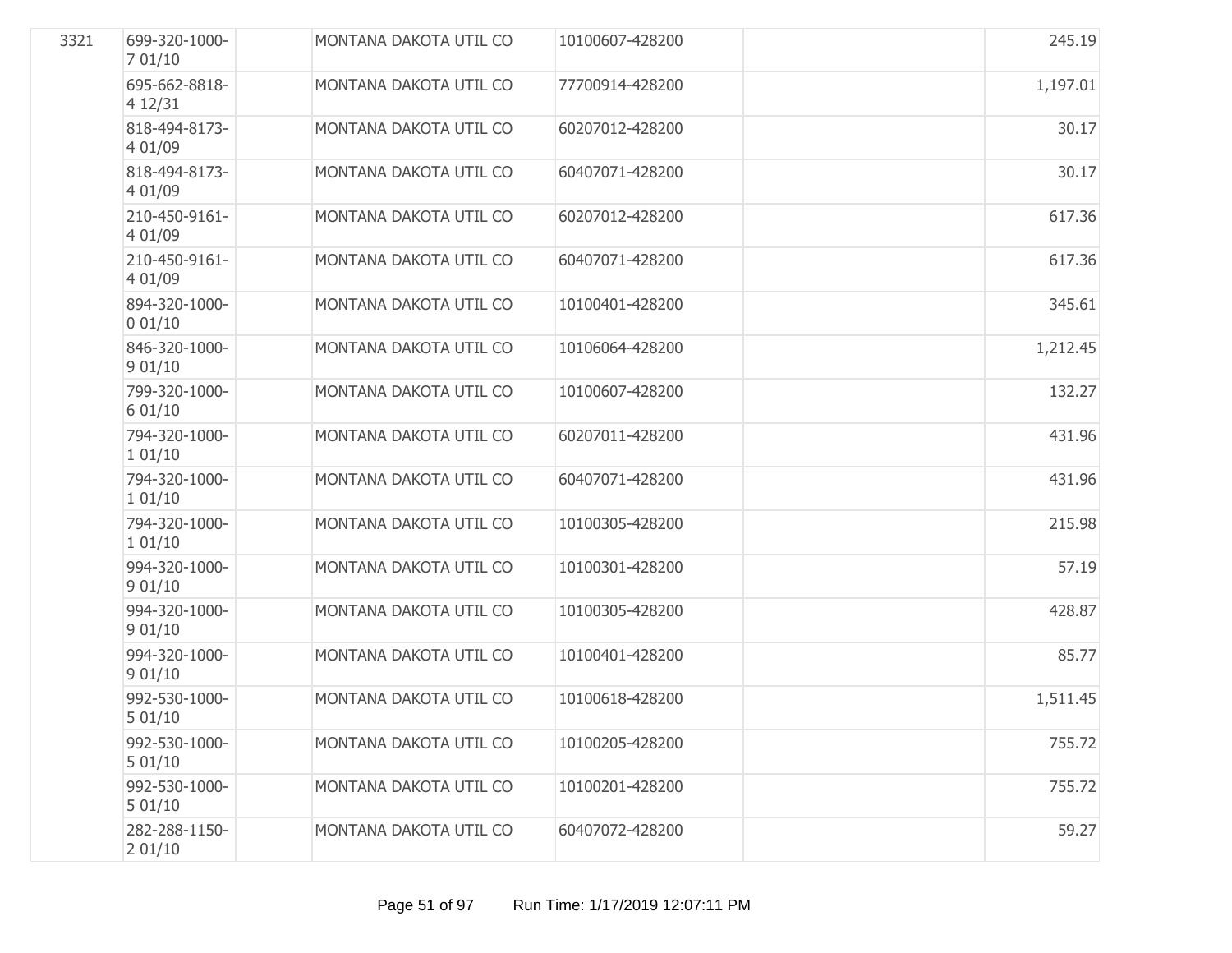| | | | | | | |
|---|---|---|---|---|---|---|
| 3321 | 699-320-1000-7 01/10 | | MONTANA DAKOTA UTIL CO | 10100607-428200 | | 245.19 |
| | 695-662-8818-4 12/31 | | MONTANA DAKOTA UTIL CO | 77700914-428200 | | 1,197.01 |
| | 818-494-8173-4 01/09 | | MONTANA DAKOTA UTIL CO | 60207012-428200 | | 30.17 |
| | 818-494-8173-4 01/09 | | MONTANA DAKOTA UTIL CO | 60407071-428200 | | 30.17 |
| | 210-450-9161-4 01/09 | | MONTANA DAKOTA UTIL CO | 60207012-428200 | | 617.36 |
| | 210-450-9161-4 01/09 | | MONTANA DAKOTA UTIL CO | 60407071-428200 | | 617.36 |
| | 894-320-1000-0 01/10 | | MONTANA DAKOTA UTIL CO | 10100401-428200 | | 345.61 |
| | 846-320-1000-9 01/10 | | MONTANA DAKOTA UTIL CO | 10106064-428200 | | 1,212.45 |
| | 799-320-1000-6 01/10 | | MONTANA DAKOTA UTIL CO | 10100607-428200 | | 132.27 |
| | 794-320-1000-1 01/10 | | MONTANA DAKOTA UTIL CO | 60207011-428200 | | 431.96 |
| | 794-320-1000-1 01/10 | | MONTANA DAKOTA UTIL CO | 60407071-428200 | | 431.96 |
| | 794-320-1000-1 01/10 | | MONTANA DAKOTA UTIL CO | 10100305-428200 | | 215.98 |
| | 994-320-1000-9 01/10 | | MONTANA DAKOTA UTIL CO | 10100301-428200 | | 57.19 |
| | 994-320-1000-9 01/10 | | MONTANA DAKOTA UTIL CO | 10100305-428200 | | 428.87 |
| | 994-320-1000-9 01/10 | | MONTANA DAKOTA UTIL CO | 10100401-428200 | | 85.77 |
| | 992-530-1000-5 01/10 | | MONTANA DAKOTA UTIL CO | 10100618-428200 | | 1,511.45 |
| | 992-530-1000-5 01/10 | | MONTANA DAKOTA UTIL CO | 10100205-428200 | | 755.72 |
| | 992-530-1000-5 01/10 | | MONTANA DAKOTA UTIL CO | 10100201-428200 | | 755.72 |
| | 282-288-1150-2 01/10 | | MONTANA DAKOTA UTIL CO | 60407072-428200 | | 59.27 |

Run Time: 1/17/2019 12:07:11 PM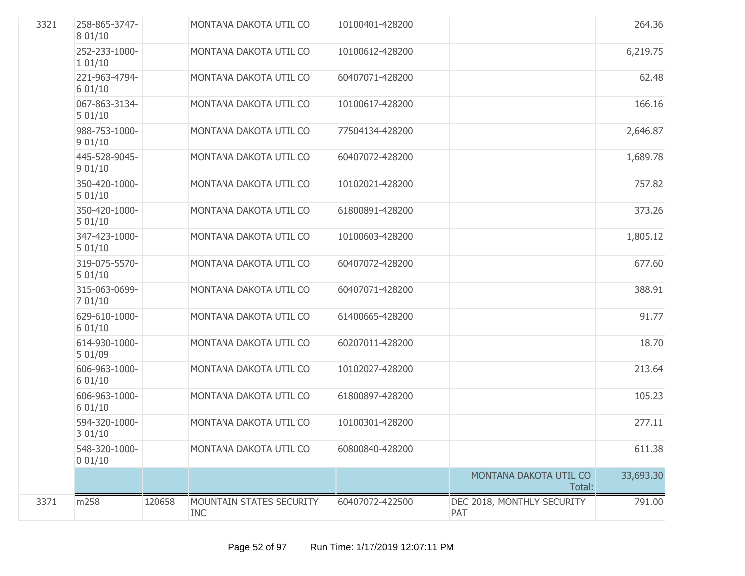| | | | | | | |
|---|---|---|---|---|---|---|
| 3321 | 258-865-3747-8 01/10 | | MONTANA DAKOTA UTIL CO | 10100401-428200 | | 264.36 |
| | 252-233-1000-1 01/10 | | MONTANA DAKOTA UTIL CO | 10100612-428200 | | 6,219.75 |
| | 221-963-4794-6 01/10 | | MONTANA DAKOTA UTIL CO | 60407071-428200 | | 62.48 |
| | 067-863-3134-5 01/10 | | MONTANA DAKOTA UTIL CO | 10100617-428200 | | 166.16 |
| | 988-753-1000-9 01/10 | | MONTANA DAKOTA UTIL CO | 77504134-428200 | | 2,646.87 |
| | 445-528-9045-9 01/10 | | MONTANA DAKOTA UTIL CO | 60407072-428200 | | 1,689.78 |
| | 350-420-1000-5 01/10 | | MONTANA DAKOTA UTIL CO | 10102021-428200 | | 757.82 |
| | 350-420-1000-5 01/10 | | MONTANA DAKOTA UTIL CO | 61800891-428200 | | 373.26 |
| | 347-423-1000-5 01/10 | | MONTANA DAKOTA UTIL CO | 10100603-428200 | | 1,805.12 |
| | 319-075-5570-5 01/10 | | MONTANA DAKOTA UTIL CO | 60407072-428200 | | 677.60 |
| | 315-063-0699-7 01/10 | | MONTANA DAKOTA UTIL CO | 60407071-428200 | | 388.91 |
| | 629-610-1000-6 01/10 | | MONTANA DAKOTA UTIL CO | 61400665-428200 | | 91.77 |
| | 614-930-1000-5 01/09 | | MONTANA DAKOTA UTIL CO | 60207011-428200 | | 18.70 |
| | 606-963-1000-6 01/10 | | MONTANA DAKOTA UTIL CO | 10102027-428200 | | 213.64 |
| | 606-963-1000-6 01/10 | | MONTANA DAKOTA UTIL CO | 61800897-428200 | | 105.23 |
| | 594-320-1000-3 01/10 | | MONTANA DAKOTA UTIL CO | 10100301-428200 | | 277.11 |
| | 548-320-1000-0 01/10 | | MONTANA DAKOTA UTIL CO | 60800840-428200 | | 611.38 |
| | | | | | MONTANA DAKOTA UTIL CO Total: | 33,693.30 |
| 3371 | m258 | 120658 | MOUNTAIN STATES SECURITY INC | 60407072-422500 | DEC 2018, MONTHLY SECURITY PAT | 791.00 |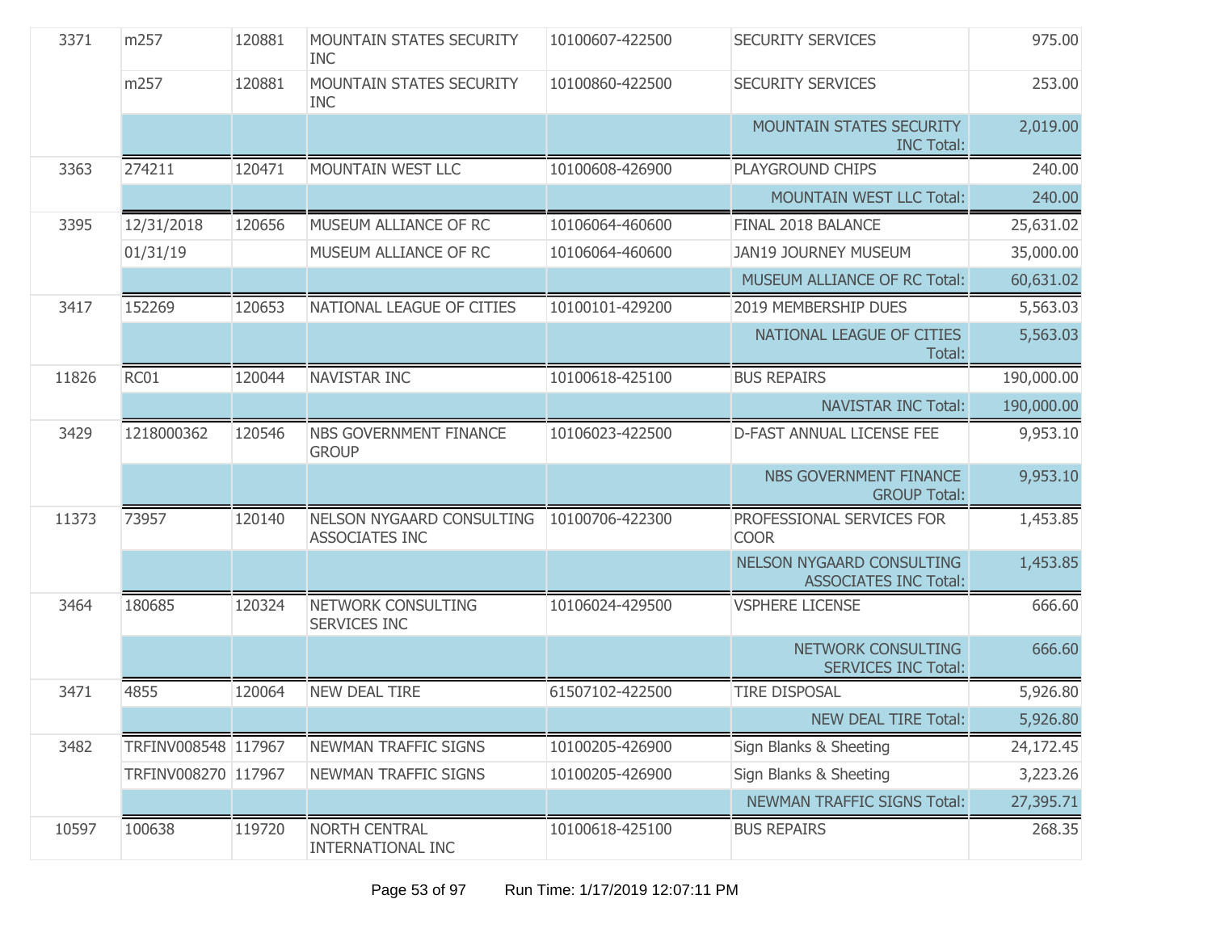| | | | | | | |
|---|---|---|---|---|---|---|
| 3371 | m257 | 120881 | MOUNTAIN STATES SECURITY INC | 10100607-422500 | SECURITY SERVICES | 975.00 |
| | m257 | 120881 | MOUNTAIN STATES SECURITY INC | 10100860-422500 | SECURITY SERVICES | 253.00 |
| | | | | | MOUNTAIN STATES SECURITY INC Total: | 2,019.00 |
| 3363 | 274211 | 120471 | MOUNTAIN WEST LLC | 10100608-426900 | PLAYGROUND CHIPS | 240.00 |
| | | | | | MOUNTAIN WEST LLC Total: | 240.00 |
| 3395 | 12/31/2018 | 120656 | MUSEUM ALLIANCE OF RC | 10106064-460600 | FINAL 2018 BALANCE | 25,631.02 |
| | 01/31/19 | | MUSEUM ALLIANCE OF RC | 10106064-460600 | JAN19 JOURNEY MUSEUM | 35,000.00 |
| | | | | | MUSEUM ALLIANCE OF RC Total: | 60,631.02 |
| 3417 | 152269 | 120653 | NATIONAL LEAGUE OF CITIES | 10100101-429200 | 2019 MEMBERSHIP DUES | 5,563.03 |
| | | | | | NATIONAL LEAGUE OF CITIES Total: | 5,563.03 |
| 11826 | RC01 | 120044 | NAVISTAR INC | 10100618-425100 | BUS REPAIRS | 190,000.00 |
| | | | | | NAVISTAR INC Total: | 190,000.00 |
| 3429 | 1218000362 | 120546 | NBS GOVERNMENT FINANCE GROUP | 10106023-422500 | D-FAST ANNUAL LICENSE FEE | 9,953.10 |
| | | | | | NBS GOVERNMENT FINANCE GROUP Total: | 9,953.10 |
| 11373 | 73957 | 120140 | NELSON NYGAARD CONSULTING ASSOCIATES INC | 10100706-422300 | PROFESSIONAL SERVICES FOR COOR | 1,453.85 |
| | | | | | NELSON NYGAARD CONSULTING ASSOCIATES INC Total: | 1,453.85 |
| 3464 | 180685 | 120324 | NETWORK CONSULTING SERVICES INC | 10106024-429500 | VSPHERE LICENSE | 666.60 |
| | | | | | NETWORK CONSULTING SERVICES INC Total: | 666.60 |
| 3471 | 4855 | 120064 | NEW DEAL TIRE | 61507102-422500 | TIRE DISPOSAL | 5,926.80 |
| | | | | | NEW DEAL TIRE Total: | 5,926.80 |
| 3482 | TRFINV008548 | 117967 | NEWMAN TRAFFIC SIGNS | 10100205-426900 | Sign Blanks & Sheeting | 24,172.45 |
| | TRFINV008270 | 117967 | NEWMAN TRAFFIC SIGNS | 10100205-426900 | Sign Blanks & Sheeting | 3,223.26 |
| | | | | | NEWMAN TRAFFIC SIGNS Total: | 27,395.71 |
| 10597 | 100638 | 119720 | NORTH CENTRAL INTERNATIONAL INC | 10100618-425100 | BUS REPAIRS | 268.35 |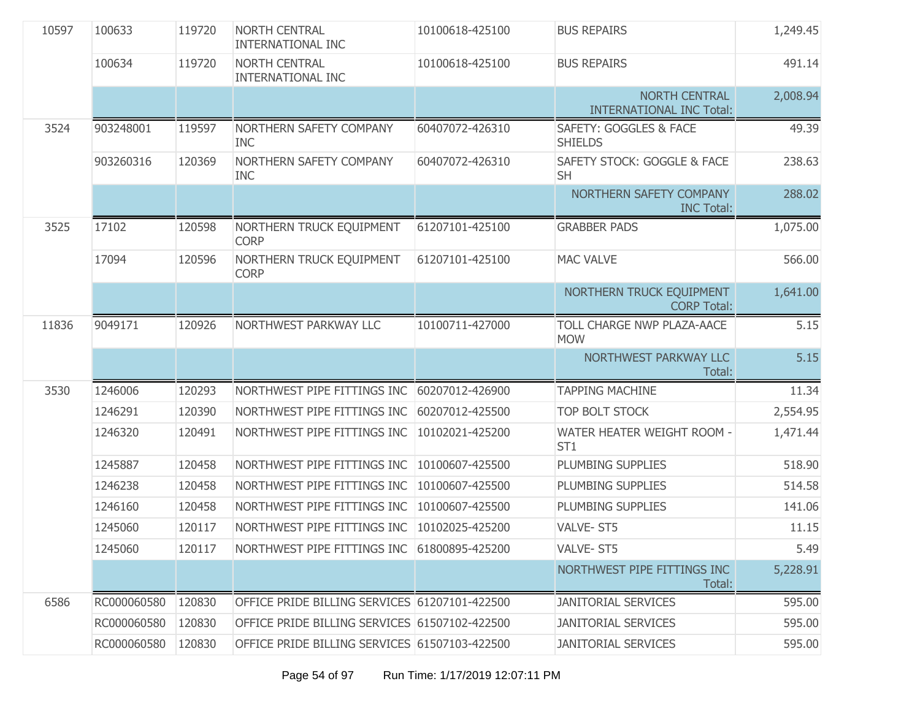| | | | | | | |
|---|---|---|---|---|---|---|
| 10597 | 100633 | 119720 | NORTH CENTRAL INTERNATIONAL INC | 10100618-425100 | BUS REPAIRS | 1,249.45 |
| | 100634 | 119720 | NORTH CENTRAL INTERNATIONAL INC | 10100618-425100 | BUS REPAIRS | 491.14 |
| | | | | | NORTH CENTRAL INTERNATIONAL INC Total: | 2,008.94 |
| 3524 | 903248001 | 119597 | NORTHERN SAFETY COMPANY INC | 60407072-426310 | SAFETY: GOGGLES & FACE SHIELDS | 49.39 |
| | 903260316 | 120369 | NORTHERN SAFETY COMPANY INC | 60407072-426310 | SAFETY STOCK: GOGGLE & FACE SH | 238.63 |
| | | | | | NORTHERN SAFETY COMPANY INC Total: | 288.02 |
| 3525 | 17102 | 120598 | NORTHERN TRUCK EQUIPMENT CORP | 61207101-425100 | GRABBER PADS | 1,075.00 |
| | 17094 | 120596 | NORTHERN TRUCK EQUIPMENT CORP | 61207101-425100 | MAC VALVE | 566.00 |
| | | | | | NORTHERN TRUCK EQUIPMENT CORP Total: | 1,641.00 |
| 11836 | 9049171 | 120926 | NORTHWEST PARKWAY LLC | 10100711-427000 | TOLL CHARGE NWP PLAZA-AACE MOW | 5.15 |
| | | | | | NORTHWEST PARKWAY LLC Total: | 5.15 |
| 3530 | 1246006 | 120293 | NORTHWEST PIPE FITTINGS INC | 60207012-426900 | TAPPING MACHINE | 11.34 |
| | 1246291 | 120390 | NORTHWEST PIPE FITTINGS INC | 60207012-425500 | TOP BOLT STOCK | 2,554.95 |
| | 1246320 | 120491 | NORTHWEST PIPE FITTINGS INC | 10102021-425200 | WATER HEATER WEIGHT ROOM - ST1 | 1,471.44 |
| | 1245887 | 120458 | NORTHWEST PIPE FITTINGS INC | 10100607-425500 | PLUMBING SUPPLIES | 518.90 |
| | 1246238 | 120458 | NORTHWEST PIPE FITTINGS INC | 10100607-425500 | PLUMBING SUPPLIES | 514.58 |
| | 1246160 | 120458 | NORTHWEST PIPE FITTINGS INC | 10100607-425500 | PLUMBING SUPPLIES | 141.06 |
| | 1245060 | 120117 | NORTHWEST PIPE FITTINGS INC | 10102025-425200 | VALVE- ST5 | 11.15 |
| | 1245060 | 120117 | NORTHWEST PIPE FITTINGS INC | 61800895-425200 | VALVE- ST5 | 5.49 |
| | | | | | NORTHWEST PIPE FITTINGS INC Total: | 5,228.91 |
| 6586 | RC000060580 | 120830 | OFFICE PRIDE BILLING SERVICES | 61207101-422500 | JANITORIAL SERVICES | 595.00 |
| | RC000060580 | 120830 | OFFICE PRIDE BILLING SERVICES | 61507102-422500 | JANITORIAL SERVICES | 595.00 |
| | RC000060580 | 120830 | OFFICE PRIDE BILLING SERVICES | 61507103-422500 | JANITORIAL SERVICES | 595.00 |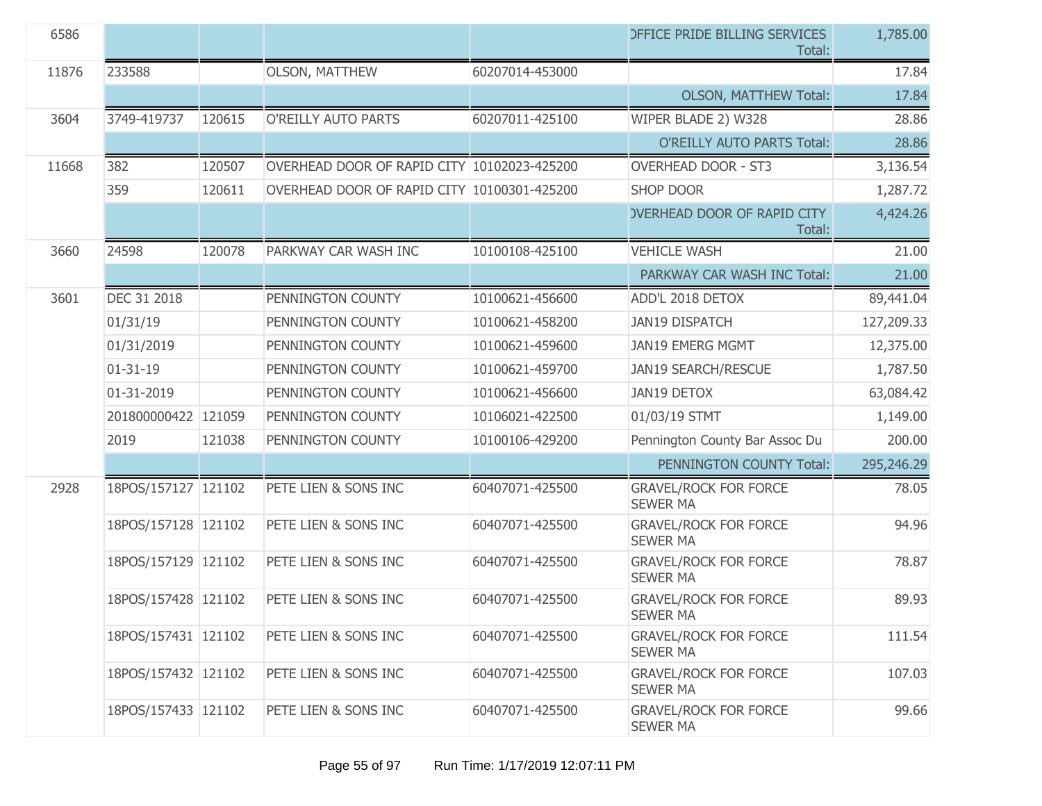| | | | | | | |
|---|---|---|---|---|---|---|
| 6586 | | | | | OFFICE PRIDE BILLING SERVICES Total: | 1,785.00 |
| 11876 | 233588 | | OLSON, MATTHEW | 60207014-453000 | | 17.84 |
| | | | | | OLSON, MATTHEW Total: | 17.84 |
| 3604 | 3749-419737 | 120615 | O'REILLY AUTO PARTS | 60207011-425100 | WIPER BLADE 2) W328 | 28.86 |
| | | | | | O'REILLY AUTO PARTS Total: | 28.86 |
| 11668 | 382 | 120507 | OVERHEAD DOOR OF RAPID CITY | 10102023-425200 | OVERHEAD DOOR - ST3 | 3,136.54 |
| | 359 | 120611 | OVERHEAD DOOR OF RAPID CITY | 10100301-425200 | SHOP DOOR | 1,287.72 |
| | | | | | OVERHEAD DOOR OF RAPID CITY Total: | 4,424.26 |
| 3660 | 24598 | 120078 | PARKWAY CAR WASH INC | 10100108-425100 | VEHICLE WASH | 21.00 |
| | | | | | PARKWAY CAR WASH INC Total: | 21.00 |
| 3601 | DEC 31 2018 | | PENNINGTON COUNTY | 10100621-456600 | ADD'L 2018 DETOX | 89,441.04 |
| | 01/31/19 | | PENNINGTON COUNTY | 10100621-458200 | JAN19 DISPATCH | 127,209.33 |
| | 01/31/2019 | | PENNINGTON COUNTY | 10100621-459600 | JAN19 EMERG MGMT | 12,375.00 |
| | 01-31-19 | | PENNINGTON COUNTY | 10100621-459700 | JAN19 SEARCH/RESCUE | 1,787.50 |
| | 01-31-2019 | | PENNINGTON COUNTY | 10100621-456600 | JAN19 DETOX | 63,084.42 |
| | 201800000422 | 121059 | PENNINGTON COUNTY | 10106021-422500 | 01/03/19 STMT | 1,149.00 |
| | 2019 | 121038 | PENNINGTON COUNTY | 10100106-429200 | Pennington County Bar Assoc Du | 200.00 |
| | | | | | PENNINGTON COUNTY Total: | 295,246.29 |
| 2928 | 18POS/157127 | 121102 | PETE LIEN & SONS INC | 60407071-425500 | GRAVEL/ROCK FOR FORCE SEWER MA | 78.05 |
| | 18POS/157128 | 121102 | PETE LIEN & SONS INC | 60407071-425500 | GRAVEL/ROCK FOR FORCE SEWER MA | 94.96 |
| | 18POS/157129 | 121102 | PETE LIEN & SONS INC | 60407071-425500 | GRAVEL/ROCK FOR FORCE SEWER MA | 78.87 |
| | 18POS/157428 | 121102 | PETE LIEN & SONS INC | 60407071-425500 | GRAVEL/ROCK FOR FORCE SEWER MA | 89.93 |
| | 18POS/157431 | 121102 | PETE LIEN & SONS INC | 60407071-425500 | GRAVEL/ROCK FOR FORCE SEWER MA | 111.54 |
| | 18POS/157432 | 121102 | PETE LIEN & SONS INC | 60407071-425500 | GRAVEL/ROCK FOR FORCE SEWER MA | 107.03 |
| | 18POS/157433 | 121102 | PETE LIEN & SONS INC | 60407071-425500 | GRAVEL/ROCK FOR FORCE SEWER MA | 99.66 |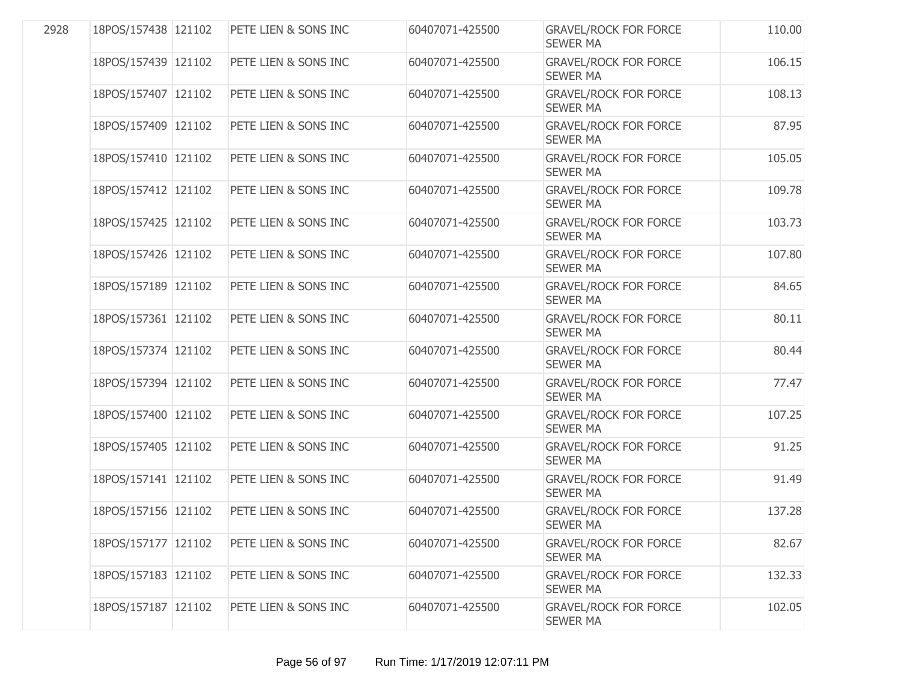| | | | | | | |
|---|---|---|---|---|---|---|
| 2928 | 18POS/157438 | 121102 | PETE LIEN & SONS INC | 60407071-425500 | GRAVEL/ROCK FOR FORCE SEWER MA | 110.00 |
| | 18POS/157439 | 121102 | PETE LIEN & SONS INC | 60407071-425500 | GRAVEL/ROCK FOR FORCE SEWER MA | 106.15 |
| | 18POS/157407 | 121102 | PETE LIEN & SONS INC | 60407071-425500 | GRAVEL/ROCK FOR FORCE SEWER MA | 108.13 |
| | 18POS/157409 | 121102 | PETE LIEN & SONS INC | 60407071-425500 | GRAVEL/ROCK FOR FORCE SEWER MA | 87.95 |
| | 18POS/157410 | 121102 | PETE LIEN & SONS INC | 60407071-425500 | GRAVEL/ROCK FOR FORCE SEWER MA | 105.05 |
| | 18POS/157412 | 121102 | PETE LIEN & SONS INC | 60407071-425500 | GRAVEL/ROCK FOR FORCE SEWER MA | 109.78 |
| | 18POS/157425 | 121102 | PETE LIEN & SONS INC | 60407071-425500 | GRAVEL/ROCK FOR FORCE SEWER MA | 103.73 |
| | 18POS/157426 | 121102 | PETE LIEN & SONS INC | 60407071-425500 | GRAVEL/ROCK FOR FORCE SEWER MA | 107.80 |
| | 18POS/157189 | 121102 | PETE LIEN & SONS INC | 60407071-425500 | GRAVEL/ROCK FOR FORCE SEWER MA | 84.65 |
| | 18POS/157361 | 121102 | PETE LIEN & SONS INC | 60407071-425500 | GRAVEL/ROCK FOR FORCE SEWER MA | 80.11 |
| | 18POS/157374 | 121102 | PETE LIEN & SONS INC | 60407071-425500 | GRAVEL/ROCK FOR FORCE SEWER MA | 80.44 |
| | 18POS/157394 | 121102 | PETE LIEN & SONS INC | 60407071-425500 | GRAVEL/ROCK FOR FORCE SEWER MA | 77.47 |
| | 18POS/157400 | 121102 | PETE LIEN & SONS INC | 60407071-425500 | GRAVEL/ROCK FOR FORCE SEWER MA | 107.25 |
| | 18POS/157405 | 121102 | PETE LIEN & SONS INC | 60407071-425500 | GRAVEL/ROCK FOR FORCE SEWER MA | 91.25 |
| | 18POS/157141 | 121102 | PETE LIEN & SONS INC | 60407071-425500 | GRAVEL/ROCK FOR FORCE SEWER MA | 91.49 |
| | 18POS/157156 | 121102 | PETE LIEN & SONS INC | 60407071-425500 | GRAVEL/ROCK FOR FORCE SEWER MA | 137.28 |
| | 18POS/157177 | 121102 | PETE LIEN & SONS INC | 60407071-425500 | GRAVEL/ROCK FOR FORCE SEWER MA | 82.67 |
| | 18POS/157183 | 121102 | PETE LIEN & SONS INC | 60407071-425500 | GRAVEL/ROCK FOR FORCE SEWER MA | 132.33 |
| | 18POS/157187 | 121102 | PETE LIEN & SONS INC | 60407071-425500 | GRAVEL/ROCK FOR FORCE SEWER MA | 102.05 |

Run Time: 1/17/2019 12:07:11 PM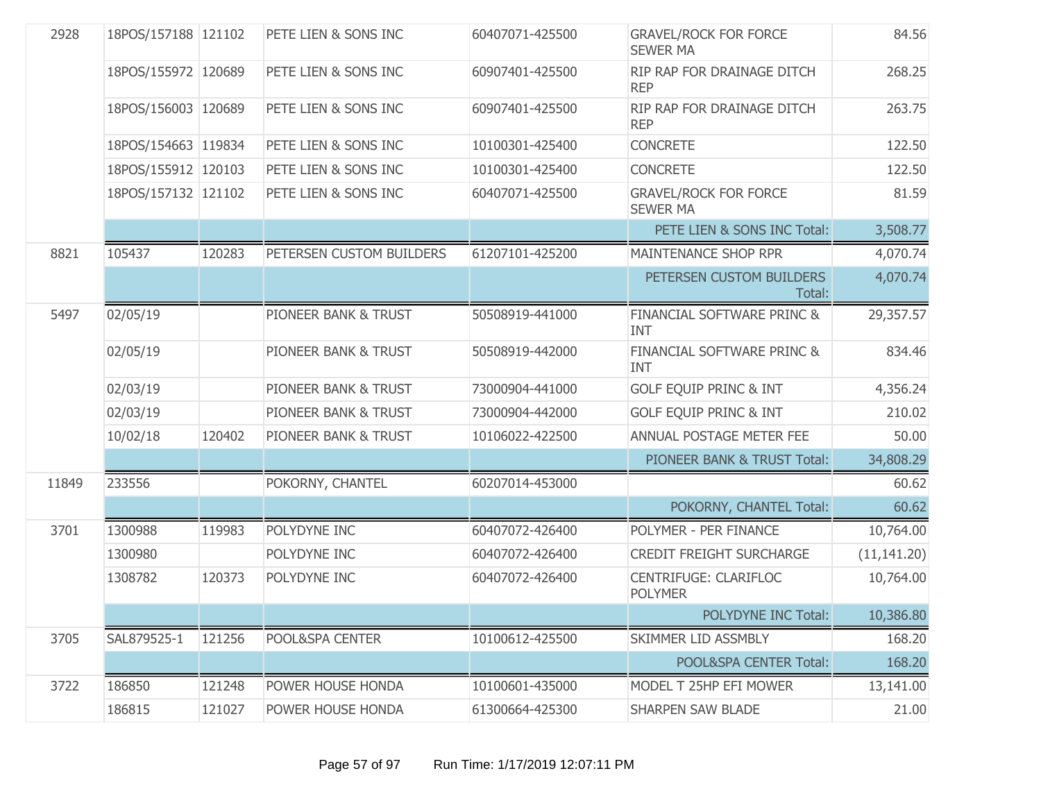| | | | | | | |
|---|---|---|---|---|---|---|
| 2928 | 18POS/157188 | 121102 | PETE LIEN & SONS INC | 60407071-425500 | GRAVEL/ROCK FOR FORCE SEWER MA | 84.56 |
| | 18POS/155972 | 120689 | PETE LIEN & SONS INC | 60907401-425500 | RIP RAP FOR DRAINAGE DITCH REP | 268.25 |
| | 18POS/156003 | 120689 | PETE LIEN & SONS INC | 60907401-425500 | RIP RAP FOR DRAINAGE DITCH REP | 263.75 |
| | 18POS/154663 | 119834 | PETE LIEN & SONS INC | 10100301-425400 | CONCRETE | 122.50 |
| | 18POS/155912 | 120103 | PETE LIEN & SONS INC | 10100301-425400 | CONCRETE | 122.50 |
| | 18POS/157132 | 121102 | PETE LIEN & SONS INC | 60407071-425500 | GRAVEL/ROCK FOR FORCE SEWER MA | 81.59 |
| | | | | | PETE LIEN & SONS INC Total: | 3,508.77 |
| 8821 | 105437 | 120283 | PETERSEN CUSTOM BUILDERS | 61207101-425200 | MAINTENANCE SHOP RPR | 4,070.74 |
| | | | | | PETERSEN CUSTOM BUILDERS Total: | 4,070.74 |
| 5497 | 02/05/19 | | PIONEER BANK & TRUST | 50508919-441000 | FINANCIAL SOFTWARE PRINC & INT | 29,357.57 |
| | 02/05/19 | | PIONEER BANK & TRUST | 50508919-442000 | FINANCIAL SOFTWARE PRINC & INT | 834.46 |
| | 02/03/19 | | PIONEER BANK & TRUST | 73000904-441000 | GOLF EQUIP PRINC & INT | 4,356.24 |
| | 02/03/19 | | PIONEER BANK & TRUST | 73000904-442000 | GOLF EQUIP PRINC & INT | 210.02 |
| | 10/02/18 | 120402 | PIONEER BANK & TRUST | 10106022-422500 | ANNUAL POSTAGE METER FEE | 50.00 |
| | | | | | PIONEER BANK & TRUST Total: | 34,808.29 |
| 11849 | 233556 | | POKORNY, CHANTEL | 60207014-453000 | | 60.62 |
| | | | | | POKORNY, CHANTEL Total: | 60.62 |
| 3701 | 1300988 | 119983 | POLYDYNE INC | 60407072-426400 | POLYMER - PER FINANCE | 10,764.00 |
| | 1300980 | | POLYDYNE INC | 60407072-426400 | CREDIT FREIGHT SURCHARGE | (11,141.20) |
| | 1308782 | 120373 | POLYDYNE INC | 60407072-426400 | CENTRIFUGE: CLARIFLOC POLYMER | 10,764.00 |
| | | | | | POLYDYNE INC Total: | 10,386.80 |
| 3705 | SAL879525-1 | 121256 | POOL&SPA CENTER | 10100612-425500 | SKIMMER LID ASSMBLY | 168.20 |
| | | | | | POOL&SPA CENTER Total: | 168.20 |
| 3722 | 186850 | 121248 | POWER HOUSE HONDA | 10100601-435000 | MODEL T 25HP EFI MOWER | 13,141.00 |
| | 186815 | 121027 | POWER HOUSE HONDA | 61300664-425300 | SHARPEN SAW BLADE | 21.00 |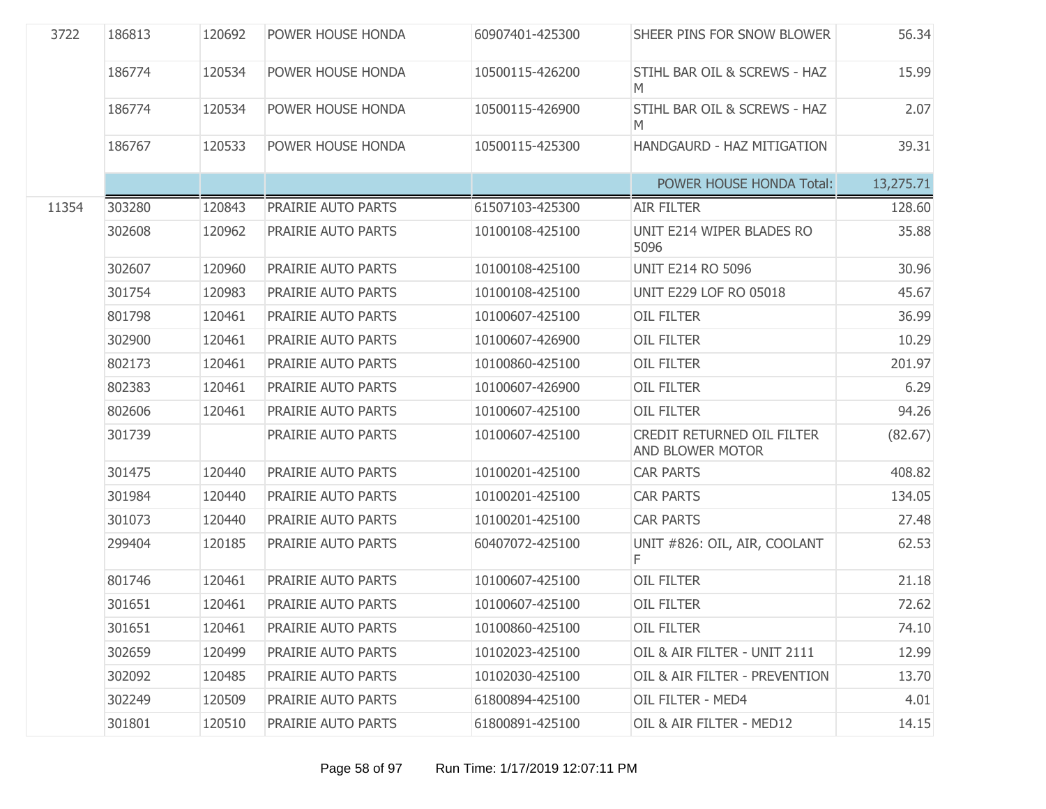| | | | | | | |
|---|---|---|---|---|---|---|
| 3722 | 186813 | 120692 | POWER HOUSE HONDA | 60907401-425300 | SHEER PINS FOR SNOW BLOWER | 56.34 |
| | 186774 | 120534 | POWER HOUSE HONDA | 10500115-426200 | STIHL BAR OIL & SCREWS - HAZ M | 15.99 |
| | 186774 | 120534 | POWER HOUSE HONDA | 10500115-426900 | STIHL BAR OIL & SCREWS - HAZ M | 2.07 |
| | 186767 | 120533 | POWER HOUSE HONDA | 10500115-425300 | HANDGAURD - HAZ MITIGATION | 39.31 |
| | | | | | POWER HOUSE HONDA Total: | 13,275.71 |
| 11354 | 303280 | 120843 | PRAIRIE AUTO PARTS | 61507103-425300 | AIR FILTER | 128.60 |
| | 302608 | 120962 | PRAIRIE AUTO PARTS | 10100108-425100 | UNIT E214 WIPER BLADES RO 5096 | 35.88 |
| | 302607 | 120960 | PRAIRIE AUTO PARTS | 10100108-425100 | UNIT E214 RO 5096 | 30.96 |
| | 301754 | 120983 | PRAIRIE AUTO PARTS | 10100108-425100 | UNIT E229 LOF RO 05018 | 45.67 |
| | 801798 | 120461 | PRAIRIE AUTO PARTS | 10100607-425100 | OIL FILTER | 36.99 |
| | 302900 | 120461 | PRAIRIE AUTO PARTS | 10100607-426900 | OIL FILTER | 10.29 |
| | 802173 | 120461 | PRAIRIE AUTO PARTS | 10100860-425100 | OIL FILTER | 201.97 |
| | 802383 | 120461 | PRAIRIE AUTO PARTS | 10100607-426900 | OIL FILTER | 6.29 |
| | 802606 | 120461 | PRAIRIE AUTO PARTS | 10100607-425100 | OIL FILTER | 94.26 |
| | 301739 | | PRAIRIE AUTO PARTS | 10100607-425100 | CREDIT RETURNED OIL FILTER AND BLOWER MOTOR | (82.67) |
| | 301475 | 120440 | PRAIRIE AUTO PARTS | 10100201-425100 | CAR PARTS | 408.82 |
| | 301984 | 120440 | PRAIRIE AUTO PARTS | 10100201-425100 | CAR PARTS | 134.05 |
| | 301073 | 120440 | PRAIRIE AUTO PARTS | 10100201-425100 | CAR PARTS | 27.48 |
| | 299404 | 120185 | PRAIRIE AUTO PARTS | 60407072-425100 | UNIT #826: OIL, AIR, COOLANT F | 62.53 |
| | 801746 | 120461 | PRAIRIE AUTO PARTS | 10100607-425100 | OIL FILTER | 21.18 |
| | 301651 | 120461 | PRAIRIE AUTO PARTS | 10100607-425100 | OIL FILTER | 72.62 |
| | 301651 | 120461 | PRAIRIE AUTO PARTS | 10100860-425100 | OIL FILTER | 74.10 |
| | 302659 | 120499 | PRAIRIE AUTO PARTS | 10102023-425100 | OIL & AIR FILTER - UNIT 2111 | 12.99 |
| | 302092 | 120485 | PRAIRIE AUTO PARTS | 10102030-425100 | OIL & AIR FILTER - PREVENTION | 13.70 |
| | 302249 | 120509 | PRAIRIE AUTO PARTS | 61800894-425100 | OIL FILTER - MED4 | 4.01 |
| | 301801 | 120510 | PRAIRIE AUTO PARTS | 61800891-425100 | OIL & AIR FILTER - MED12 | 14.15 |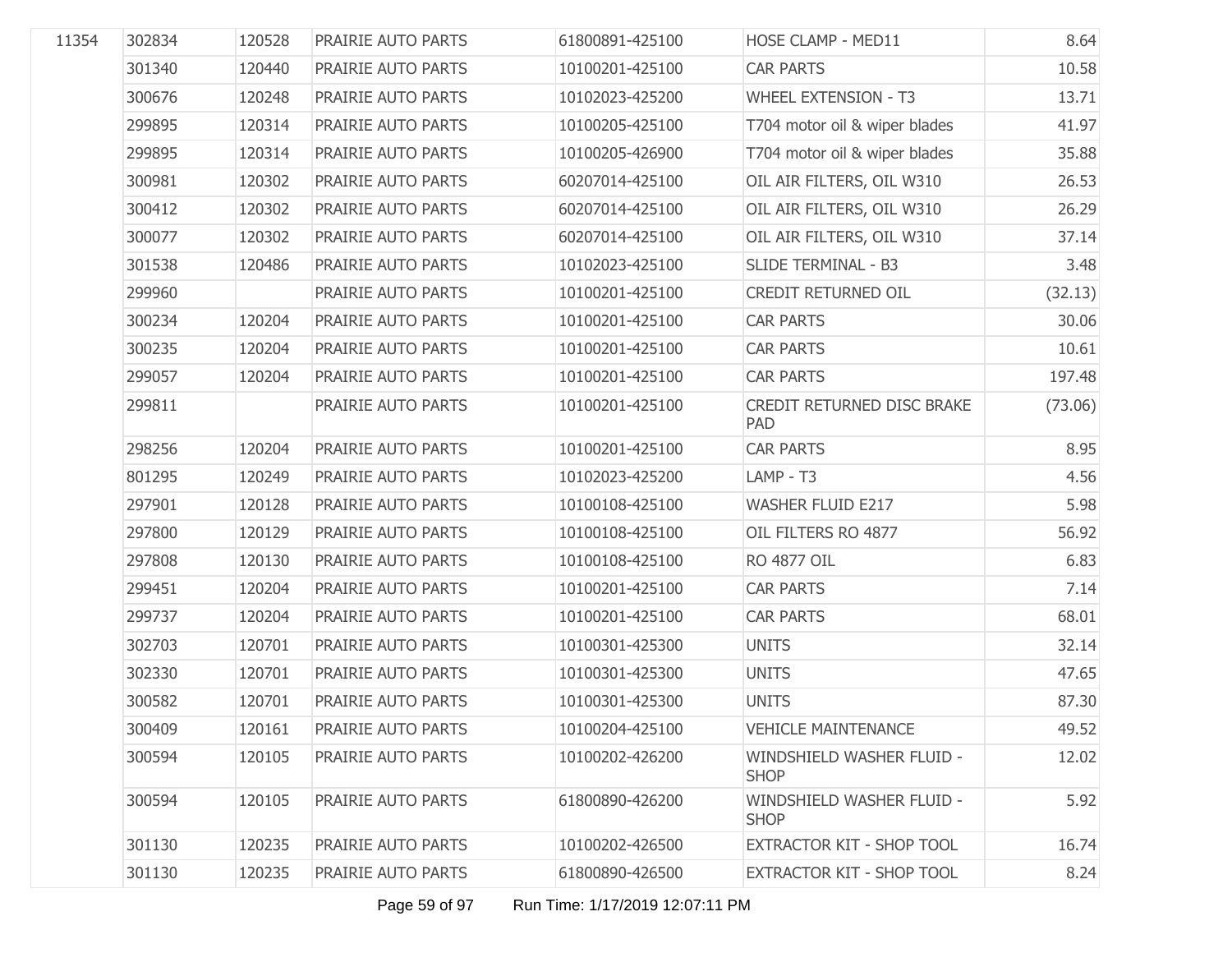| | | | | | | |
|---|---|---|---|---|---|---|
| 11354 | 302834 | 120528 | PRAIRIE AUTO PARTS | 61800891-425100 | HOSE CLAMP - MED11 | 8.64 |
| | 301340 | 120440 | PRAIRIE AUTO PARTS | 10100201-425100 | CAR PARTS | 10.58 |
| | 300676 | 120248 | PRAIRIE AUTO PARTS | 10102023-425200 | WHEEL EXTENSION - T3 | 13.71 |
| | 299895 | 120314 | PRAIRIE AUTO PARTS | 10100205-425100 | T704 motor oil & wiper blades | 41.97 |
| | 299895 | 120314 | PRAIRIE AUTO PARTS | 10100205-426900 | T704 motor oil & wiper blades | 35.88 |
| | 300981 | 120302 | PRAIRIE AUTO PARTS | 60207014-425100 | OIL AIR FILTERS, OIL W310 | 26.53 |
| | 300412 | 120302 | PRAIRIE AUTO PARTS | 60207014-425100 | OIL AIR FILTERS, OIL W310 | 26.29 |
| | 300077 | 120302 | PRAIRIE AUTO PARTS | 60207014-425100 | OIL AIR FILTERS, OIL W310 | 37.14 |
| | 301538 | 120486 | PRAIRIE AUTO PARTS | 10102023-425100 | SLIDE TERMINAL - B3 | 3.48 |
| | 299960 | | PRAIRIE AUTO PARTS | 10100201-425100 | CREDIT RETURNED OIL | (32.13) |
| | 300234 | 120204 | PRAIRIE AUTO PARTS | 10100201-425100 | CAR PARTS | 30.06 |
| | 300235 | 120204 | PRAIRIE AUTO PARTS | 10100201-425100 | CAR PARTS | 10.61 |
| | 299057 | 120204 | PRAIRIE AUTO PARTS | 10100201-425100 | CAR PARTS | 197.48 |
| | 299811 | | PRAIRIE AUTO PARTS | 10100201-425100 | CREDIT RETURNED DISC BRAKE PAD | (73.06) |
| | 298256 | 120204 | PRAIRIE AUTO PARTS | 10100201-425100 | CAR PARTS | 8.95 |
| | 801295 | 120249 | PRAIRIE AUTO PARTS | 10102023-425200 | LAMP - T3 | 4.56 |
| | 297901 | 120128 | PRAIRIE AUTO PARTS | 10100108-425100 | WASHER FLUID E217 | 5.98 |
| | 297800 | 120129 | PRAIRIE AUTO PARTS | 10100108-425100 | OIL FILTERS RO 4877 | 56.92 |
| | 297808 | 120130 | PRAIRIE AUTO PARTS | 10100108-425100 | RO 4877 OIL | 6.83 |
| | 299451 | 120204 | PRAIRIE AUTO PARTS | 10100201-425100 | CAR PARTS | 7.14 |
| | 299737 | 120204 | PRAIRIE AUTO PARTS | 10100201-425100 | CAR PARTS | 68.01 |
| | 302703 | 120701 | PRAIRIE AUTO PARTS | 10100301-425300 | UNITS | 32.14 |
| | 302330 | 120701 | PRAIRIE AUTO PARTS | 10100301-425300 | UNITS | 47.65 |
| | 300582 | 120701 | PRAIRIE AUTO PARTS | 10100301-425300 | UNITS | 87.30 |
| | 300409 | 120161 | PRAIRIE AUTO PARTS | 10100204-425100 | VEHICLE MAINTENANCE | 49.52 |
| | 300594 | 120105 | PRAIRIE AUTO PARTS | 10100202-426200 | WINDSHIELD WASHER FLUID - SHOP | 12.02 |
| | 300594 | 120105 | PRAIRIE AUTO PARTS | 61800890-426200 | WINDSHIELD WASHER FLUID - SHOP | 5.92 |
| | 301130 | 120235 | PRAIRIE AUTO PARTS | 10100202-426500 | EXTRACTOR KIT - SHOP TOOL | 16.74 |
| | 301130 | 120235 | PRAIRIE AUTO PARTS | 61800890-426500 | EXTRACTOR KIT - SHOP TOOL | 8.24 |

Run Time: 1/17/2019 12:07:11 PM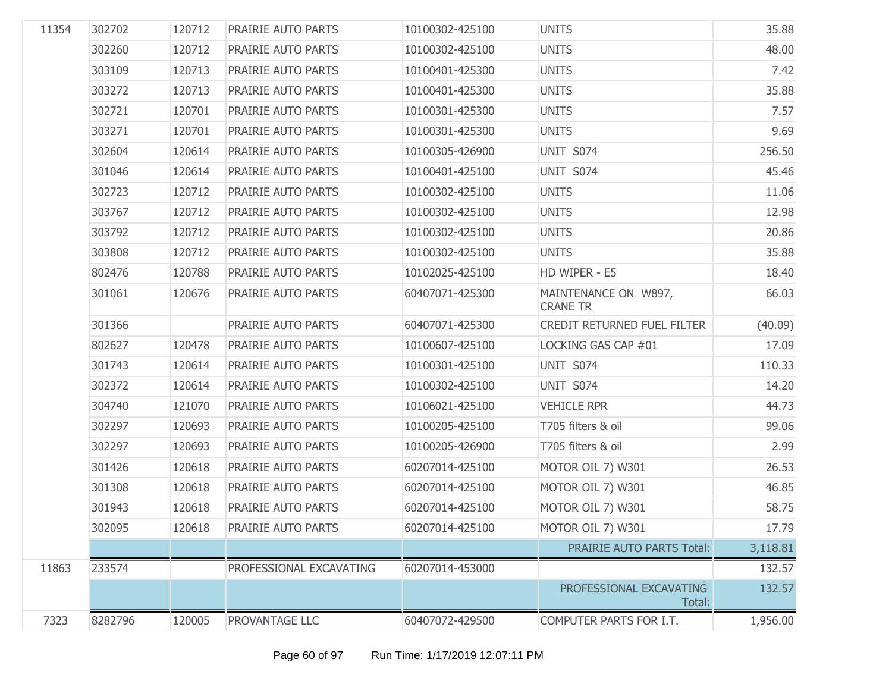| | | | | | | |
|---|---|---|---|---|---|---|
| 11354 | 302702 | 120712 | PRAIRIE AUTO PARTS | 10100302-425100 | UNITS | 35.88 |
| | 302260 | 120712 | PRAIRIE AUTO PARTS | 10100302-425100 | UNITS | 48.00 |
| | 303109 | 120713 | PRAIRIE AUTO PARTS | 10100401-425300 | UNITS | 7.42 |
| | 303272 | 120713 | PRAIRIE AUTO PARTS | 10100401-425300 | UNITS | 35.88 |
| | 302721 | 120701 | PRAIRIE AUTO PARTS | 10100301-425300 | UNITS | 7.57 |
| | 303271 | 120701 | PRAIRIE AUTO PARTS | 10100301-425300 | UNITS | 9.69 |
| | 302604 | 120614 | PRAIRIE AUTO PARTS | 10100305-426900 | UNIT S074 | 256.50 |
| | 301046 | 120614 | PRAIRIE AUTO PARTS | 10100401-425100 | UNIT S074 | 45.46 |
| | 302723 | 120712 | PRAIRIE AUTO PARTS | 10100302-425100 | UNITS | 11.06 |
| | 303767 | 120712 | PRAIRIE AUTO PARTS | 10100302-425100 | UNITS | 12.98 |
| | 303792 | 120712 | PRAIRIE AUTO PARTS | 10100302-425100 | UNITS | 20.86 |
| | 303808 | 120712 | PRAIRIE AUTO PARTS | 10100302-425100 | UNITS | 35.88 |
| | 802476 | 120788 | PRAIRIE AUTO PARTS | 10102025-425100 | HD WIPER - E5 | 18.40 |
| | 301061 | 120676 | PRAIRIE AUTO PARTS | 60407071-425300 | MAINTENANCE ON W897, CRANE TR | 66.03 |
| | 301366 | | PRAIRIE AUTO PARTS | 60407071-425300 | CREDIT RETURNED FUEL FILTER | (40.09) |
| | 802627 | 120478 | PRAIRIE AUTO PARTS | 10100607-425100 | LOCKING GAS CAP #01 | 17.09 |
| | 301743 | 120614 | PRAIRIE AUTO PARTS | 10100301-425100 | UNIT S074 | 110.33 |
| | 302372 | 120614 | PRAIRIE AUTO PARTS | 10100302-425100 | UNIT S074 | 14.20 |
| | 304740 | 121070 | PRAIRIE AUTO PARTS | 10106021-425100 | VEHICLE RPR | 44.73 |
| | 302297 | 120693 | PRAIRIE AUTO PARTS | 10100205-425100 | T705 filters & oil | 99.06 |
| | 302297 | 120693 | PRAIRIE AUTO PARTS | 10100205-426900 | T705 filters & oil | 2.99 |
| | 301426 | 120618 | PRAIRIE AUTO PARTS | 60207014-425100 | MOTOR OIL 7) W301 | 26.53 |
| | 301308 | 120618 | PRAIRIE AUTO PARTS | 60207014-425100 | MOTOR OIL 7) W301 | 46.85 |
| | 301943 | 120618 | PRAIRIE AUTO PARTS | 60207014-425100 | MOTOR OIL 7) W301 | 58.75 |
| | 302095 | 120618 | PRAIRIE AUTO PARTS | 60207014-425100 | MOTOR OIL 7) W301 | 17.79 |
| | | | | | PRAIRIE AUTO PARTS Total: | 3,118.81 |
| 11863 | 233574 | | PROFESSIONAL EXCAVATING | 60207014-453000 | | 132.57 |
| | | | | | PROFESSIONAL EXCAVATING Total: | 132.57 |
| 7323 | 8282796 | 120005 | PROVANTAGE LLC | 60407072-429500 | COMPUTER PARTS FOR I.T. | 1,956.00 |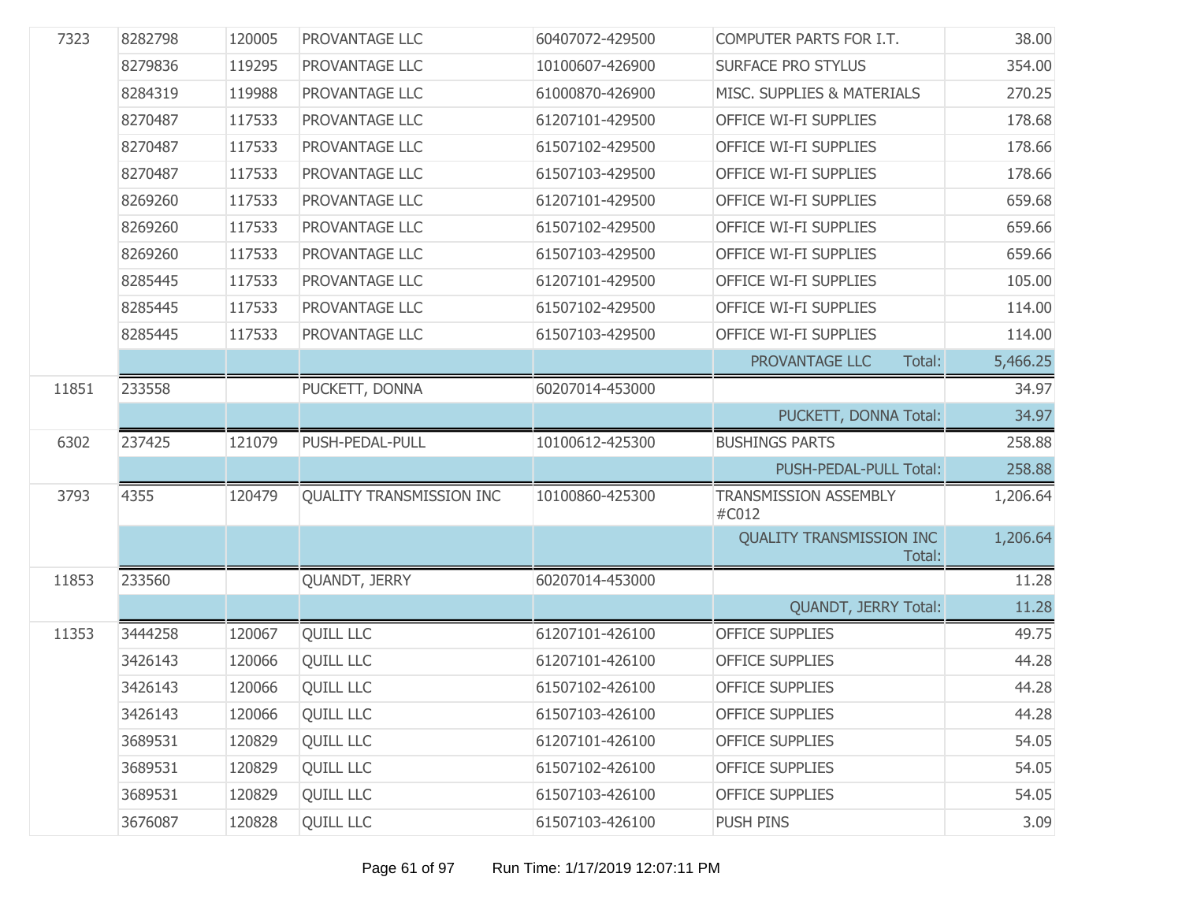| | | | | | | |
|---|---|---|---|---|---|---|
| 7323 | 8282798 | 120005 | PROVANTAGE LLC | 60407072-429500 | COMPUTER PARTS FOR I.T. | 38.00 |
| | 8279836 | 119295 | PROVANTAGE LLC | 10100607-426900 | SURFACE PRO STYLUS | 354.00 |
| | 8284319 | 119988 | PROVANTAGE LLC | 61000870-426900 | MISC. SUPPLIES & MATERIALS | 270.25 |
| | 8270487 | 117533 | PROVANTAGE LLC | 61207101-429500 | OFFICE WI-FI SUPPLIES | 178.68 |
| | 8270487 | 117533 | PROVANTAGE LLC | 61507102-429500 | OFFICE WI-FI SUPPLIES | 178.66 |
| | 8270487 | 117533 | PROVANTAGE LLC | 61507103-429500 | OFFICE WI-FI SUPPLIES | 178.66 |
| | 8269260 | 117533 | PROVANTAGE LLC | 61207101-429500 | OFFICE WI-FI SUPPLIES | 659.68 |
| | 8269260 | 117533 | PROVANTAGE LLC | 61507102-429500 | OFFICE WI-FI SUPPLIES | 659.66 |
| | 8269260 | 117533 | PROVANTAGE LLC | 61507103-429500 | OFFICE WI-FI SUPPLIES | 659.66 |
| | 8285445 | 117533 | PROVANTAGE LLC | 61207101-429500 | OFFICE WI-FI SUPPLIES | 105.00 |
| | 8285445 | 117533 | PROVANTAGE LLC | 61507102-429500 | OFFICE WI-FI SUPPLIES | 114.00 |
| | 8285445 | 117533 | PROVANTAGE LLC | 61507103-429500 | OFFICE WI-FI SUPPLIES | 114.00 |
| | | | | | PROVANTAGE LLC Total: | 5,466.25 |
| 11851 | 233558 | | PUCKETT, DONNA | 60207014-453000 | | 34.97 |
| | | | | | PUCKETT, DONNA Total: | 34.97 |
| 6302 | 237425 | 121079 | PUSH-PEDAL-PULL | 10100612-425300 | BUSHINGS PARTS | 258.88 |
| | | | | | PUSH-PEDAL-PULL Total: | 258.88 |
| 3793 | 4355 | 120479 | QUALITY TRANSMISSION INC | 10100860-425300 | TRANSMISSION ASSEMBLY #C012 | 1,206.64 |
| | | | | | QUALITY TRANSMISSION INC Total: | 1,206.64 |
| 11853 | 233560 | | QUANDT, JERRY | 60207014-453000 | | 11.28 |
| | | | | | QUANDT, JERRY Total: | 11.28 |
| 11353 | 3444258 | 120067 | QUILL LLC | 61207101-426100 | OFFICE SUPPLIES | 49.75 |
| | 3426143 | 120066 | QUILL LLC | 61207101-426100 | OFFICE SUPPLIES | 44.28 |
| | 3426143 | 120066 | QUILL LLC | 61507102-426100 | OFFICE SUPPLIES | 44.28 |
| | 3426143 | 120066 | QUILL LLC | 61507103-426100 | OFFICE SUPPLIES | 44.28 |
| | 3689531 | 120829 | QUILL LLC | 61207101-426100 | OFFICE SUPPLIES | 54.05 |
| | 3689531 | 120829 | QUILL LLC | 61507102-426100 | OFFICE SUPPLIES | 54.05 |
| | 3689531 | 120829 | QUILL LLC | 61507103-426100 | OFFICE SUPPLIES | 54.05 |
| | 3676087 | 120828 | QUILL LLC | 61507103-426100 | PUSH PINS | 3.09 |

Run Time: 1/17/2019 12:07:11 PM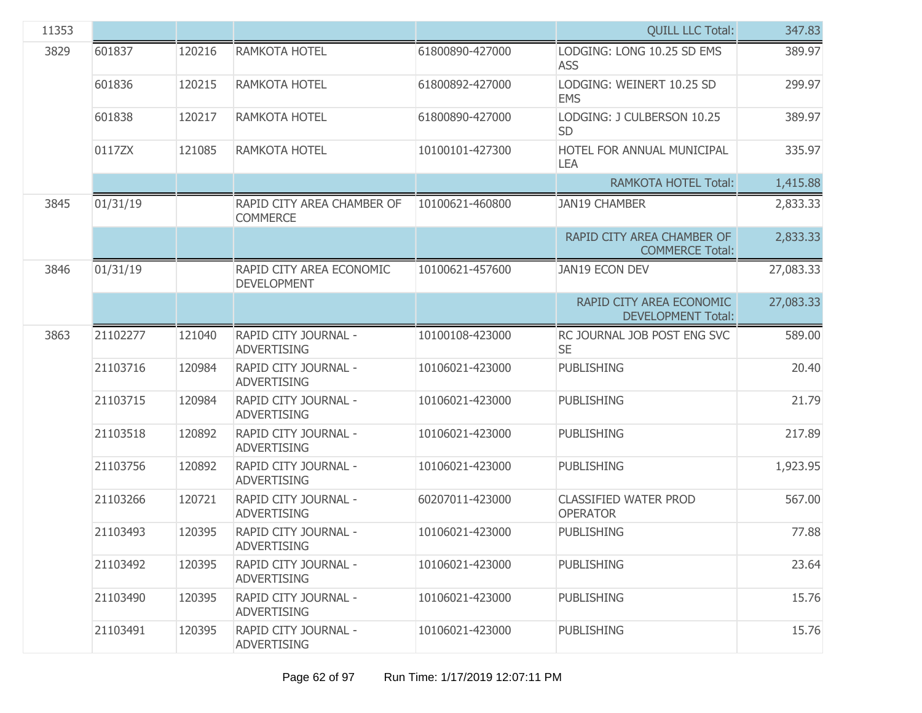| | | | | | | |
|---|---|---|---|---|---|---|
| 11353 | | | | | QUILL LLC Total: | 347.83 |
| 3829 | 601837 | 120216 | RAMKOTA HOTEL | 61800890-427000 | LODGING: LONG 10.25 SD EMS ASS | 389.97 |
| | 601836 | 120215 | RAMKOTA HOTEL | 61800892-427000 | LODGING: WEINERT 10.25 SD EMS | 299.97 |
| | 601838 | 120217 | RAMKOTA HOTEL | 61800890-427000 | LODGING: J CULBERSON 10.25 SD | 389.97 |
| | 0117ZX | 121085 | RAMKOTA HOTEL | 10100101-427300 | HOTEL FOR ANNUAL MUNICIPAL LEA | 335.97 |
| | | | | | RAMKOTA HOTEL Total: | 1,415.88 |
| 3845 | 01/31/19 | | RAPID CITY AREA CHAMBER OF COMMERCE | 10100621-460800 | JAN19 CHAMBER | 2,833.33 |
| | | | | | RAPID CITY AREA CHAMBER OF COMMERCE Total: | 2,833.33 |
| 3846 | 01/31/19 | | RAPID CITY AREA ECONOMIC DEVELOPMENT | 10100621-457600 | JAN19 ECON DEV | 27,083.33 |
| | | | | | RAPID CITY AREA ECONOMIC DEVELOPMENT Total: | 27,083.33 |
| 3863 | 21102277 | 121040 | RAPID CITY JOURNAL - ADVERTISING | 10100108-423000 | RC JOURNAL JOB POST ENG SVC SE | 589.00 |
| | 21103716 | 120984 | RAPID CITY JOURNAL - ADVERTISING | 10106021-423000 | PUBLISHING | 20.40 |
| | 21103715 | 120984 | RAPID CITY JOURNAL - ADVERTISING | 10106021-423000 | PUBLISHING | 21.79 |
| | 21103518 | 120892 | RAPID CITY JOURNAL - ADVERTISING | 10106021-423000 | PUBLISHING | 217.89 |
| | 21103756 | 120892 | RAPID CITY JOURNAL - ADVERTISING | 10106021-423000 | PUBLISHING | 1,923.95 |
| | 21103266 | 120721 | RAPID CITY JOURNAL - ADVERTISING | 60207011-423000 | CLASSIFIED WATER PROD OPERATOR | 567.00 |
| | 21103493 | 120395 | RAPID CITY JOURNAL - ADVERTISING | 10106021-423000 | PUBLISHING | 77.88 |
| | 21103492 | 120395 | RAPID CITY JOURNAL - ADVERTISING | 10106021-423000 | PUBLISHING | 23.64 |
| | 21103490 | 120395 | RAPID CITY JOURNAL - ADVERTISING | 10106021-423000 | PUBLISHING | 15.76 |
| | 21103491 | 120395 | RAPID CITY JOURNAL - ADVERTISING | 10106021-423000 | PUBLISHING | 15.76 |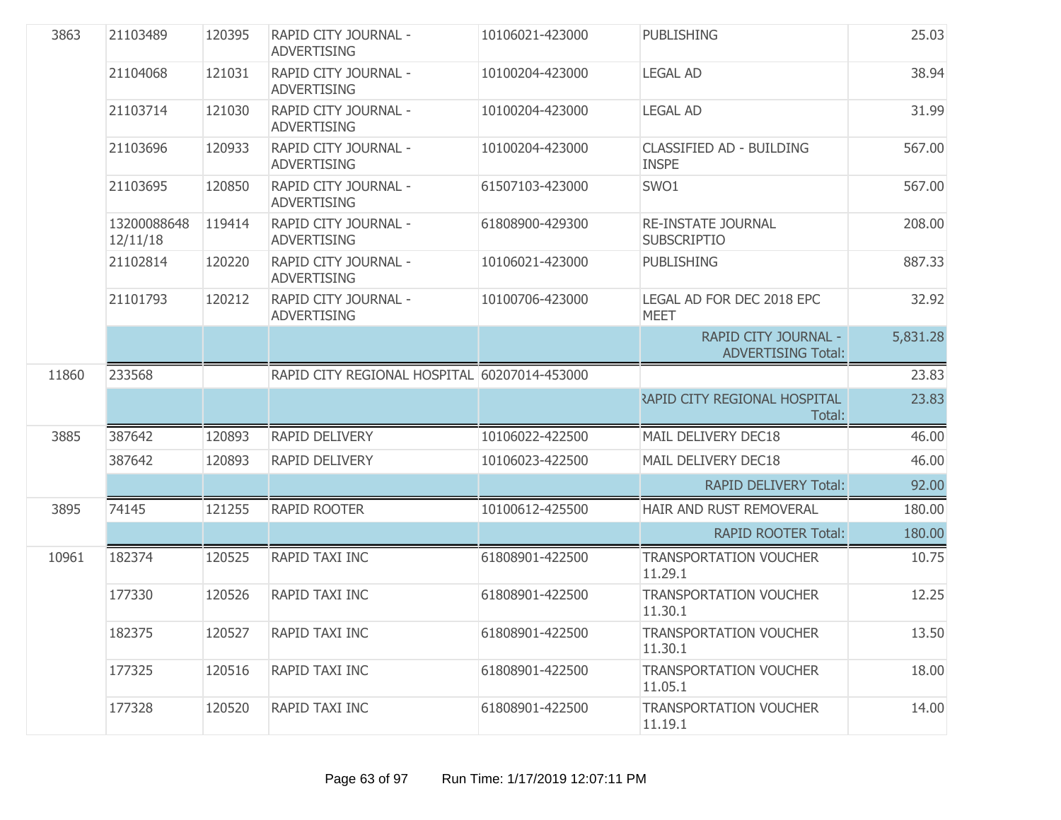| | | | | | | |
|---|---|---|---|---|---|---|
| 3863 | 21103489 | 120395 | RAPID CITY JOURNAL - ADVERTISING | 10106021-423000 | PUBLISHING | 25.03 |
| | 21104068 | 121031 | RAPID CITY JOURNAL - ADVERTISING | 10100204-423000 | LEGAL AD | 38.94 |
| | 21103714 | 121030 | RAPID CITY JOURNAL - ADVERTISING | 10100204-423000 | LEGAL AD | 31.99 |
| | 21103696 | 120933 | RAPID CITY JOURNAL - ADVERTISING | 10100204-423000 | CLASSIFIED AD - BUILDING INSPE | 567.00 |
| | 21103695 | 120850 | RAPID CITY JOURNAL - ADVERTISING | 61507103-423000 | SWO1 | 567.00 |
| | 13200088648 12/11/18 | 119414 | RAPID CITY JOURNAL - ADVERTISING | 61808900-429300 | RE-INSTATE JOURNAL SUBSCRIPTIO | 208.00 |
| | 21102814 | 120220 | RAPID CITY JOURNAL - ADVERTISING | 10106021-423000 | PUBLISHING | 887.33 |
| | 21101793 | 120212 | RAPID CITY JOURNAL - ADVERTISING | 10100706-423000 | LEGAL AD FOR DEC 2018 EPC MEET | 32.92 |
| | | | | | RAPID CITY JOURNAL - ADVERTISING Total: | 5,831.28 |
| 11860 | 233568 | | RAPID CITY REGIONAL HOSPITAL | 60207014-453000 | | 23.83 |
| | | | | | RAPID CITY REGIONAL HOSPITAL Total: | 23.83 |
| 3885 | 387642 | 120893 | RAPID DELIVERY | 10106022-422500 | MAIL DELIVERY DEC18 | 46.00 |
| | 387642 | 120893 | RAPID DELIVERY | 10106023-422500 | MAIL DELIVERY DEC18 | 46.00 |
| | | | | | RAPID DELIVERY Total: | 92.00 |
| 3895 | 74145 | 121255 | RAPID ROOTER | 10100612-425500 | HAIR AND RUST REMOVERAL | 180.00 |
| | | | | | RAPID ROOTER Total: | 180.00 |
| 10961 | 182374 | 120525 | RAPID TAXI INC | 61808901-422500 | TRANSPORTATION VOUCHER 11.29.1 | 10.75 |
| | 177330 | 120526 | RAPID TAXI INC | 61808901-422500 | TRANSPORTATION VOUCHER 11.30.1 | 12.25 |
| | 182375 | 120527 | RAPID TAXI INC | 61808901-422500 | TRANSPORTATION VOUCHER 11.30.1 | 13.50 |
| | 177325 | 120516 | RAPID TAXI INC | 61808901-422500 | TRANSPORTATION VOUCHER 11.05.1 | 18.00 |
| | 177328 | 120520 | RAPID TAXI INC | 61808901-422500 | TRANSPORTATION VOUCHER 11.19.1 | 14.00 |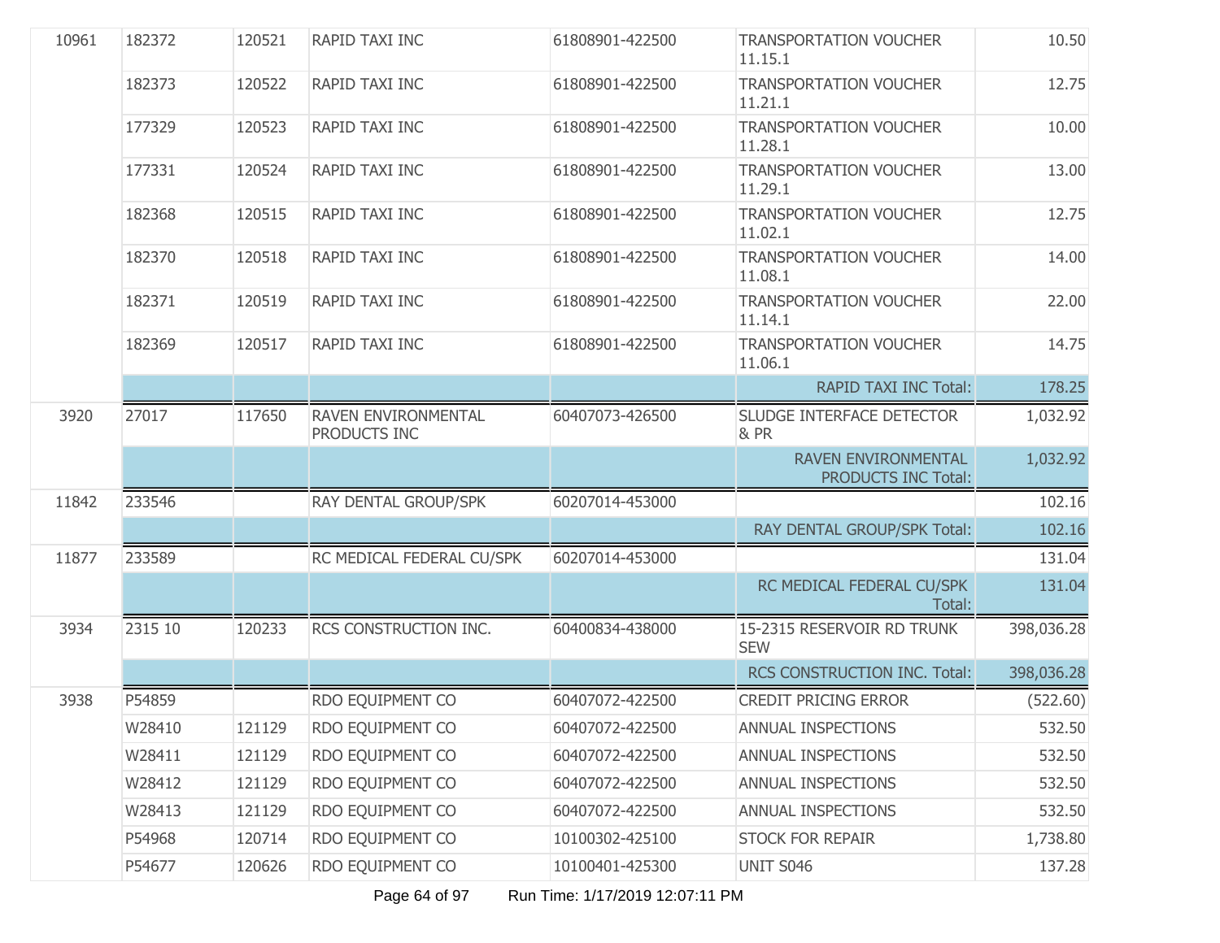| | | | | | | |
|---|---|---|---|---|---|---|
| 10961 | 182372 | 120521 | RAPID TAXI INC | 61808901-422500 | TRANSPORTATION VOUCHER 11.15.1 | 10.50 |
| | 182373 | 120522 | RAPID TAXI INC | 61808901-422500 | TRANSPORTATION VOUCHER 11.21.1 | 12.75 |
| | 177329 | 120523 | RAPID TAXI INC | 61808901-422500 | TRANSPORTATION VOUCHER 11.28.1 | 10.00 |
| | 177331 | 120524 | RAPID TAXI INC | 61808901-422500 | TRANSPORTATION VOUCHER 11.29.1 | 13.00 |
| | 182368 | 120515 | RAPID TAXI INC | 61808901-422500 | TRANSPORTATION VOUCHER 11.02.1 | 12.75 |
| | 182370 | 120518 | RAPID TAXI INC | 61808901-422500 | TRANSPORTATION VOUCHER 11.08.1 | 14.00 |
| | 182371 | 120519 | RAPID TAXI INC | 61808901-422500 | TRANSPORTATION VOUCHER 11.14.1 | 22.00 |
| | 182369 | 120517 | RAPID TAXI INC | 61808901-422500 | TRANSPORTATION VOUCHER 11.06.1 | 14.75 |
| | | | | | RAPID TAXI INC Total: | 178.25 |
| 3920 | 27017 | 117650 | RAVEN ENVIRONMENTAL PRODUCTS INC | 60407073-426500 | SLUDGE INTERFACE DETECTOR & PR | 1,032.92 |
| | | | | | RAVEN ENVIRONMENTAL PRODUCTS INC Total: | 1,032.92 |
| 11842 | 233546 | | RAY DENTAL GROUP/SPK | 60207014-453000 | | 102.16 |
| | | | | | RAY DENTAL GROUP/SPK Total: | 102.16 |
| 11877 | 233589 | | RC MEDICAL FEDERAL CU/SPK | 60207014-453000 | | 131.04 |
| | | | | | RC MEDICAL FEDERAL CU/SPK Total: | 131.04 |
| 3934 | 2315 10 | 120233 | RCS CONSTRUCTION INC. | 60400834-438000 | 15-2315 RESERVOIR RD TRUNK SEW | 398,036.28 |
| | | | | | RCS CONSTRUCTION INC. Total: | 398,036.28 |
| 3938 | P54859 | | RDO EQUIPMENT CO | 60407072-422500 | CREDIT PRICING ERROR | (522.60) |
| | W28410 | 121129 | RDO EQUIPMENT CO | 60407072-422500 | ANNUAL INSPECTIONS | 532.50 |
| | W28411 | 121129 | RDO EQUIPMENT CO | 60407072-422500 | ANNUAL INSPECTIONS | 532.50 |
| | W28412 | 121129 | RDO EQUIPMENT CO | 60407072-422500 | ANNUAL INSPECTIONS | 532.50 |
| | W28413 | 121129 | RDO EQUIPMENT CO | 60407072-422500 | ANNUAL INSPECTIONS | 532.50 |
| | P54968 | 120714 | RDO EQUIPMENT CO | 10100302-425100 | STOCK FOR REPAIR | 1,738.80 |
| | P54677 | 120626 | RDO EQUIPMENT CO | 10100401-425300 | UNIT S046 | 137.28 |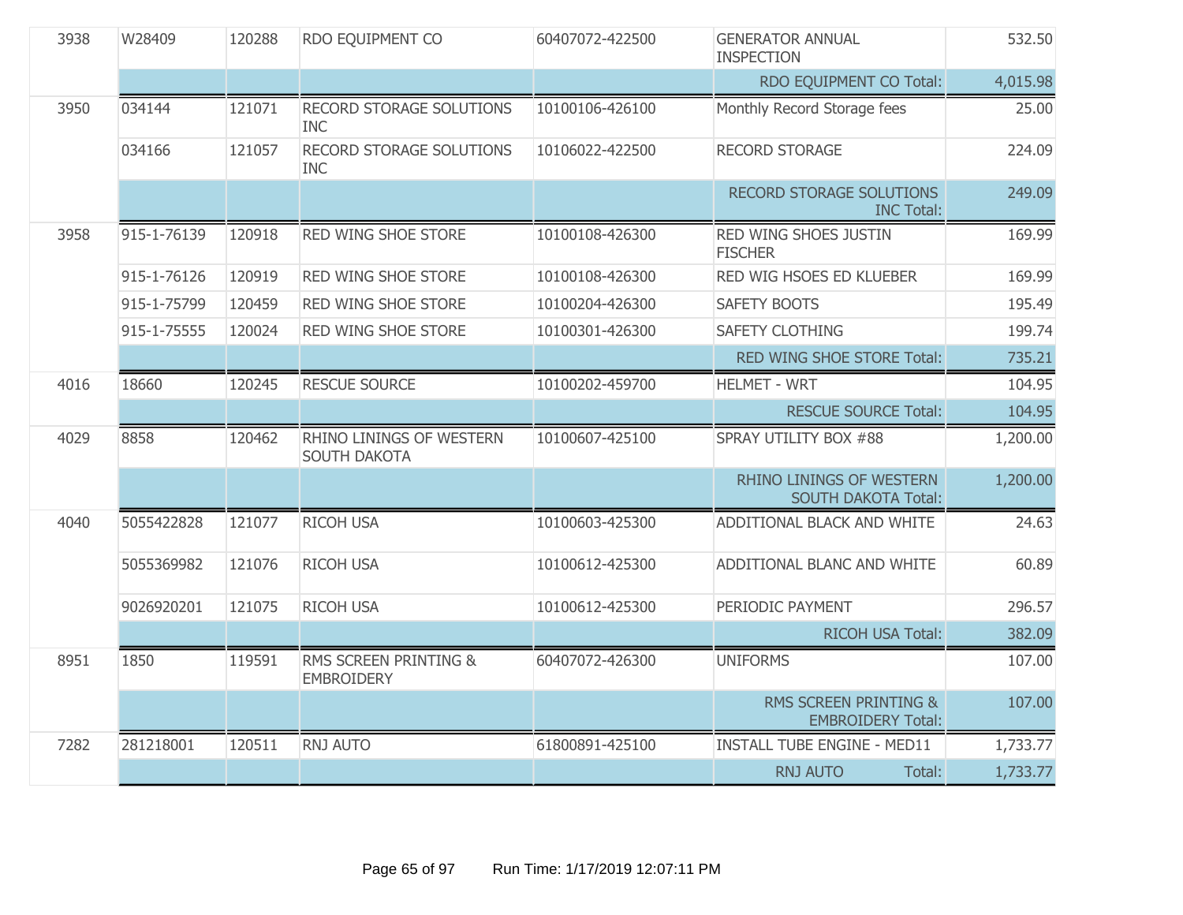| | | | | | | |
|---|---|---|---|---|---|---|
| 3938 | W28409 | 120288 | RDO EQUIPMENT CO | 60407072-422500 | GENERATOR ANNUAL INSPECTION | 532.50 |
| | | | | | RDO EQUIPMENT CO Total: | 4,015.98 |
| 3950 | 034144 | 121071 | RECORD STORAGE SOLUTIONS INC | 10100106-426100 | Monthly Record Storage fees | 25.00 |
| | 034166 | 121057 | RECORD STORAGE SOLUTIONS INC | 10106022-422500 | RECORD STORAGE | 224.09 |
| | | | | | RECORD STORAGE SOLUTIONS INC Total: | 249.09 |
| 3958 | 915-1-76139 | 120918 | RED WING SHOE STORE | 10100108-426300 | RED WING SHOES JUSTIN FISCHER | 169.99 |
| | 915-1-76126 | 120919 | RED WING SHOE STORE | 10100108-426300 | RED WIG HSOES ED KLUEBER | 169.99 |
| | 915-1-75799 | 120459 | RED WING SHOE STORE | 10100204-426300 | SAFETY BOOTS | 195.49 |
| | 915-1-75555 | 120024 | RED WING SHOE STORE | 10100301-426300 | SAFETY CLOTHING | 199.74 |
| | | | | | RED WING SHOE STORE Total: | 735.21 |
| 4016 | 18660 | 120245 | RESCUE SOURCE | 10100202-459700 | HELMET - WRT | 104.95 |
| | | | | | RESCUE SOURCE Total: | 104.95 |
| 4029 | 8858 | 120462 | RHINO LININGS OF WESTERN SOUTH DAKOTA | 10100607-425100 | SPRAY UTILITY BOX #88 | 1,200.00 |
| | | | | | RHINO LININGS OF WESTERN SOUTH DAKOTA Total: | 1,200.00 |
| 4040 | 5055422828 | 121077 | RICOH USA | 10100603-425300 | ADDITIONAL BLACK AND WHITE | 24.63 |
| | 5055369982 | 121076 | RICOH USA | 10100612-425300 | ADDITIONAL BLANC AND WHITE | 60.89 |
| | 9026920201 | 121075 | RICOH USA | 10100612-425300 | PERIODIC PAYMENT | 296.57 |
| | | | | | RICOH USA Total: | 382.09 |
| 8951 | 1850 | 119591 | RMS SCREEN PRINTING & EMBROIDERY | 60407072-426300 | UNIFORMS | 107.00 |
| | | | | | RMS SCREEN PRINTING & EMBROIDERY Total: | 107.00 |
| 7282 | 281218001 | 120511 | RNJ AUTO | 61800891-425100 | INSTALL TUBE ENGINE - MED11 | 1,733.77 |
| | | | | | RNJ AUTO Total: | 1,733.77 |

Run Time: 1/17/2019 12:07:11 PM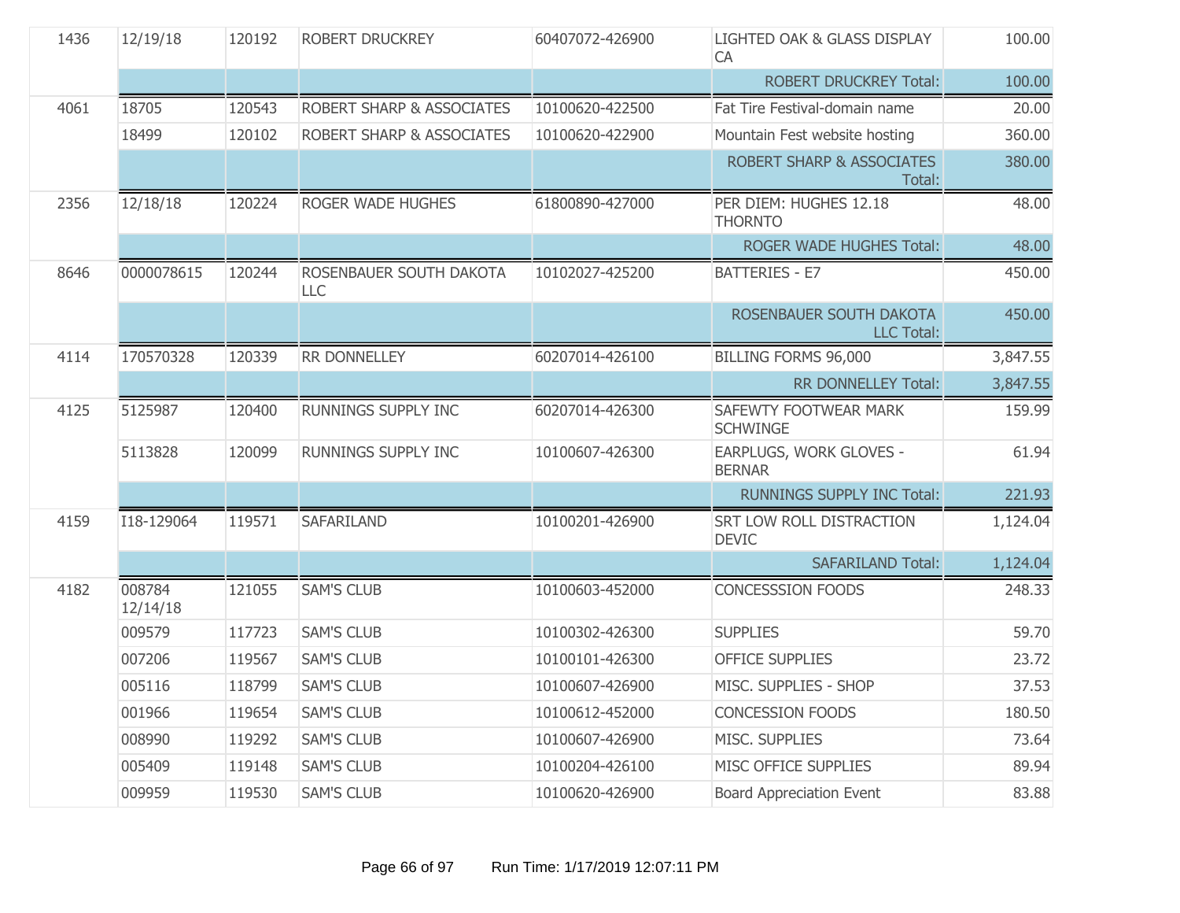| | | | | | | |
|---|---|---|---|---|---|---|
| 1436 | 12/19/18 | 120192 | ROBERT DRUCKREY | 60407072-426900 | LIGHTED OAK & GLASS DISPLAY CA | 100.00 |
| | | | | | ROBERT DRUCKREY Total: | 100.00 |
| 4061 | 18705 | 120543 | ROBERT SHARP & ASSOCIATES | 10100620-422500 | Fat Tire Festival-domain name | 20.00 |
| | 18499 | 120102 | ROBERT SHARP & ASSOCIATES | 10100620-422900 | Mountain Fest website hosting | 360.00 |
| | | | | | ROBERT SHARP & ASSOCIATES Total: | 380.00 |
| 2356 | 12/18/18 | 120224 | ROGER WADE HUGHES | 61800890-427000 | PER DIEM: HUGHES 12.18 THORNTO | 48.00 |
| | | | | | ROGER WADE HUGHES Total: | 48.00 |
| 8646 | 0000078615 | 120244 | ROSENBAUER SOUTH DAKOTA LLC | 10102027-425200 | BATTERIES - E7 | 450.00 |
| | | | | | ROSENBAUER SOUTH DAKOTA LLC Total: | 450.00 |
| 4114 | 170570328 | 120339 | RR DONNELLEY | 60207014-426100 | BILLING FORMS 96,000 | 3,847.55 |
| | | | | | RR DONNELLEY Total: | 3,847.55 |
| 4125 | 5125987 | 120400 | RUNNINGS SUPPLY INC | 60207014-426300 | SAFEWTY FOOTWEAR MARK SCHWINGE | 159.99 |
| | 5113828 | 120099 | RUNNINGS SUPPLY INC | 10100607-426300 | EARPLUGS, WORK GLOVES - BERNAR | 61.94 |
| | | | | | RUNNINGS SUPPLY INC Total: | 221.93 |
| 4159 | I18-129064 | 119571 | SAFARILAND | 10100201-426900 | SRT LOW ROLL DISTRACTION DEVIC | 1,124.04 |
| | | | | | SAFARILAND Total: | 1,124.04 |
| 4182 | 008784 12/14/18 | 121055 | SAM'S CLUB | 10100603-452000 | CONCESSSION FOODS | 248.33 |
| | 009579 | 117723 | SAM'S CLUB | 10100302-426300 | SUPPLIES | 59.70 |
| | 007206 | 119567 | SAM'S CLUB | 10100101-426300 | OFFICE SUPPLIES | 23.72 |
| | 005116 | 118799 | SAM'S CLUB | 10100607-426900 | MISC. SUPPLIES - SHOP | 37.53 |
| | 001966 | 119654 | SAM'S CLUB | 10100612-452000 | CONCESSION FOODS | 180.50 |
| | 008990 | 119292 | SAM'S CLUB | 10100607-426900 | MISC. SUPPLIES | 73.64 |
| | 005409 | 119148 | SAM'S CLUB | 10100204-426100 | MISC OFFICE SUPPLIES | 89.94 |
| | 009959 | 119530 | SAM'S CLUB | 10100620-426900 | Board Appreciation Event | 83.88 |

Run Time: 1/17/2019 12:07:11 PM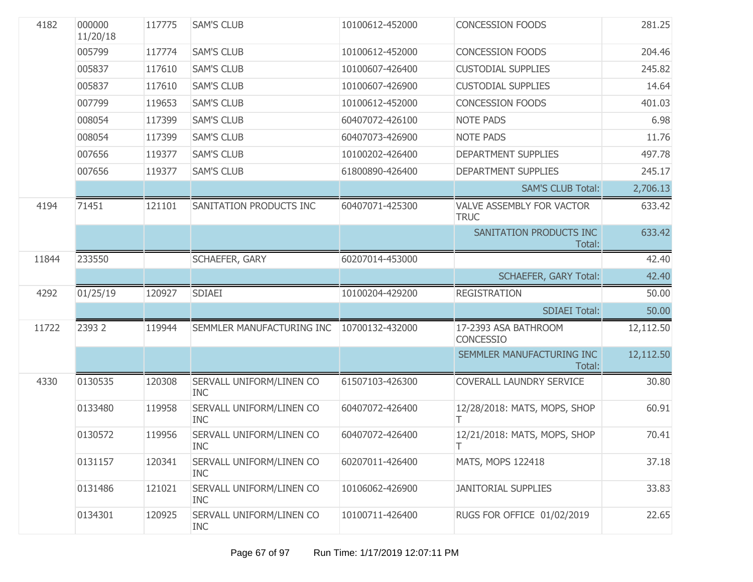| | | | | | | |
|---|---|---|---|---|---|---|
| 4182 | 000000 11/20/18 | 117775 | SAM'S CLUB | 10100612-452000 | CONCESSION FOODS | 281.25 |
| | 005799 | 117774 | SAM'S CLUB | 10100612-452000 | CONCESSION FOODS | 204.46 |
| | 005837 | 117610 | SAM'S CLUB | 10100607-426400 | CUSTODIAL SUPPLIES | 245.82 |
| | 005837 | 117610 | SAM'S CLUB | 10100607-426900 | CUSTODIAL SUPPLIES | 14.64 |
| | 007799 | 119653 | SAM'S CLUB | 10100612-452000 | CONCESSION FOODS | 401.03 |
| | 008054 | 117399 | SAM'S CLUB | 60407072-426100 | NOTE PADS | 6.98 |
| | 008054 | 117399 | SAM'S CLUB | 60407073-426900 | NOTE PADS | 11.76 |
| | 007656 | 119377 | SAM'S CLUB | 10100202-426400 | DEPARTMENT SUPPLIES | 497.78 |
| | 007656 | 119377 | SAM'S CLUB | 61800890-426400 | DEPARTMENT SUPPLIES | 245.17 |
| | | | | | SAM'S CLUB Total: | 2,706.13 |
| 4194 | 71451 | 121101 | SANITATION PRODUCTS INC | 60407071-425300 | VALVE ASSEMBLY FOR VACTOR TRUC | 633.42 |
| | | | | | SANITATION PRODUCTS INC Total: | 633.42 |
| 11844 | 233550 | | SCHAEFER, GARY | 60207014-453000 | | 42.40 |
| | | | | | SCHAEFER, GARY Total: | 42.40 |
| 4292 | 01/25/19 | 120927 | SDIAEI | 10100204-429200 | REGISTRATION | 50.00 |
| | | | | | SDIAEI Total: | 50.00 |
| 11722 | 2393 2 | 119944 | SEMMLER MANUFACTURING INC | 10700132-432000 | 17-2393 ASA BATHROOM CONCESSIO | 12,112.50 |
| | | | | | SEMMLER MANUFACTURING INC Total: | 12,112.50 |
| 4330 | 0130535 | 120308 | SERVALL UNIFORM/LINEN CO INC | 61507103-426300 | COVERALL LAUNDRY SERVICE | 30.80 |
| | 0133480 | 119958 | SERVALL UNIFORM/LINEN CO INC | 60407072-426400 | 12/28/2018: MATS, MOPS, SHOP T | 60.91 |
| | 0130572 | 119956 | SERVALL UNIFORM/LINEN CO INC | 60407072-426400 | 12/21/2018: MATS, MOPS, SHOP T | 70.41 |
| | 0131157 | 120341 | SERVALL UNIFORM/LINEN CO INC | 60207011-426400 | MATS, MOPS 122418 | 37.18 |
| | 0131486 | 121021 | SERVALL UNIFORM/LINEN CO INC | 10106062-426900 | JANITORIAL SUPPLIES | 33.83 |
| | 0134301 | 120925 | SERVALL UNIFORM/LINEN CO INC | 10100711-426400 | RUGS FOR OFFICE 01/02/2019 | 22.65 |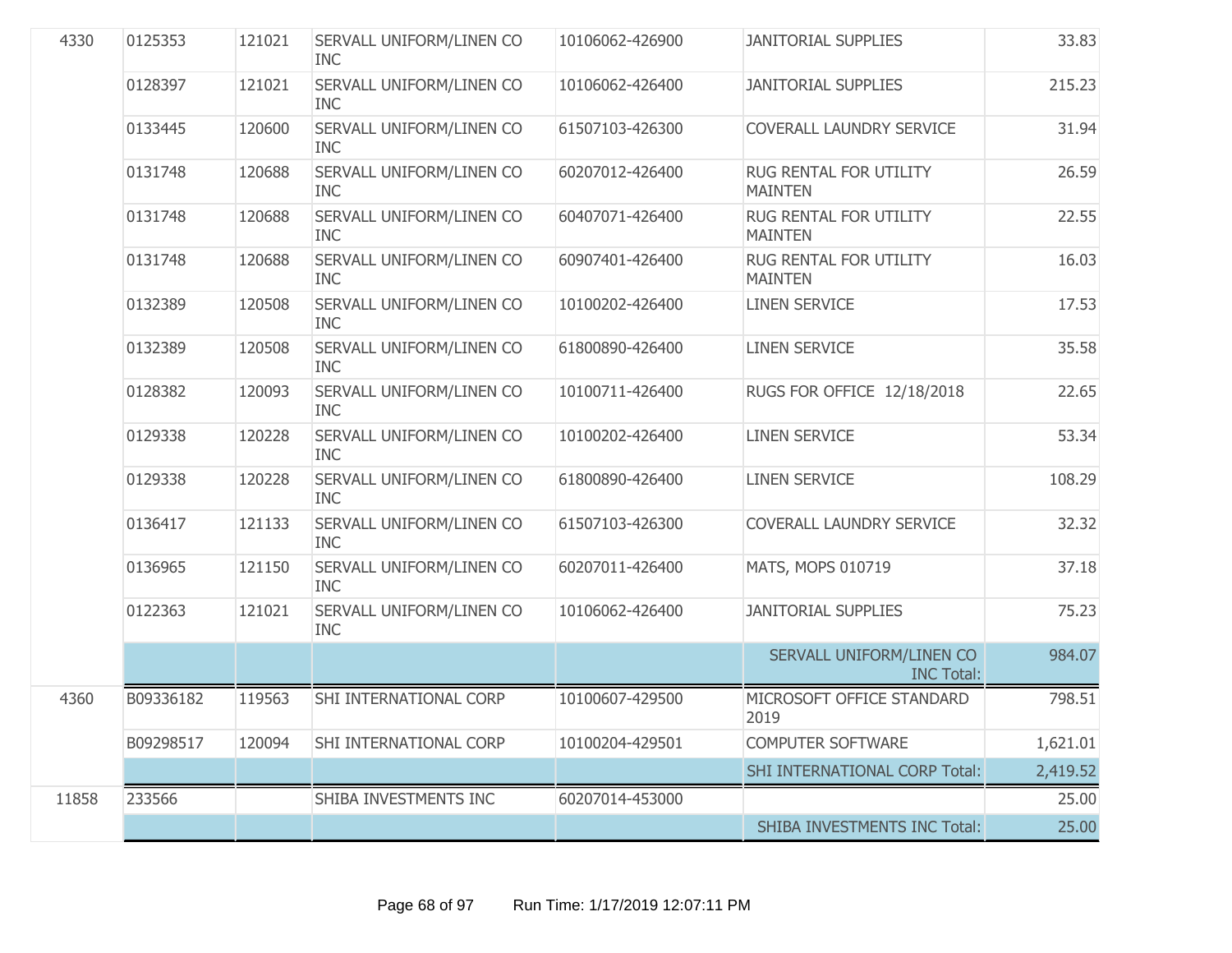| | | | | | | |
|---|---|---|---|---|---|---|
| 4330 | 0125353 | 121021 | SERVALL UNIFORM/LINEN CO INC | 10106062-426900 | JANITORIAL SUPPLIES | 33.83 |
| | 0128397 | 121021 | SERVALL UNIFORM/LINEN CO INC | 10106062-426400 | JANITORIAL SUPPLIES | 215.23 |
| | 0133445 | 120600 | SERVALL UNIFORM/LINEN CO INC | 61507103-426300 | COVERALL LAUNDRY SERVICE | 31.94 |
| | 0131748 | 120688 | SERVALL UNIFORM/LINEN CO INC | 60207012-426400 | RUG RENTAL FOR UTILITY MAINTEN | 26.59 |
| | 0131748 | 120688 | SERVALL UNIFORM/LINEN CO INC | 60407071-426400 | RUG RENTAL FOR UTILITY MAINTEN | 22.55 |
| | 0131748 | 120688 | SERVALL UNIFORM/LINEN CO INC | 60907401-426400 | RUG RENTAL FOR UTILITY MAINTEN | 16.03 |
| | 0132389 | 120508 | SERVALL UNIFORM/LINEN CO INC | 10100202-426400 | LINEN SERVICE | 17.53 |
| | 0132389 | 120508 | SERVALL UNIFORM/LINEN CO INC | 61800890-426400 | LINEN SERVICE | 35.58 |
| | 0128382 | 120093 | SERVALL UNIFORM/LINEN CO INC | 10100711-426400 | RUGS FOR OFFICE 12/18/2018 | 22.65 |
| | 0129338 | 120228 | SERVALL UNIFORM/LINEN CO INC | 10100202-426400 | LINEN SERVICE | 53.34 |
| | 0129338 | 120228 | SERVALL UNIFORM/LINEN CO INC | 61800890-426400 | LINEN SERVICE | 108.29 |
| | 0136417 | 121133 | SERVALL UNIFORM/LINEN CO INC | 61507103-426300 | COVERALL LAUNDRY SERVICE | 32.32 |
| | 0136965 | 121150 | SERVALL UNIFORM/LINEN CO INC | 60207011-426400 | MATS, MOPS 010719 | 37.18 |
| | 0122363 | 121021 | SERVALL UNIFORM/LINEN CO INC | 10106062-426400 | JANITORIAL SUPPLIES | 75.23 |
| | | | | | SERVALL UNIFORM/LINEN CO INC Total: | 984.07 |
| 4360 | B09336182 | 119563 | SHI INTERNATIONAL CORP | 10100607-429500 | MICROSOFT OFFICE STANDARD 2019 | 798.51 |
| | B09298517 | 120094 | SHI INTERNATIONAL CORP | 10100204-429501 | COMPUTER SOFTWARE | 1,621.01 |
| | | | | | SHI INTERNATIONAL CORP Total: | 2,419.52 |
| 11858 | 233566 | | SHIBA INVESTMENTS INC | 60207014-453000 | | 25.00 |
| | | | | | SHIBA INVESTMENTS INC Total: | 25.00 |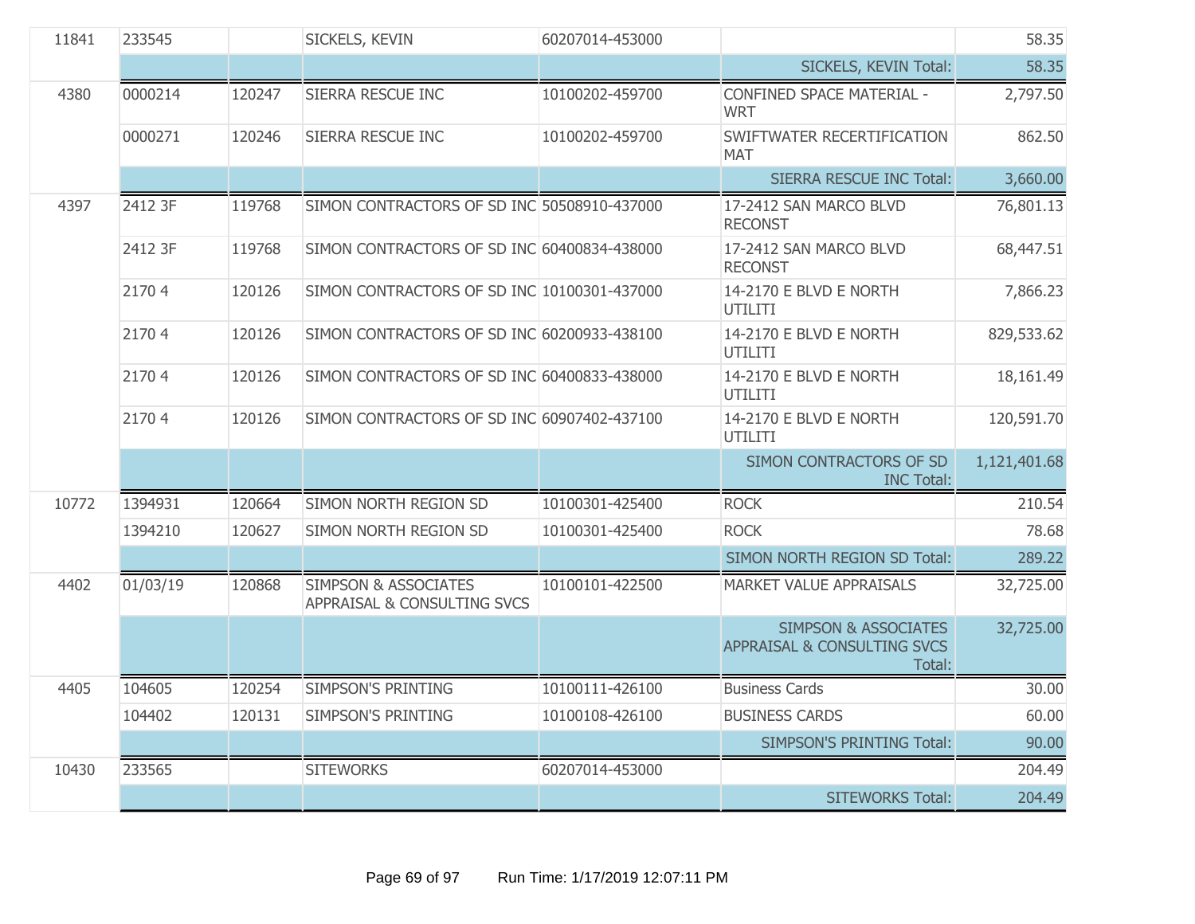| | | | | | | |
|---|---|---|---|---|---|---|
| 11841 | 233545 | | SICKELS, KEVIN | 60207014-453000 | | 58.35 |
| | | | | | SICKELS, KEVIN Total: | 58.35 |
| 4380 | 0000214 | 120247 | SIERRA RESCUE INC | 10100202-459700 | CONFINED SPACE MATERIAL - WRT | 2,797.50 |
| | 0000271 | 120246 | SIERRA RESCUE INC | 10100202-459700 | SWIFTWATER RECERTIFICATION MAT | 862.50 |
| | | | | | SIERRA RESCUE INC Total: | 3,660.00 |
| 4397 | 2412 3F | 119768 | SIMON CONTRACTORS OF SD INC | 50508910-437000 | 17-2412 SAN MARCO BLVD RECONST | 76,801.13 |
| | 2412 3F | 119768 | SIMON CONTRACTORS OF SD INC | 60400834-438000 | 17-2412 SAN MARCO BLVD RECONST | 68,447.51 |
| | 2170 4 | 120126 | SIMON CONTRACTORS OF SD INC | 10100301-437000 | 14-2170 E BLVD E NORTH UTILITI | 7,866.23 |
| | 2170 4 | 120126 | SIMON CONTRACTORS OF SD INC | 60200933-438100 | 14-2170 E BLVD E NORTH UTILITI | 829,533.62 |
| | 2170 4 | 120126 | SIMON CONTRACTORS OF SD INC | 60400833-438000 | 14-2170 E BLVD E NORTH UTILITI | 18,161.49 |
| | 2170 4 | 120126 | SIMON CONTRACTORS OF SD INC | 60907402-437100 | 14-2170 E BLVD E NORTH UTILITI | 120,591.70 |
| | | | | | SIMON CONTRACTORS OF SD INC Total: | 1,121,401.68 |
| 10772 | 1394931 | 120664 | SIMON NORTH REGION SD | 10100301-425400 | ROCK | 210.54 |
| | 1394210 | 120627 | SIMON NORTH REGION SD | 10100301-425400 | ROCK | 78.68 |
| | | | | | SIMON NORTH REGION SD Total: | 289.22 |
| 4402 | 01/03/19 | 120868 | SIMPSON & ASSOCIATES APPRAISAL & CONSULTING SVCS | 10100101-422500 | MARKET VALUE APPRAISALS | 32,725.00 |
| | | | | | SIMPSON & ASSOCIATES APPRAISAL & CONSULTING SVCS Total: | 32,725.00 |
| 4405 | 104605 | 120254 | SIMPSON'S PRINTING | 10100111-426100 | Business Cards | 30.00 |
| | 104402 | 120131 | SIMPSON'S PRINTING | 10100108-426100 | BUSINESS CARDS | 60.00 |
| | | | | | SIMPSON'S PRINTING Total: | 90.00 |
| 10430 | 233565 | | SITEWORKS | 60207014-453000 | | 204.49 |
| | | | | | SITEWORKS Total: | 204.49 |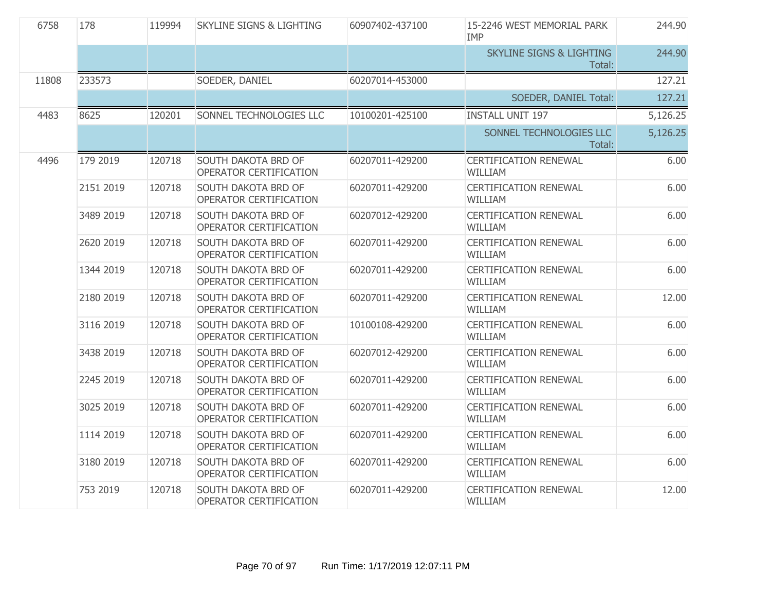| | | | | | | |
|---|---|---|---|---|---|---|
| 6758 | 178 | 119994 | SKYLINE SIGNS & LIGHTING | 60907402-437100 | 15-2246 WEST MEMORIAL PARK IMP | 244.90 |
| | | | | | SKYLINE SIGNS & LIGHTING Total: | 244.90 |
| 11808 | 233573 | | SOEDER, DANIEL | 60207014-453000 | | 127.21 |
| | | | | | SOEDER, DANIEL Total: | 127.21 |
| 4483 | 8625 | 120201 | SONNEL TECHNOLOGIES LLC | 10100201-425100 | INSTALL UNIT 197 | 5,126.25 |
| | | | | | SONNEL TECHNOLOGIES LLC Total: | 5,126.25 |
| 4496 | 179 2019 | 120718 | SOUTH DAKOTA BRD OF OPERATOR CERTIFICATION | 60207011-429200 | CERTIFICATION RENEWAL WILLIAM | 6.00 |
| | 2151 2019 | 120718 | SOUTH DAKOTA BRD OF OPERATOR CERTIFICATION | 60207011-429200 | CERTIFICATION RENEWAL WILLIAM | 6.00 |
| | 3489 2019 | 120718 | SOUTH DAKOTA BRD OF OPERATOR CERTIFICATION | 60207012-429200 | CERTIFICATION RENEWAL WILLIAM | 6.00 |
| | 2620 2019 | 120718 | SOUTH DAKOTA BRD OF OPERATOR CERTIFICATION | 60207011-429200 | CERTIFICATION RENEWAL WILLIAM | 6.00 |
| | 1344 2019 | 120718 | SOUTH DAKOTA BRD OF OPERATOR CERTIFICATION | 60207011-429200 | CERTIFICATION RENEWAL WILLIAM | 6.00 |
| | 2180 2019 | 120718 | SOUTH DAKOTA BRD OF OPERATOR CERTIFICATION | 60207011-429200 | CERTIFICATION RENEWAL WILLIAM | 12.00 |
| | 3116 2019 | 120718 | SOUTH DAKOTA BRD OF OPERATOR CERTIFICATION | 10100108-429200 | CERTIFICATION RENEWAL WILLIAM | 6.00 |
| | 3438 2019 | 120718 | SOUTH DAKOTA BRD OF OPERATOR CERTIFICATION | 60207012-429200 | CERTIFICATION RENEWAL WILLIAM | 6.00 |
| | 2245 2019 | 120718 | SOUTH DAKOTA BRD OF OPERATOR CERTIFICATION | 60207011-429200 | CERTIFICATION RENEWAL WILLIAM | 6.00 |
| | 3025 2019 | 120718 | SOUTH DAKOTA BRD OF OPERATOR CERTIFICATION | 60207011-429200 | CERTIFICATION RENEWAL WILLIAM | 6.00 |
| | 1114 2019 | 120718 | SOUTH DAKOTA BRD OF OPERATOR CERTIFICATION | 60207011-429200 | CERTIFICATION RENEWAL WILLIAM | 6.00 |
| | 3180 2019 | 120718 | SOUTH DAKOTA BRD OF OPERATOR CERTIFICATION | 60207011-429200 | CERTIFICATION RENEWAL WILLIAM | 6.00 |
| | 753 2019 | 120718 | SOUTH DAKOTA BRD OF OPERATOR CERTIFICATION | 60207011-429200 | CERTIFICATION RENEWAL WILLIAM | 12.00 |

Run Time: 1/17/2019 12:07:11 PM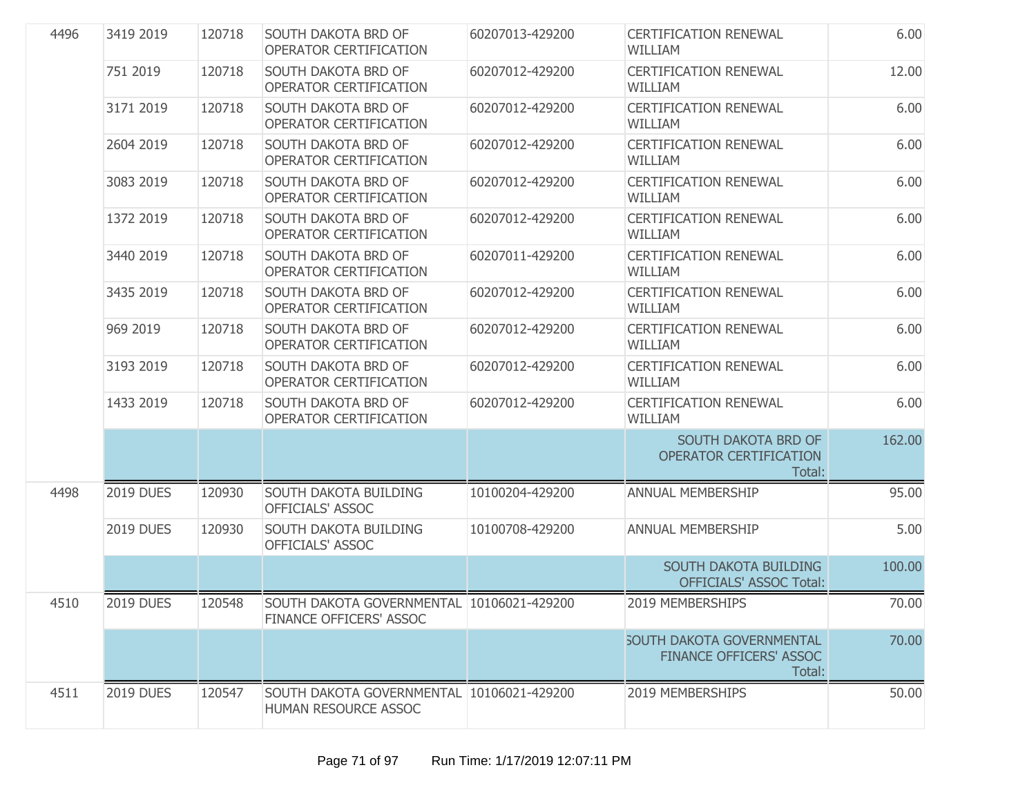| | | | | | | |
|---|---|---|---|---|---|---|
| 4496 | 3419 2019 | 120718 | SOUTH DAKOTA BRD OF OPERATOR CERTIFICATION | 60207013-429200 | CERTIFICATION RENEWAL WILLIAM | 6.00 |
| | 751 2019 | 120718 | SOUTH DAKOTA BRD OF OPERATOR CERTIFICATION | 60207012-429200 | CERTIFICATION RENEWAL WILLIAM | 12.00 |
| | 3171 2019 | 120718 | SOUTH DAKOTA BRD OF OPERATOR CERTIFICATION | 60207012-429200 | CERTIFICATION RENEWAL WILLIAM | 6.00 |
| | 2604 2019 | 120718 | SOUTH DAKOTA BRD OF OPERATOR CERTIFICATION | 60207012-429200 | CERTIFICATION RENEWAL WILLIAM | 6.00 |
| | 3083 2019 | 120718 | SOUTH DAKOTA BRD OF OPERATOR CERTIFICATION | 60207012-429200 | CERTIFICATION RENEWAL WILLIAM | 6.00 |
| | 1372 2019 | 120718 | SOUTH DAKOTA BRD OF OPERATOR CERTIFICATION | 60207012-429200 | CERTIFICATION RENEWAL WILLIAM | 6.00 |
| | 3440 2019 | 120718 | SOUTH DAKOTA BRD OF OPERATOR CERTIFICATION | 60207011-429200 | CERTIFICATION RENEWAL WILLIAM | 6.00 |
| | 3435 2019 | 120718 | SOUTH DAKOTA BRD OF OPERATOR CERTIFICATION | 60207012-429200 | CERTIFICATION RENEWAL WILLIAM | 6.00 |
| | 969 2019 | 120718 | SOUTH DAKOTA BRD OF OPERATOR CERTIFICATION | 60207012-429200 | CERTIFICATION RENEWAL WILLIAM | 6.00 |
| | 3193 2019 | 120718 | SOUTH DAKOTA BRD OF OPERATOR CERTIFICATION | 60207012-429200 | CERTIFICATION RENEWAL WILLIAM | 6.00 |
| | 1433 2019 | 120718 | SOUTH DAKOTA BRD OF OPERATOR CERTIFICATION | 60207012-429200 | CERTIFICATION RENEWAL WILLIAM | 6.00 |
| | | | | | SOUTH DAKOTA BRD OF OPERATOR CERTIFICATION Total: | 162.00 |
| 4498 | 2019 DUES | 120930 | SOUTH DAKOTA BUILDING OFFICIALS' ASSOC | 10100204-429200 | ANNUAL MEMBERSHIP | 95.00 |
| | 2019 DUES | 120930 | SOUTH DAKOTA BUILDING OFFICIALS' ASSOC | 10100708-429200 | ANNUAL MEMBERSHIP | 5.00 |
| | | | | | SOUTH DAKOTA BUILDING OFFICIALS' ASSOC Total: | 100.00 |
| 4510 | 2019 DUES | 120548 | SOUTH DAKOTA GOVERNMENTAL FINANCE OFFICERS' ASSOC | 10106021-429200 | 2019 MEMBERSHIPS | 70.00 |
| | | | | | SOUTH DAKOTA GOVERNMENTAL FINANCE OFFICERS' ASSOC Total: | 70.00 |
| 4511 | 2019 DUES | 120547 | SOUTH DAKOTA GOVERNMENTAL HUMAN RESOURCE ASSOC | 10106021-429200 | 2019 MEMBERSHIPS | 50.00 |

Run Time: 1/17/2019 12:07:11 PM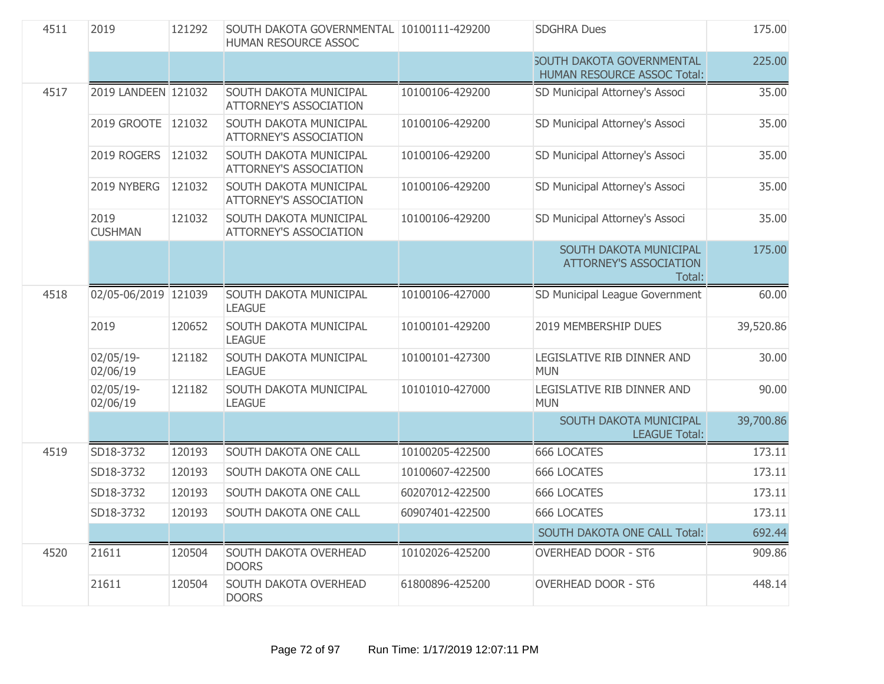| | | | | | | |
|---|---|---|---|---|---|---|
| 4511 | 2019 | 121292 | SOUTH DAKOTA GOVERNMENTAL HUMAN RESOURCE ASSOC | 10100111-429200 | SDGHRA Dues | 175.00 |
| | | | | | SOUTH DAKOTA GOVERNMENTAL HUMAN RESOURCE ASSOC Total: | 225.00 |
| 4517 | 2019 LANDEEN | 121032 | SOUTH DAKOTA MUNICIPAL ATTORNEY'S ASSOCIATION | 10100106-429200 | SD Municipal Attorney's Associ | 35.00 |
| | 2019 GROOTE | 121032 | SOUTH DAKOTA MUNICIPAL ATTORNEY'S ASSOCIATION | 10100106-429200 | SD Municipal Attorney's Associ | 35.00 |
| | 2019 ROGERS | 121032 | SOUTH DAKOTA MUNICIPAL ATTORNEY'S ASSOCIATION | 10100106-429200 | SD Municipal Attorney's Associ | 35.00 |
| | 2019 NYBERG | 121032 | SOUTH DAKOTA MUNICIPAL ATTORNEY'S ASSOCIATION | 10100106-429200 | SD Municipal Attorney's Associ | 35.00 |
| | 2019 CUSHMAN | 121032 | SOUTH DAKOTA MUNICIPAL ATTORNEY'S ASSOCIATION | 10100106-429200 | SD Municipal Attorney's Associ | 35.00 |
| | | | | | SOUTH DAKOTA MUNICIPAL ATTORNEY'S ASSOCIATION Total: | 175.00 |
| 4518 | 02/05-06/2019 | 121039 | SOUTH DAKOTA MUNICIPAL LEAGUE | 10100106-427000 | SD Municipal League Government | 60.00 |
| | 2019 | 120652 | SOUTH DAKOTA MUNICIPAL LEAGUE | 10100101-429200 | 2019 MEMBERSHIP DUES | 39,520.86 |
| | 02/05/19-02/06/19 | 121182 | SOUTH DAKOTA MUNICIPAL LEAGUE | 10100101-427300 | LEGISLATIVE RIB DINNER AND MUN | 30.00 |
| | 02/05/19-02/06/19 | 121182 | SOUTH DAKOTA MUNICIPAL LEAGUE | 10101010-427000 | LEGISLATIVE RIB DINNER AND MUN | 90.00 |
| | | | | | SOUTH DAKOTA MUNICIPAL LEAGUE Total: | 39,700.86 |
| 4519 | SD18-3732 | 120193 | SOUTH DAKOTA ONE CALL | 10100205-422500 | 666 LOCATES | 173.11 |
| | SD18-3732 | 120193 | SOUTH DAKOTA ONE CALL | 10100607-422500 | 666 LOCATES | 173.11 |
| | SD18-3732 | 120193 | SOUTH DAKOTA ONE CALL | 60207012-422500 | 666 LOCATES | 173.11 |
| | SD18-3732 | 120193 | SOUTH DAKOTA ONE CALL | 60907401-422500 | 666 LOCATES | 173.11 |
| | | | | | SOUTH DAKOTA ONE CALL Total: | 692.44 |
| 4520 | 21611 | 120504 | SOUTH DAKOTA OVERHEAD DOORS | 10102026-425200 | OVERHEAD DOOR - ST6 | 909.86 |
| | 21611 | 120504 | SOUTH DAKOTA OVERHEAD DOORS | 61800896-425200 | OVERHEAD DOOR - ST6 | 448.14 |

Run Time: 1/17/2019 12:07:11 PM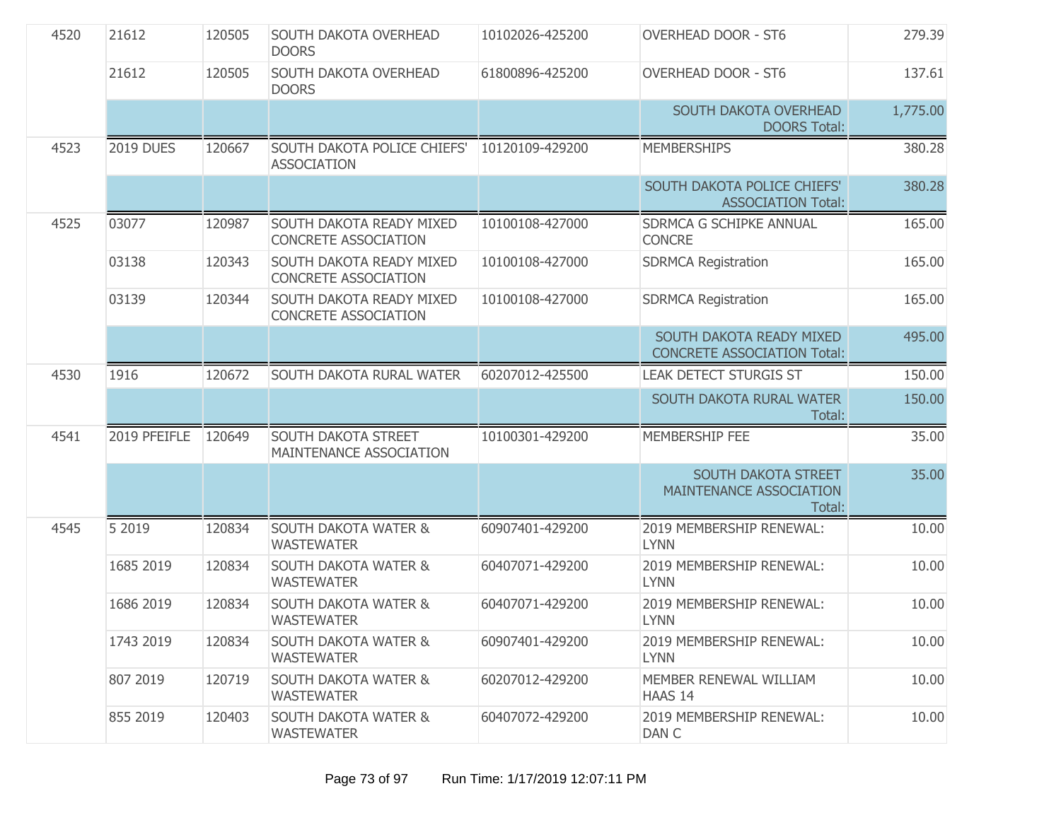| | | | | | | |
|---|---|---|---|---|---|---|
| 4520 | 21612 | 120505 | SOUTH DAKOTA OVERHEAD DOORS | 10102026-425200 | OVERHEAD DOOR - ST6 | 279.39 |
| | 21612 | 120505 | SOUTH DAKOTA OVERHEAD DOORS | 61800896-425200 | OVERHEAD DOOR - ST6 | 137.61 |
| | | | | | SOUTH DAKOTA OVERHEAD DOORS Total: | 1,775.00 |
| 4523 | 2019 DUES | 120667 | SOUTH DAKOTA POLICE CHIEFS' ASSOCIATION | 10120109-429200 | MEMBERSHIPS | 380.28 |
| | | | | | SOUTH DAKOTA POLICE CHIEFS' ASSOCIATION Total: | 380.28 |
| 4525 | 03077 | 120987 | SOUTH DAKOTA READY MIXED CONCRETE ASSOCIATION | 10100108-427000 | SDRMCA G SCHIPKE ANNUAL CONCRE | 165.00 |
| | 03138 | 120343 | SOUTH DAKOTA READY MIXED CONCRETE ASSOCIATION | 10100108-427000 | SDRMCA Registration | 165.00 |
| | 03139 | 120344 | SOUTH DAKOTA READY MIXED CONCRETE ASSOCIATION | 10100108-427000 | SDRMCA Registration | 165.00 |
| | | | | | SOUTH DAKOTA READY MIXED CONCRETE ASSOCIATION Total: | 495.00 |
| 4530 | 1916 | 120672 | SOUTH DAKOTA RURAL WATER | 60207012-425500 | LEAK DETECT STURGIS ST | 150.00 |
| | | | | | SOUTH DAKOTA RURAL WATER Total: | 150.00 |
| 4541 | 2019 PFEIFLE | 120649 | SOUTH DAKOTA STREET MAINTENANCE ASSOCIATION | 10100301-429200 | MEMBERSHIP FEE | 35.00 |
| | | | | | SOUTH DAKOTA STREET MAINTENANCE ASSOCIATION Total: | 35.00 |
| 4545 | 5 2019 | 120834 | SOUTH DAKOTA WATER & WASTEWATER | 60907401-429200 | 2019 MEMBERSHIP RENEWAL: LYNN | 10.00 |
| | 1685 2019 | 120834 | SOUTH DAKOTA WATER & WASTEWATER | 60407071-429200 | 2019 MEMBERSHIP RENEWAL: LYNN | 10.00 |
| | 1686 2019 | 120834 | SOUTH DAKOTA WATER & WASTEWATER | 60407071-429200 | 2019 MEMBERSHIP RENEWAL: LYNN | 10.00 |
| | 1743 2019 | 120834 | SOUTH DAKOTA WATER & WASTEWATER | 60907401-429200 | 2019 MEMBERSHIP RENEWAL: LYNN | 10.00 |
| | 807 2019 | 120719 | SOUTH DAKOTA WATER & WASTEWATER | 60207012-429200 | MEMBER RENEWAL WILLIAM HAAS 14 | 10.00 |
| | 855 2019 | 120403 | SOUTH DAKOTA WATER & WASTEWATER | 60407072-429200 | 2019 MEMBERSHIP RENEWAL: DAN C | 10.00 |

Run Time: 1/17/2019 12:07:11 PM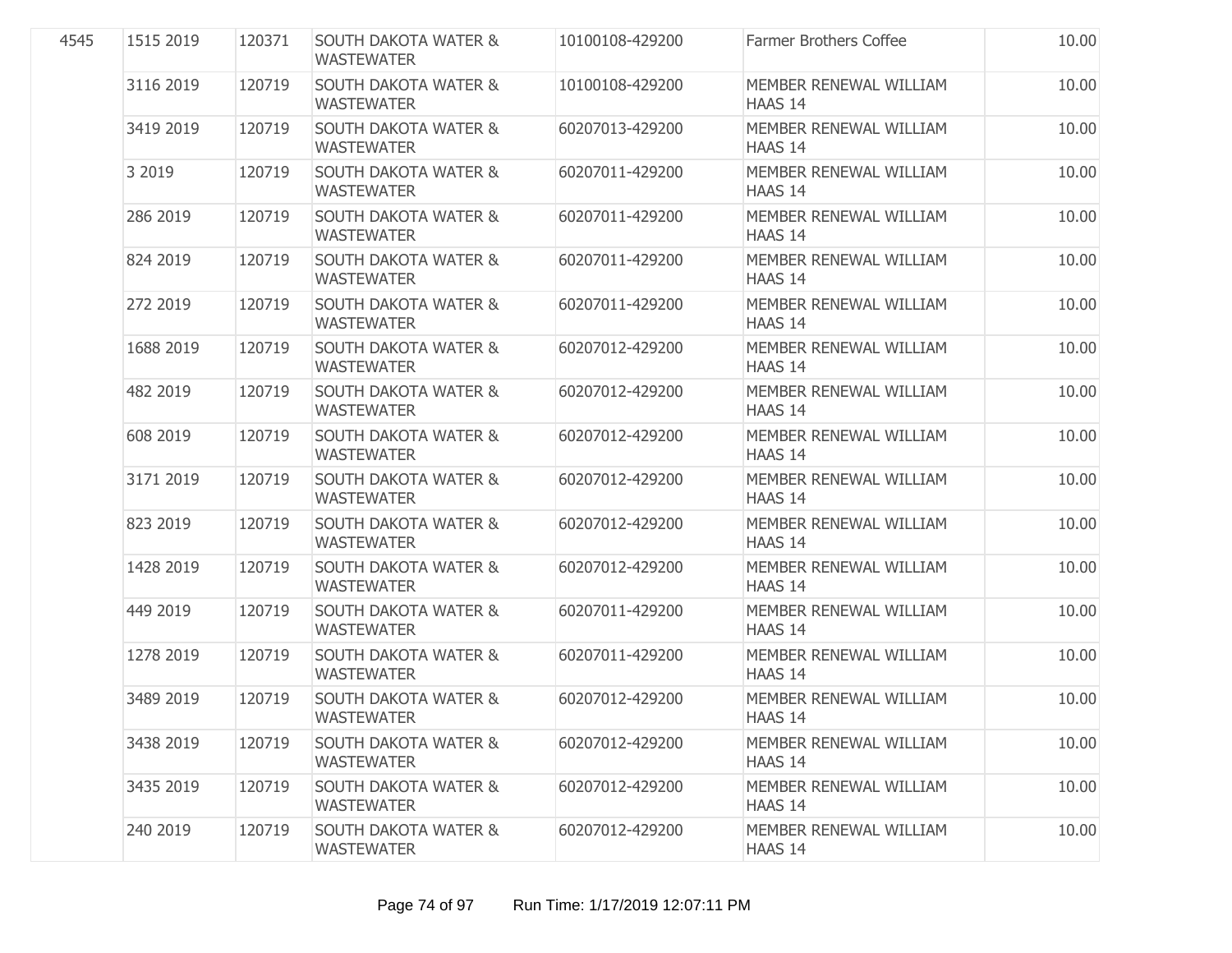| 4545 | 1515 2019 | 120371 | SOUTH DAKOTA WATER & WASTEWATER | 10100108-429200 | Farmer Brothers Coffee | 10.00 |
|---|---|---|---|---|---|---|
| | 3116 2019 | 120719 | SOUTH DAKOTA WATER & WASTEWATER | 10100108-429200 | MEMBER RENEWAL WILLIAM HAAS 14 | 10.00 |
| | 3419 2019 | 120719 | SOUTH DAKOTA WATER & WASTEWATER | 60207013-429200 | MEMBER RENEWAL WILLIAM HAAS 14 | 10.00 |
| | 3 2019 | 120719 | SOUTH DAKOTA WATER & WASTEWATER | 60207011-429200 | MEMBER RENEWAL WILLIAM HAAS 14 | 10.00 |
| | 286 2019 | 120719 | SOUTH DAKOTA WATER & WASTEWATER | 60207011-429200 | MEMBER RENEWAL WILLIAM HAAS 14 | 10.00 |
| | 824 2019 | 120719 | SOUTH DAKOTA WATER & WASTEWATER | 60207011-429200 | MEMBER RENEWAL WILLIAM HAAS 14 | 10.00 |
| | 272 2019 | 120719 | SOUTH DAKOTA WATER & WASTEWATER | 60207011-429200 | MEMBER RENEWAL WILLIAM HAAS 14 | 10.00 |
| | 1688 2019 | 120719 | SOUTH DAKOTA WATER & WASTEWATER | 60207012-429200 | MEMBER RENEWAL WILLIAM HAAS 14 | 10.00 |
| | 482 2019 | 120719 | SOUTH DAKOTA WATER & WASTEWATER | 60207012-429200 | MEMBER RENEWAL WILLIAM HAAS 14 | 10.00 |
| | 608 2019 | 120719 | SOUTH DAKOTA WATER & WASTEWATER | 60207012-429200 | MEMBER RENEWAL WILLIAM HAAS 14 | 10.00 |
| | 3171 2019 | 120719 | SOUTH DAKOTA WATER & WASTEWATER | 60207012-429200 | MEMBER RENEWAL WILLIAM HAAS 14 | 10.00 |
| | 823 2019 | 120719 | SOUTH DAKOTA WATER & WASTEWATER | 60207012-429200 | MEMBER RENEWAL WILLIAM HAAS 14 | 10.00 |
| | 1428 2019 | 120719 | SOUTH DAKOTA WATER & WASTEWATER | 60207012-429200 | MEMBER RENEWAL WILLIAM HAAS 14 | 10.00 |
| | 449 2019 | 120719 | SOUTH DAKOTA WATER & WASTEWATER | 60207011-429200 | MEMBER RENEWAL WILLIAM HAAS 14 | 10.00 |
| | 1278 2019 | 120719 | SOUTH DAKOTA WATER & WASTEWATER | 60207011-429200 | MEMBER RENEWAL WILLIAM HAAS 14 | 10.00 |
| | 3489 2019 | 120719 | SOUTH DAKOTA WATER & WASTEWATER | 60207012-429200 | MEMBER RENEWAL WILLIAM HAAS 14 | 10.00 |
| | 3438 2019 | 120719 | SOUTH DAKOTA WATER & WASTEWATER | 60207012-429200 | MEMBER RENEWAL WILLIAM HAAS 14 | 10.00 |
| | 3435 2019 | 120719 | SOUTH DAKOTA WATER & WASTEWATER | 60207012-429200 | MEMBER RENEWAL WILLIAM HAAS 14 | 10.00 |
| | 240 2019 | 120719 | SOUTH DAKOTA WATER & WASTEWATER | 60207012-429200 | MEMBER RENEWAL WILLIAM HAAS 14 | 10.00 |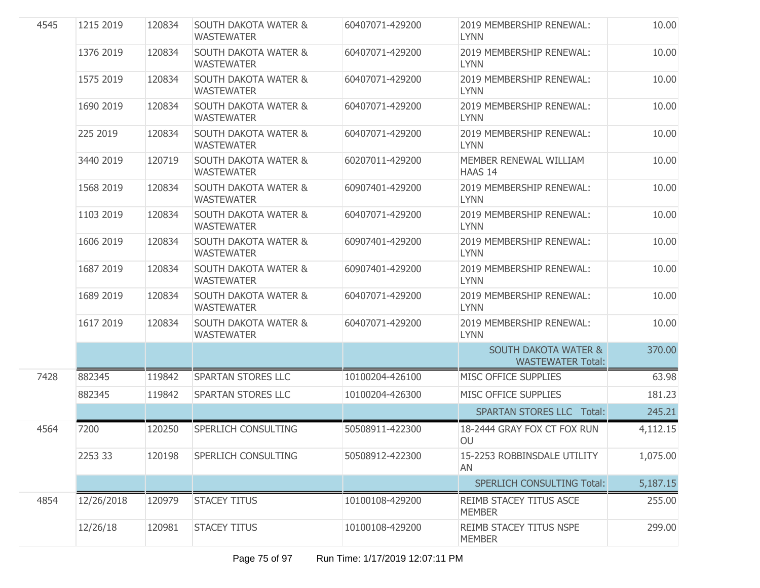| | | | | | | |
|---|---|---|---|---|---|---|
| 4545 | 1215 2019 | 120834 | SOUTH DAKOTA WATER & WASTEWATER | 60407071-429200 | 2019 MEMBERSHIP RENEWAL: LYNN | 10.00 |
| | 1376 2019 | 120834 | SOUTH DAKOTA WATER & WASTEWATER | 60407071-429200 | 2019 MEMBERSHIP RENEWAL: LYNN | 10.00 |
| | 1575 2019 | 120834 | SOUTH DAKOTA WATER & WASTEWATER | 60407071-429200 | 2019 MEMBERSHIP RENEWAL: LYNN | 10.00 |
| | 1690 2019 | 120834 | SOUTH DAKOTA WATER & WASTEWATER | 60407071-429200 | 2019 MEMBERSHIP RENEWAL: LYNN | 10.00 |
| | 225 2019 | 120834 | SOUTH DAKOTA WATER & WASTEWATER | 60407071-429200 | 2019 MEMBERSHIP RENEWAL: LYNN | 10.00 |
| | 3440 2019 | 120719 | SOUTH DAKOTA WATER & WASTEWATER | 60207011-429200 | MEMBER RENEWAL WILLIAM HAAS 14 | 10.00 |
| | 1568 2019 | 120834 | SOUTH DAKOTA WATER & WASTEWATER | 60907401-429200 | 2019 MEMBERSHIP RENEWAL: LYNN | 10.00 |
| | 1103 2019 | 120834 | SOUTH DAKOTA WATER & WASTEWATER | 60407071-429200 | 2019 MEMBERSHIP RENEWAL: LYNN | 10.00 |
| | 1606 2019 | 120834 | SOUTH DAKOTA WATER & WASTEWATER | 60907401-429200 | 2019 MEMBERSHIP RENEWAL: LYNN | 10.00 |
| | 1687 2019 | 120834 | SOUTH DAKOTA WATER & WASTEWATER | 60907401-429200 | 2019 MEMBERSHIP RENEWAL: LYNN | 10.00 |
| | 1689 2019 | 120834 | SOUTH DAKOTA WATER & WASTEWATER | 60407071-429200 | 2019 MEMBERSHIP RENEWAL: LYNN | 10.00 |
| | 1617 2019 | 120834 | SOUTH DAKOTA WATER & WASTEWATER | 60407071-429200 | 2019 MEMBERSHIP RENEWAL: LYNN | 10.00 |
| | | | | | SOUTH DAKOTA WATER & WASTEWATER Total: | 370.00 |
| 7428 | 882345 | 119842 | SPARTAN STORES LLC | 10100204-426100 | MISC OFFICE SUPPLIES | 63.98 |
| | 882345 | 119842 | SPARTAN STORES LLC | 10100204-426300 | MISC OFFICE SUPPLIES | 181.23 |
| | | | | | SPARTAN STORES LLC Total: | 245.21 |
| 4564 | 7200 | 120250 | SPERLICH CONSULTING | 50508911-422300 | 18-2444 GRAY FOX CT FOX RUN OU | 4,112.15 |
| | 2253 33 | 120198 | SPERLICH CONSULTING | 50508912-422300 | 15-2253 ROBBINSDALE UTILITY AN | 1,075.00 |
| | | | | | SPERLICH CONSULTING Total: | 5,187.15 |
| 4854 | 12/26/2018 | 120979 | STACEY TITUS | 10100108-429200 | REIMB STACEY TITUS ASCE MEMBER | 255.00 |
| | 12/26/18 | 120981 | STACEY TITUS | 10100108-429200 | REIMB STACEY TITUS NSPE MEMBER | 299.00 |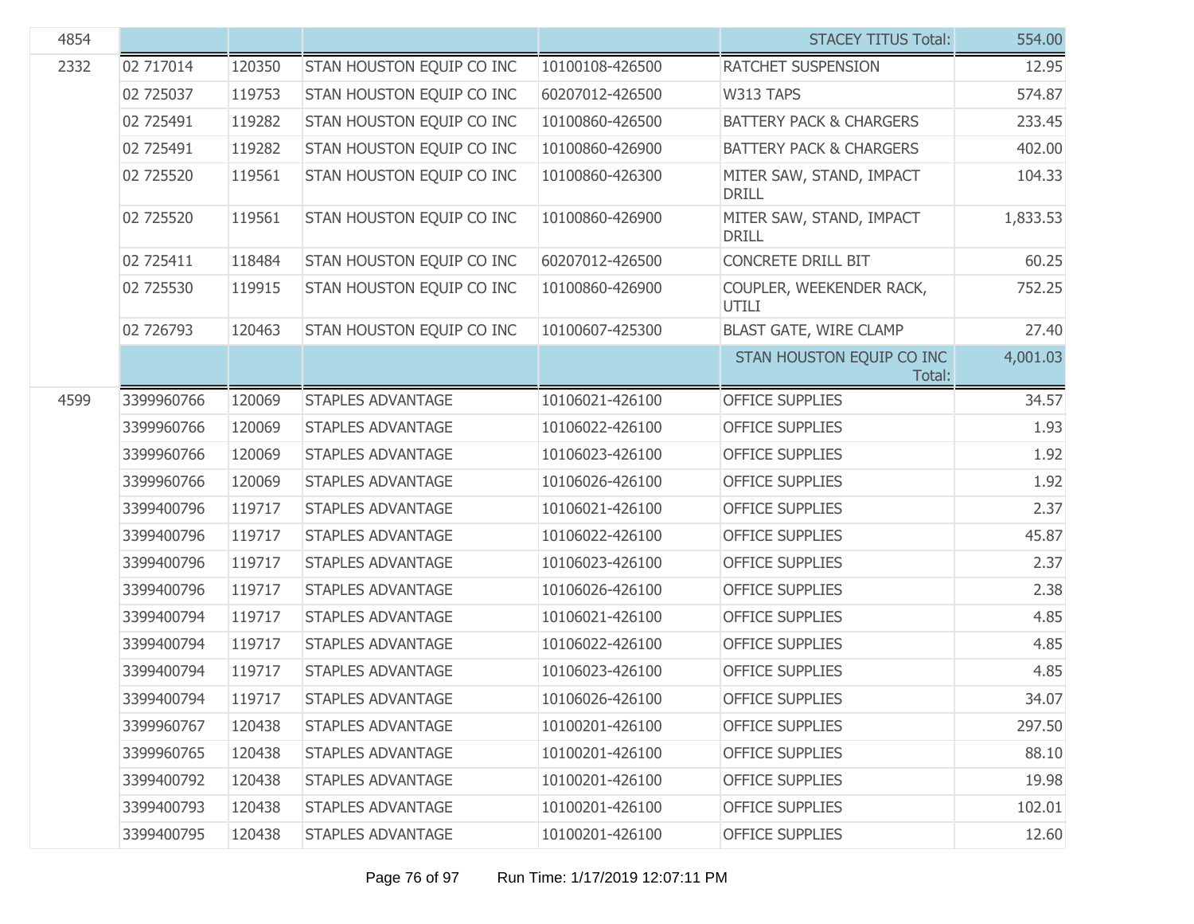| | | | | | | |
|---|---|---|---|---|---|---|
| 4854 | | | | | STACEY TITUS Total: | 554.00 |
| 2332 | 02 717014 | 120350 | STAN HOUSTON EQUIP CO INC | 10100108-426500 | RATCHET SUSPENSION | 12.95 |
| | 02 725037 | 119753 | STAN HOUSTON EQUIP CO INC | 60207012-426500 | W313 TAPS | 574.87 |
| | 02 725491 | 119282 | STAN HOUSTON EQUIP CO INC | 10100860-426500 | BATTERY PACK & CHARGERS | 233.45 |
| | 02 725491 | 119282 | STAN HOUSTON EQUIP CO INC | 10100860-426900 | BATTERY PACK & CHARGERS | 402.00 |
| | 02 725520 | 119561 | STAN HOUSTON EQUIP CO INC | 10100860-426300 | MITER SAW, STAND, IMPACT DRILL | 104.33 |
| | 02 725520 | 119561 | STAN HOUSTON EQUIP CO INC | 10100860-426900 | MITER SAW, STAND, IMPACT DRILL | 1,833.53 |
| | 02 725411 | 118484 | STAN HOUSTON EQUIP CO INC | 60207012-426500 | CONCRETE DRILL BIT | 60.25 |
| | 02 725530 | 119915 | STAN HOUSTON EQUIP CO INC | 10100860-426900 | COUPLER, WEEKENDER RACK, UTILI | 752.25 |
| | 02 726793 | 120463 | STAN HOUSTON EQUIP CO INC | 10100607-425300 | BLAST GATE, WIRE CLAMP | 27.40 |
| | | | | | STAN HOUSTON EQUIP CO INC Total: | 4,001.03 |
| 4599 | 3399960766 | 120069 | STAPLES ADVANTAGE | 10106021-426100 | OFFICE SUPPLIES | 34.57 |
| | 3399960766 | 120069 | STAPLES ADVANTAGE | 10106022-426100 | OFFICE SUPPLIES | 1.93 |
| | 3399960766 | 120069 | STAPLES ADVANTAGE | 10106023-426100 | OFFICE SUPPLIES | 1.92 |
| | 3399960766 | 120069 | STAPLES ADVANTAGE | 10106026-426100 | OFFICE SUPPLIES | 1.92 |
| | 3399400796 | 119717 | STAPLES ADVANTAGE | 10106021-426100 | OFFICE SUPPLIES | 2.37 |
| | 3399400796 | 119717 | STAPLES ADVANTAGE | 10106022-426100 | OFFICE SUPPLIES | 45.87 |
| | 3399400796 | 119717 | STAPLES ADVANTAGE | 10106023-426100 | OFFICE SUPPLIES | 2.37 |
| | 3399400796 | 119717 | STAPLES ADVANTAGE | 10106026-426100 | OFFICE SUPPLIES | 2.38 |
| | 3399400794 | 119717 | STAPLES ADVANTAGE | 10106021-426100 | OFFICE SUPPLIES | 4.85 |
| | 3399400794 | 119717 | STAPLES ADVANTAGE | 10106022-426100 | OFFICE SUPPLIES | 4.85 |
| | 3399400794 | 119717 | STAPLES ADVANTAGE | 10106023-426100 | OFFICE SUPPLIES | 4.85 |
| | 3399400794 | 119717 | STAPLES ADVANTAGE | 10106026-426100 | OFFICE SUPPLIES | 34.07 |
| | 3399960767 | 120438 | STAPLES ADVANTAGE | 10100201-426100 | OFFICE SUPPLIES | 297.50 |
| | 3399960765 | 120438 | STAPLES ADVANTAGE | 10100201-426100 | OFFICE SUPPLIES | 88.10 |
| | 3399400792 | 120438 | STAPLES ADVANTAGE | 10100201-426100 | OFFICE SUPPLIES | 19.98 |
| | 3399400793 | 120438 | STAPLES ADVANTAGE | 10100201-426100 | OFFICE SUPPLIES | 102.01 |
| | 3399400795 | 120438 | STAPLES ADVANTAGE | 10100201-426100 | OFFICE SUPPLIES | 12.60 |

Run Time: 1/17/2019 12:07:11 PM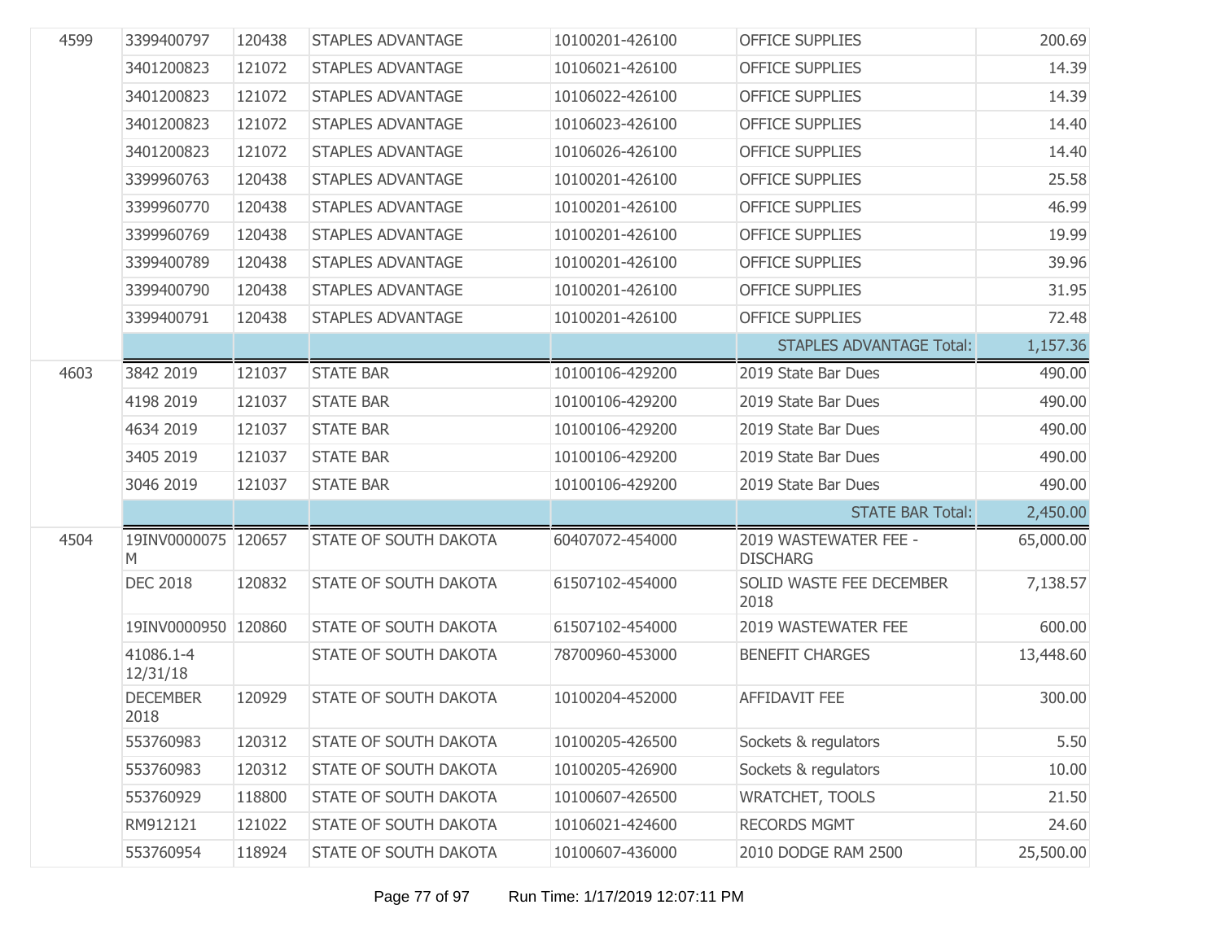| | | | | | | |
|---|---|---|---|---|---|---|
| 4599 | 3399400797 | 120438 | STAPLES ADVANTAGE | 10100201-426100 | OFFICE SUPPLIES | 200.69 |
| | 3401200823 | 121072 | STAPLES ADVANTAGE | 10106021-426100 | OFFICE SUPPLIES | 14.39 |
| | 3401200823 | 121072 | STAPLES ADVANTAGE | 10106022-426100 | OFFICE SUPPLIES | 14.39 |
| | 3401200823 | 121072 | STAPLES ADVANTAGE | 10106023-426100 | OFFICE SUPPLIES | 14.40 |
| | 3401200823 | 121072 | STAPLES ADVANTAGE | 10106026-426100 | OFFICE SUPPLIES | 14.40 |
| | 3399960763 | 120438 | STAPLES ADVANTAGE | 10100201-426100 | OFFICE SUPPLIES | 25.58 |
| | 3399960770 | 120438 | STAPLES ADVANTAGE | 10100201-426100 | OFFICE SUPPLIES | 46.99 |
| | 3399960769 | 120438 | STAPLES ADVANTAGE | 10100201-426100 | OFFICE SUPPLIES | 19.99 |
| | 3399400789 | 120438 | STAPLES ADVANTAGE | 10100201-426100 | OFFICE SUPPLIES | 39.96 |
| | 3399400790 | 120438 | STAPLES ADVANTAGE | 10100201-426100 | OFFICE SUPPLIES | 31.95 |
| | 3399400791 | 120438 | STAPLES ADVANTAGE | 10100201-426100 | OFFICE SUPPLIES | 72.48 |
| | | | | | STAPLES ADVANTAGE Total: | 1,157.36 |
| 4603 | 3842 2019 | 121037 | STATE BAR | 10100106-429200 | 2019 State Bar Dues | 490.00 |
| | 4198 2019 | 121037 | STATE BAR | 10100106-429200 | 2019 State Bar Dues | 490.00 |
| | 4634 2019 | 121037 | STATE BAR | 10100106-429200 | 2019 State Bar Dues | 490.00 |
| | 3405 2019 | 121037 | STATE BAR | 10100106-429200 | 2019 State Bar Dues | 490.00 |
| | 3046 2019 | 121037 | STATE BAR | 10100106-429200 | 2019 State Bar Dues | 490.00 |
| | | | | | STATE BAR Total: | 2,450.00 |
| 4504 | 19INV0000075M | 120657 | STATE OF SOUTH DAKOTA | 60407072-454000 | 2019 WASTEWATER FEE - DISCHARG | 65,000.00 |
| | DEC 2018 | 120832 | STATE OF SOUTH DAKOTA | 61507102-454000 | SOLID WASTE FEE DECEMBER 2018 | 7,138.57 |
| | 19INV0000950 | 120860 | STATE OF SOUTH DAKOTA | 61507102-454000 | 2019 WASTEWATER FEE | 600.00 |
| | 41086.1-4 12/31/18 | | STATE OF SOUTH DAKOTA | 78700960-453000 | BENEFIT CHARGES | 13,448.60 |
| | DECEMBER 2018 | 120929 | STATE OF SOUTH DAKOTA | 10100204-452000 | AFFIDAVIT FEE | 300.00 |
| | 553760983 | 120312 | STATE OF SOUTH DAKOTA | 10100205-426500 | Sockets & regulators | 5.50 |
| | 553760983 | 120312 | STATE OF SOUTH DAKOTA | 10100205-426900 | Sockets & regulators | 10.00 |
| | 553760929 | 118800 | STATE OF SOUTH DAKOTA | 10100607-426500 | WRATCHET, TOOLS | 21.50 |
| | RM912121 | 121022 | STATE OF SOUTH DAKOTA | 10106021-424600 | RECORDS MGMT | 24.60 |
| | 553760954 | 118924 | STATE OF SOUTH DAKOTA | 10100607-436000 | 2010 DODGE RAM 2500 | 25,500.00 |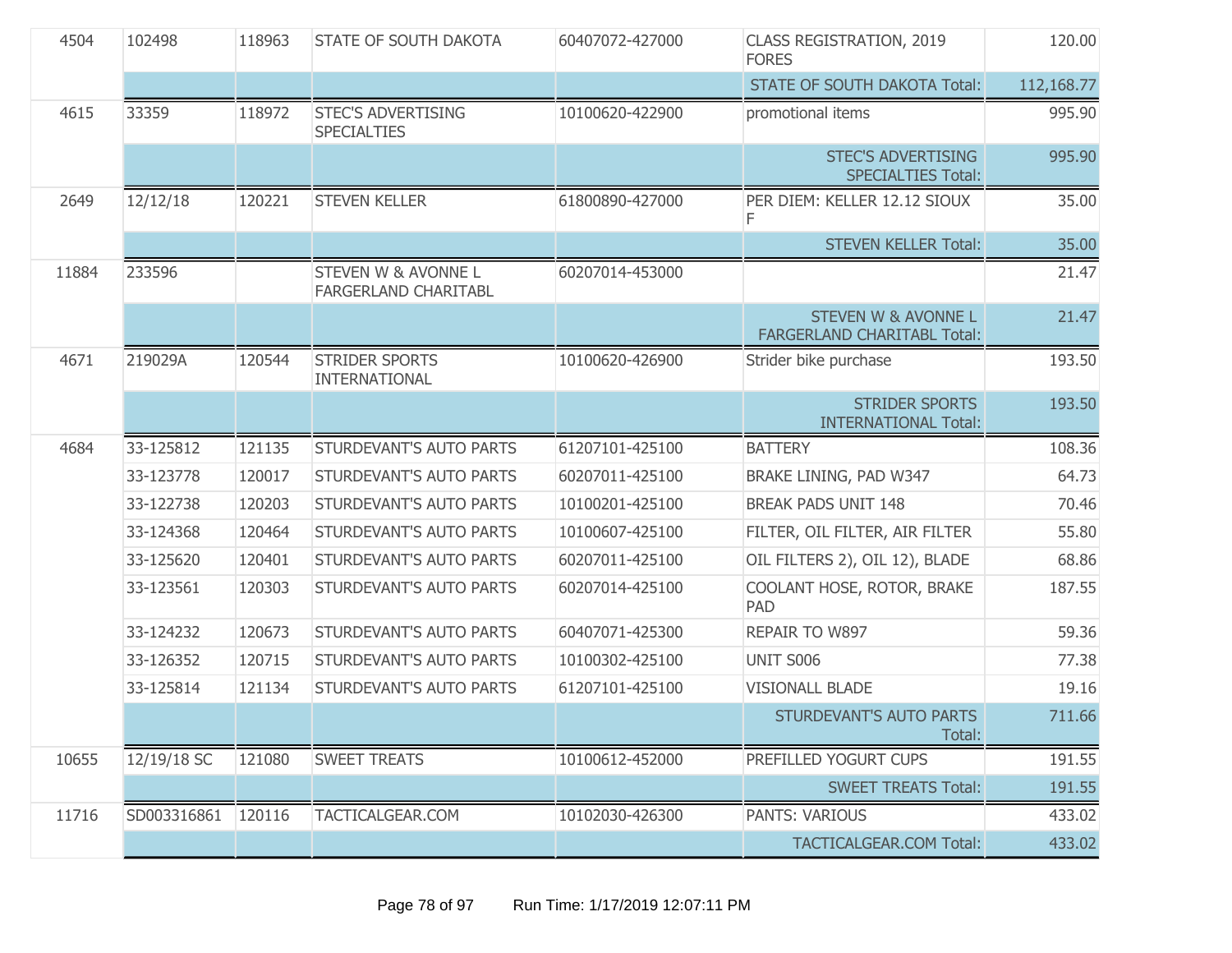| | | | | | | |
|---|---|---|---|---|---|---|
| 4504 | 102498 | 118963 | STATE OF SOUTH DAKOTA | 60407072-427000 | CLASS REGISTRATION, 2019 FORES | 120.00 |
| | | | | | STATE OF SOUTH DAKOTA Total: | 112,168.77 |
| 4615 | 33359 | 118972 | STEC'S ADVERTISING SPECIALTIES | 10100620-422900 | promotional items | 995.90 |
| | | | | | STEC'S ADVERTISING SPECIALTIES Total: | 995.90 |
| 2649 | 12/12/18 | 120221 | STEVEN KELLER | 61800890-427000 | PER DIEM: KELLER 12.12 SIOUX F | 35.00 |
| | | | | | STEVEN KELLER Total: | 35.00 |
| 11884 | 233596 | | STEVEN W & AVONNE L FARGERLAND CHARITABL | 60207014-453000 | | 21.47 |
| | | | | | STEVEN W & AVONNE L FARGERLAND CHARITABL Total: | 21.47 |
| 4671 | 219029A | 120544 | STRIDER SPORTS INTERNATIONAL | 10100620-426900 | Strider bike purchase | 193.50 |
| | | | | | STRIDER SPORTS INTERNATIONAL Total: | 193.50 |
| 4684 | 33-125812 | 121135 | STURDEVANT'S AUTO PARTS | 61207101-425100 | BATTERY | 108.36 |
| | 33-123778 | 120017 | STURDEVANT'S AUTO PARTS | 60207011-425100 | BRAKE LINING, PAD W347 | 64.73 |
| | 33-122738 | 120203 | STURDEVANT'S AUTO PARTS | 10100201-425100 | BREAK PADS UNIT 148 | 70.46 |
| | 33-124368 | 120464 | STURDEVANT'S AUTO PARTS | 10100607-425100 | FILTER, OIL FILTER, AIR FILTER | 55.80 |
| | 33-125620 | 120401 | STURDEVANT'S AUTO PARTS | 60207011-425100 | OIL FILTERS 2), OIL 12), BLADE | 68.86 |
| | 33-123561 | 120303 | STURDEVANT'S AUTO PARTS | 60207014-425100 | COOLANT HOSE, ROTOR, BRAKE PAD | 187.55 |
| | 33-124232 | 120673 | STURDEVANT'S AUTO PARTS | 60407071-425300 | REPAIR TO W897 | 59.36 |
| | 33-126352 | 120715 | STURDEVANT'S AUTO PARTS | 10100302-425100 | UNIT S006 | 77.38 |
| | 33-125814 | 121134 | STURDEVANT'S AUTO PARTS | 61207101-425100 | VISIONALL BLADE | 19.16 |
| | | | | | STURDEVANT'S AUTO PARTS Total: | 711.66 |
| 10655 | 12/19/18 SC | 121080 | SWEET TREATS | 10100612-452000 | PREFILLED YOGURT CUPS | 191.55 |
| | | | | | SWEET TREATS Total: | 191.55 |
| 11716 | SD003316861 | 120116 | TACTICALGEAR.COM | 10102030-426300 | PANTS: VARIOUS | 433.02 |
| | | | | | TACTICALGEAR.COM Total: | 433.02 |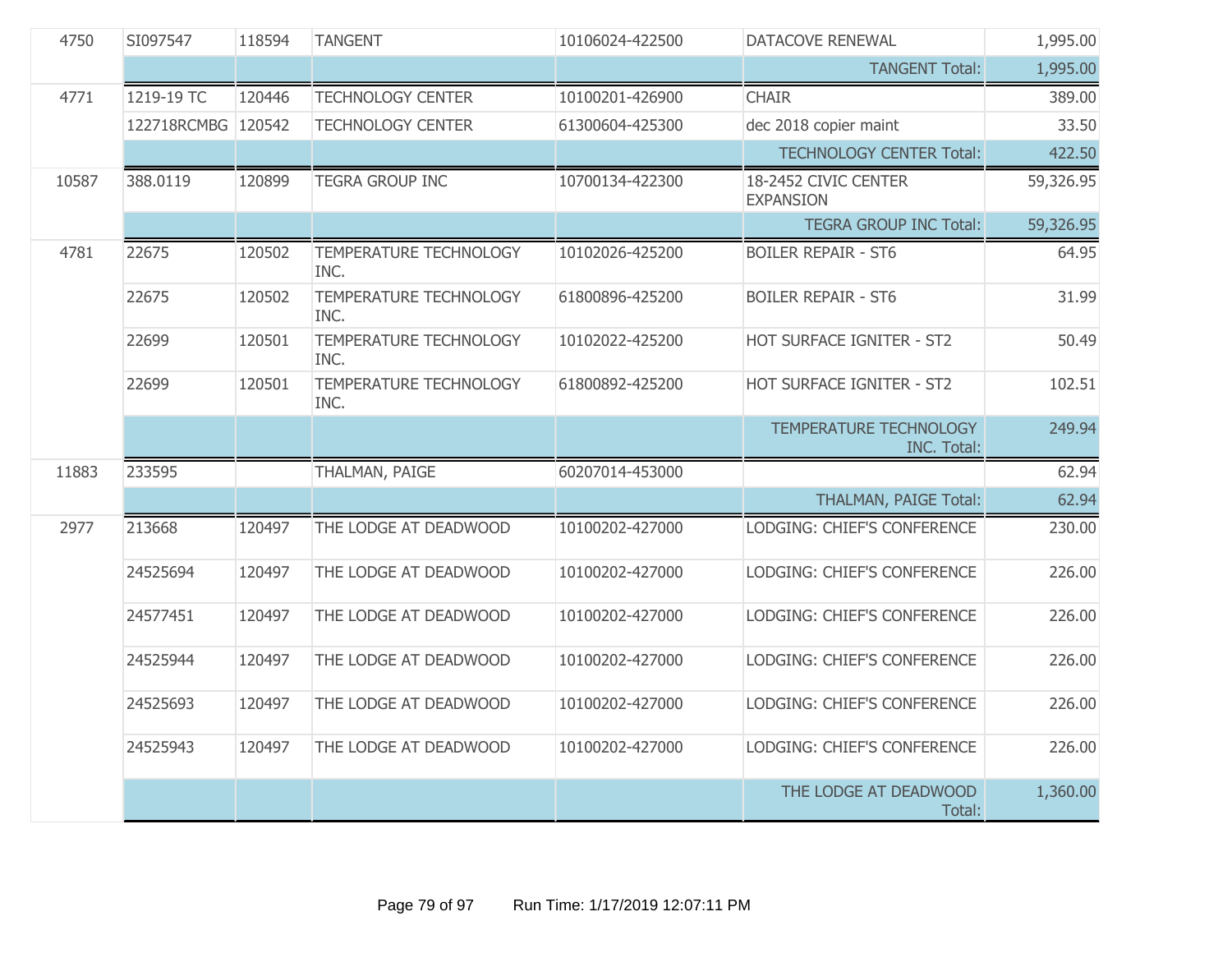| | | | | | | |
|---|---|---|---|---|---|---|
| 4750 | SI097547 | 118594 | TANGENT | 10106024-422500 | DATACOVE RENEWAL | 1,995.00 |
| | | | | | TANGENT Total: | 1,995.00 |
| 4771 | 1219-19 TC | 120446 | TECHNOLOGY CENTER | 10100201-426900 | CHAIR | 389.00 |
| | 122718RCMBG | 120542 | TECHNOLOGY CENTER | 61300604-425300 | dec 2018 copier maint | 33.50 |
| | | | | | TECHNOLOGY CENTER Total: | 422.50 |
| 10587 | 388.0119 | 120899 | TEGRA GROUP INC | 10700134-422300 | 18-2452 CIVIC CENTER EXPANSION | 59,326.95 |
| | | | | | TEGRA GROUP INC Total: | 59,326.95 |
| 4781 | 22675 | 120502 | TEMPERATURE TECHNOLOGY INC. | 10102026-425200 | BOILER REPAIR - ST6 | 64.95 |
| | 22675 | 120502 | TEMPERATURE TECHNOLOGY INC. | 61800896-425200 | BOILER REPAIR - ST6 | 31.99 |
| | 22699 | 120501 | TEMPERATURE TECHNOLOGY INC. | 10102022-425200 | HOT SURFACE IGNITER - ST2 | 50.49 |
| | 22699 | 120501 | TEMPERATURE TECHNOLOGY INC. | 61800892-425200 | HOT SURFACE IGNITER - ST2 | 102.51 |
| | | | | | TEMPERATURE TECHNOLOGY INC. Total: | 249.94 |
| 11883 | 233595 | | THALMAN, PAIGE | 60207014-453000 | | 62.94 |
| | | | | | THALMAN, PAIGE Total: | 62.94 |
| 2977 | 213668 | 120497 | THE LODGE AT DEADWOOD | 10100202-427000 | LODGING: CHIEF'S CONFERENCE | 230.00 |
| | 24525694 | 120497 | THE LODGE AT DEADWOOD | 10100202-427000 | LODGING: CHIEF'S CONFERENCE | 226.00 |
| | 24577451 | 120497 | THE LODGE AT DEADWOOD | 10100202-427000 | LODGING: CHIEF'S CONFERENCE | 226.00 |
| | 24525944 | 120497 | THE LODGE AT DEADWOOD | 10100202-427000 | LODGING: CHIEF'S CONFERENCE | 226.00 |
| | 24525693 | 120497 | THE LODGE AT DEADWOOD | 10100202-427000 | LODGING: CHIEF'S CONFERENCE | 226.00 |
| | 24525943 | 120497 | THE LODGE AT DEADWOOD | 10100202-427000 | LODGING: CHIEF'S CONFERENCE | 226.00 |
| | | | | | THE LODGE AT DEADWOOD Total: | 1,360.00 |

Run Time: 1/17/2019 12:07:11 PM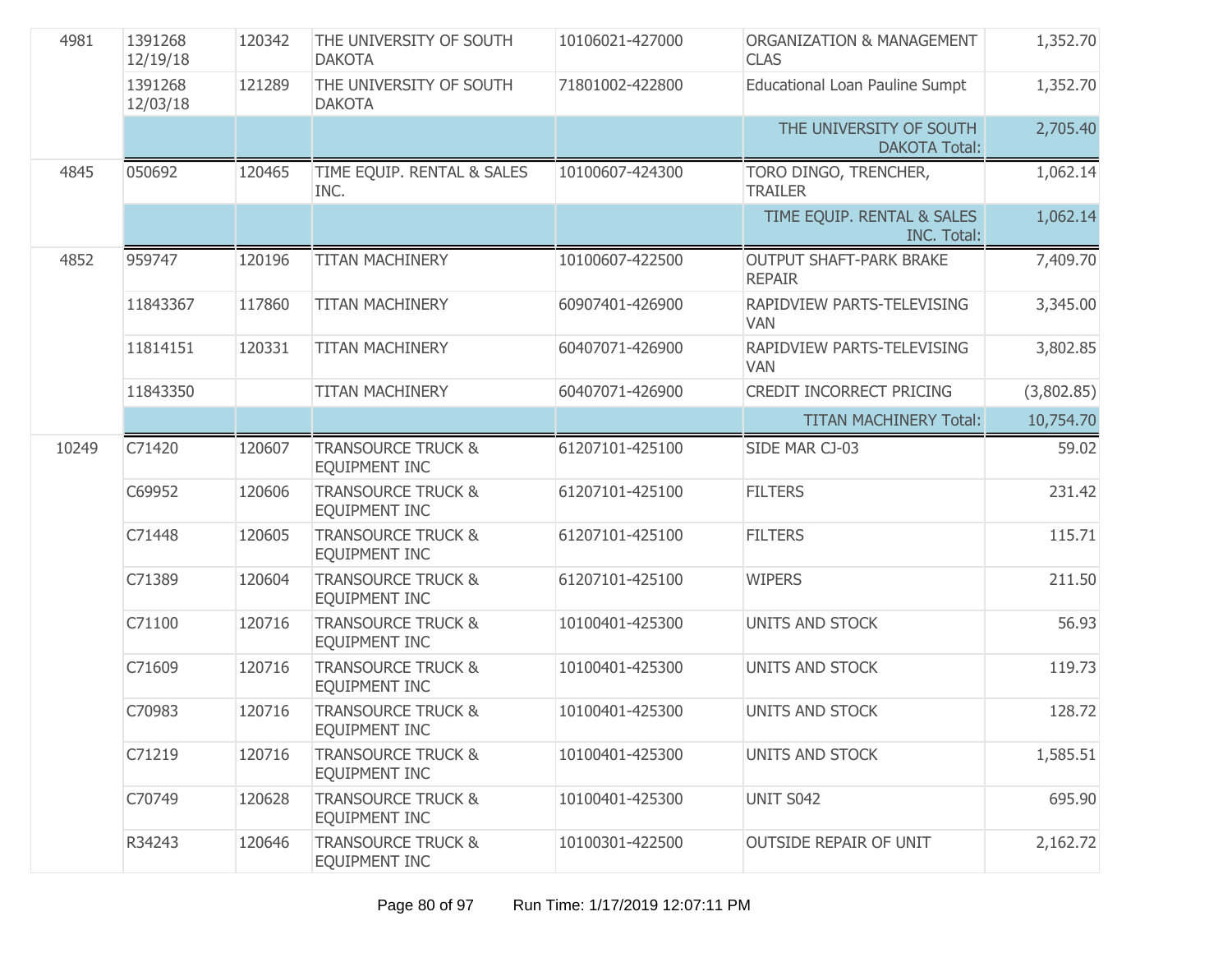| | | | | | | |
|---|---|---|---|---|---|---|
| 4981 | 1391268 12/19/18 | 120342 | THE UNIVERSITY OF SOUTH DAKOTA | 10106021-427000 | ORGANIZATION & MANAGEMENT CLAS | 1,352.70 |
| | 1391268 12/03/18 | 121289 | THE UNIVERSITY OF SOUTH DAKOTA | 71801002-422800 | Educational Loan Pauline Sumpt | 1,352.70 |
| | | | | | THE UNIVERSITY OF SOUTH DAKOTA Total: | 2,705.40 |
| 4845 | 050692 | 120465 | TIME EQUIP. RENTAL & SALES INC. | 10100607-424300 | TORO DINGO, TRENCHER, TRAILER | 1,062.14 |
| | | | | | TIME EQUIP. RENTAL & SALES INC. Total: | 1,062.14 |
| 4852 | 959747 | 120196 | TITAN MACHINERY | 10100607-422500 | OUTPUT SHAFT-PARK BRAKE REPAIR | 7,409.70 |
| | 11843367 | 117860 | TITAN MACHINERY | 60907401-426900 | RAPIDVIEW PARTS-TELEVISING VAN | 3,345.00 |
| | 11814151 | 120331 | TITAN MACHINERY | 60407071-426900 | RAPIDVIEW PARTS-TELEVISING VAN | 3,802.85 |
| | 11843350 | | TITAN MACHINERY | 60407071-426900 | CREDIT INCORRECT PRICING | (3,802.85) |
| | | | | | TITAN MACHINERY Total: | 10,754.70 |
| 10249 | C71420 | 120607 | TRANSOURCE TRUCK & EQUIPMENT INC | 61207101-425100 | SIDE MAR CJ-03 | 59.02 |
| | C69952 | 120606 | TRANSOURCE TRUCK & EQUIPMENT INC | 61207101-425100 | FILTERS | 231.42 |
| | C71448 | 120605 | TRANSOURCE TRUCK & EQUIPMENT INC | 61207101-425100 | FILTERS | 115.71 |
| | C71389 | 120604 | TRANSOURCE TRUCK & EQUIPMENT INC | 61207101-425100 | WIPERS | 211.50 |
| | C71100 | 120716 | TRANSOURCE TRUCK & EQUIPMENT INC | 10100401-425300 | UNITS AND STOCK | 56.93 |
| | C71609 | 120716 | TRANSOURCE TRUCK & EQUIPMENT INC | 10100401-425300 | UNITS AND STOCK | 119.73 |
| | C70983 | 120716 | TRANSOURCE TRUCK & EQUIPMENT INC | 10100401-425300 | UNITS AND STOCK | 128.72 |
| | C71219 | 120716 | TRANSOURCE TRUCK & EQUIPMENT INC | 10100401-425300 | UNITS AND STOCK | 1,585.51 |
| | C70749 | 120628 | TRANSOURCE TRUCK & EQUIPMENT INC | 10100401-425300 | UNIT S042 | 695.90 |
| | R34243 | 120646 | TRANSOURCE TRUCK & EQUIPMENT INC | 10100301-422500 | OUTSIDE REPAIR OF UNIT | 2,162.72 |

Run Time: 1/17/2019 12:07:11 PM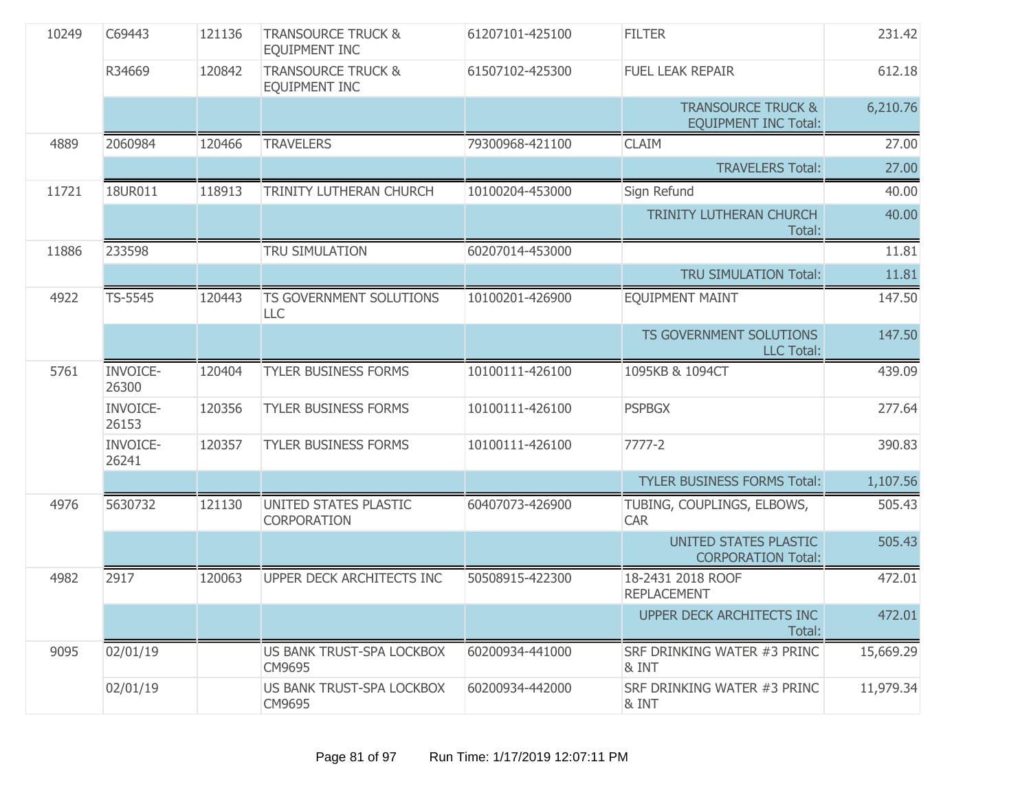| | | | | | | |
|---|---|---|---|---|---|---|
| 10249 | C69443 | 121136 | TRANSOURCE TRUCK & EQUIPMENT INC | 61207101-425100 | FILTER | 231.42 |
| | R34669 | 120842 | TRANSOURCE TRUCK & EQUIPMENT INC | 61507102-425300 | FUEL LEAK REPAIR | 612.18 |
| | | | | | TRANSOURCE TRUCK & EQUIPMENT INC Total: | 6,210.76 |
| 4889 | 2060984 | 120466 | TRAVELERS | 79300968-421100 | CLAIM | 27.00 |
| | | | | | TRAVELERS Total: | 27.00 |
| 11721 | 18UR011 | 118913 | TRINITY LUTHERAN CHURCH | 10100204-453000 | Sign Refund | 40.00 |
| | | | | | TRINITY LUTHERAN CHURCH Total: | 40.00 |
| 11886 | 233598 | | TRU SIMULATION | 60207014-453000 | | 11.81 |
| | | | | | TRU SIMULATION Total: | 11.81 |
| 4922 | TS-5545 | 120443 | TS GOVERNMENT SOLUTIONS LLC | 10100201-426900 | EQUIPMENT MAINT | 147.50 |
| | | | | | TS GOVERNMENT SOLUTIONS LLC Total: | 147.50 |
| 5761 | INVOICE-26300 | 120404 | TYLER BUSINESS FORMS | 10100111-426100 | 1095KB & 1094CT | 439.09 |
| | INVOICE-26153 | 120356 | TYLER BUSINESS FORMS | 10100111-426100 | PSPBGX | 277.64 |
| | INVOICE-26241 | 120357 | TYLER BUSINESS FORMS | 10100111-426100 | 7777-2 | 390.83 |
| | | | | | TYLER BUSINESS FORMS Total: | 1,107.56 |
| 4976 | 5630732 | 121130 | UNITED STATES PLASTIC CORPORATION | 60407073-426900 | TUBING, COUPLINGS, ELBOWS, CAR | 505.43 |
| | | | | | UNITED STATES PLASTIC CORPORATION Total: | 505.43 |
| 4982 | 2917 | 120063 | UPPER DECK ARCHITECTS INC | 50508915-422300 | 18-2431 2018 ROOF REPLACEMENT | 472.01 |
| | | | | | UPPER DECK ARCHITECTS INC Total: | 472.01 |
| 9095 | 02/01/19 | | US BANK TRUST-SPA LOCKBOX CM9695 | 60200934-441000 | SRF DRINKING WATER #3 PRINC & INT | 15,669.29 |
| | 02/01/19 | | US BANK TRUST-SPA LOCKBOX CM9695 | 60200934-442000 | SRF DRINKING WATER #3 PRINC & INT | 11,979.34 |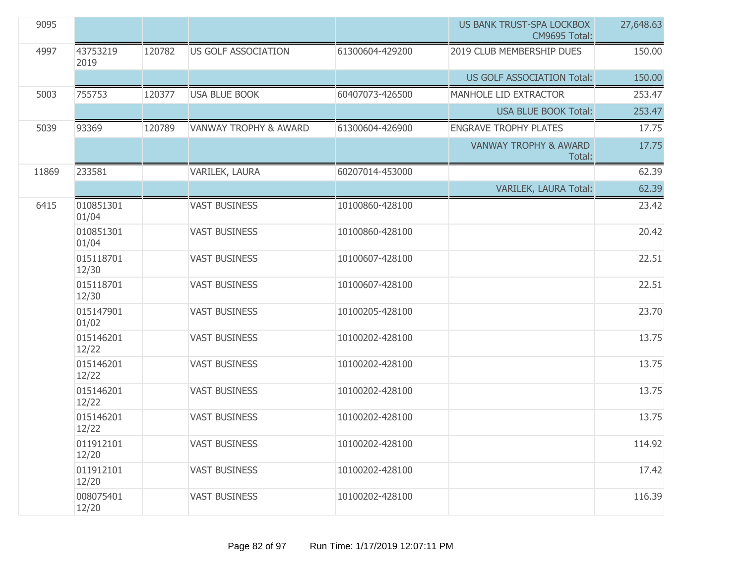| | | | | | | |
|---|---|---|---|---|---|---|
| 9095 | | | | | US BANK TRUST-SPA LOCKBOX CM9695 Total: | 27,648.63 |
| 4997 | 43753219 2019 | 120782 | US GOLF ASSOCIATION | 61300604-429200 | 2019 CLUB MEMBERSHIP DUES | 150.00 |
| | | | | | US GOLF ASSOCIATION Total: | 150.00 |
| 5003 | 755753 | 120377 | USA BLUE BOOK | 60407073-426500 | MANHOLE LID EXTRACTOR | 253.47 |
| | | | | | USA BLUE BOOK Total: | 253.47 |
| 5039 | 93369 | 120789 | VANWAY TROPHY & AWARD | 61300604-426900 | ENGRAVE TROPHY PLATES | 17.75 |
| | | | | | VANWAY TROPHY & AWARD Total: | 17.75 |
| 11869 | 233581 | | VARILEK, LAURA | 60207014-453000 | | 62.39 |
| | | | | | VARILEK, LAURA Total: | 62.39 |
| 6415 | 010851301 01/04 | | VAST BUSINESS | 10100860-428100 | | 23.42 |
| | 010851301 01/04 | | VAST BUSINESS | 10100860-428100 | | 20.42 |
| | 015118701 12/30 | | VAST BUSINESS | 10100607-428100 | | 22.51 |
| | 015118701 12/30 | | VAST BUSINESS | 10100607-428100 | | 22.51 |
| | 015147901 01/02 | | VAST BUSINESS | 10100205-428100 | | 23.70 |
| | 015146201 12/22 | | VAST BUSINESS | 10100202-428100 | | 13.75 |
| | 015146201 12/22 | | VAST BUSINESS | 10100202-428100 | | 13.75 |
| | 015146201 12/22 | | VAST BUSINESS | 10100202-428100 | | 13.75 |
| | 015146201 12/22 | | VAST BUSINESS | 10100202-428100 | | 13.75 |
| | 011912101 12/20 | | VAST BUSINESS | 10100202-428100 | | 114.92 |
| | 011912101 12/20 | | VAST BUSINESS | 10100202-428100 | | 17.42 |
| | 008075401 12/20 | | VAST BUSINESS | 10100202-428100 | | 116.39 |

Run Time: 1/17/2019 12:07:11 PM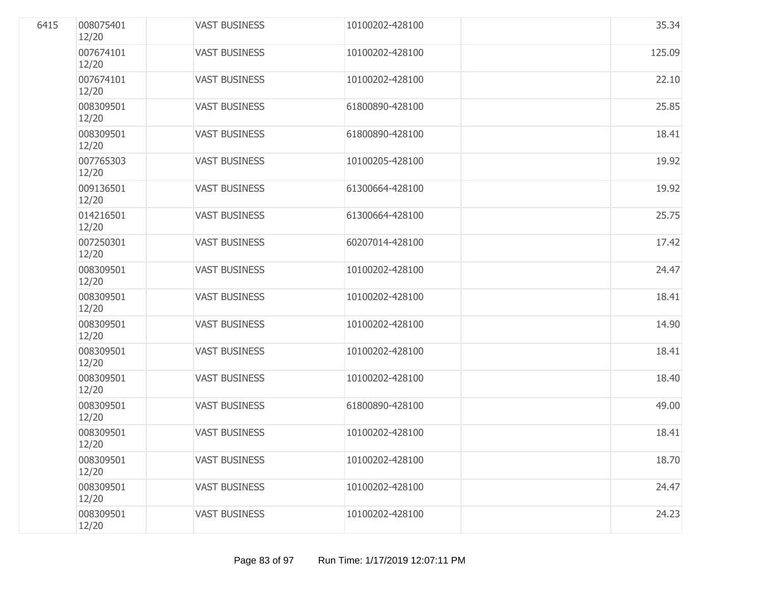| | | | | | | |
|---|---|---|---|---|---|---|
| 6415 | 008075401 12/20 | | VAST BUSINESS | 10100202-428100 | | 35.34 |
| | 007674101 12/20 | | VAST BUSINESS | 10100202-428100 | | 125.09 |
| | 007674101 12/20 | | VAST BUSINESS | 10100202-428100 | | 22.10 |
| | 008309501 12/20 | | VAST BUSINESS | 61800890-428100 | | 25.85 |
| | 008309501 12/20 | | VAST BUSINESS | 61800890-428100 | | 18.41 |
| | 007765303 12/20 | | VAST BUSINESS | 10100205-428100 | | 19.92 |
| | 009136501 12/20 | | VAST BUSINESS | 61300664-428100 | | 19.92 |
| | 014216501 12/20 | | VAST BUSINESS | 61300664-428100 | | 25.75 |
| | 007250301 12/20 | | VAST BUSINESS | 60207014-428100 | | 17.42 |
| | 008309501 12/20 | | VAST BUSINESS | 10100202-428100 | | 24.47 |
| | 008309501 12/20 | | VAST BUSINESS | 10100202-428100 | | 18.41 |
| | 008309501 12/20 | | VAST BUSINESS | 10100202-428100 | | 14.90 |
| | 008309501 12/20 | | VAST BUSINESS | 10100202-428100 | | 18.41 |
| | 008309501 12/20 | | VAST BUSINESS | 10100202-428100 | | 18.40 |
| | 008309501 12/20 | | VAST BUSINESS | 61800890-428100 | | 49.00 |
| | 008309501 12/20 | | VAST BUSINESS | 10100202-428100 | | 18.41 |
| | 008309501 12/20 | | VAST BUSINESS | 10100202-428100 | | 18.70 |
| | 008309501 12/20 | | VAST BUSINESS | 10100202-428100 | | 24.47 |
| | 008309501 12/20 | | VAST BUSINESS | 10100202-428100 | | 24.23 |

Run Time: 1/17/2019 12:07:11 PM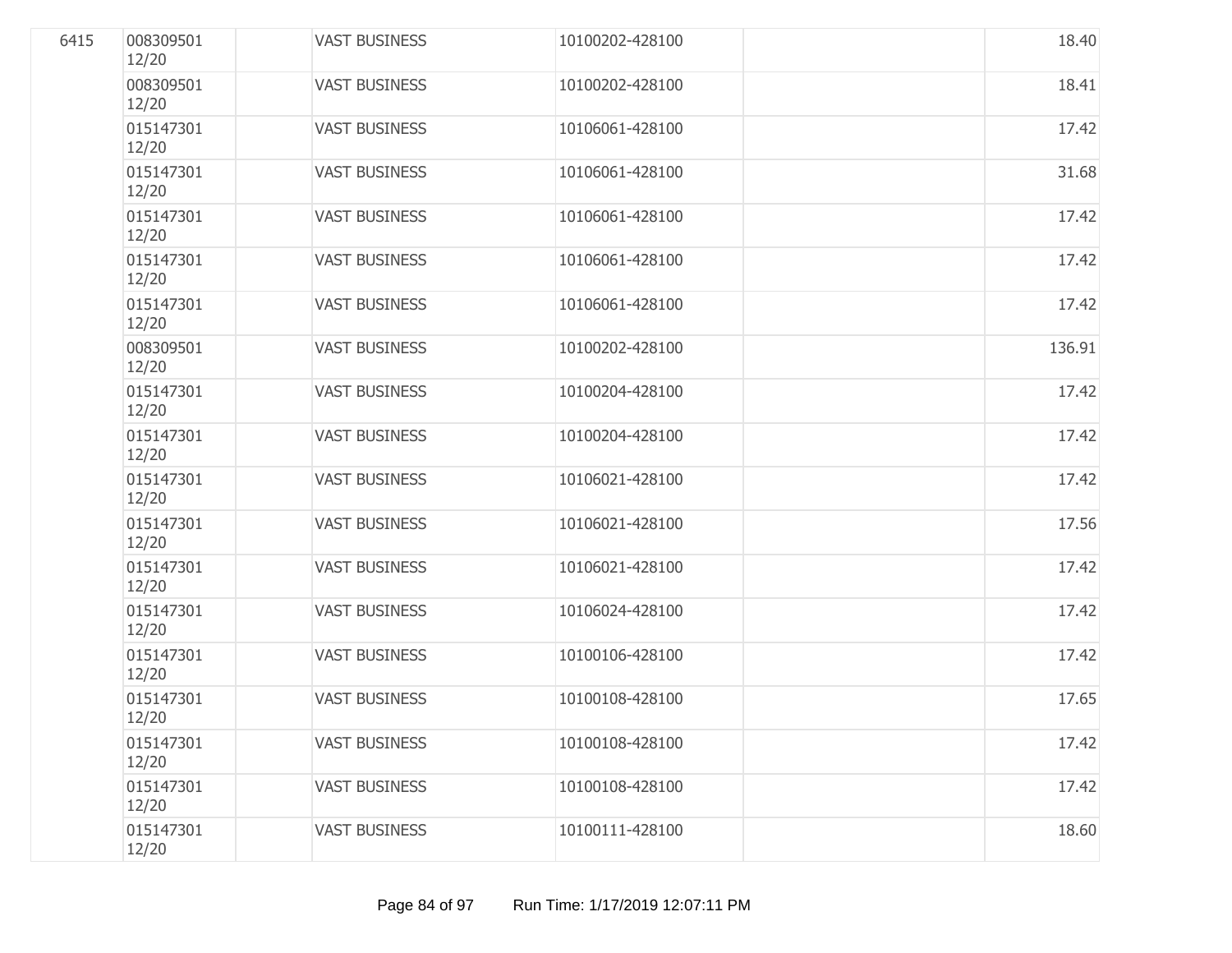| | | | | | | |
|---|---|---|---|---|---|---|
| 6415 | 008309501 12/20 | | VAST BUSINESS | 10100202-428100 | | 18.40 |
| | 008309501 12/20 | | VAST BUSINESS | 10100202-428100 | | 18.41 |
| | 015147301 12/20 | | VAST BUSINESS | 10106061-428100 | | 17.42 |
| | 015147301 12/20 | | VAST BUSINESS | 10106061-428100 | | 31.68 |
| | 015147301 12/20 | | VAST BUSINESS | 10106061-428100 | | 17.42 |
| | 015147301 12/20 | | VAST BUSINESS | 10106061-428100 | | 17.42 |
| | 015147301 12/20 | | VAST BUSINESS | 10106061-428100 | | 17.42 |
| | 008309501 12/20 | | VAST BUSINESS | 10100202-428100 | | 136.91 |
| | 015147301 12/20 | | VAST BUSINESS | 10100204-428100 | | 17.42 |
| | 015147301 12/20 | | VAST BUSINESS | 10100204-428100 | | 17.42 |
| | 015147301 12/20 | | VAST BUSINESS | 10106021-428100 | | 17.42 |
| | 015147301 12/20 | | VAST BUSINESS | 10106021-428100 | | 17.56 |
| | 015147301 12/20 | | VAST BUSINESS | 10106021-428100 | | 17.42 |
| | 015147301 12/20 | | VAST BUSINESS | 10106024-428100 | | 17.42 |
| | 015147301 12/20 | | VAST BUSINESS | 10100106-428100 | | 17.42 |
| | 015147301 12/20 | | VAST BUSINESS | 10100108-428100 | | 17.65 |
| | 015147301 12/20 | | VAST BUSINESS | 10100108-428100 | | 17.42 |
| | 015147301 12/20 | | VAST BUSINESS | 10100108-428100 | | 17.42 |
| | 015147301 12/20 | | VAST BUSINESS | 10100111-428100 | | 18.60 |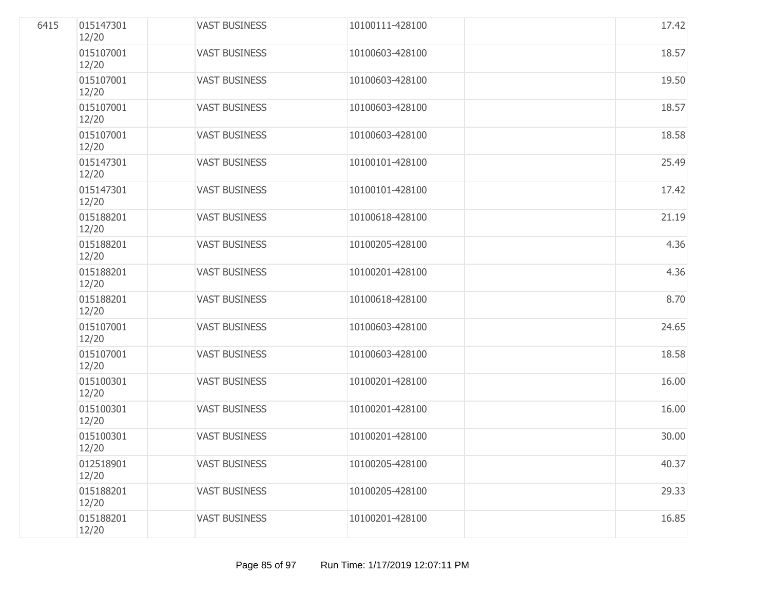| | | | | | | |
|---|---|---|---|---|---|---|
| 6415 | 015147301 12/20 | | VAST BUSINESS | 10100111-428100 | | 17.42 |
| | 015107001 12/20 | | VAST BUSINESS | 10100603-428100 | | 18.57 |
| | 015107001 12/20 | | VAST BUSINESS | 10100603-428100 | | 19.50 |
| | 015107001 12/20 | | VAST BUSINESS | 10100603-428100 | | 18.57 |
| | 015107001 12/20 | | VAST BUSINESS | 10100603-428100 | | 18.58 |
| | 015147301 12/20 | | VAST BUSINESS | 10100101-428100 | | 25.49 |
| | 015147301 12/20 | | VAST BUSINESS | 10100101-428100 | | 17.42 |
| | 015188201 12/20 | | VAST BUSINESS | 10100618-428100 | | 21.19 |
| | 015188201 12/20 | | VAST BUSINESS | 10100205-428100 | | 4.36 |
| | 015188201 12/20 | | VAST BUSINESS | 10100201-428100 | | 4.36 |
| | 015188201 12/20 | | VAST BUSINESS | 10100618-428100 | | 8.70 |
| | 015107001 12/20 | | VAST BUSINESS | 10100603-428100 | | 24.65 |
| | 015107001 12/20 | | VAST BUSINESS | 10100603-428100 | | 18.58 |
| | 015100301 12/20 | | VAST BUSINESS | 10100201-428100 | | 16.00 |
| | 015100301 12/20 | | VAST BUSINESS | 10100201-428100 | | 16.00 |
| | 015100301 12/20 | | VAST BUSINESS | 10100201-428100 | | 30.00 |
| | 012518901 12/20 | | VAST BUSINESS | 10100205-428100 | | 40.37 |
| | 015188201 12/20 | | VAST BUSINESS | 10100205-428100 | | 29.33 |
| | 015188201 12/20 | | VAST BUSINESS | 10100201-428100 | | 16.85 |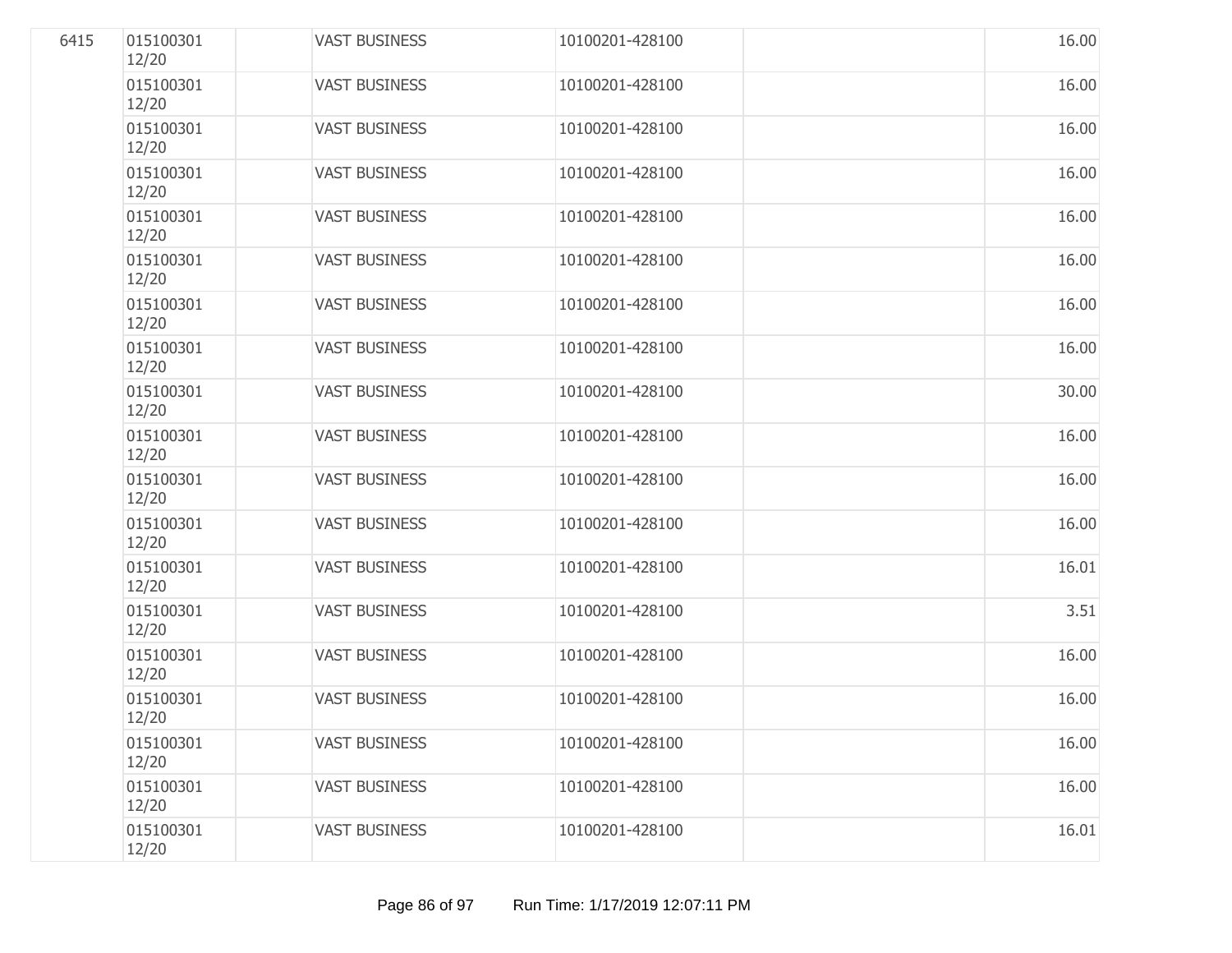| | | | | | | |
|---|---|---|---|---|---|---|
| 6415 | 015100301 12/20 | | VAST BUSINESS | 10100201-428100 | | 16.00 |
| | 015100301 12/20 | | VAST BUSINESS | 10100201-428100 | | 16.00 |
| | 015100301 12/20 | | VAST BUSINESS | 10100201-428100 | | 16.00 |
| | 015100301 12/20 | | VAST BUSINESS | 10100201-428100 | | 16.00 |
| | 015100301 12/20 | | VAST BUSINESS | 10100201-428100 | | 16.00 |
| | 015100301 12/20 | | VAST BUSINESS | 10100201-428100 | | 16.00 |
| | 015100301 12/20 | | VAST BUSINESS | 10100201-428100 | | 16.00 |
| | 015100301 12/20 | | VAST BUSINESS | 10100201-428100 | | 16.00 |
| | 015100301 12/20 | | VAST BUSINESS | 10100201-428100 | | 30.00 |
| | 015100301 12/20 | | VAST BUSINESS | 10100201-428100 | | 16.00 |
| | 015100301 12/20 | | VAST BUSINESS | 10100201-428100 | | 16.00 |
| | 015100301 12/20 | | VAST BUSINESS | 10100201-428100 | | 16.00 |
| | 015100301 12/20 | | VAST BUSINESS | 10100201-428100 | | 16.01 |
| | 015100301 12/20 | | VAST BUSINESS | 10100201-428100 | | 3.51 |
| | 015100301 12/20 | | VAST BUSINESS | 10100201-428100 | | 16.00 |
| | 015100301 12/20 | | VAST BUSINESS | 10100201-428100 | | 16.00 |
| | 015100301 12/20 | | VAST BUSINESS | 10100201-428100 | | 16.00 |
| | 015100301 12/20 | | VAST BUSINESS | 10100201-428100 | | 16.00 |
| | 015100301 12/20 | | VAST BUSINESS | 10100201-428100 | | 16.01 |

Run Time: 1/17/2019 12:07:11 PM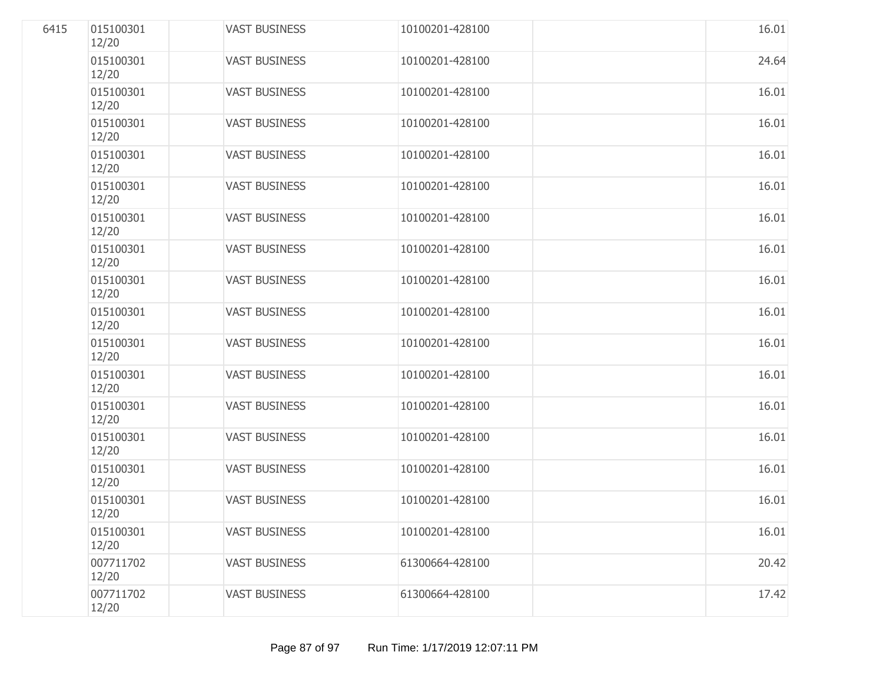| | | | | | | |
|---|---|---|---|---|---|---|
| 6415 | 015100301 12/20 | | VAST BUSINESS | 10100201-428100 | | 16.01 |
| | 015100301 12/20 | | VAST BUSINESS | 10100201-428100 | | 24.64 |
| | 015100301 12/20 | | VAST BUSINESS | 10100201-428100 | | 16.01 |
| | 015100301 12/20 | | VAST BUSINESS | 10100201-428100 | | 16.01 |
| | 015100301 12/20 | | VAST BUSINESS | 10100201-428100 | | 16.01 |
| | 015100301 12/20 | | VAST BUSINESS | 10100201-428100 | | 16.01 |
| | 015100301 12/20 | | VAST BUSINESS | 10100201-428100 | | 16.01 |
| | 015100301 12/20 | | VAST BUSINESS | 10100201-428100 | | 16.01 |
| | 015100301 12/20 | | VAST BUSINESS | 10100201-428100 | | 16.01 |
| | 015100301 12/20 | | VAST BUSINESS | 10100201-428100 | | 16.01 |
| | 015100301 12/20 | | VAST BUSINESS | 10100201-428100 | | 16.01 |
| | 015100301 12/20 | | VAST BUSINESS | 10100201-428100 | | 16.01 |
| | 015100301 12/20 | | VAST BUSINESS | 10100201-428100 | | 16.01 |
| | 015100301 12/20 | | VAST BUSINESS | 10100201-428100 | | 16.01 |
| | 015100301 12/20 | | VAST BUSINESS | 10100201-428100 | | 16.01 |
| | 015100301 12/20 | | VAST BUSINESS | 10100201-428100 | | 16.01 |
| | 015100301 12/20 | | VAST BUSINESS | 10100201-428100 | | 16.01 |
| | 007711702 12/20 | | VAST BUSINESS | 61300664-428100 | | 20.42 |
| | 007711702 12/20 | | VAST BUSINESS | 61300664-428100 | | 17.42 |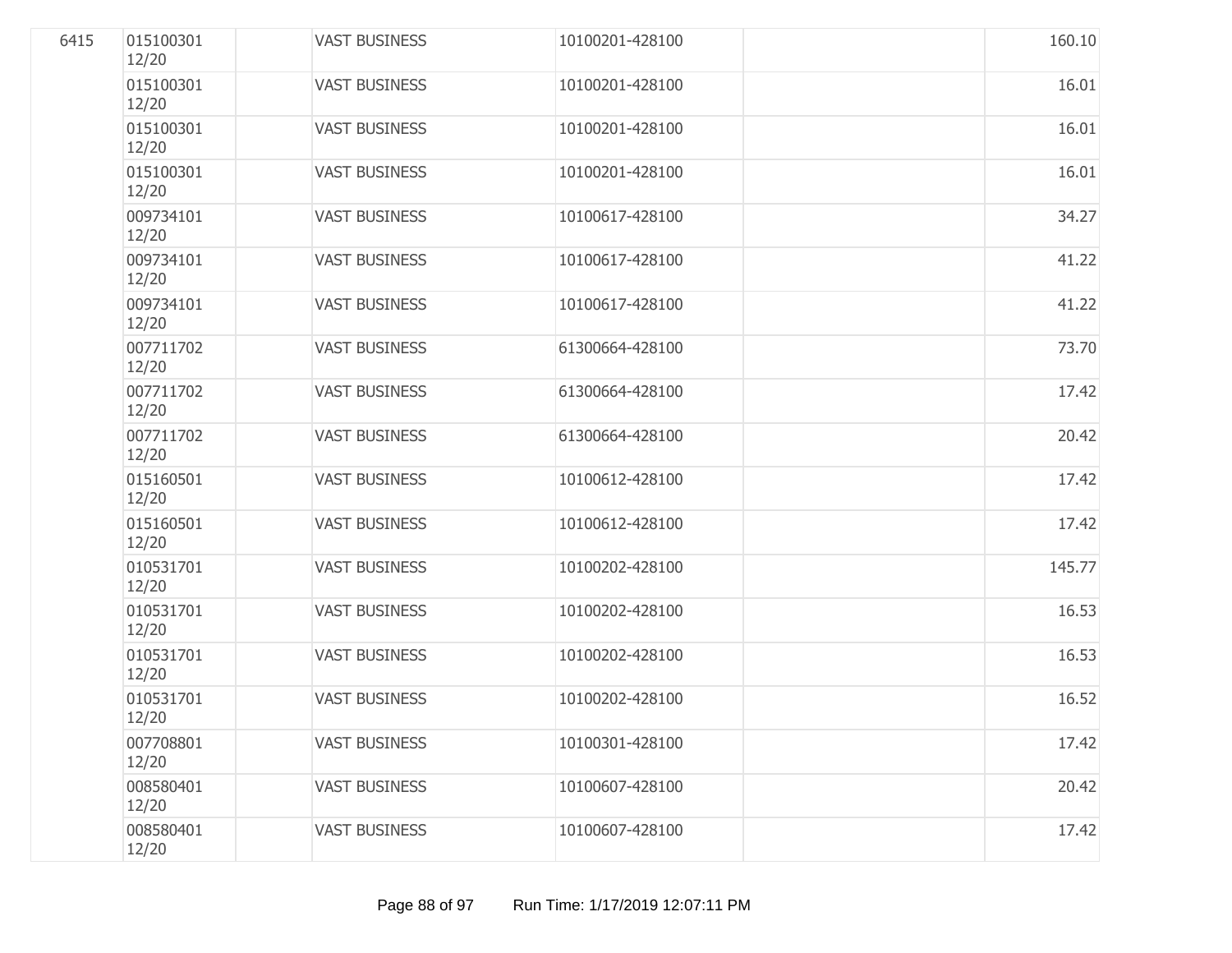| | | | | | | |
|---|---|---|---|---|---|---|
| 6415 | 015100301 12/20 | | VAST BUSINESS | 10100201-428100 | | 160.10 |
| | 015100301 12/20 | | VAST BUSINESS | 10100201-428100 | | 16.01 |
| | 015100301 12/20 | | VAST BUSINESS | 10100201-428100 | | 16.01 |
| | 015100301 12/20 | | VAST BUSINESS | 10100201-428100 | | 16.01 |
| | 009734101 12/20 | | VAST BUSINESS | 10100617-428100 | | 34.27 |
| | 009734101 12/20 | | VAST BUSINESS | 10100617-428100 | | 41.22 |
| | 009734101 12/20 | | VAST BUSINESS | 10100617-428100 | | 41.22 |
| | 007711702 12/20 | | VAST BUSINESS | 61300664-428100 | | 73.70 |
| | 007711702 12/20 | | VAST BUSINESS | 61300664-428100 | | 17.42 |
| | 007711702 12/20 | | VAST BUSINESS | 61300664-428100 | | 20.42 |
| | 015160501 12/20 | | VAST BUSINESS | 10100612-428100 | | 17.42 |
| | 015160501 12/20 | | VAST BUSINESS | 10100612-428100 | | 17.42 |
| | 010531701 12/20 | | VAST BUSINESS | 10100202-428100 | | 145.77 |
| | 010531701 12/20 | | VAST BUSINESS | 10100202-428100 | | 16.53 |
| | 010531701 12/20 | | VAST BUSINESS | 10100202-428100 | | 16.53 |
| | 010531701 12/20 | | VAST BUSINESS | 10100202-428100 | | 16.52 |
| | 007708801 12/20 | | VAST BUSINESS | 10100301-428100 | | 17.42 |
| | 008580401 12/20 | | VAST BUSINESS | 10100607-428100 | | 20.42 |
| | 008580401 12/20 | | VAST BUSINESS | 10100607-428100 | | 17.42 |

Run Time: 1/17/2019 12:07:11 PM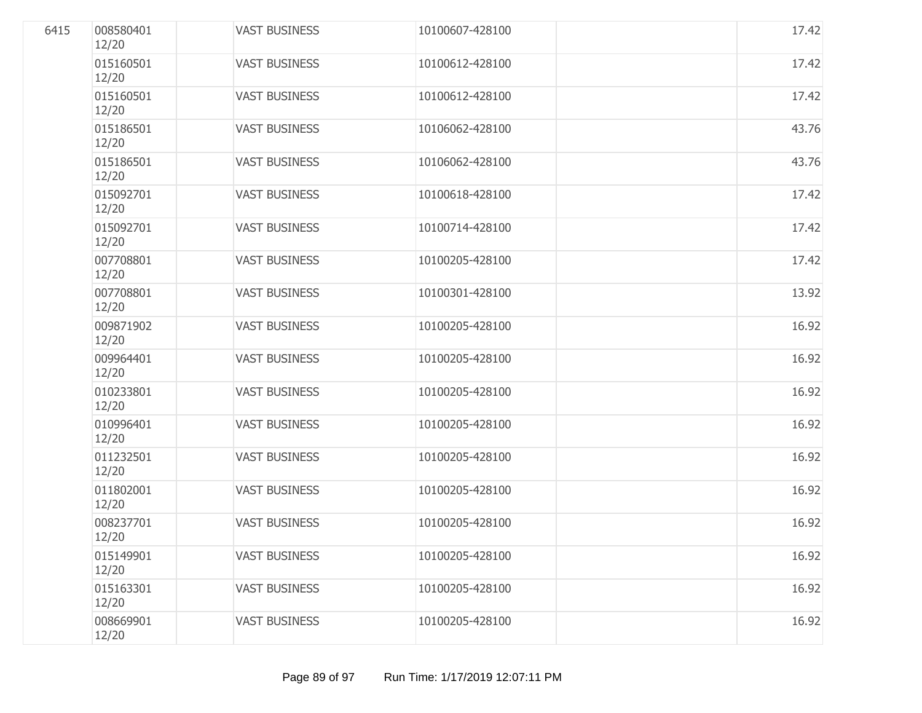| | | | | | | |
|---|---|---|---|---|---|---|
| 6415 | 008580401 12/20 | | VAST BUSINESS | 10100607-428100 | | 17.42 |
| | 015160501 12/20 | | VAST BUSINESS | 10100612-428100 | | 17.42 |
| | 015160501 12/20 | | VAST BUSINESS | 10100612-428100 | | 17.42 |
| | 015186501 12/20 | | VAST BUSINESS | 10106062-428100 | | 43.76 |
| | 015186501 12/20 | | VAST BUSINESS | 10106062-428100 | | 43.76 |
| | 015092701 12/20 | | VAST BUSINESS | 10100618-428100 | | 17.42 |
| | 015092701 12/20 | | VAST BUSINESS | 10100714-428100 | | 17.42 |
| | 007708801 12/20 | | VAST BUSINESS | 10100205-428100 | | 17.42 |
| | 007708801 12/20 | | VAST BUSINESS | 10100301-428100 | | 13.92 |
| | 009871902 12/20 | | VAST BUSINESS | 10100205-428100 | | 16.92 |
| | 009964401 12/20 | | VAST BUSINESS | 10100205-428100 | | 16.92 |
| | 010233801 12/20 | | VAST BUSINESS | 10100205-428100 | | 16.92 |
| | 010996401 12/20 | | VAST BUSINESS | 10100205-428100 | | 16.92 |
| | 011232501 12/20 | | VAST BUSINESS | 10100205-428100 | | 16.92 |
| | 011802001 12/20 | | VAST BUSINESS | 10100205-428100 | | 16.92 |
| | 008237701 12/20 | | VAST BUSINESS | 10100205-428100 | | 16.92 |
| | 015149901 12/20 | | VAST BUSINESS | 10100205-428100 | | 16.92 |
| | 015163301 12/20 | | VAST BUSINESS | 10100205-428100 | | 16.92 |
| | 008669901 12/20 | | VAST BUSINESS | 10100205-428100 | | 16.92 |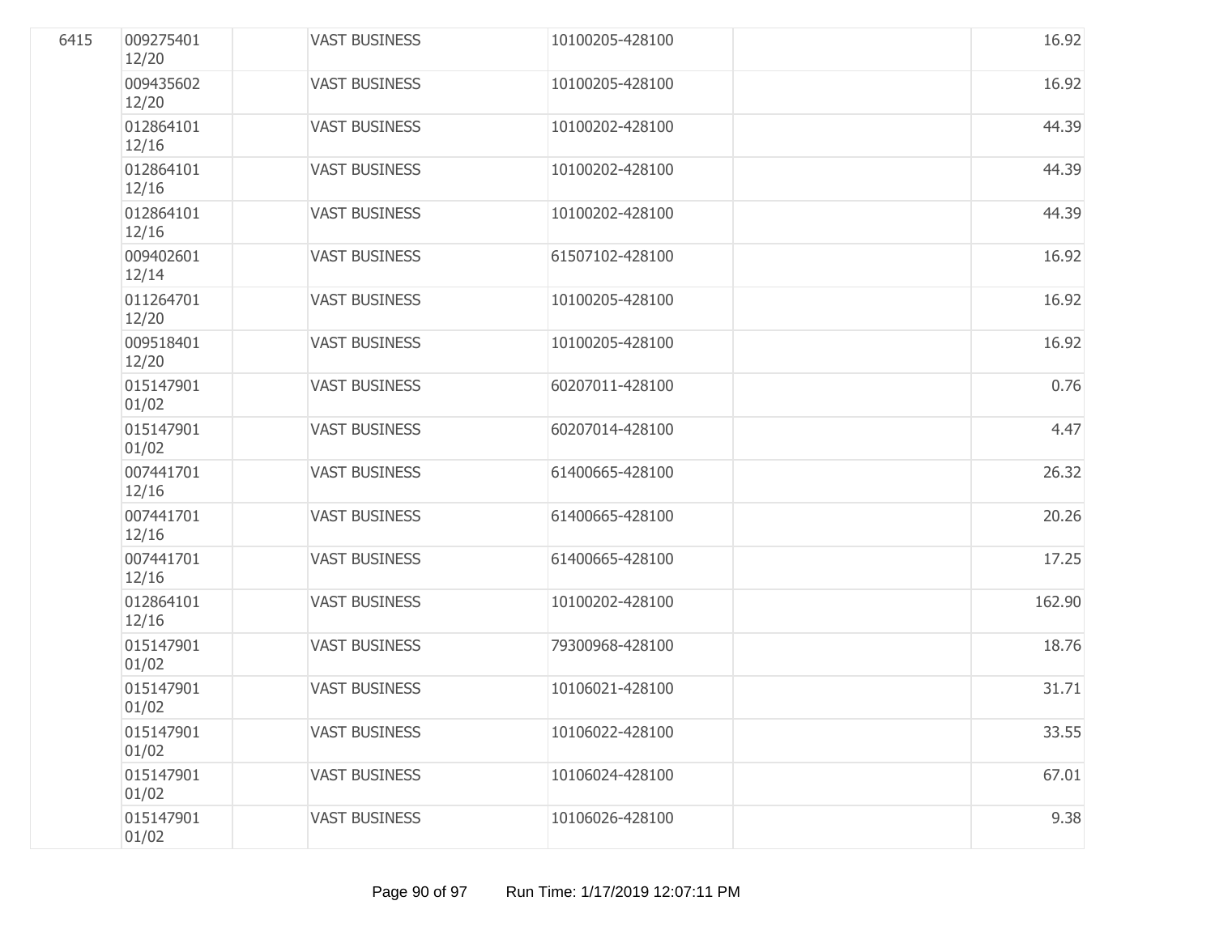| | | | | | | |
|---|---|---|---|---|---|---|
| 6415 | 009275401 12/20 | | VAST BUSINESS | 10100205-428100 | | 16.92 |
| | 009435602 12/20 | | VAST BUSINESS | 10100205-428100 | | 16.92 |
| | 012864101 12/16 | | VAST BUSINESS | 10100202-428100 | | 44.39 |
| | 012864101 12/16 | | VAST BUSINESS | 10100202-428100 | | 44.39 |
| | 012864101 12/16 | | VAST BUSINESS | 10100202-428100 | | 44.39 |
| | 009402601 12/14 | | VAST BUSINESS | 61507102-428100 | | 16.92 |
| | 011264701 12/20 | | VAST BUSINESS | 10100205-428100 | | 16.92 |
| | 009518401 12/20 | | VAST BUSINESS | 10100205-428100 | | 16.92 |
| | 015147901 01/02 | | VAST BUSINESS | 60207011-428100 | | 0.76 |
| | 015147901 01/02 | | VAST BUSINESS | 60207014-428100 | | 4.47 |
| | 007441701 12/16 | | VAST BUSINESS | 61400665-428100 | | 26.32 |
| | 007441701 12/16 | | VAST BUSINESS | 61400665-428100 | | 20.26 |
| | 007441701 12/16 | | VAST BUSINESS | 61400665-428100 | | 17.25 |
| | 012864101 12/16 | | VAST BUSINESS | 10100202-428100 | | 162.90 |
| | 015147901 01/02 | | VAST BUSINESS | 79300968-428100 | | 18.76 |
| | 015147901 01/02 | | VAST BUSINESS | 10106021-428100 | | 31.71 |
| | 015147901 01/02 | | VAST BUSINESS | 10106022-428100 | | 33.55 |
| | 015147901 01/02 | | VAST BUSINESS | 10106024-428100 | | 67.01 |
| | 015147901 01/02 | | VAST BUSINESS | 10106026-428100 | | 9.38 |

Run Time: 1/17/2019 12:07:11 PM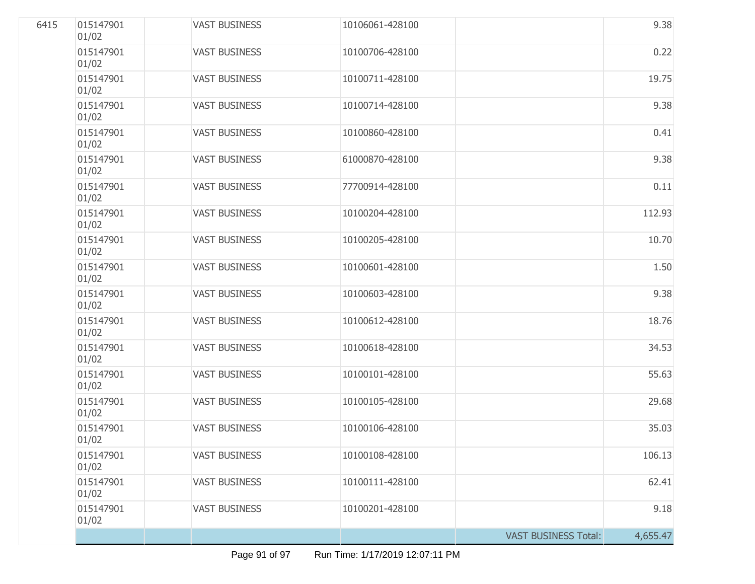| | | | | | | |
|---|---|---|---|---|---|---|
| 6415 | 015147901 01/02 | | VAST BUSINESS | 10106061-428100 | | 9.38 |
| | 015147901 01/02 | | VAST BUSINESS | 10100706-428100 | | 0.22 |
| | 015147901 01/02 | | VAST BUSINESS | 10100711-428100 | | 19.75 |
| | 015147901 01/02 | | VAST BUSINESS | 10100714-428100 | | 9.38 |
| | 015147901 01/02 | | VAST BUSINESS | 10100860-428100 | | 0.41 |
| | 015147901 01/02 | | VAST BUSINESS | 61000870-428100 | | 9.38 |
| | 015147901 01/02 | | VAST BUSINESS | 77700914-428100 | | 0.11 |
| | 015147901 01/02 | | VAST BUSINESS | 10100204-428100 | | 112.93 |
| | 015147901 01/02 | | VAST BUSINESS | 10100205-428100 | | 10.70 |
| | 015147901 01/02 | | VAST BUSINESS | 10100601-428100 | | 1.50 |
| | 015147901 01/02 | | VAST BUSINESS | 10100603-428100 | | 9.38 |
| | 015147901 01/02 | | VAST BUSINESS | 10100612-428100 | | 18.76 |
| | 015147901 01/02 | | VAST BUSINESS | 10100618-428100 | | 34.53 |
| | 015147901 01/02 | | VAST BUSINESS | 10100101-428100 | | 55.63 |
| | 015147901 01/02 | | VAST BUSINESS | 10100105-428100 | | 29.68 |
| | 015147901 01/02 | | VAST BUSINESS | 10100106-428100 | | 35.03 |
| | 015147901 01/02 | | VAST BUSINESS | 10100108-428100 | | 106.13 |
| | 015147901 01/02 | | VAST BUSINESS | 10100111-428100 | | 62.41 |
| | 015147901 01/02 | | VAST BUSINESS | 10100201-428100 | | 9.18 |
| | | | | | VAST BUSINESS Total: | 4,655.47 |

Run Time: 1/17/2019 12:07:11 PM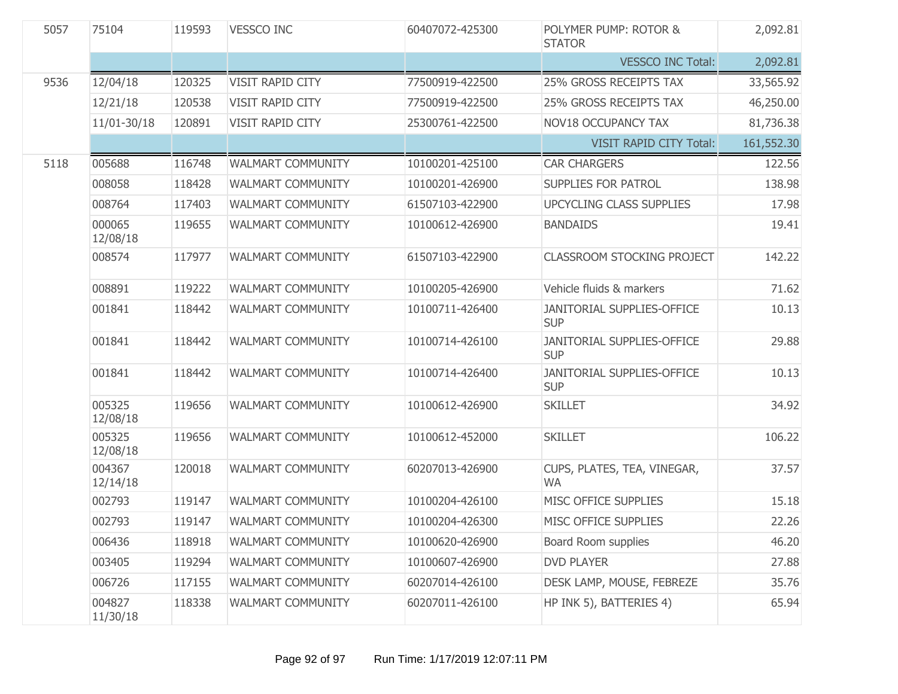| | | | | | | |
|---|---|---|---|---|---|---|
| 5057 | 75104 | 119593 | VESSCO INC | 60407072-425300 | POLYMER PUMP: ROTOR & STATOR | 2,092.81 |
| | | | | | VESSCO INC Total: | 2,092.81 |
| 9536 | 12/04/18 | 120325 | VISIT RAPID CITY | 77500919-422500 | 25% GROSS RECEIPTS TAX | 33,565.92 |
| | 12/21/18 | 120538 | VISIT RAPID CITY | 77500919-422500 | 25% GROSS RECEIPTS TAX | 46,250.00 |
| | 11/01-30/18 | 120891 | VISIT RAPID CITY | 25300761-422500 | NOV18 OCCUPANCY TAX | 81,736.38 |
| | | | | | VISIT RAPID CITY Total: | 161,552.30 |
| 5118 | 005688 | 116748 | WALMART COMMUNITY | 10100201-425100 | CAR CHARGERS | 122.56 |
| | 008058 | 118428 | WALMART COMMUNITY | 10100201-426900 | SUPPLIES FOR PATROL | 138.98 |
| | 008764 | 117403 | WALMART COMMUNITY | 61507103-422900 | UPCYCLING CLASS SUPPLIES | 17.98 |
| | 000065 12/08/18 | 119655 | WALMART COMMUNITY | 10100612-426900 | BANDAIDS | 19.41 |
| | 008574 | 117977 | WALMART COMMUNITY | 61507103-422900 | CLASSROOM STOCKING PROJECT | 142.22 |
| | 008891 | 119222 | WALMART COMMUNITY | 10100205-426900 | Vehicle fluids & markers | 71.62 |
| | 001841 | 118442 | WALMART COMMUNITY | 10100711-426400 | JANITORIAL SUPPLIES-OFFICE SUP | 10.13 |
| | 001841 | 118442 | WALMART COMMUNITY | 10100714-426100 | JANITORIAL SUPPLIES-OFFICE SUP | 29.88 |
| | 001841 | 118442 | WALMART COMMUNITY | 10100714-426400 | JANITORIAL SUPPLIES-OFFICE SUP | 10.13 |
| | 005325 12/08/18 | 119656 | WALMART COMMUNITY | 10100612-426900 | SKILLET | 34.92 |
| | 005325 12/08/18 | 119656 | WALMART COMMUNITY | 10100612-452000 | SKILLET | 106.22 |
| | 004367 12/14/18 | 120018 | WALMART COMMUNITY | 60207013-426900 | CUPS, PLATES, TEA, VINEGAR, WA | 37.57 |
| | 002793 | 119147 | WALMART COMMUNITY | 10100204-426100 | MISC OFFICE SUPPLIES | 15.18 |
| | 002793 | 119147 | WALMART COMMUNITY | 10100204-426300 | MISC OFFICE SUPPLIES | 22.26 |
| | 006436 | 118918 | WALMART COMMUNITY | 10100620-426900 | Board Room supplies | 46.20 |
| | 003405 | 119294 | WALMART COMMUNITY | 10100607-426900 | DVD PLAYER | 27.88 |
| | 006726 | 117155 | WALMART COMMUNITY | 60207014-426100 | DESK LAMP, MOUSE, FEBREZE | 35.76 |
| | 004827 11/30/18 | 118338 | WALMART COMMUNITY | 60207011-426100 | HP INK 5), BATTERIES 4) | 65.94 |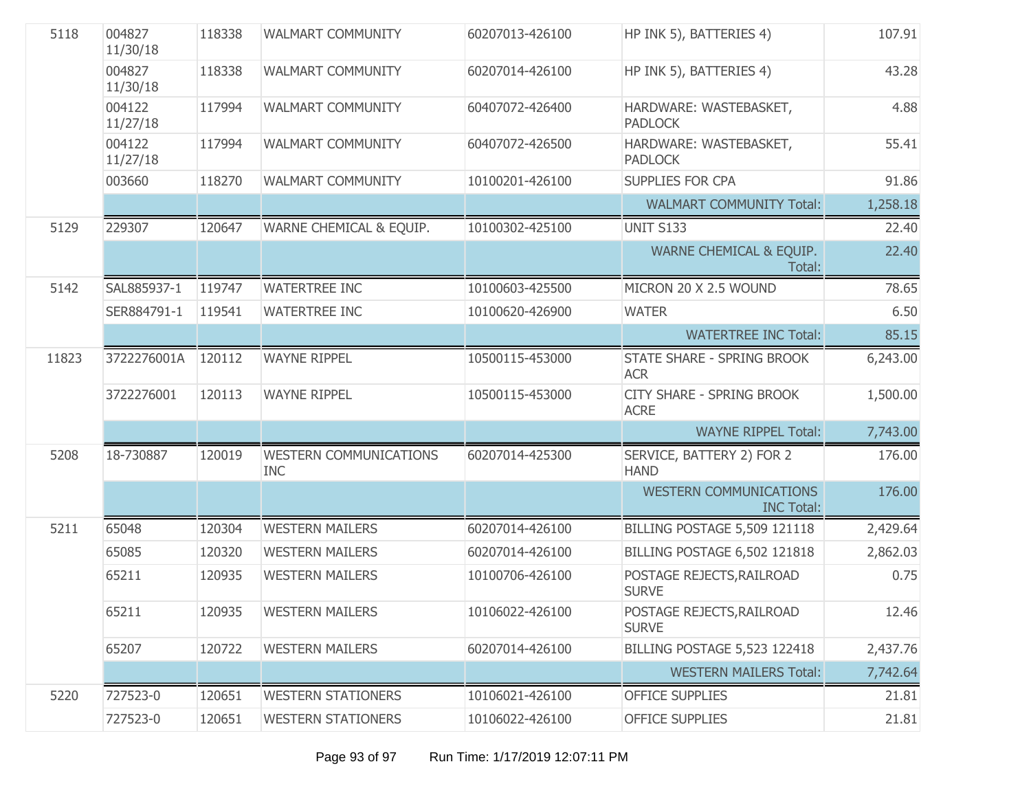| | | | | | | |
|---|---|---|---|---|---|---|
| 5118 | 004827 11/30/18 | 118338 | WALMART COMMUNITY | 60207013-426100 | HP INK 5), BATTERIES 4) | 107.91 |
| | 004827 11/30/18 | 118338 | WALMART COMMUNITY | 60207014-426100 | HP INK 5), BATTERIES 4) | 43.28 |
| | 004122 11/27/18 | 117994 | WALMART COMMUNITY | 60407072-426400 | HARDWARE: WASTEBASKET, PADLOCK | 4.88 |
| | 004122 11/27/18 | 117994 | WALMART COMMUNITY | 60407072-426500 | HARDWARE: WASTEBASKET, PADLOCK | 55.41 |
| | 003660 | 118270 | WALMART COMMUNITY | 10100201-426100 | SUPPLIES FOR CPA | 91.86 |
| | | | | | WALMART COMMUNITY Total: | 1,258.18 |
| 5129 | 229307 | 120647 | WARNE CHEMICAL & EQUIP. | 10100302-425100 | UNIT S133 | 22.40 |
| | | | | | WARNE CHEMICAL & EQUIP. Total: | 22.40 |
| 5142 | SAL885937-1 | 119747 | WATERTREE INC | 10100603-425500 | MICRON 20 X 2.5 WOUND | 78.65 |
| | SER884791-1 | 119541 | WATERTREE INC | 10100620-426900 | WATER | 6.50 |
| | | | | | WATERTREE INC Total: | 85.15 |
| 11823 | 3722276001A | 120112 | WAYNE RIPPEL | 10500115-453000 | STATE SHARE - SPRING BROOK ACR | 6,243.00 |
| | 3722276001 | 120113 | WAYNE RIPPEL | 10500115-453000 | CITY SHARE - SPRING BROOK ACRE | 1,500.00 |
| | | | | | WAYNE RIPPEL Total: | 7,743.00 |
| 5208 | 18-730887 | 120019 | WESTERN COMMUNICATIONS INC | 60207014-425300 | SERVICE, BATTERY 2) FOR 2 HAND | 176.00 |
| | | | | | WESTERN COMMUNICATIONS INC Total: | 176.00 |
| 5211 | 65048 | 120304 | WESTERN MAILERS | 60207014-426100 | BILLING POSTAGE 5,509 121118 | 2,429.64 |
| | 65085 | 120320 | WESTERN MAILERS | 60207014-426100 | BILLING POSTAGE 6,502 121818 | 2,862.03 |
| | 65211 | 120935 | WESTERN MAILERS | 10100706-426100 | POSTAGE REJECTS,RAILROAD SURVE | 0.75 |
| | 65211 | 120935 | WESTERN MAILERS | 10106022-426100 | POSTAGE REJECTS,RAILROAD SURVE | 12.46 |
| | 65207 | 120722 | WESTERN MAILERS | 60207014-426100 | BILLING POSTAGE 5,523 122418 | 2,437.76 |
| | | | | | WESTERN MAILERS Total: | 7,742.64 |
| 5220 | 727523-0 | 120651 | WESTERN STATIONERS | 10106021-426100 | OFFICE SUPPLIES | 21.81 |
| | 727523-0 | 120651 | WESTERN STATIONERS | 10106022-426100 | OFFICE SUPPLIES | 21.81 |

Run Time: 1/17/2019 12:07:11 PM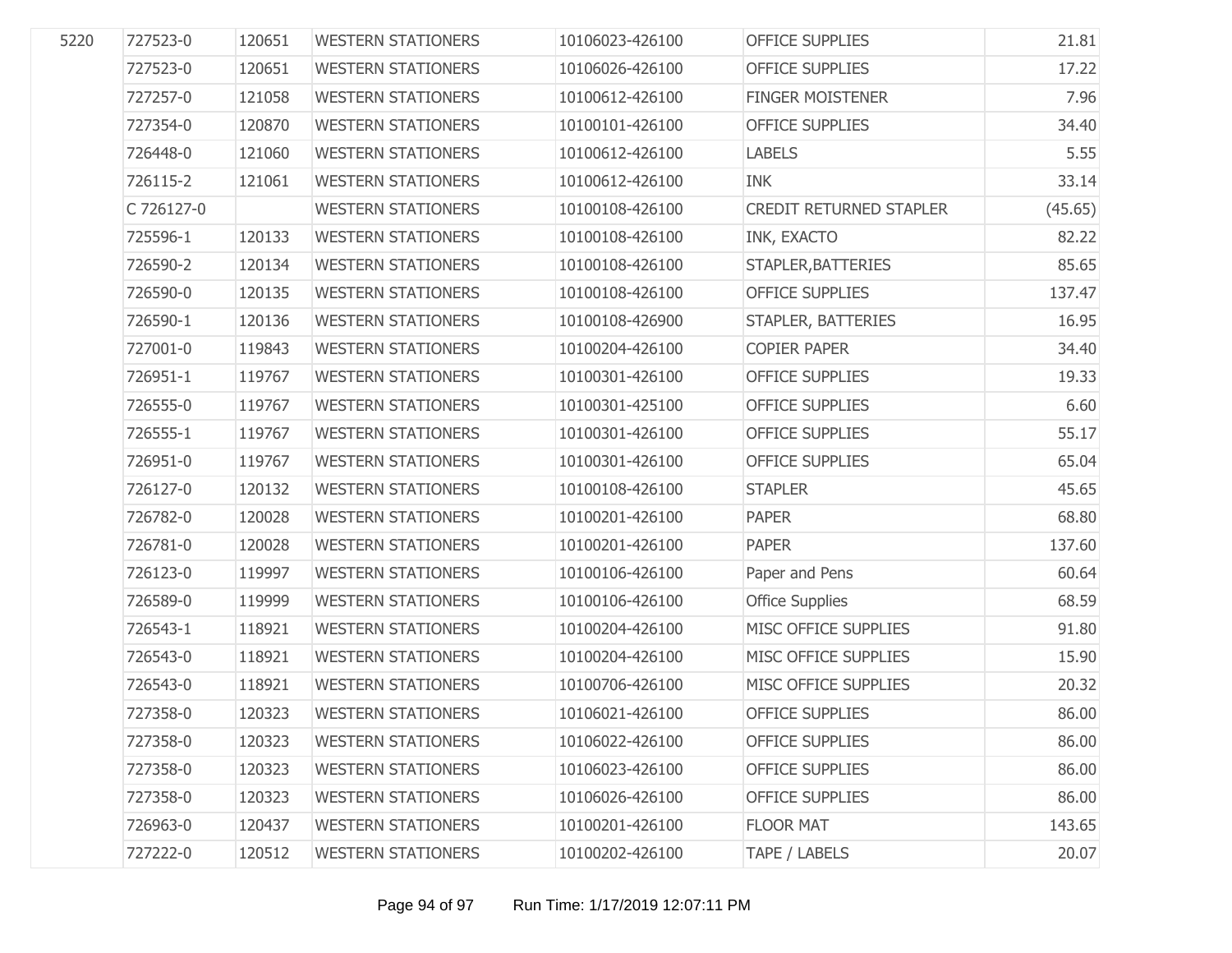| | | | | | | |
|---|---|---|---|---|---|---|
| 5220 | 727523-0 | 120651 | WESTERN STATIONERS | 10106023-426100 | OFFICE SUPPLIES | 21.81 |
| | 727523-0 | 120651 | WESTERN STATIONERS | 10106026-426100 | OFFICE SUPPLIES | 17.22 |
| | 727257-0 | 121058 | WESTERN STATIONERS | 10100612-426100 | FINGER MOISTENER | 7.96 |
| | 727354-0 | 120870 | WESTERN STATIONERS | 10100101-426100 | OFFICE SUPPLIES | 34.40 |
| | 726448-0 | 121060 | WESTERN STATIONERS | 10100612-426100 | LABELS | 5.55 |
| | 726115-2 | 121061 | WESTERN STATIONERS | 10100612-426100 | INK | 33.14 |
| | C 726127-0 | | WESTERN STATIONERS | 10100108-426100 | CREDIT RETURNED STAPLER | (45.65) |
| | 725596-1 | 120133 | WESTERN STATIONERS | 10100108-426100 | INK, EXACTO | 82.22 |
| | 726590-2 | 120134 | WESTERN STATIONERS | 10100108-426100 | STAPLER,BATTERIES | 85.65 |
| | 726590-0 | 120135 | WESTERN STATIONERS | 10100108-426100 | OFFICE SUPPLIES | 137.47 |
| | 726590-1 | 120136 | WESTERN STATIONERS | 10100108-426900 | STAPLER, BATTERIES | 16.95 |
| | 727001-0 | 119843 | WESTERN STATIONERS | 10100204-426100 | COPIER PAPER | 34.40 |
| | 726951-1 | 119767 | WESTERN STATIONERS | 10100301-426100 | OFFICE SUPPLIES | 19.33 |
| | 726555-0 | 119767 | WESTERN STATIONERS | 10100301-425100 | OFFICE SUPPLIES | 6.60 |
| | 726555-1 | 119767 | WESTERN STATIONERS | 10100301-426100 | OFFICE SUPPLIES | 55.17 |
| | 726951-0 | 119767 | WESTERN STATIONERS | 10100301-426100 | OFFICE SUPPLIES | 65.04 |
| | 726127-0 | 120132 | WESTERN STATIONERS | 10100108-426100 | STAPLER | 45.65 |
| | 726782-0 | 120028 | WESTERN STATIONERS | 10100201-426100 | PAPER | 68.80 |
| | 726781-0 | 120028 | WESTERN STATIONERS | 10100201-426100 | PAPER | 137.60 |
| | 726123-0 | 119997 | WESTERN STATIONERS | 10100106-426100 | Paper and Pens | 60.64 |
| | 726589-0 | 119999 | WESTERN STATIONERS | 10100106-426100 | Office Supplies | 68.59 |
| | 726543-1 | 118921 | WESTERN STATIONERS | 10100204-426100 | MISC OFFICE SUPPLIES | 91.80 |
| | 726543-0 | 118921 | WESTERN STATIONERS | 10100204-426100 | MISC OFFICE SUPPLIES | 15.90 |
| | 726543-0 | 118921 | WESTERN STATIONERS | 10100706-426100 | MISC OFFICE SUPPLIES | 20.32 |
| | 727358-0 | 120323 | WESTERN STATIONERS | 10106021-426100 | OFFICE SUPPLIES | 86.00 |
| | 727358-0 | 120323 | WESTERN STATIONERS | 10106022-426100 | OFFICE SUPPLIES | 86.00 |
| | 727358-0 | 120323 | WESTERN STATIONERS | 10106023-426100 | OFFICE SUPPLIES | 86.00 |
| | 727358-0 | 120323 | WESTERN STATIONERS | 10106026-426100 | OFFICE SUPPLIES | 86.00 |
| | 726963-0 | 120437 | WESTERN STATIONERS | 10100201-426100 | FLOOR MAT | 143.65 |
| | 727222-0 | 120512 | WESTERN STATIONERS | 10100202-426100 | TAPE / LABELS | 20.07 |

Run Time: 1/17/2019 12:07:11 PM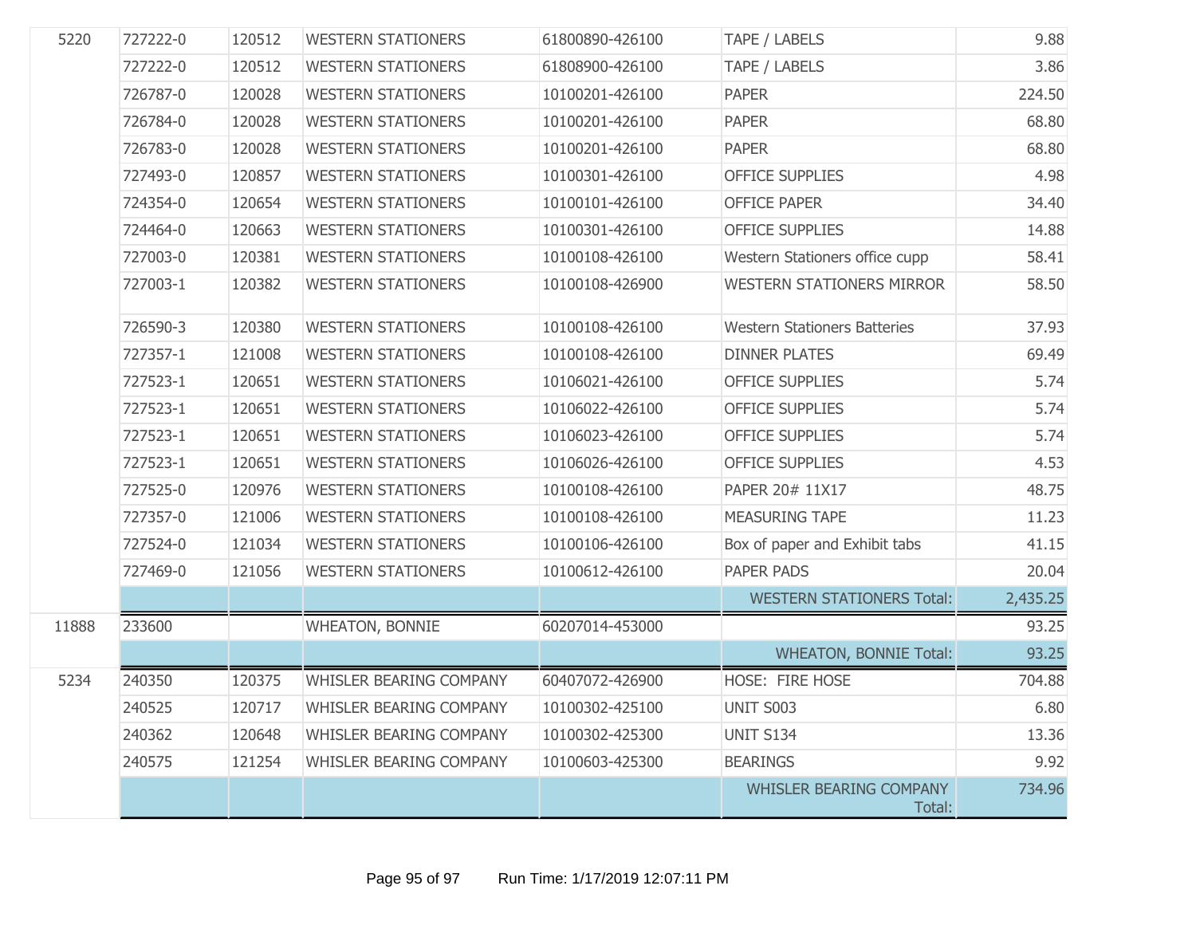| | | | | | | |
|---|---|---|---|---|---|---|
| 5220 | 727222-0 | 120512 | WESTERN STATIONERS | 61800890-426100 | TAPE / LABELS | 9.88 |
| | 727222-0 | 120512 | WESTERN STATIONERS | 61808900-426100 | TAPE / LABELS | 3.86 |
| | 726787-0 | 120028 | WESTERN STATIONERS | 10100201-426100 | PAPER | 224.50 |
| | 726784-0 | 120028 | WESTERN STATIONERS | 10100201-426100 | PAPER | 68.80 |
| | 726783-0 | 120028 | WESTERN STATIONERS | 10100201-426100 | PAPER | 68.80 |
| | 727493-0 | 120857 | WESTERN STATIONERS | 10100301-426100 | OFFICE SUPPLIES | 4.98 |
| | 724354-0 | 120654 | WESTERN STATIONERS | 10100101-426100 | OFFICE PAPER | 34.40 |
| | 724464-0 | 120663 | WESTERN STATIONERS | 10100301-426100 | OFFICE SUPPLIES | 14.88 |
| | 727003-0 | 120381 | WESTERN STATIONERS | 10100108-426100 | Western Stationers office cupp | 58.41 |
| | 727003-1 | 120382 | WESTERN STATIONERS | 10100108-426900 | WESTERN STATIONERS MIRROR | 58.50 |
| | 726590-3 | 120380 | WESTERN STATIONERS | 10100108-426100 | Western Stationers Batteries | 37.93 |
| | 727357-1 | 121008 | WESTERN STATIONERS | 10100108-426100 | DINNER PLATES | 69.49 |
| | 727523-1 | 120651 | WESTERN STATIONERS | 10106021-426100 | OFFICE SUPPLIES | 5.74 |
| | 727523-1 | 120651 | WESTERN STATIONERS | 10106022-426100 | OFFICE SUPPLIES | 5.74 |
| | 727523-1 | 120651 | WESTERN STATIONERS | 10106023-426100 | OFFICE SUPPLIES | 5.74 |
| | 727523-1 | 120651 | WESTERN STATIONERS | 10106026-426100 | OFFICE SUPPLIES | 4.53 |
| | 727525-0 | 120976 | WESTERN STATIONERS | 10100108-426100 | PAPER 20# 11X17 | 48.75 |
| | 727357-0 | 121006 | WESTERN STATIONERS | 10100108-426100 | MEASURING TAPE | 11.23 |
| | 727524-0 | 121034 | WESTERN STATIONERS | 10100106-426100 | Box of paper and Exhibit tabs | 41.15 |
| | 727469-0 | 121056 | WESTERN STATIONERS | 10100612-426100 | PAPER PADS | 20.04 |
| | | | | | WESTERN STATIONERS Total: | 2,435.25 |
| 11888 | 233600 | | WHEATON, BONNIE | 60207014-453000 | | 93.25 |
| | | | | | WHEATON, BONNIE Total: | 93.25 |
| 5234 | 240350 | 120375 | WHISLER BEARING COMPANY | 60407072-426900 | HOSE: FIRE HOSE | 704.88 |
| | 240525 | 120717 | WHISLER BEARING COMPANY | 10100302-425100 | UNIT S003 | 6.80 |
| | 240362 | 120648 | WHISLER BEARING COMPANY | 10100302-425300 | UNIT S134 | 13.36 |
| | 240575 | 121254 | WHISLER BEARING COMPANY | 10100603-425300 | BEARINGS | 9.92 |
| | | | | | WHISLER BEARING COMPANY Total: | 734.96 |

Run Time: 1/17/2019 12:07:11 PM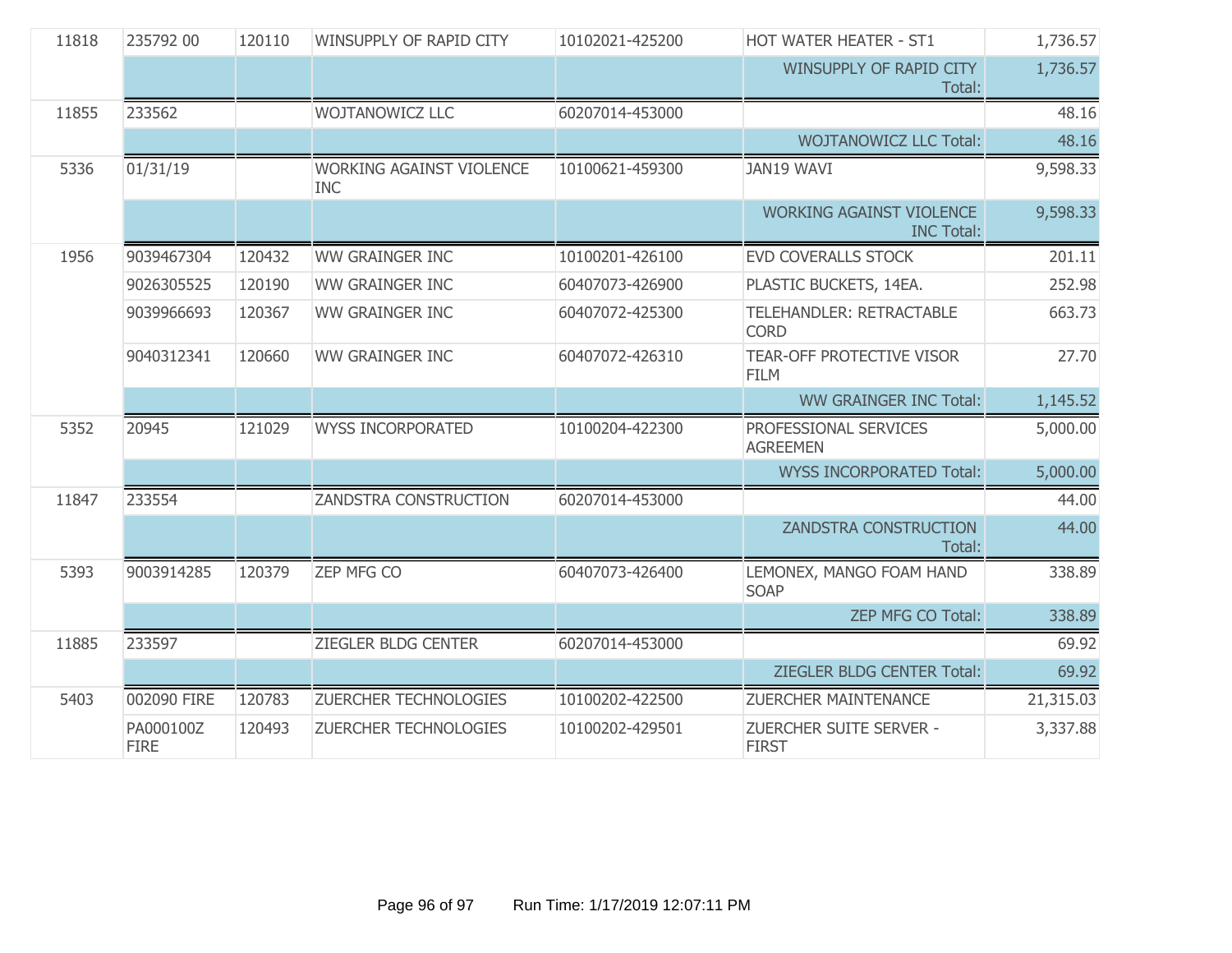| | | | | | | |
|---|---|---|---|---|---|---|
| 11818 | 235792 00 | 120110 | WINSUPPLY OF RAPID CITY | 10102021-425200 | HOT WATER HEATER - ST1 | 1,736.57 |
| | | | | | WINSUPPLY OF RAPID CITY Total: | 1,736.57 |
| 11855 | 233562 | | WOJTANOWICZ LLC | 60207014-453000 | | 48.16 |
| | | | | | WOJTANOWICZ LLC Total: | 48.16 |
| 5336 | 01/31/19 | | WORKING AGAINST VIOLENCE INC | 10100621-459300 | JAN19 WAVI | 9,598.33 |
| | | | | | WORKING AGAINST VIOLENCE INC Total: | 9,598.33 |
| 1956 | 9039467304 | 120432 | WW GRAINGER INC | 10100201-426100 | EVD COVERALLS STOCK | 201.11 |
| | 9026305525 | 120190 | WW GRAINGER INC | 60407073-426900 | PLASTIC BUCKETS, 14EA. | 252.98 |
| | 9039966693 | 120367 | WW GRAINGER INC | 60407072-425300 | TELEHANDLER: RETRACTABLE CORD | 663.73 |
| | 9040312341 | 120660 | WW GRAINGER INC | 60407072-426310 | TEAR-OFF PROTECTIVE VISOR FILM | 27.70 |
| | | | | | WW GRAINGER INC Total: | 1,145.52 |
| 5352 | 20945 | 121029 | WYSS INCORPORATED | 10100204-422300 | PROFESSIONAL SERVICES AGREEMEN | 5,000.00 |
| | | | | | WYSS INCORPORATED Total: | 5,000.00 |
| 11847 | 233554 | | ZANDSTRA CONSTRUCTION | 60207014-453000 | | 44.00 |
| | | | | | ZANDSTRA CONSTRUCTION Total: | 44.00 |
| 5393 | 9003914285 | 120379 | ZEP MFG CO | 60407073-426400 | LEMONEX, MANGO FOAM HAND SOAP | 338.89 |
| | | | | | ZEP MFG CO Total: | 338.89 |
| 11885 | 233597 | | ZIEGLER BLDG CENTER | 60207014-453000 | | 69.92 |
| | | | | | ZIEGLER BLDG CENTER Total: | 69.92 |
| 5403 | 002090 FIRE | 120783 | ZUERCHER TECHNOLOGIES | 10100202-422500 | ZUERCHER MAINTENANCE | 21,315.03 |
| | PA000100Z FIRE | 120493 | ZUERCHER TECHNOLOGIES | 10100202-429501 | ZUERCHER SUITE SERVER - FIRST | 3,337.88 |

Run Time: 1/17/2019 12:07:11 PM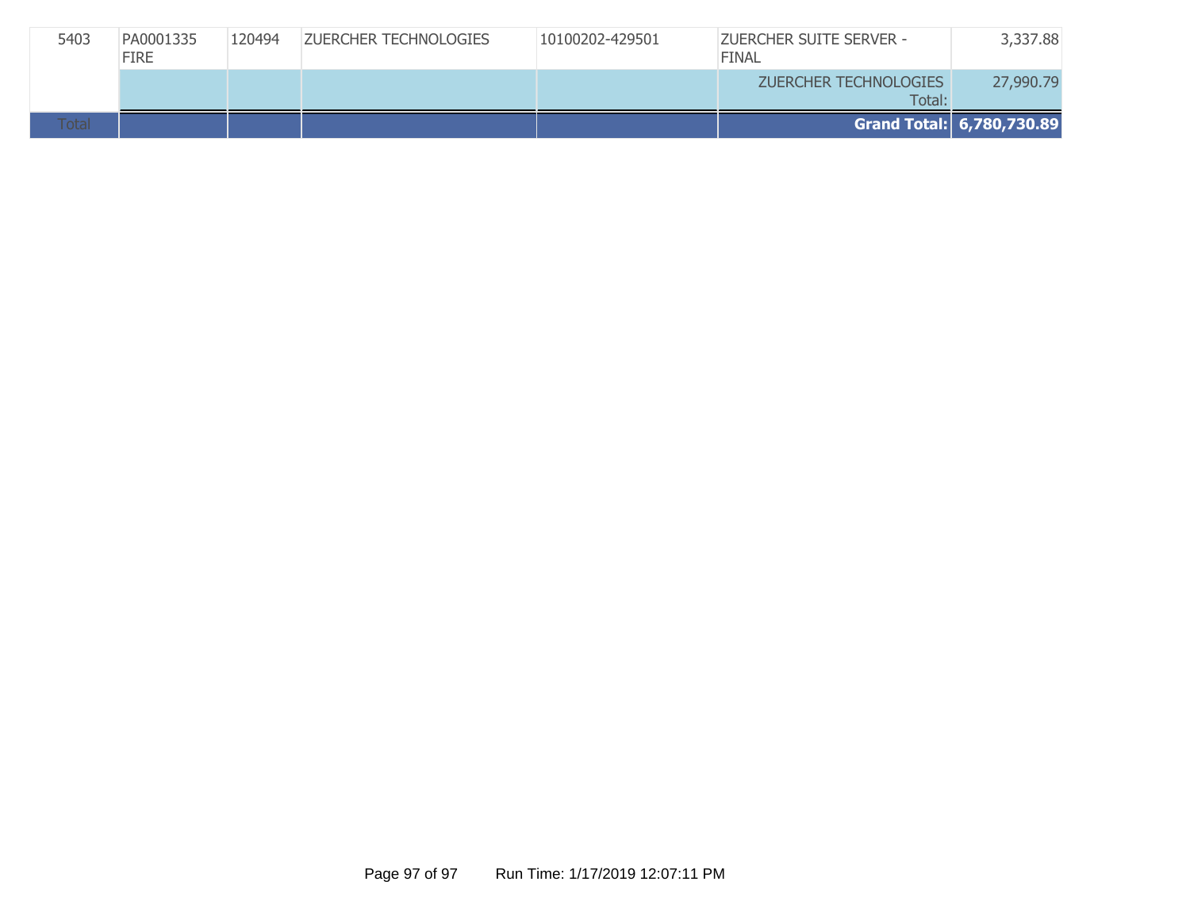| | | | | | | |
|---|---|---|---|---|---|---|
| 5403 | PA0001335 FIRE | 120494 | ZUERCHER TECHNOLOGIES | 10100202-429501 | ZUERCHER SUITE SERVER - FINAL | 3,337.88 |
| | | | | | ZUERCHER TECHNOLOGIES Total: | 27,990.79 |
| Total | | | | | **Grand Total:** | **6,780,730.89** |